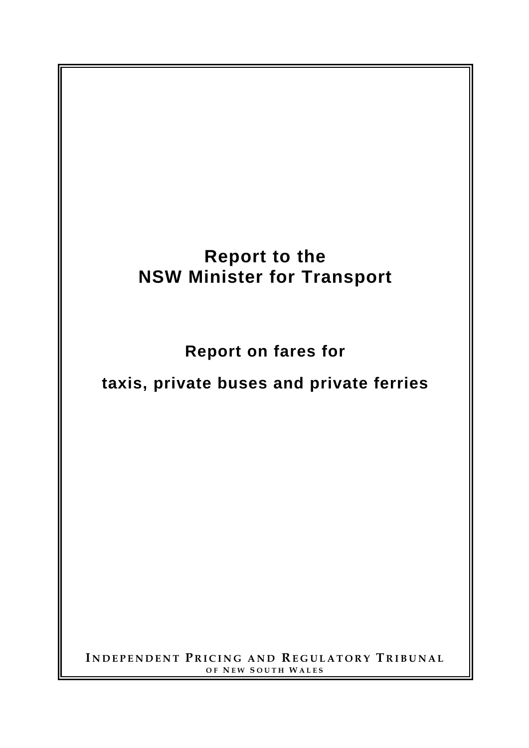# Report to the NSW Minister for Transport

## Report on fares for taxis, private buses and private ferries

INDEPENDENT PRICING AND REGULATORY TRIBUNAL
OF NEW SOUTH WALES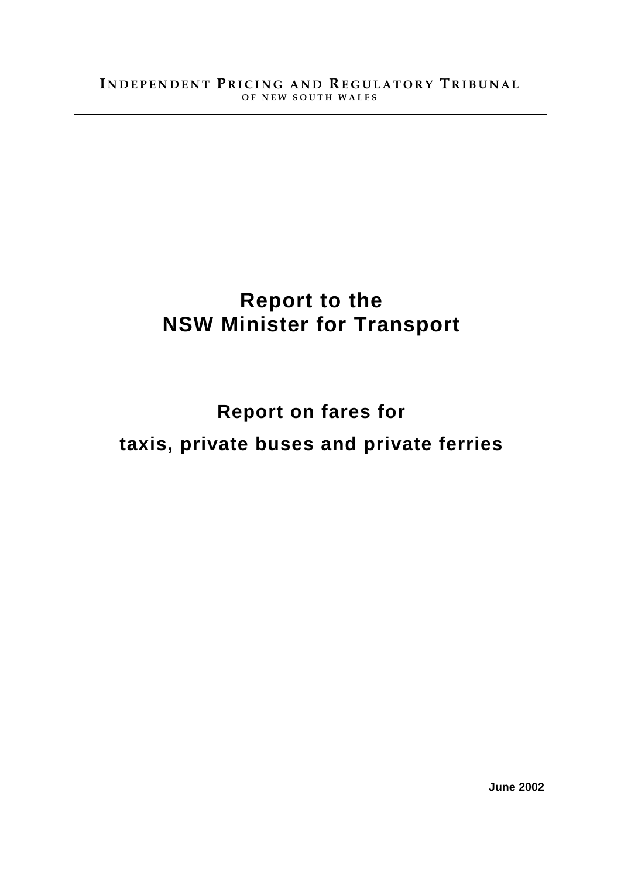INDEPENDENT PRICING AND REGULATORY TRIBUNAL
OF NEW SOUTH WALES

# Report to the NSW Minister for Transport

## Report on fares for taxis, private buses and private ferries

**June 2002**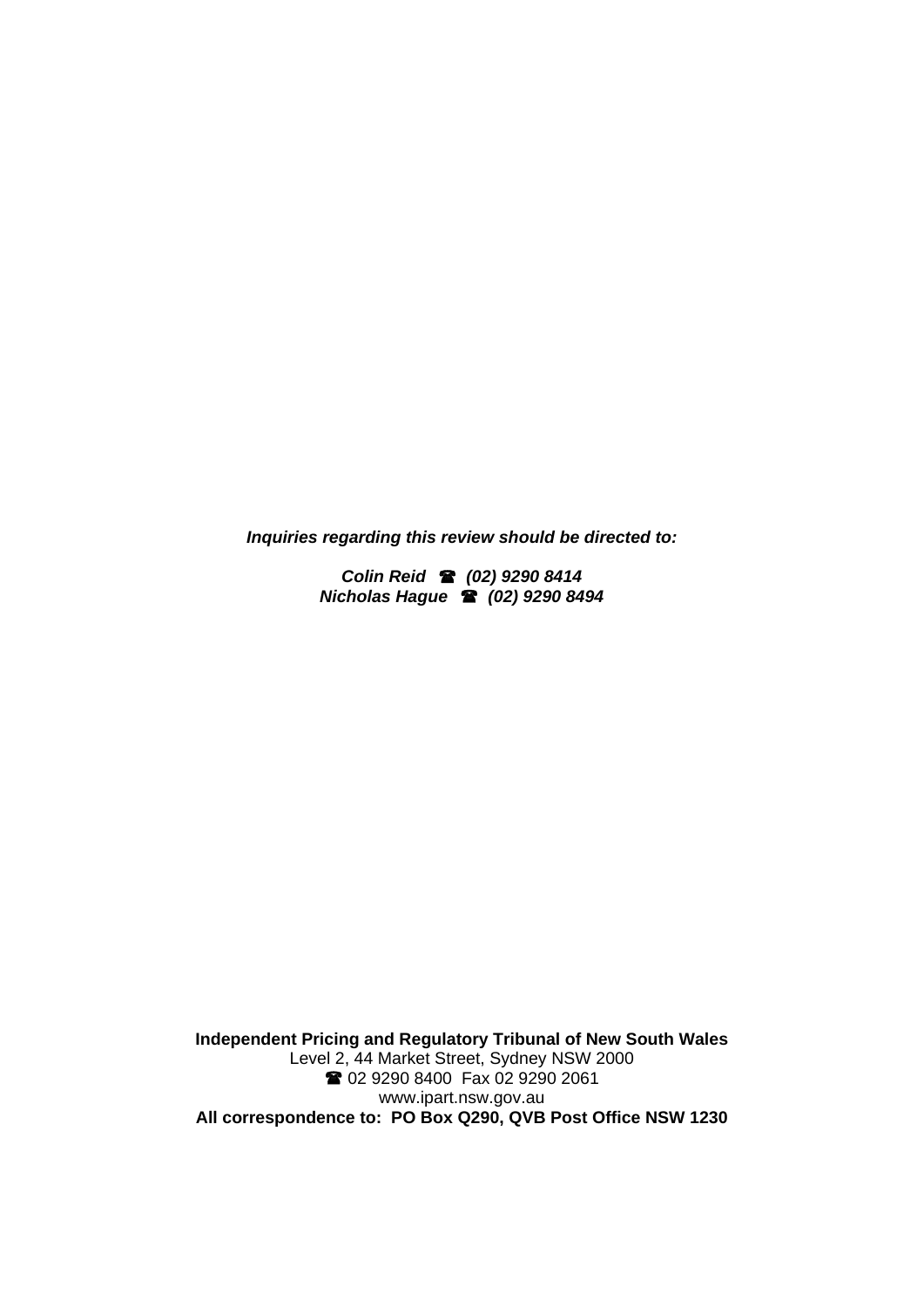***Inquiries regarding this review should be directed to:***

***Colin Reid ☎ (02) 9290 8414***
***Nicholas Hague ☎ (02) 9290 8494***

**Independent Pricing and Regulatory Tribunal of New South Wales**
Level 2, 44 Market Street, Sydney NSW 2000
☎ 02 9290 8400 Fax 02 9290 2061
www.ipart.nsw.gov.au
**All correspondence to: PO Box Q290, QVB Post Office NSW 1230**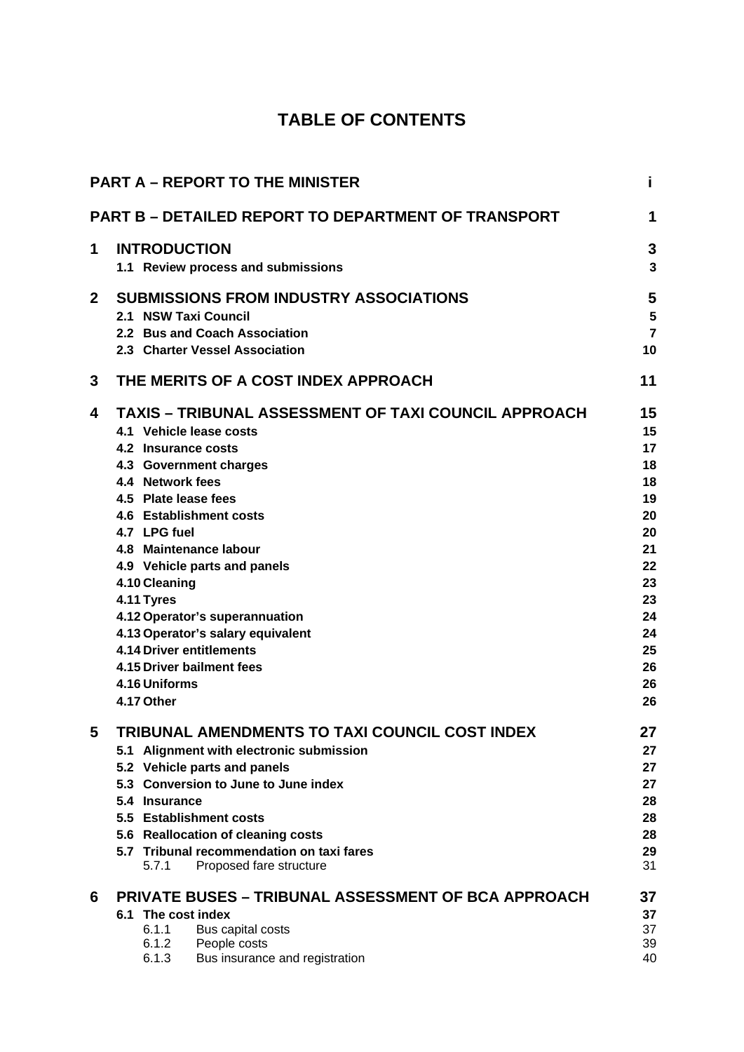# TABLE OF CONTENTS

| | | |
|---|---|---|
| **PART A – REPORT TO THE MINISTER** | | **i** |
| **PART B – DETAILED REPORT TO DEPARTMENT OF TRANSPORT** | | **1** |
| **1** | **INTRODUCTION** | **3** |
| | **1.1 Review process and submissions** | **3** |
| **2** | **SUBMISSIONS FROM INDUSTRY ASSOCIATIONS** | **5** |
| | **2.1 NSW Taxi Council** | **5** |
| | **2.2 Bus and Coach Association** | **7** |
| | **2.3 Charter Vessel Association** | **10** |
| **3** | **THE MERITS OF A COST INDEX APPROACH** | **11** |
| **4** | **TAXIS – TRIBUNAL ASSESSMENT OF TAXI COUNCIL APPROACH** | **15** |
| | **4.1 Vehicle lease costs** | **15** |
| | **4.2 Insurance costs** | **17** |
| | **4.3 Government charges** | **18** |
| | **4.4 Network fees** | **18** |
| | **4.5 Plate lease fees** | **19** |
| | **4.6 Establishment costs** | **20** |
| | **4.7 LPG fuel** | **20** |
| | **4.8 Maintenance labour** | **21** |
| | **4.9 Vehicle parts and panels** | **22** |
| | **4.10 Cleaning** | **23** |
| | **4.11 Tyres** | **23** |
| | **4.12 Operator's superannuation** | **24** |
| | **4.13 Operator's salary equivalent** | **24** |
| | **4.14 Driver entitlements** | **25** |
| | **4.15 Driver bailment fees** | **26** |
| | **4.16 Uniforms** | **26** |
| | **4.17 Other** | **26** |
| **5** | **TRIBUNAL AMENDMENTS TO TAXI COUNCIL COST INDEX** | **27** |
| | **5.1 Alignment with electronic submission** | **27** |
| | **5.2 Vehicle parts and panels** | **27** |
| | **5.3 Conversion to June to June index** | **27** |
| | **5.4 Insurance** | **28** |
| | **5.5 Establishment costs** | **28** |
| | **5.6 Reallocation of cleaning costs** | **28** |
| | **5.7 Tribunal recommendation on taxi fares** | **29** |
| | 5.7.1 Proposed fare structure | 31 |
| **6** | **PRIVATE BUSES – TRIBUNAL ASSESSMENT OF BCA APPROACH** | **37** |
| | **6.1 The cost index** | **37** |
| | 6.1.1 Bus capital costs | 37 |
| | 6.1.2 People costs | 39 |
| | 6.1.3 Bus insurance and registration | 40 |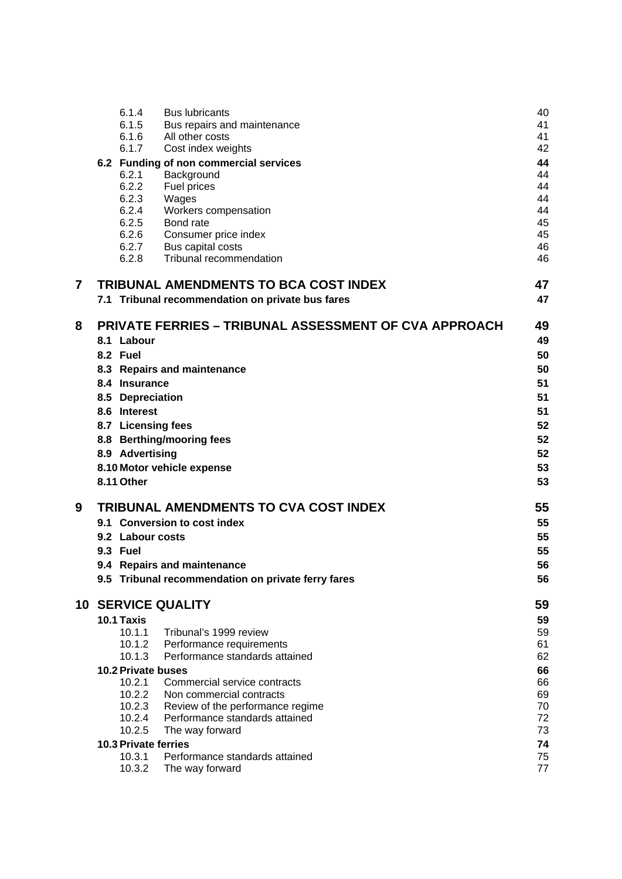| | | | |
|---|---|---|---|
| | 6.1.4 | Bus lubricants | 40 |
| | 6.1.5 | Bus repairs and maintenance | 41 |
| | 6.1.6 | All other costs | 41 |
| | 6.1.7 | Cost index weights | 42 |
| | **6.2** | **Funding of non commercial services** | **44** |
| | 6.2.1 | Background | 44 |
| | 6.2.2 | Fuel prices | 44 |
| | 6.2.3 | Wages | 44 |
| | 6.2.4 | Workers compensation | 44 |
| | 6.2.5 | Bond rate | 45 |
| | 6.2.6 | Consumer price index | 45 |
| | 6.2.7 | Bus capital costs | 46 |
| | 6.2.8 | Tribunal recommendation | 46 |
| **7** | | **TRIBUNAL AMENDMENTS TO BCA COST INDEX** | **47** |
| | **7.1** | **Tribunal recommendation on private bus fares** | **47** |
| **8** | | **PRIVATE FERRIES – TRIBUNAL ASSESSMENT OF CVA APPROACH** | **49** |
| | **8.1** | **Labour** | **49** |
| | **8.2** | **Fuel** | **50** |
| | **8.3** | **Repairs and maintenance** | **50** |
| | **8.4** | **Insurance** | **51** |
| | **8.5** | **Depreciation** | **51** |
| | **8.6** | **Interest** | **51** |
| | **8.7** | **Licensing fees** | **52** |
| | **8.8** | **Berthing/mooring fees** | **52** |
| | **8.9** | **Advertising** | **52** |
| | **8.10** | **Motor vehicle expense** | **53** |
| | **8.11** | **Other** | **53** |
| **9** | | **TRIBUNAL AMENDMENTS TO CVA COST INDEX** | **55** |
| | **9.1** | **Conversion to cost index** | **55** |
| | **9.2** | **Labour costs** | **55** |
| | **9.3** | **Fuel** | **55** |
| | **9.4** | **Repairs and maintenance** | **56** |
| | **9.5** | **Tribunal recommendation on private ferry fares** | **56** |
| **10** | | **SERVICE QUALITY** | **59** |
| | **10.1** | **Taxis** | **59** |
| | 10.1.1 | Tribunal's 1999 review | 59 |
| | 10.1.2 | Performance requirements | 61 |
| | 10.1.3 | Performance standards attained | 62 |
| | **10.2** | **Private buses** | **66** |
| | 10.2.1 | Commercial service contracts | 66 |
| | 10.2.2 | Non commercial contracts | 69 |
| | 10.2.3 | Review of the performance regime | 70 |
| | 10.2.4 | Performance standards attained | 72 |
| | 10.2.5 | The way forward | 73 |
| | **10.3** | **Private ferries** | **74** |
| | 10.3.1 | Performance standards attained | 75 |
| | 10.3.2 | The way forward | 77 |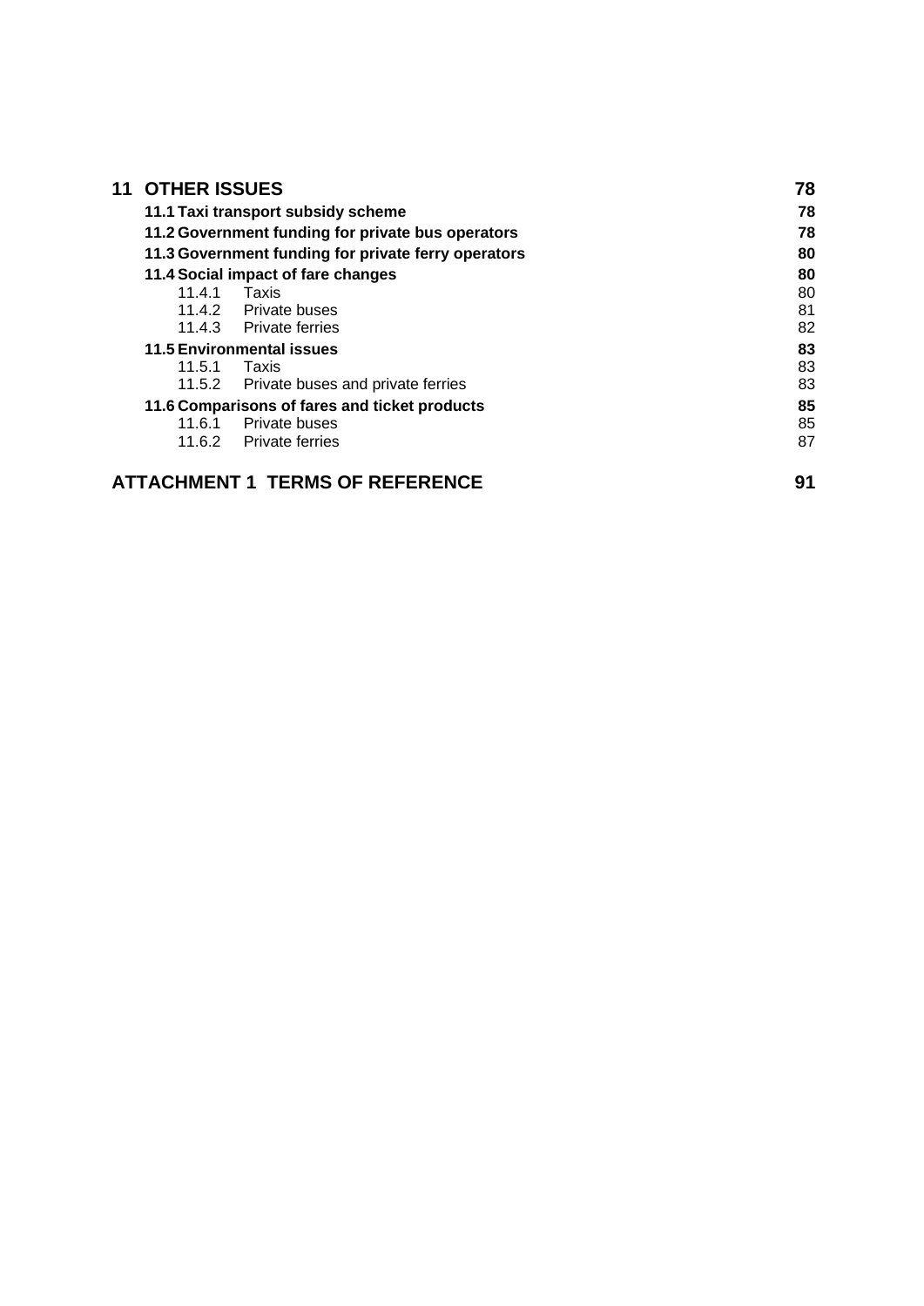| | |
|---|---|
| **11 OTHER ISSUES** | **78** |
| **11.1 Taxi transport subsidy scheme** | **78** |
| **11.2 Government funding for private bus operators** | **78** |
| **11.3 Government funding for private ferry operators** | **80** |
| **11.4 Social impact of fare changes** | **80** |
| 11.4.1 Taxis | 80 |
| 11.4.2 Private buses | 81 |
| 11.4.3 Private ferries | 82 |
| **11.5 Environmental issues** | **83** |
| 11.5.1 Taxis | 83 |
| 11.5.2 Private buses and private ferries | 83 |
| **11.6 Comparisons of fares and ticket products** | **85** |
| 11.6.1 Private buses | 85 |
| 11.6.2 Private ferries | 87 |
| **ATTACHMENT 1 TERMS OF REFERENCE** | **91** |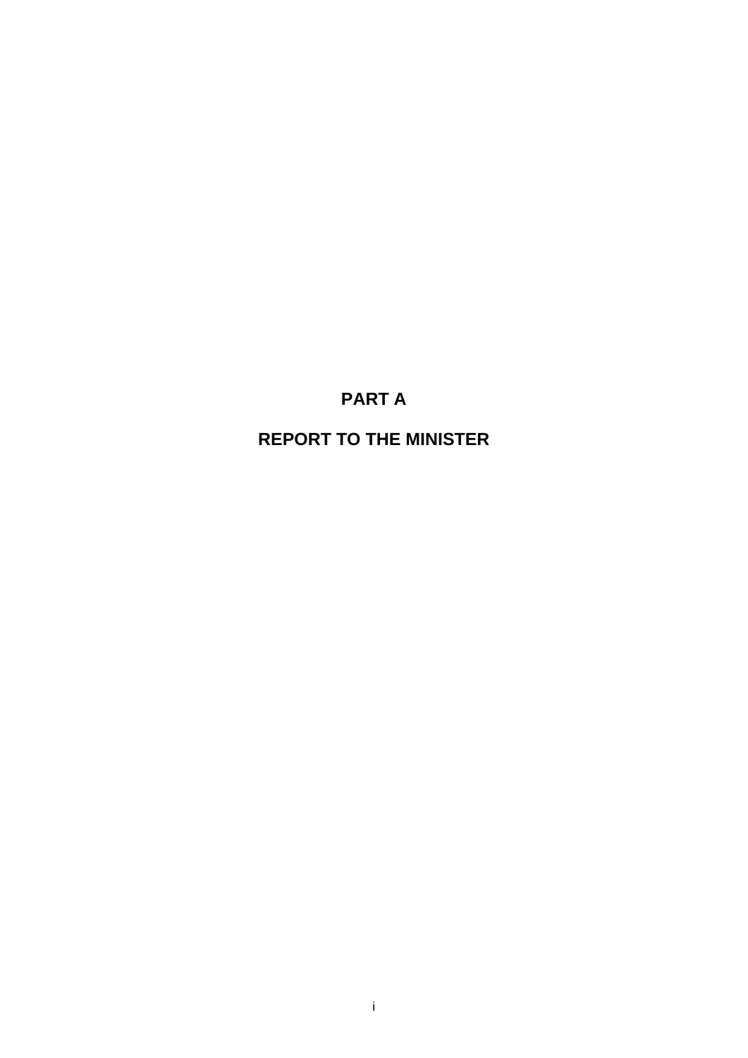# PART A

# REPORT TO THE MINISTER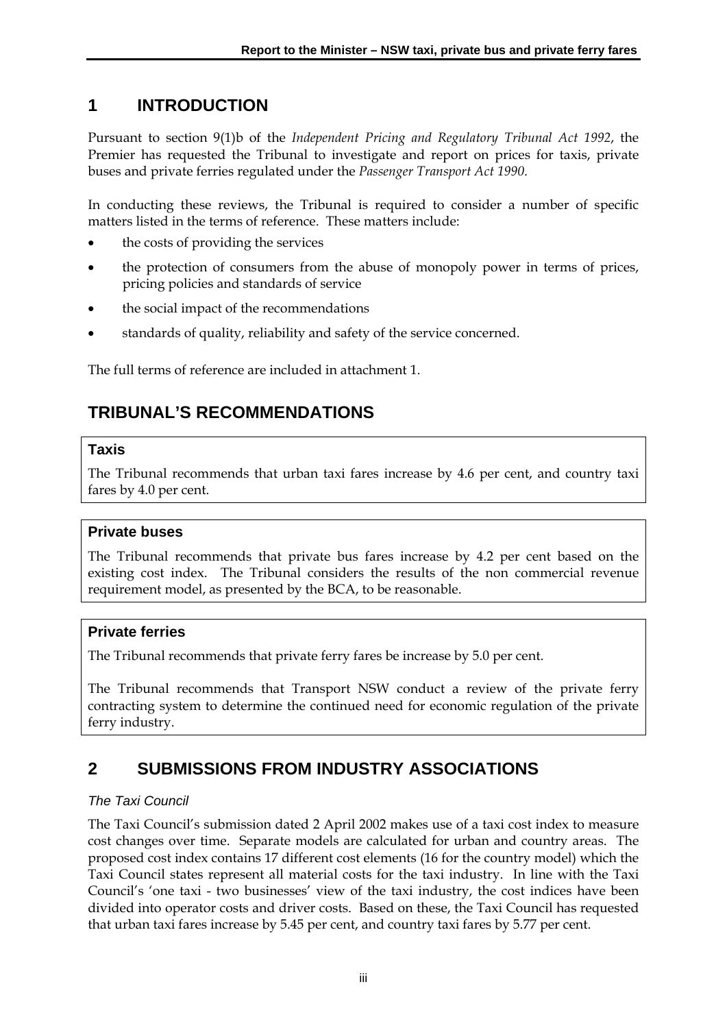# 1 INTRODUCTION

Pursuant to section 9(1)b of the *Independent Pricing and Regulatory Tribunal Act 1992*, the Premier has requested the Tribunal to investigate and report on prices for taxis, private buses and private ferries regulated under the *Passenger Transport Act 1990*.

In conducting these reviews, the Tribunal is required to consider a number of specific matters listed in the terms of reference. These matters include:

- the costs of providing the services
- the protection of consumers from the abuse of monopoly power in terms of prices, pricing policies and standards of service
- the social impact of the recommendations
- standards of quality, reliability and safety of the service concerned.

The full terms of reference are included in attachment 1.

## TRIBUNAL'S RECOMMENDATIONS

**Taxis**

The Tribunal recommends that urban taxi fares increase by 4.6 per cent, and country taxi fares by 4.0 per cent.

**Private buses**

The Tribunal recommends that private bus fares increase by 4.2 per cent based on the existing cost index. The Tribunal considers the results of the non commercial revenue requirement model, as presented by the BCA, to be reasonable.

**Private ferries**

The Tribunal recommends that private ferry fares be increase by 5.0 per cent.

The Tribunal recommends that Transport NSW conduct a review of the private ferry contracting system to determine the continued need for economic regulation of the private ferry industry.

# 2 SUBMISSIONS FROM INDUSTRY ASSOCIATIONS

*The Taxi Council*

The Taxi Council's submission dated 2 April 2002 makes use of a taxi cost index to measure cost changes over time. Separate models are calculated for urban and country areas. The proposed cost index contains 17 different cost elements (16 for the country model) which the Taxi Council states represent all material costs for the taxi industry. In line with the Taxi Council's 'one taxi - two businesses' view of the taxi industry, the cost indices have been divided into operator costs and driver costs. Based on these, the Taxi Council has requested that urban taxi fares increase by 5.45 per cent, and country taxi fares by 5.77 per cent.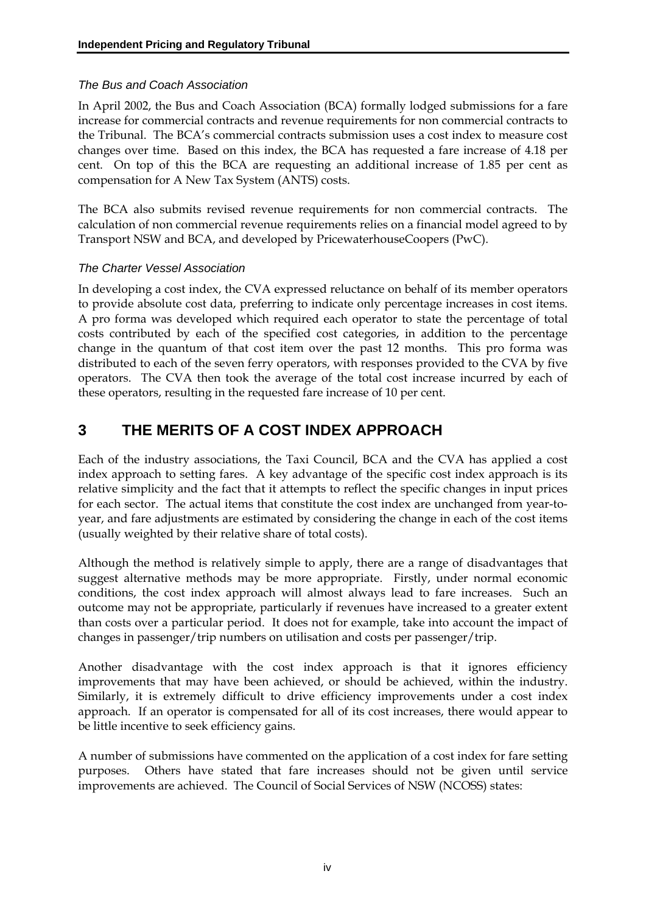*The Bus and Coach Association*

In April 2002, the Bus and Coach Association (BCA) formally lodged submissions for a fare increase for commercial contracts and revenue requirements for non commercial contracts to the Tribunal. The BCA's commercial contracts submission uses a cost index to measure cost changes over time. Based on this index, the BCA has requested a fare increase of 4.18 per cent. On top of this the BCA are requesting an additional increase of 1.85 per cent as compensation for A New Tax System (ANTS) costs.

The BCA also submits revised revenue requirements for non commercial contracts. The calculation of non commercial revenue requirements relies on a financial model agreed to by Transport NSW and BCA, and developed by PricewaterhouseCoopers (PwC).

*The Charter Vessel Association*

In developing a cost index, the CVA expressed reluctance on behalf of its member operators to provide absolute cost data, preferring to indicate only percentage increases in cost items. A pro forma was developed which required each operator to state the percentage of total costs contributed by each of the specified cost categories, in addition to the percentage change in the quantum of that cost item over the past 12 months. This pro forma was distributed to each of the seven ferry operators, with responses provided to the CVA by five operators. The CVA then took the average of the total cost increase incurred by each of these operators, resulting in the requested fare increase of 10 per cent.

# 3 THE MERITS OF A COST INDEX APPROACH

Each of the industry associations, the Taxi Council, BCA and the CVA has applied a cost index approach to setting fares. A key advantage of the specific cost index approach is its relative simplicity and the fact that it attempts to reflect the specific changes in input prices for each sector. The actual items that constitute the cost index are unchanged from year-to-year, and fare adjustments are estimated by considering the change in each of the cost items (usually weighted by their relative share of total costs).

Although the method is relatively simple to apply, there are a range of disadvantages that suggest alternative methods may be more appropriate. Firstly, under normal economic conditions, the cost index approach will almost always lead to fare increases. Such an outcome may not be appropriate, particularly if revenues have increased to a greater extent than costs over a particular period. It does not for example, take into account the impact of changes in passenger/trip numbers on utilisation and costs per passenger/trip.

Another disadvantage with the cost index approach is that it ignores efficiency improvements that may have been achieved, or should be achieved, within the industry. Similarly, it is extremely difficult to drive efficiency improvements under a cost index approach. If an operator is compensated for all of its cost increases, there would appear to be little incentive to seek efficiency gains.

A number of submissions have commented on the application of a cost index for fare setting purposes. Others have stated that fare increases should not be given until service improvements are achieved. The Council of Social Services of NSW (NCOSS) states: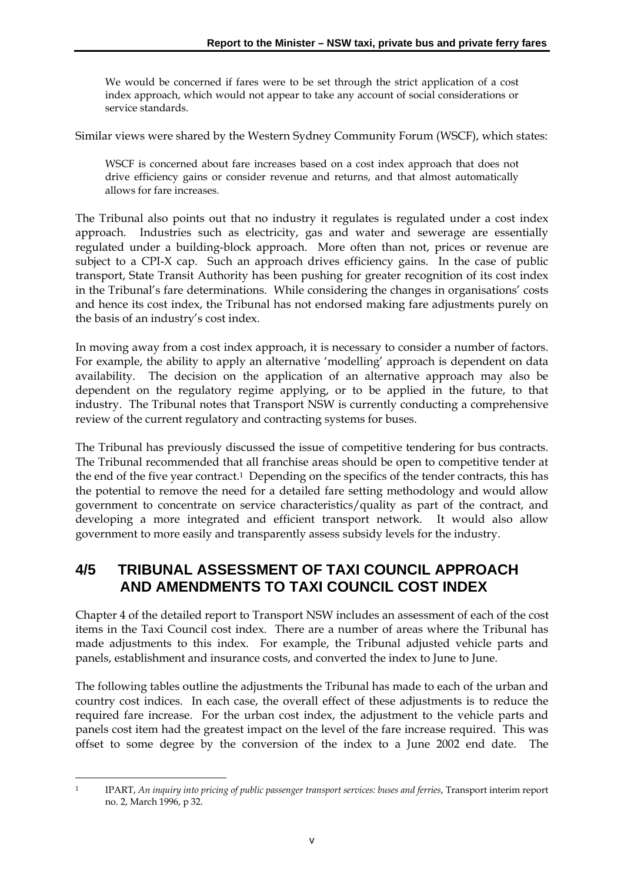> We would be concerned if fares were to be set through the strict application of a cost index approach, which would not appear to take any account of social considerations or service standards.

Similar views were shared by the Western Sydney Community Forum (WSCF), which states:

> WSCF is concerned about fare increases based on a cost index approach that does not drive efficiency gains or consider revenue and returns, and that almost automatically allows for fare increases.

The Tribunal also points out that no industry it regulates is regulated under a cost index approach. Industries such as electricity, gas and water and sewerage are essentially regulated under a building-block approach. More often than not, prices or revenue are subject to a CPI-X cap. Such an approach drives efficiency gains. In the case of public transport, State Transit Authority has been pushing for greater recognition of its cost index in the Tribunal's fare determinations. While considering the changes in organisations' costs and hence its cost index, the Tribunal has not endorsed making fare adjustments purely on the basis of an industry's cost index.

In moving away from a cost index approach, it is necessary to consider a number of factors. For example, the ability to apply an alternative 'modelling' approach is dependent on data availability. The decision on the application of an alternative approach may also be dependent on the regulatory regime applying, or to be applied in the future, to that industry. The Tribunal notes that Transport NSW is currently conducting a comprehensive review of the current regulatory and contracting systems for buses.

The Tribunal has previously discussed the issue of competitive tendering for bus contracts. The Tribunal recommended that all franchise areas should be open to competitive tender at the end of the five year contract.[1] Depending on the specifics of the tender contracts, this has the potential to remove the need for a detailed fare setting methodology and would allow government to concentrate on service characteristics/quality as part of the contract, and developing a more integrated and efficient transport network. It would also allow government to more easily and transparently assess subsidy levels for the industry.

## 4/5 TRIBUNAL ASSESSMENT OF TAXI COUNCIL APPROACH AND AMENDMENTS TO TAXI COUNCIL COST INDEX

Chapter 4 of the detailed report to Transport NSW includes an assessment of each of the cost items in the Taxi Council cost index. There are a number of areas where the Tribunal has made adjustments to this index. For example, the Tribunal adjusted vehicle parts and panels, establishment and insurance costs, and converted the index to June to June.

The following tables outline the adjustments the Tribunal has made to each of the urban and country cost indices. In each case, the overall effect of these adjustments is to reduce the required fare increase. For the urban cost index, the adjustment to the vehicle parts and panels cost item had the greatest impact on the level of the fare increase required. This was offset to some degree by the conversion of the index to a June 2002 end date. The

[1] IPART, *An inquiry into pricing of public passenger transport services: buses and ferries*, Transport interim report no. 2, March 1996, p 32.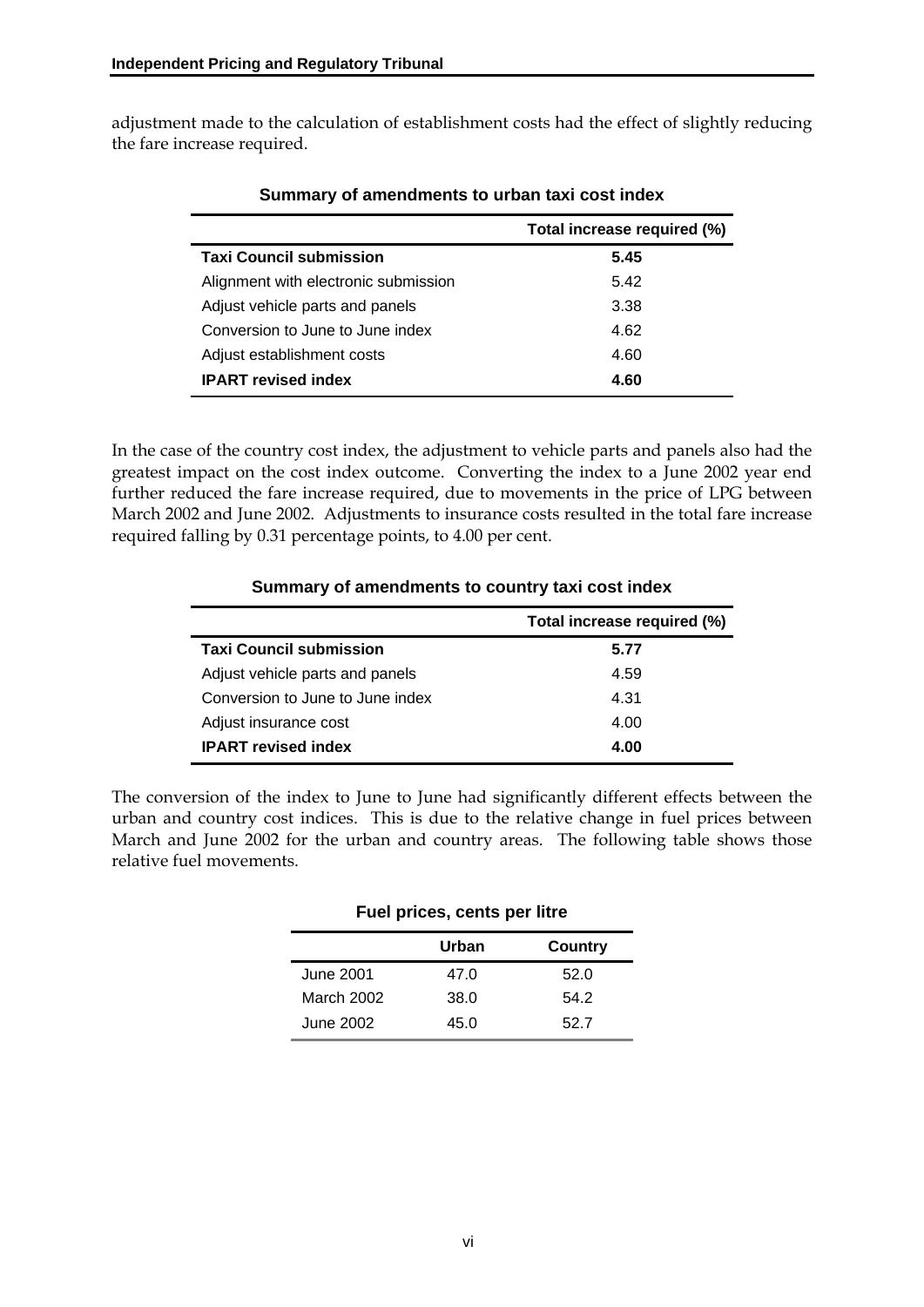adjustment made to the calculation of establishment costs had the effect of slightly reducing the fare increase required.

**Summary of amendments to urban taxi cost index**

| | Total increase required (%) |
|---|---|
| **Taxi Council submission** | **5.45** |
| Alignment with electronic submission | 5.42 |
| Adjust vehicle parts and panels | 3.38 |
| Conversion to June to June index | 4.62 |
| Adjust establishment costs | 4.60 |
| **IPART revised index** | **4.60** |

In the case of the country cost index, the adjustment to vehicle parts and panels also had the greatest impact on the cost index outcome. Converting the index to a June 2002 year end further reduced the fare increase required, due to movements in the price of LPG between March 2002 and June 2002. Adjustments to insurance costs resulted in the total fare increase required falling by 0.31 percentage points, to 4.00 per cent.

**Summary of amendments to country taxi cost index**

| | Total increase required (%) |
|---|---|
| **Taxi Council submission** | **5.77** |
| Adjust vehicle parts and panels | 4.59 |
| Conversion to June to June index | 4.31 |
| Adjust insurance cost | 4.00 |
| **IPART revised index** | **4.00** |

The conversion of the index to June to June had significantly different effects between the urban and country cost indices. This is due to the relative change in fuel prices between March and June 2002 for the urban and country areas. The following table shows those relative fuel movements.

**Fuel prices, cents per litre**

| | Urban | Country |
|---|---|---|
| June 2001 | 47.0 | 52.0 |
| March 2002 | 38.0 | 54.2 |
| June 2002 | 45.0 | 52.7 |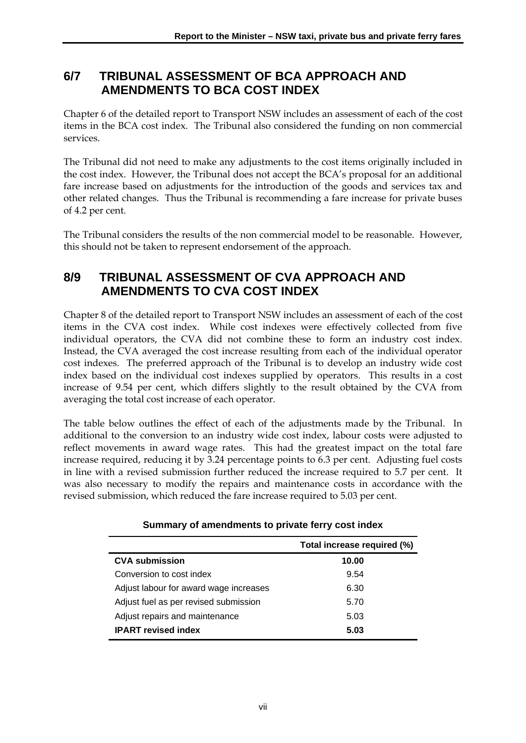## 6/7 TRIBUNAL ASSESSMENT OF BCA APPROACH AND AMENDMENTS TO BCA COST INDEX

Chapter 6 of the detailed report to Transport NSW includes an assessment of each of the cost items in the BCA cost index. The Tribunal also considered the funding on non commercial services.

The Tribunal did not need to make any adjustments to the cost items originally included in the cost index. However, the Tribunal does not accept the BCA's proposal for an additional fare increase based on adjustments for the introduction of the goods and services tax and other related changes. Thus the Tribunal is recommending a fare increase for private buses of 4.2 per cent.

The Tribunal considers the results of the non commercial model to be reasonable. However, this should not be taken to represent endorsement of the approach.

## 8/9 TRIBUNAL ASSESSMENT OF CVA APPROACH AND AMENDMENTS TO CVA COST INDEX

Chapter 8 of the detailed report to Transport NSW includes an assessment of each of the cost items in the CVA cost index. While cost indexes were effectively collected from five individual operators, the CVA did not combine these to form an industry cost index. Instead, the CVA averaged the cost increase resulting from each of the individual operator cost indexes. The preferred approach of the Tribunal is to develop an industry wide cost index based on the individual cost indexes supplied by operators. This results in a cost increase of 9.54 per cent, which differs slightly to the result obtained by the CVA from averaging the total cost increase of each operator.

The table below outlines the effect of each of the adjustments made by the Tribunal. In additional to the conversion to an industry wide cost index, labour costs were adjusted to reflect movements in award wage rates. This had the greatest impact on the total fare increase required, reducing it by 3.24 percentage points to 6.3 per cent. Adjusting fuel costs in line with a revised submission further reduced the increase required to 5.7 per cent. It was also necessary to modify the repairs and maintenance costs in accordance with the revised submission, which reduced the fare increase required to 5.03 per cent.

**Summary of amendments to private ferry cost index**

| | Total increase required (%) |
|---|---|
| **CVA submission** | **10.00** |
| Conversion to cost index | 9.54 |
| Adjust labour for award wage increases | 6.30 |
| Adjust fuel as per revised submission | 5.70 |
| Adjust repairs and maintenance | 5.03 |
| **IPART revised index** | **5.03** |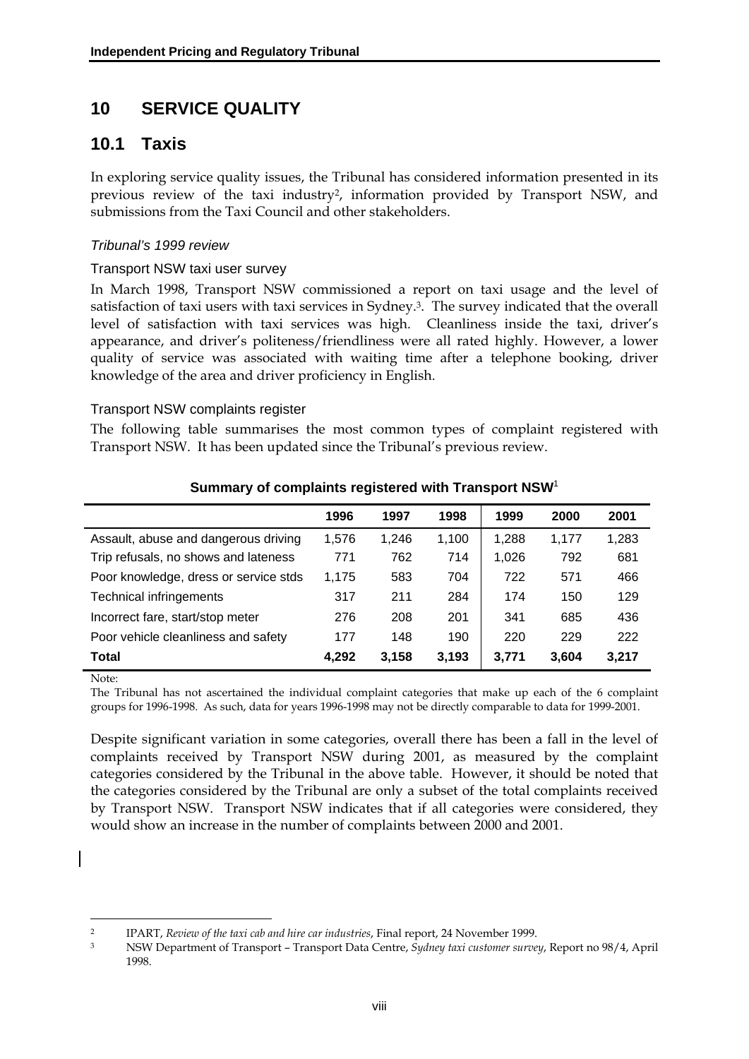# 10 SERVICE QUALITY

## 10.1 Taxis

In exploring service quality issues, the Tribunal has considered information presented in its previous review of the taxi industry[2], information provided by Transport NSW, and submissions from the Taxi Council and other stakeholders.

*Tribunal's 1999 review*

Transport NSW taxi user survey

In March 1998, Transport NSW commissioned a report on taxi usage and the level of satisfaction of taxi users with taxi services in Sydney.[3]. The survey indicated that the overall level of satisfaction with taxi services was high. Cleanliness inside the taxi, driver's appearance, and driver's politeness/friendliness were all rated highly. However, a lower quality of service was associated with waiting time after a telephone booking, driver knowledge of the area and driver proficiency in English.

Transport NSW complaints register

The following table summarises the most common types of complaint registered with Transport NSW. It has been updated since the Tribunal's previous review.

**Summary of complaints registered with Transport NSW**[1]

| | 1996 | 1997 | 1998 | 1999 | 2000 | 2001 |
|---|---|---|---|---|---|---|
| Assault, abuse and dangerous driving | 1,576 | 1,246 | 1,100 | 1,288 | 1,177 | 1,283 |
| Trip refusals, no shows and lateness | 771 | 762 | 714 | 1,026 | 792 | 681 |
| Poor knowledge, dress or service stds | 1,175 | 583 | 704 | 722 | 571 | 466 |
| Technical infringements | 317 | 211 | 284 | 174 | 150 | 129 |
| Incorrect fare, start/stop meter | 276 | 208 | 201 | 341 | 685 | 436 |
| Poor vehicle cleanliness and safety | 177 | 148 | 190 | 220 | 229 | 222 |
| **Total** | **4,292** | **3,158** | **3,193** | **3,771** | **3,604** | **3,217** |

Note:

The Tribunal has not ascertained the individual complaint categories that make up each of the 6 complaint groups for 1996-1998. As such, data for years 1996-1998 may not be directly comparable to data for 1999-2001.

Despite significant variation in some categories, overall there has been a fall in the level of complaints received by Transport NSW during 2001, as measured by the complaint categories considered by the Tribunal in the above table. However, it should be noted that the categories considered by the Tribunal are only a subset of the total complaints received by Transport NSW. Transport NSW indicates that if all categories were considered, they would show an increase in the number of complaints between 2000 and 2001.

[2] IPART, *Review of the taxi cab and hire car industries*, Final report, 24 November 1999.

[3] NSW Department of Transport – Transport Data Centre, *Sydney taxi customer survey*, Report no 98/4, April 1998.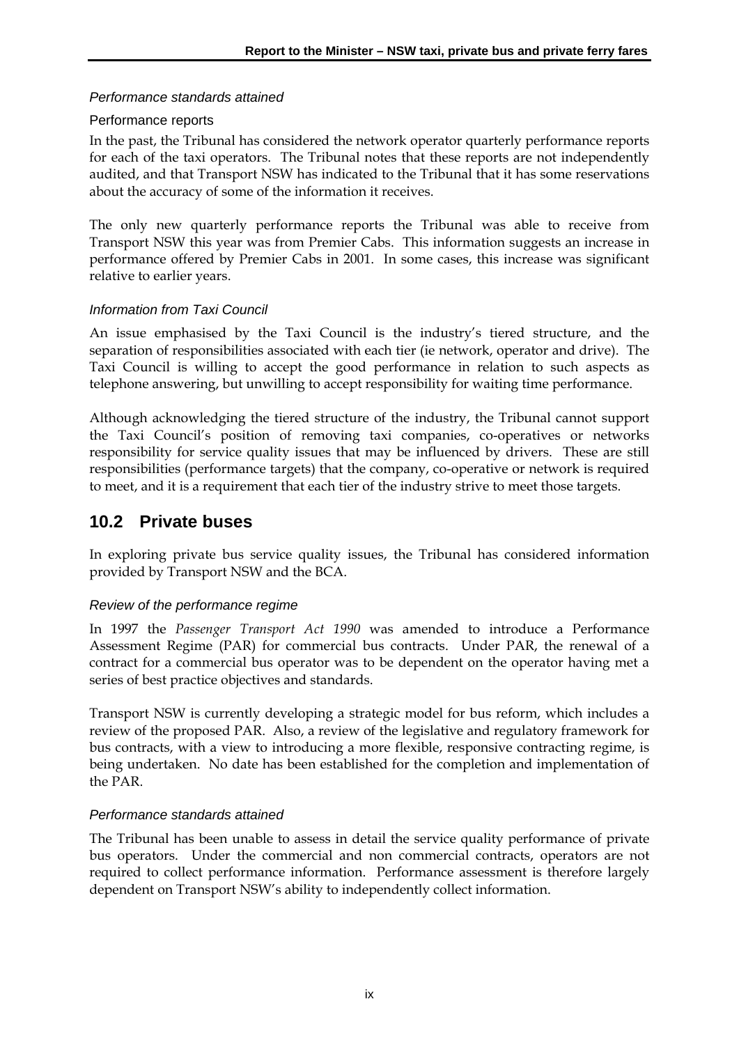*Performance standards attained*

Performance reports

In the past, the Tribunal has considered the network operator quarterly performance reports for each of the taxi operators. The Tribunal notes that these reports are not independently audited, and that Transport NSW has indicated to the Tribunal that it has some reservations about the accuracy of some of the information it receives.

The only new quarterly performance reports the Tribunal was able to receive from Transport NSW this year was from Premier Cabs. This information suggests an increase in performance offered by Premier Cabs in 2001. In some cases, this increase was significant relative to earlier years.

*Information from Taxi Council*

An issue emphasised by the Taxi Council is the industry's tiered structure, and the separation of responsibilities associated with each tier (ie network, operator and drive). The Taxi Council is willing to accept the good performance in relation to such aspects as telephone answering, but unwilling to accept responsibility for waiting time performance.

Although acknowledging the tiered structure of the industry, the Tribunal cannot support the Taxi Council's position of removing taxi companies, co-operatives or networks responsibility for service quality issues that may be influenced by drivers. These are still responsibilities (performance targets) that the company, co-operative or network is required to meet, and it is a requirement that each tier of the industry strive to meet those targets.

## 10.2 Private buses

In exploring private bus service quality issues, the Tribunal has considered information provided by Transport NSW and the BCA.

*Review of the performance regime*

In 1997 the *Passenger Transport Act 1990* was amended to introduce a Performance Assessment Regime (PAR) for commercial bus contracts. Under PAR, the renewal of a contract for a commercial bus operator was to be dependent on the operator having met a series of best practice objectives and standards.

Transport NSW is currently developing a strategic model for bus reform, which includes a review of the proposed PAR. Also, a review of the legislative and regulatory framework for bus contracts, with a view to introducing a more flexible, responsive contracting regime, is being undertaken. No date has been established for the completion and implementation of the PAR.

*Performance standards attained*

The Tribunal has been unable to assess in detail the service quality performance of private bus operators. Under the commercial and non commercial contracts, operators are not required to collect performance information. Performance assessment is therefore largely dependent on Transport NSW's ability to independently collect information.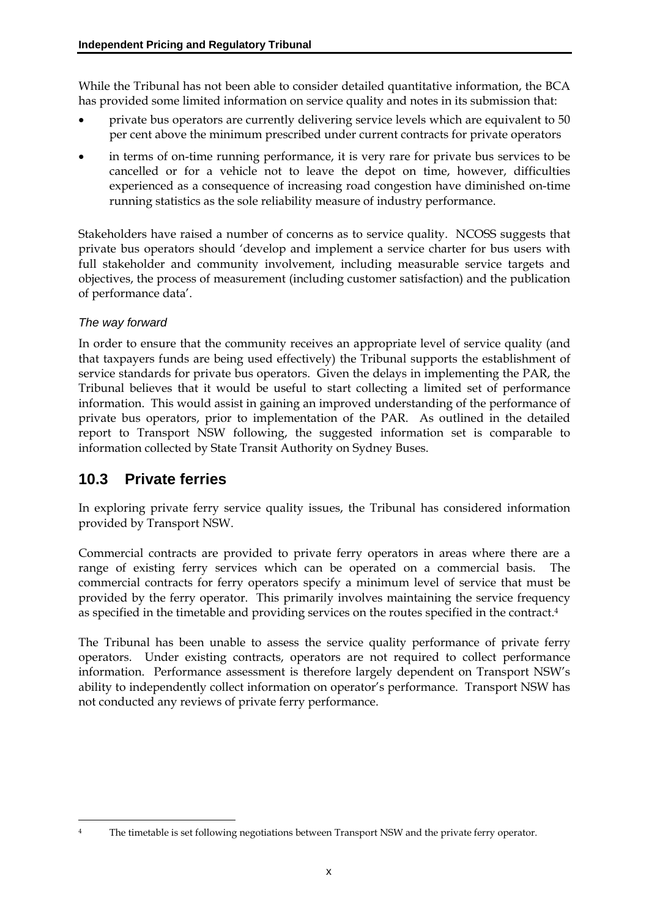While the Tribunal has not been able to consider detailed quantitative information, the BCA has provided some limited information on service quality and notes in its submission that:

- private bus operators are currently delivering service levels which are equivalent to 50 per cent above the minimum prescribed under current contracts for private operators
- in terms of on-time running performance, it is very rare for private bus services to be cancelled or for a vehicle not to leave the depot on time, however, difficulties experienced as a consequence of increasing road congestion have diminished on-time running statistics as the sole reliability measure of industry performance.

Stakeholders have raised a number of concerns as to service quality. NCOSS suggests that private bus operators should 'develop and implement a service charter for bus users with full stakeholder and community involvement, including measurable service targets and objectives, the process of measurement (including customer satisfaction) and the publication of performance data'.

*The way forward*

In order to ensure that the community receives an appropriate level of service quality (and that taxpayers funds are being used effectively) the Tribunal supports the establishment of service standards for private bus operators. Given the delays in implementing the PAR, the Tribunal believes that it would be useful to start collecting a limited set of performance information. This would assist in gaining an improved understanding of the performance of private bus operators, prior to implementation of the PAR. As outlined in the detailed report to Transport NSW following, the suggested information set is comparable to information collected by State Transit Authority on Sydney Buses.

## 10.3 Private ferries

In exploring private ferry service quality issues, the Tribunal has considered information provided by Transport NSW.

Commercial contracts are provided to private ferry operators in areas where there are a range of existing ferry services which can be operated on a commercial basis. The commercial contracts for ferry operators specify a minimum level of service that must be provided by the ferry operator. This primarily involves maintaining the service frequency as specified in the timetable and providing services on the routes specified in the contract.[4]

The Tribunal has been unable to assess the service quality performance of private ferry operators. Under existing contracts, operators are not required to collect performance information. Performance assessment is therefore largely dependent on Transport NSW's ability to independently collect information on operator's performance. Transport NSW has not conducted any reviews of private ferry performance.

[4] The timetable is set following negotiations between Transport NSW and the private ferry operator.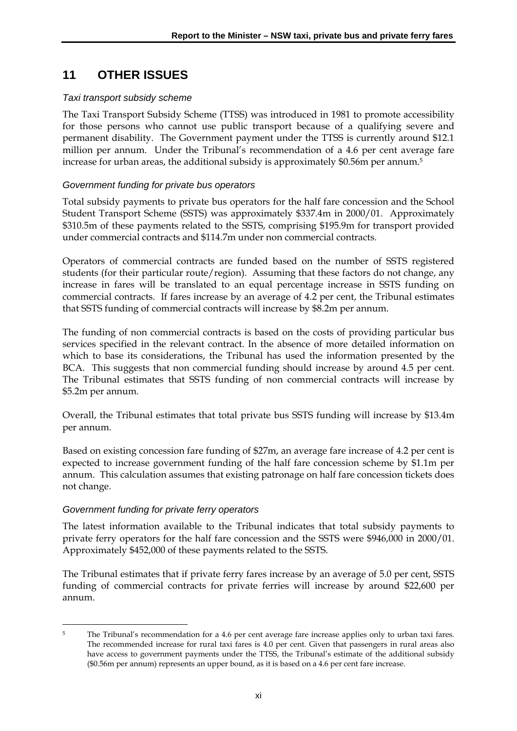# 11 OTHER ISSUES

### *Taxi transport subsidy scheme*

The Taxi Transport Subsidy Scheme (TTSS) was introduced in 1981 to promote accessibility for those persons who cannot use public transport because of a qualifying severe and permanent disability. The Government payment under the TTSS is currently around $12.1 million per annum. Under the Tribunal's recommendation of a 4.6 per cent average fare increase for urban areas, the additional subsidy is approximately $0.56m per annum.[5]

### *Government funding for private bus operators*

Total subsidy payments to private bus operators for the half fare concession and the School Student Transport Scheme (SSTS) was approximately $337.4m in 2000/01. Approximately $310.5m of these payments related to the SSTS, comprising $195.9m for transport provided under commercial contracts and $114.7m under non commercial contracts.

Operators of commercial contracts are funded based on the number of SSTS registered students (for their particular route/region). Assuming that these factors do not change, any increase in fares will be translated to an equal percentage increase in SSTS funding on commercial contracts. If fares increase by an average of 4.2 per cent, the Tribunal estimates that SSTS funding of commercial contracts will increase by $8.2m per annum.

The funding of non commercial contracts is based on the costs of providing particular bus services specified in the relevant contract. In the absence of more detailed information on which to base its considerations, the Tribunal has used the information presented by the BCA. This suggests that non commercial funding should increase by around 4.5 per cent. The Tribunal estimates that SSTS funding of non commercial contracts will increase by $5.2m per annum.

Overall, the Tribunal estimates that total private bus SSTS funding will increase by $13.4m per annum.

Based on existing concession fare funding of $27m, an average fare increase of 4.2 per cent is expected to increase government funding of the half fare concession scheme by $1.1m per annum. This calculation assumes that existing patronage on half fare concession tickets does not change.

### *Government funding for private ferry operators*

The latest information available to the Tribunal indicates that total subsidy payments to private ferry operators for the half fare concession and the SSTS were $946,000 in 2000/01. Approximately $452,000 of these payments related to the SSTS.

The Tribunal estimates that if private ferry fares increase by an average of 5.0 per cent, SSTS funding of commercial contracts for private ferries will increase by around $22,600 per annum.

---

[5] The Tribunal's recommendation for a 4.6 per cent average fare increase applies only to urban taxi fares. The recommended increase for rural taxi fares is 4.0 per cent. Given that passengers in rural areas also have access to government payments under the TTSS, the Tribunal's estimate of the additional subsidy ($0.56m per annum) represents an upper bound, as it is based on a 4.6 per cent fare increase.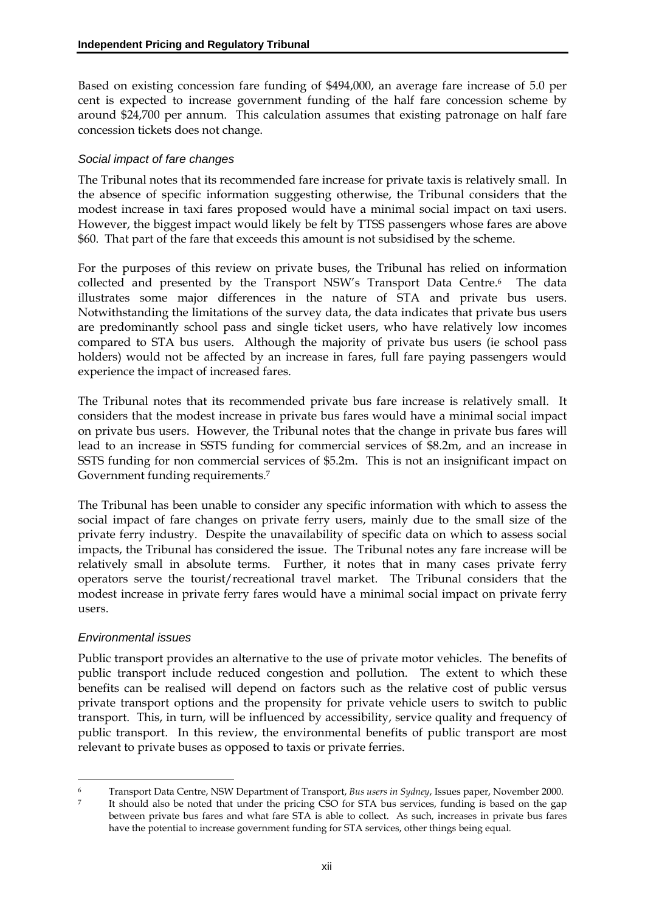Based on existing concession fare funding of $494,000, an average fare increase of 5.0 per cent is expected to increase government funding of the half fare concession scheme by around $24,700 per annum. This calculation assumes that existing patronage on half fare concession tickets does not change.

### *Social impact of fare changes*

The Tribunal notes that its recommended fare increase for private taxis is relatively small. In the absence of specific information suggesting otherwise, the Tribunal considers that the modest increase in taxi fares proposed would have a minimal social impact on taxi users. However, the biggest impact would likely be felt by TTSS passengers whose fares are above $60. That part of the fare that exceeds this amount is not subsidised by the scheme.

For the purposes of this review on private buses, the Tribunal has relied on information collected and presented by the Transport NSW's Transport Data Centre.[6] The data illustrates some major differences in the nature of STA and private bus users. Notwithstanding the limitations of the survey data, the data indicates that private bus users are predominantly school pass and single ticket users, who have relatively low incomes compared to STA bus users. Although the majority of private bus users (ie school pass holders) would not be affected by an increase in fares, full fare paying passengers would experience the impact of increased fares.

The Tribunal notes that its recommended private bus fare increase is relatively small. It considers that the modest increase in private bus fares would have a minimal social impact on private bus users. However, the Tribunal notes that the change in private bus fares will lead to an increase in SSTS funding for commercial services of $8.2m, and an increase in SSTS funding for non commercial services of $5.2m. This is not an insignificant impact on Government funding requirements.[7]

The Tribunal has been unable to consider any specific information with which to assess the social impact of fare changes on private ferry users, mainly due to the small size of the private ferry industry. Despite the unavailability of specific data on which to assess social impacts, the Tribunal has considered the issue. The Tribunal notes any fare increase will be relatively small in absolute terms. Further, it notes that in many cases private ferry operators serve the tourist/recreational travel market. The Tribunal considers that the modest increase in private ferry fares would have a minimal social impact on private ferry users.

### *Environmental issues*

Public transport provides an alternative to the use of private motor vehicles. The benefits of public transport include reduced congestion and pollution. The extent to which these benefits can be realised will depend on factors such as the relative cost of public versus private transport options and the propensity for private vehicle users to switch to public transport. This, in turn, will be influenced by accessibility, service quality and frequency of public transport. In this review, the environmental benefits of public transport are most relevant to private buses as opposed to taxis or private ferries.

---

[6] Transport Data Centre, NSW Department of Transport, *Bus users in Sydney*, Issues paper, November 2000.

[7] It should also be noted that under the pricing CSO for STA bus services, funding is based on the gap between private bus fares and what fare STA is able to collect. As such, increases in private bus fares have the potential to increase government funding for STA services, other things being equal.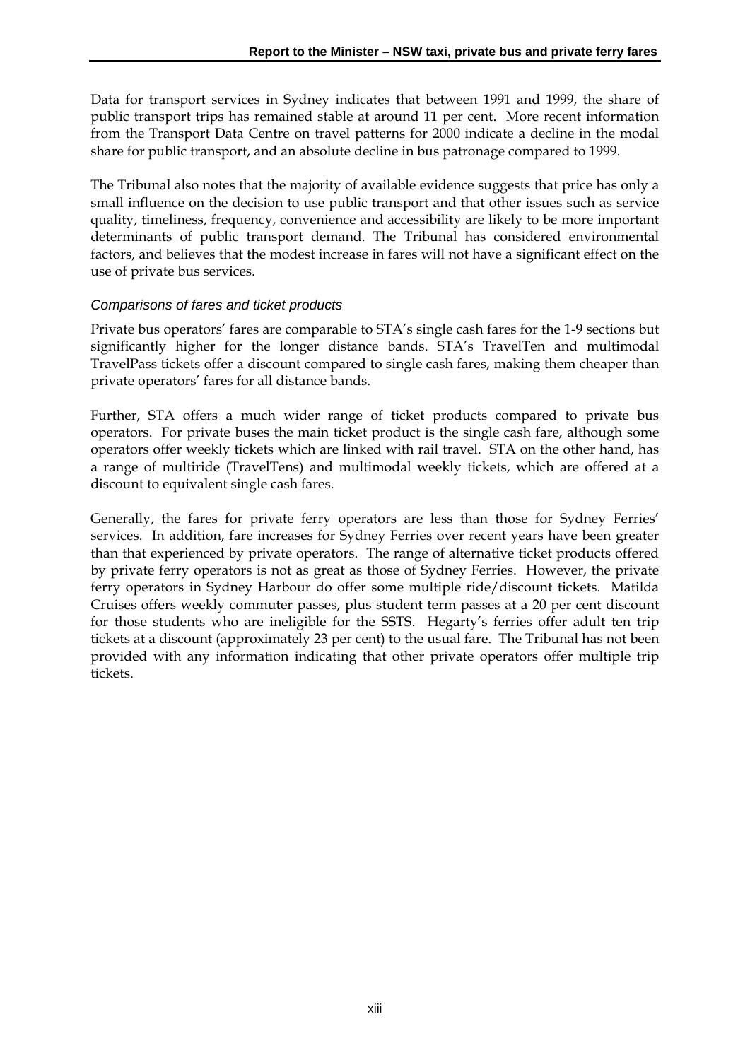Data for transport services in Sydney indicates that between 1991 and 1999, the share of public transport trips has remained stable at around 11 per cent. More recent information from the Transport Data Centre on travel patterns for 2000 indicate a decline in the modal share for public transport, and an absolute decline in bus patronage compared to 1999.

The Tribunal also notes that the majority of available evidence suggests that price has only a small influence on the decision to use public transport and that other issues such as service quality, timeliness, frequency, convenience and accessibility are likely to be more important determinants of public transport demand. The Tribunal has considered environmental factors, and believes that the modest increase in fares will not have a significant effect on the use of private bus services.

### *Comparisons of fares and ticket products*

Private bus operators' fares are comparable to STA's single cash fares for the 1-9 sections but significantly higher for the longer distance bands. STA's TravelTen and multimodal TravelPass tickets offer a discount compared to single cash fares, making them cheaper than private operators' fares for all distance bands.

Further, STA offers a much wider range of ticket products compared to private bus operators. For private buses the main ticket product is the single cash fare, although some operators offer weekly tickets which are linked with rail travel. STA on the other hand, has a range of multiride (TravelTens) and multimodal weekly tickets, which are offered at a discount to equivalent single cash fares.

Generally, the fares for private ferry operators are less than those for Sydney Ferries' services. In addition, fare increases for Sydney Ferries over recent years have been greater than that experienced by private operators. The range of alternative ticket products offered by private ferry operators is not as great as those of Sydney Ferries. However, the private ferry operators in Sydney Harbour do offer some multiple ride/discount tickets. Matilda Cruises offers weekly commuter passes, plus student term passes at a 20 per cent discount for those students who are ineligible for the SSTS. Hegarty's ferries offer adult ten trip tickets at a discount (approximately 23 per cent) to the usual fare. The Tribunal has not been provided with any information indicating that other private operators offer multiple trip tickets.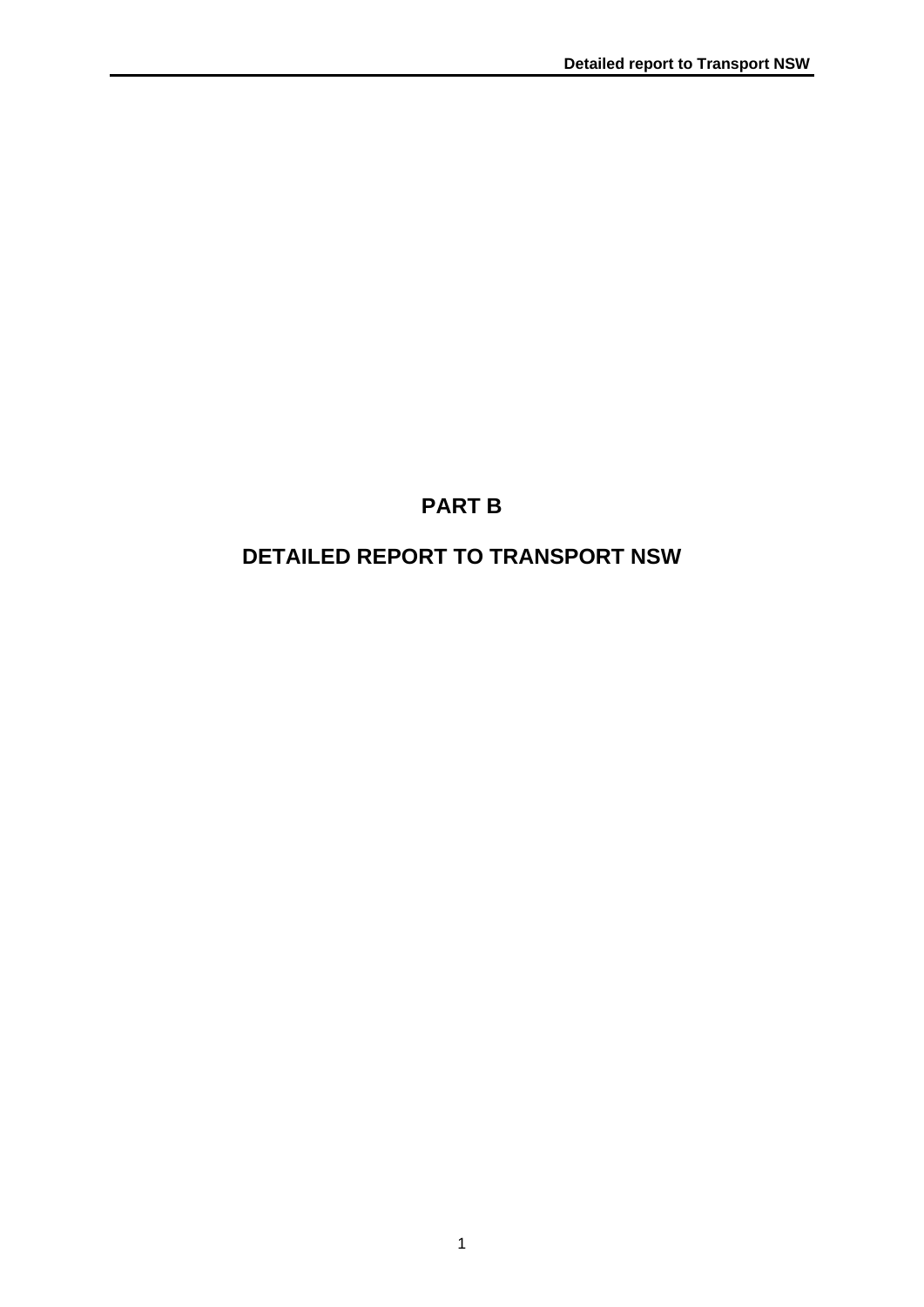# PART B

# DETAILED REPORT TO TRANSPORT NSW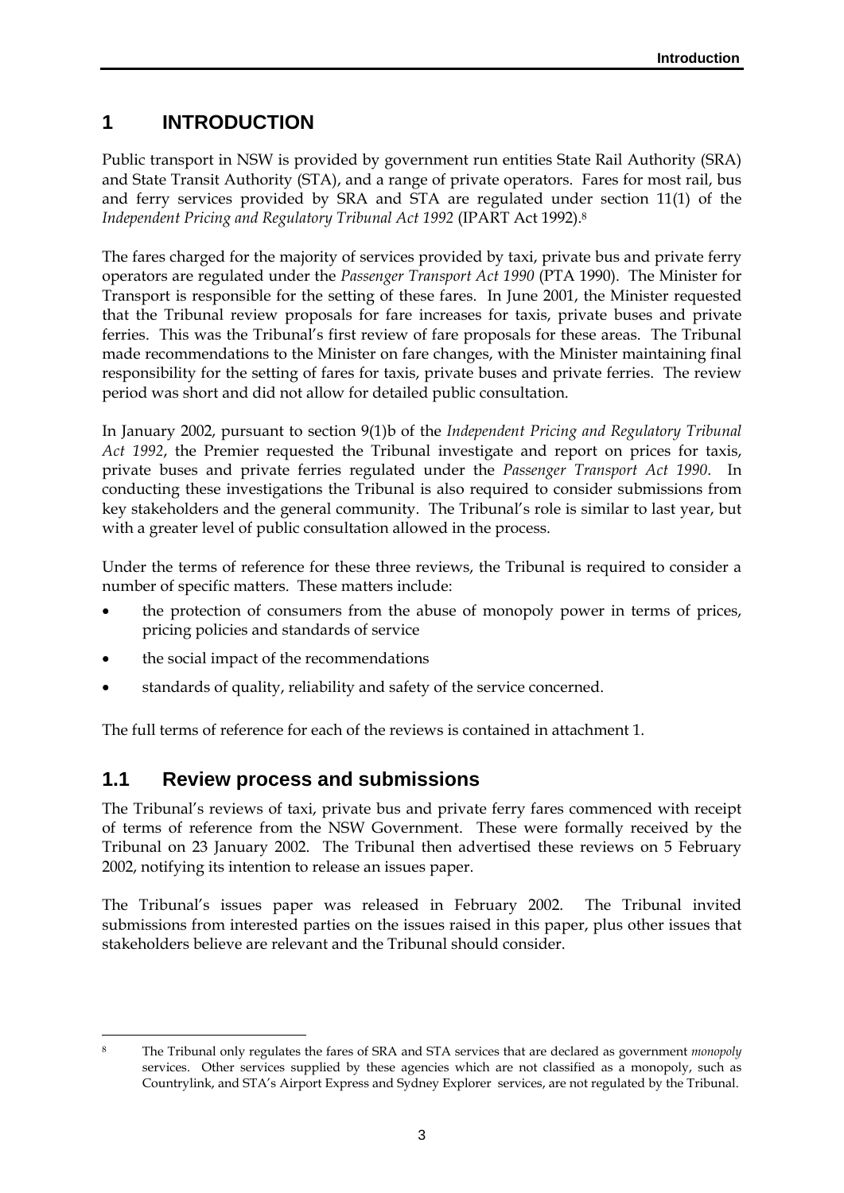# 1 INTRODUCTION

Public transport in NSW is provided by government run entities State Rail Authority (SRA) and State Transit Authority (STA), and a range of private operators. Fares for most rail, bus and ferry services provided by SRA and STA are regulated under section 11(1) of the *Independent Pricing and Regulatory Tribunal Act 1992* (IPART Act 1992).[8]

The fares charged for the majority of services provided by taxi, private bus and private ferry operators are regulated under the *Passenger Transport Act 1990* (PTA 1990). The Minister for Transport is responsible for the setting of these fares. In June 2001, the Minister requested that the Tribunal review proposals for fare increases for taxis, private buses and private ferries. This was the Tribunal's first review of fare proposals for these areas. The Tribunal made recommendations to the Minister on fare changes, with the Minister maintaining final responsibility for the setting of fares for taxis, private buses and private ferries. The review period was short and did not allow for detailed public consultation.

In January 2002, pursuant to section 9(1)b of the *Independent Pricing and Regulatory Tribunal Act 1992*, the Premier requested the Tribunal investigate and report on prices for taxis, private buses and private ferries regulated under the *Passenger Transport Act 1990*. In conducting these investigations the Tribunal is also required to consider submissions from key stakeholders and the general community. The Tribunal's role is similar to last year, but with a greater level of public consultation allowed in the process.

Under the terms of reference for these three reviews, the Tribunal is required to consider a number of specific matters. These matters include:

- the protection of consumers from the abuse of monopoly power in terms of prices, pricing policies and standards of service
- the social impact of the recommendations
- standards of quality, reliability and safety of the service concerned.

The full terms of reference for each of the reviews is contained in attachment 1.

## 1.1 Review process and submissions

The Tribunal's reviews of taxi, private bus and private ferry fares commenced with receipt of terms of reference from the NSW Government. These were formally received by the Tribunal on 23 January 2002. The Tribunal then advertised these reviews on 5 February 2002, notifying its intention to release an issues paper.

The Tribunal's issues paper was released in February 2002. The Tribunal invited submissions from interested parties on the issues raised in this paper, plus other issues that stakeholders believe are relevant and the Tribunal should consider.

---

[8] The Tribunal only regulates the fares of SRA and STA services that are declared as government *monopoly* services. Other services supplied by these agencies which are not classified as a monopoly, such as Countrylink, and STA's Airport Express and Sydney Explorer services, are not regulated by the Tribunal.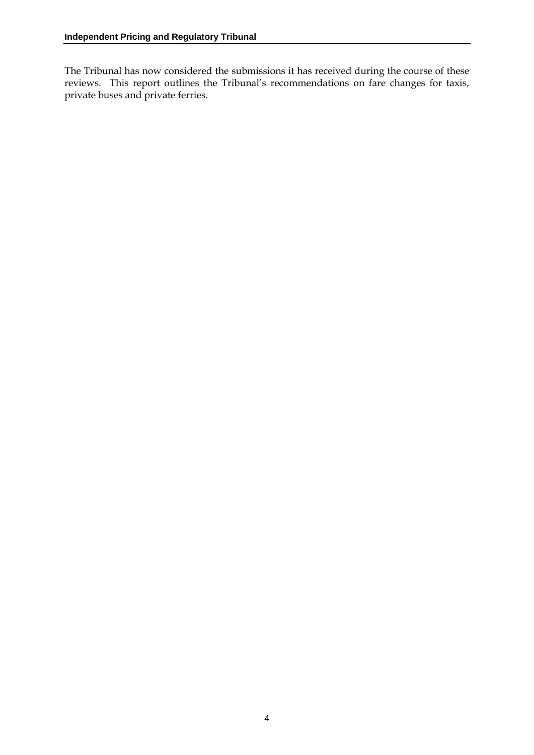The Tribunal has now considered the submissions it has received during the course of these reviews. This report outlines the Tribunal's recommendations on fare changes for taxis, private buses and private ferries.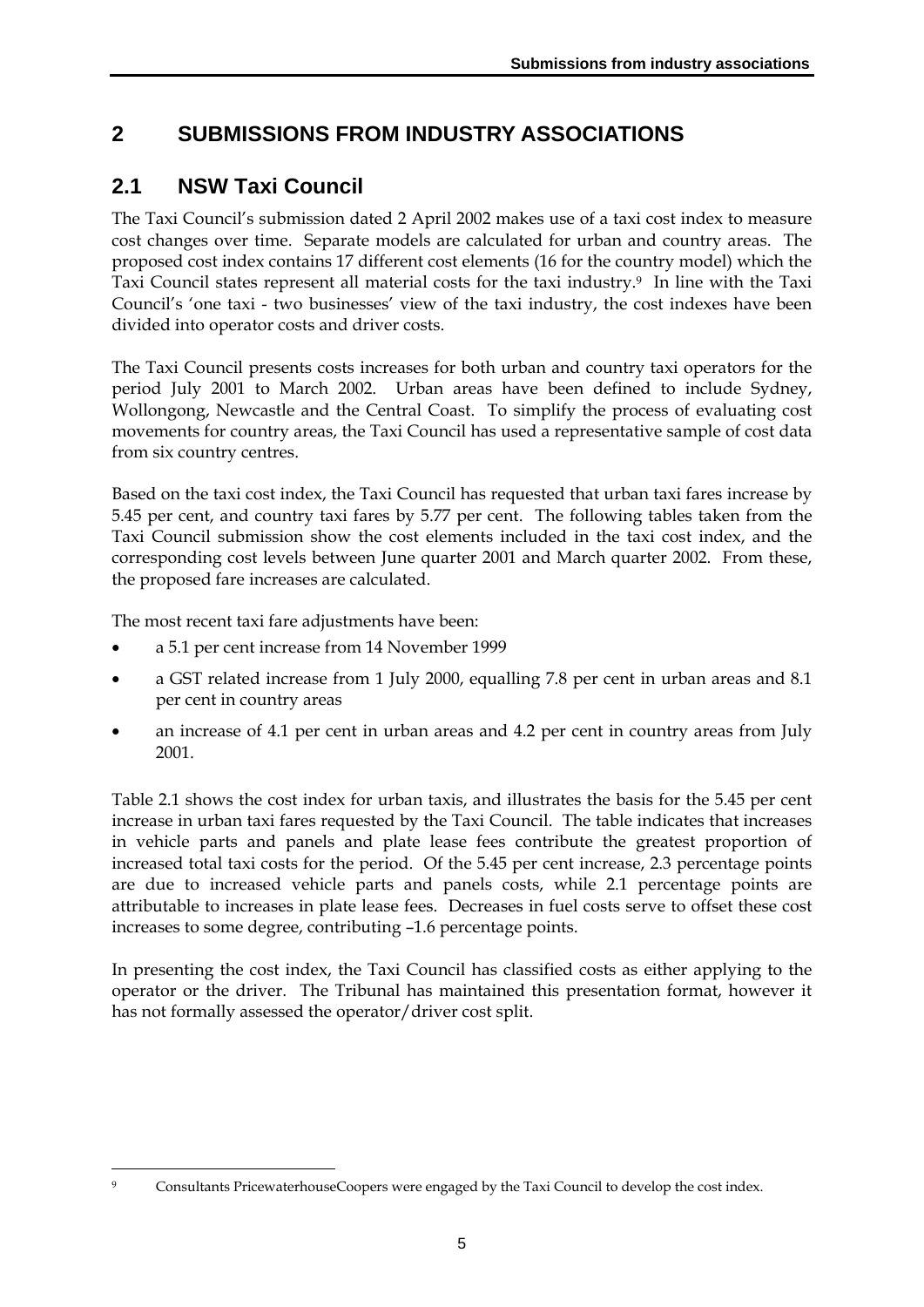# 2 SUBMISSIONS FROM INDUSTRY ASSOCIATIONS

## 2.1 NSW Taxi Council

The Taxi Council's submission dated 2 April 2002 makes use of a taxi cost index to measure cost changes over time. Separate models are calculated for urban and country areas. The proposed cost index contains 17 different cost elements (16 for the country model) which the Taxi Council states represent all material costs for the taxi industry.[9] In line with the Taxi Council's 'one taxi - two businesses' view of the taxi industry, the cost indexes have been divided into operator costs and driver costs.

The Taxi Council presents costs increases for both urban and country taxi operators for the period July 2001 to March 2002. Urban areas have been defined to include Sydney, Wollongong, Newcastle and the Central Coast. To simplify the process of evaluating cost movements for country areas, the Taxi Council has used a representative sample of cost data from six country centres.

Based on the taxi cost index, the Taxi Council has requested that urban taxi fares increase by 5.45 per cent, and country taxi fares by 5.77 per cent. The following tables taken from the Taxi Council submission show the cost elements included in the taxi cost index, and the corresponding cost levels between June quarter 2001 and March quarter 2002. From these, the proposed fare increases are calculated.

The most recent taxi fare adjustments have been:

- a 5.1 per cent increase from 14 November 1999
- a GST related increase from 1 July 2000, equalling 7.8 per cent in urban areas and 8.1 per cent in country areas
- an increase of 4.1 per cent in urban areas and 4.2 per cent in country areas from July 2001.

Table 2.1 shows the cost index for urban taxis, and illustrates the basis for the 5.45 per cent increase in urban taxi fares requested by the Taxi Council. The table indicates that increases in vehicle parts and panels and plate lease fees contribute the greatest proportion of increased total taxi costs for the period. Of the 5.45 per cent increase, 2.3 percentage points are due to increased vehicle parts and panels costs, while 2.1 percentage points are attributable to increases in plate lease fees. Decreases in fuel costs serve to offset these cost increases to some degree, contributing –1.6 percentage points.

In presenting the cost index, the Taxi Council has classified costs as either applying to the operator or the driver. The Tribunal has maintained this presentation format, however it has not formally assessed the operator/driver cost split.

---

[9] Consultants PricewaterhouseCoopers were engaged by the Taxi Council to develop the cost index.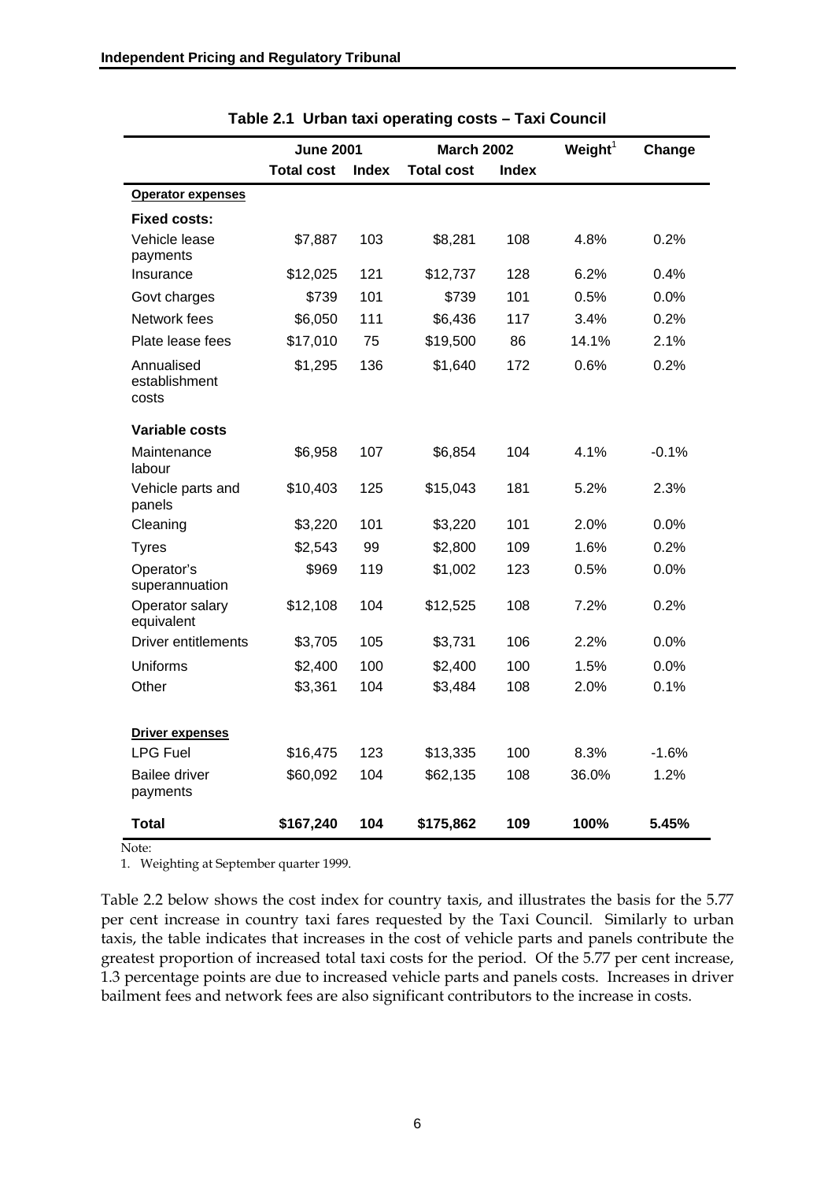**Table 2.1 Urban taxi operating costs – Taxi Council**

| | June 2001 | | March 2002 | | Weight[1] | Change |
|---|---|---|---|---|---|---|
| | Total cost | Index | Total cost | Index | | |
| **Operator expenses** | | | | | | |
| **Fixed costs:** | | | | | | |
| Vehicle lease payments | $7,887 | 103 | $8,281 | 108 | 4.8% | 0.2% |
| Insurance | $12,025 | 121 | $12,737 | 128 | 6.2% | 0.4% |
| Govt charges | $739 | 101 | $739 | 101 | 0.5% | 0.0% |
| Network fees | $6,050 | 111 | $6,436 | 117 | 3.4% | 0.2% |
| Plate lease fees | $17,010 | 75 | $19,500 | 86 | 14.1% | 2.1% |
| Annualised establishment costs | $1,295 | 136 | $1,640 | 172 | 0.6% | 0.2% |
| **Variable costs** | | | | | | |
| Maintenance labour | $6,958 | 107 | $6,854 | 104 | 4.1% | -0.1% |
| Vehicle parts and panels | $10,403 | 125 | $15,043 | 181 | 5.2% | 2.3% |
| Cleaning | $3,220 | 101 | $3,220 | 101 | 2.0% | 0.0% |
| Tyres | $2,543 | 99 | $2,800 | 109 | 1.6% | 0.2% |
| Operator's superannuation | $969 | 119 | $1,002 | 123 | 0.5% | 0.0% |
| Operator salary equivalent | $12,108 | 104 | $12,525 | 108 | 7.2% | 0.2% |
| Driver entitlements | $3,705 | 105 | $3,731 | 106 | 2.2% | 0.0% |
| Uniforms | $2,400 | 100 | $2,400 | 100 | 1.5% | 0.0% |
| Other | $3,361 | 104 | $3,484 | 108 | 2.0% | 0.1% |
| **Driver expenses** | | | | | | |
| LPG Fuel | $16,475 | 123 | $13,335 | 100 | 8.3% | -1.6% |
| Bailee driver payments | $60,092 | 104 | $62,135 | 108 | 36.0% | 1.2% |
| **Total** | **$167,240** | **104** | **$175,862** | **109** | **100%** | **5.45%** |

Note:

1. Weighting at September quarter 1999.

Table 2.2 below shows the cost index for country taxis, and illustrates the basis for the 5.77 per cent increase in country taxi fares requested by the Taxi Council. Similarly to urban taxis, the table indicates that increases in the cost of vehicle parts and panels contribute the greatest proportion of increased total taxi costs for the period. Of the 5.77 per cent increase, 1.3 percentage points are due to increased vehicle parts and panels costs. Increases in driver bailment fees and network fees are also significant contributors to the increase in costs.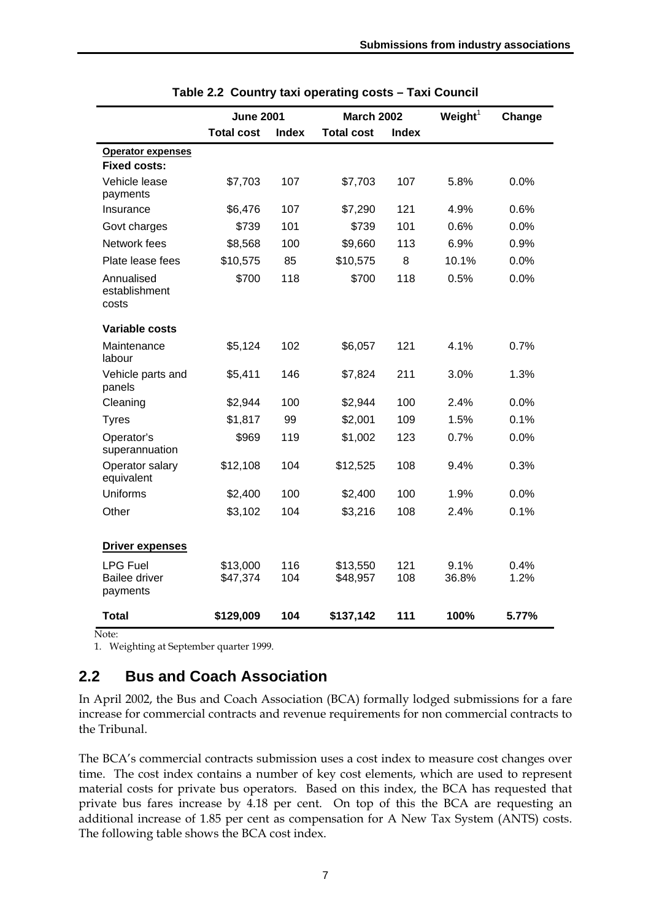**Table 2.2 Country taxi operating costs – Taxi Council**

| | June 2001 | | March 2002 | | Weight[1] | Change |
|---|---|---|---|---|---|---|
| | Total cost | Index | Total cost | Index | | |
| **Operator expenses** | | | | | | |
| **Fixed costs:** | | | | | | |
| Vehicle lease payments | $7,703 | 107 | $7,703 | 107 | 5.8% | 0.0% |
| Insurance | $6,476 | 107 | $7,290 | 121 | 4.9% | 0.6% |
| Govt charges | $739 | 101 | $739 | 101 | 0.6% | 0.0% |
| Network fees | $8,568 | 100 | $9,660 | 113 | 6.9% | 0.9% |
| Plate lease fees | $10,575 | 85 | $10,575 | 8 | 10.1% | 0.0% |
| Annualised establishment costs | $700 | 118 | $700 | 118 | 0.5% | 0.0% |
| **Variable costs** | | | | | | |
| Maintenance labour | $5,124 | 102 | $6,057 | 121 | 4.1% | 0.7% |
| Vehicle parts and panels | $5,411 | 146 | $7,824 | 211 | 3.0% | 1.3% |
| Cleaning | $2,944 | 100 | $2,944 | 100 | 2.4% | 0.0% |
| Tyres | $1,817 | 99 | $2,001 | 109 | 1.5% | 0.1% |
| Operator's superannuation | $969 | 119 | $1,002 | 123 | 0.7% | 0.0% |
| Operator salary equivalent | $12,108 | 104 | $12,525 | 108 | 9.4% | 0.3% |
| Uniforms | $2,400 | 100 | $2,400 | 100 | 1.9% | 0.0% |
| Other | $3,102 | 104 | $3,216 | 108 | 2.4% | 0.1% |
| **Driver expenses** | | | | | | |
| LPG Fuel | $13,000 | 116 | $13,550 | 121 | 9.1% | 0.4% |
| Bailee driver payments | $47,374 | 104 | $48,957 | 108 | 36.8% | 1.2% |
| **Total** | **$129,009** | **104** | **$137,142** | **111** | **100%** | **5.77%** |

Note:

1. Weighting at September quarter 1999.

## 2.2 Bus and Coach Association

In April 2002, the Bus and Coach Association (BCA) formally lodged submissions for a fare increase for commercial contracts and revenue requirements for non commercial contracts to the Tribunal.

The BCA's commercial contracts submission uses a cost index to measure cost changes over time. The cost index contains a number of key cost elements, which are used to represent material costs for private bus operators. Based on this index, the BCA has requested that private bus fares increase by 4.18 per cent. On top of this the BCA are requesting an additional increase of 1.85 per cent as compensation for A New Tax System (ANTS) costs. The following table shows the BCA cost index.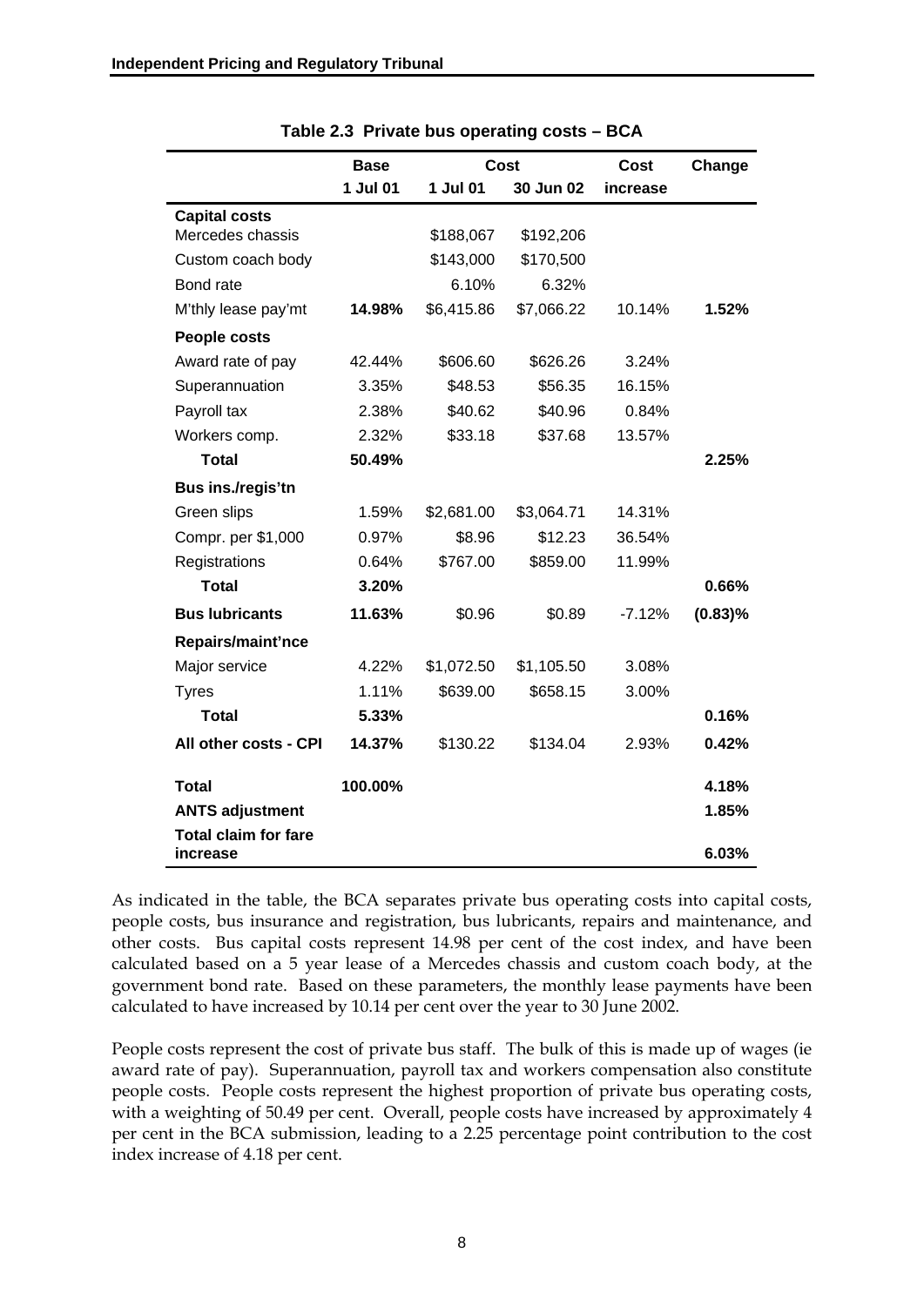**Table 2.3 Private bus operating costs – BCA**

| | Base | Cost | | Cost | Change |
|---|---|---|---|---|---|
| | 1 Jul 01 | 1 Jul 01 | 30 Jun 02 | increase | |
| **Capital costs** | | | | | |
| Mercedes chassis | | $188,067 | $192,206 | | |
| Custom coach body | | $143,000 | $170,500 | | |
| Bond rate | | 6.10% | 6.32% | | |
| M'thly lease pay'mt | **14.98%** | $6,415.86 | $7,066.22 | 10.14% | **1.52%** |
| **People costs** | | | | | |
| Award rate of pay | 42.44% | $606.60 | $626.26 | 3.24% | |
| Superannuation | 3.35% | $48.53 | $56.35 | 16.15% | |
| Payroll tax | 2.38% | $40.62 | $40.96 | 0.84% | |
| Workers comp. | 2.32% | $33.18 | $37.68 | 13.57% | |
| **Total** | **50.49%** | | | | **2.25%** |
| **Bus ins./regis'tn** | | | | | |
| Green slips | 1.59% | $2,681.00 | $3,064.71 | 14.31% | |
| Compr. per $1,000 | 0.97% | $8.96 | $12.23 | 36.54% | |
| Registrations | 0.64% | $767.00 | $859.00 | 11.99% | |
| **Total** | **3.20%** | | | | **0.66%** |
| **Bus lubricants** | **11.63%** | $0.96 | $0.89 | -7.12% | **(0.83)%** |
| **Repairs/maint'nce** | | | | | |
| Major service | 4.22% | $1,072.50 | $1,105.50 | 3.08% | |
| Tyres | 1.11% | $639.00 | $658.15 | 3.00% | |
| **Total** | **5.33%** | | | | **0.16%** |
| **All other costs - CPI** | **14.37%** | $130.22 | $134.04 | 2.93% | **0.42%** |
| **Total** | **100.00%** | | | | **4.18%** |
| **ANTS adjustment** | | | | | **1.85%** |
| **Total claim for fare increase** | | | | | **6.03%** |

As indicated in the table, the BCA separates private bus operating costs into capital costs, people costs, bus insurance and registration, bus lubricants, repairs and maintenance, and other costs. Bus capital costs represent 14.98 per cent of the cost index, and have been calculated based on a 5 year lease of a Mercedes chassis and custom coach body, at the government bond rate. Based on these parameters, the monthly lease payments have been calculated to have increased by 10.14 per cent over the year to 30 June 2002.

People costs represent the cost of private bus staff. The bulk of this is made up of wages (ie award rate of pay). Superannuation, payroll tax and workers compensation also constitute people costs. People costs represent the highest proportion of private bus operating costs, with a weighting of 50.49 per cent. Overall, people costs have increased by approximately 4 per cent in the BCA submission, leading to a 2.25 percentage point contribution to the cost index increase of 4.18 per cent.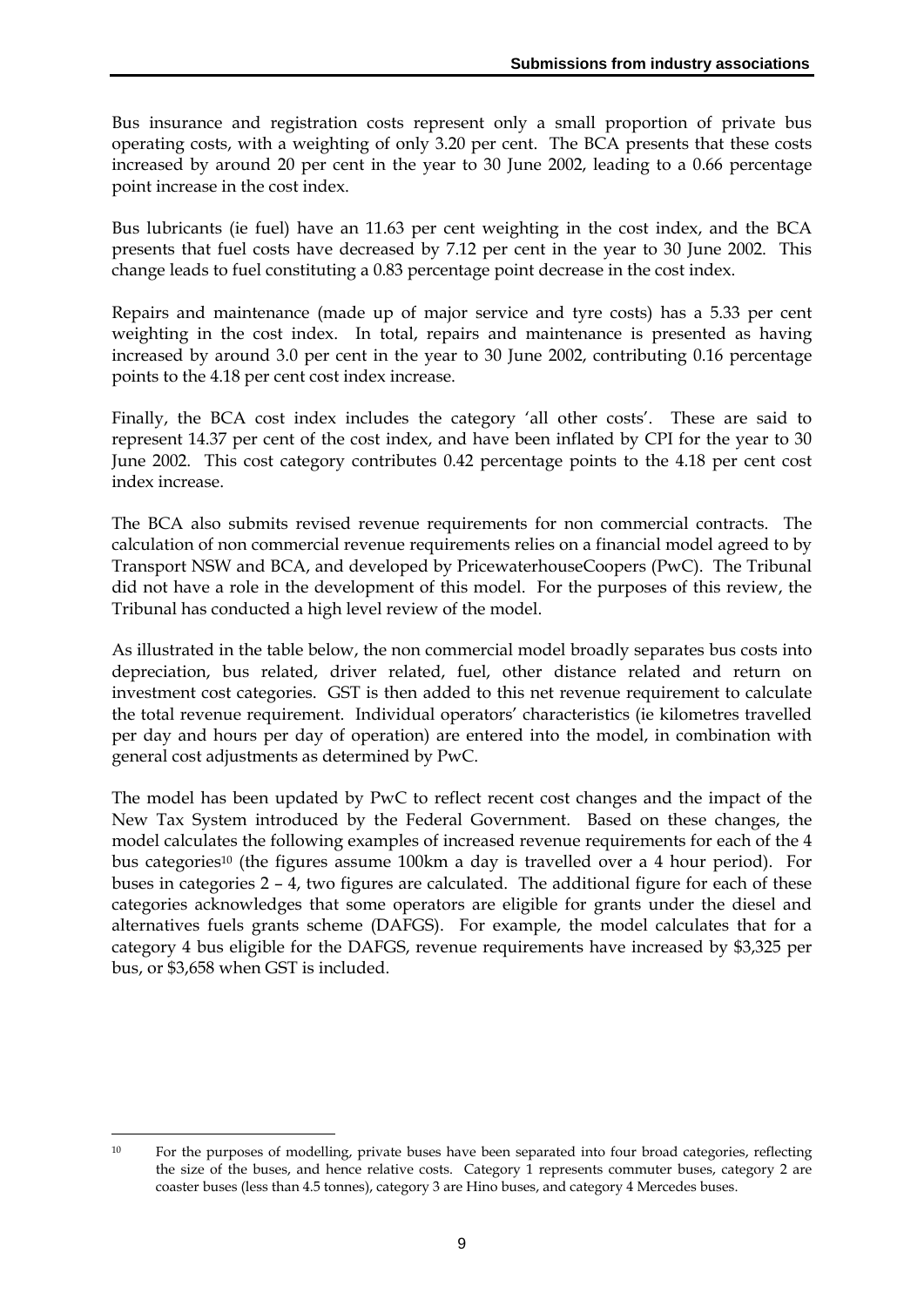Bus insurance and registration costs represent only a small proportion of private bus operating costs, with a weighting of only 3.20 per cent. The BCA presents that these costs increased by around 20 per cent in the year to 30 June 2002, leading to a 0.66 percentage point increase in the cost index.

Bus lubricants (ie fuel) have an 11.63 per cent weighting in the cost index, and the BCA presents that fuel costs have decreased by 7.12 per cent in the year to 30 June 2002. This change leads to fuel constituting a 0.83 percentage point decrease in the cost index.

Repairs and maintenance (made up of major service and tyre costs) has a 5.33 per cent weighting in the cost index. In total, repairs and maintenance is presented as having increased by around 3.0 per cent in the year to 30 June 2002, contributing 0.16 percentage points to the 4.18 per cent cost index increase.

Finally, the BCA cost index includes the category 'all other costs'. These are said to represent 14.37 per cent of the cost index, and have been inflated by CPI for the year to 30 June 2002. This cost category contributes 0.42 percentage points to the 4.18 per cent cost index increase.

The BCA also submits revised revenue requirements for non commercial contracts. The calculation of non commercial revenue requirements relies on a financial model agreed to by Transport NSW and BCA, and developed by PricewaterhouseCoopers (PwC). The Tribunal did not have a role in the development of this model. For the purposes of this review, the Tribunal has conducted a high level review of the model.

As illustrated in the table below, the non commercial model broadly separates bus costs into depreciation, bus related, driver related, fuel, other distance related and return on investment cost categories. GST is then added to this net revenue requirement to calculate the total revenue requirement. Individual operators' characteristics (ie kilometres travelled per day and hours per day of operation) are entered into the model, in combination with general cost adjustments as determined by PwC.

The model has been updated by PwC to reflect recent cost changes and the impact of the New Tax System introduced by the Federal Government. Based on these changes, the model calculates the following examples of increased revenue requirements for each of the 4 bus categories[10] (the figures assume 100km a day is travelled over a 4 hour period). For buses in categories 2 – 4, two figures are calculated. The additional figure for each of these categories acknowledges that some operators are eligible for grants under the diesel and alternatives fuels grants scheme (DAFGS). For example, the model calculates that for a category 4 bus eligible for the DAFGS, revenue requirements have increased by $3,325 per bus, or $3,658 when GST is included.

[10] For the purposes of modelling, private buses have been separated into four broad categories, reflecting the size of the buses, and hence relative costs. Category 1 represents commuter buses, category 2 are coaster buses (less than 4.5 tonnes), category 3 are Hino buses, and category 4 Mercedes buses.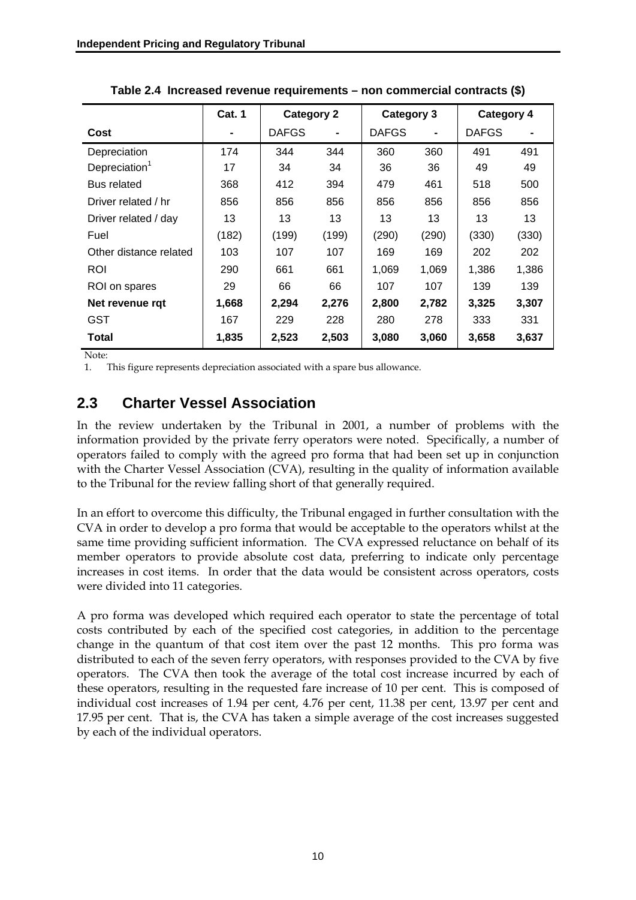**Table 2.4 Increased revenue requirements – non commercial contracts ($)**

| | Cat. 1 | Category 2 | | Category 3 | | Category 4 | |
|---|---|---|---|---|---|---|---|
| **Cost** | **-** | DAFGS | **-** | DAFGS | **-** | DAFGS | **-** |
| Depreciation | 174 | 344 | 344 | 360 | 360 | 491 | 491 |
| Depreciation[1] | 17 | 34 | 34 | 36 | 36 | 49 | 49 |
| Bus related | 368 | 412 | 394 | 479 | 461 | 518 | 500 |
| Driver related / hr | 856 | 856 | 856 | 856 | 856 | 856 | 856 |
| Driver related / day | 13 | 13 | 13 | 13 | 13 | 13 | 13 |
| Fuel | (182) | (199) | (199) | (290) | (290) | (330) | (330) |
| Other distance related | 103 | 107 | 107 | 169 | 169 | 202 | 202 |
| ROI | 290 | 661 | 661 | 1,069 | 1,069 | 1,386 | 1,386 |
| ROI on spares | 29 | 66 | 66 | 107 | 107 | 139 | 139 |
| **Net revenue rqt** | **1,668** | **2,294** | **2,276** | **2,800** | **2,782** | **3,325** | **3,307** |
| GST | 167 | 229 | 228 | 280 | 278 | 333 | 331 |
| **Total** | **1,835** | **2,523** | **2,503** | **3,080** | **3,060** | **3,658** | **3,637** |

Note:
1. This figure represents depreciation associated with a spare bus allowance.

## 2.3 Charter Vessel Association

In the review undertaken by the Tribunal in 2001, a number of problems with the information provided by the private ferry operators were noted. Specifically, a number of operators failed to comply with the agreed pro forma that had been set up in conjunction with the Charter Vessel Association (CVA), resulting in the quality of information available to the Tribunal for the review falling short of that generally required.

In an effort to overcome this difficulty, the Tribunal engaged in further consultation with the CVA in order to develop a pro forma that would be acceptable to the operators whilst at the same time providing sufficient information. The CVA expressed reluctance on behalf of its member operators to provide absolute cost data, preferring to indicate only percentage increases in cost items. In order that the data would be consistent across operators, costs were divided into 11 categories.

A pro forma was developed which required each operator to state the percentage of total costs contributed by each of the specified cost categories, in addition to the percentage change in the quantum of that cost item over the past 12 months. This pro forma was distributed to each of the seven ferry operators, with responses provided to the CVA by five operators. The CVA then took the average of the total cost increase incurred by each of these operators, resulting in the requested fare increase of 10 per cent. This is composed of individual cost increases of 1.94 per cent, 4.76 per cent, 11.38 per cent, 13.97 per cent and 17.95 per cent. That is, the CVA has taken a simple average of the cost increases suggested by each of the individual operators.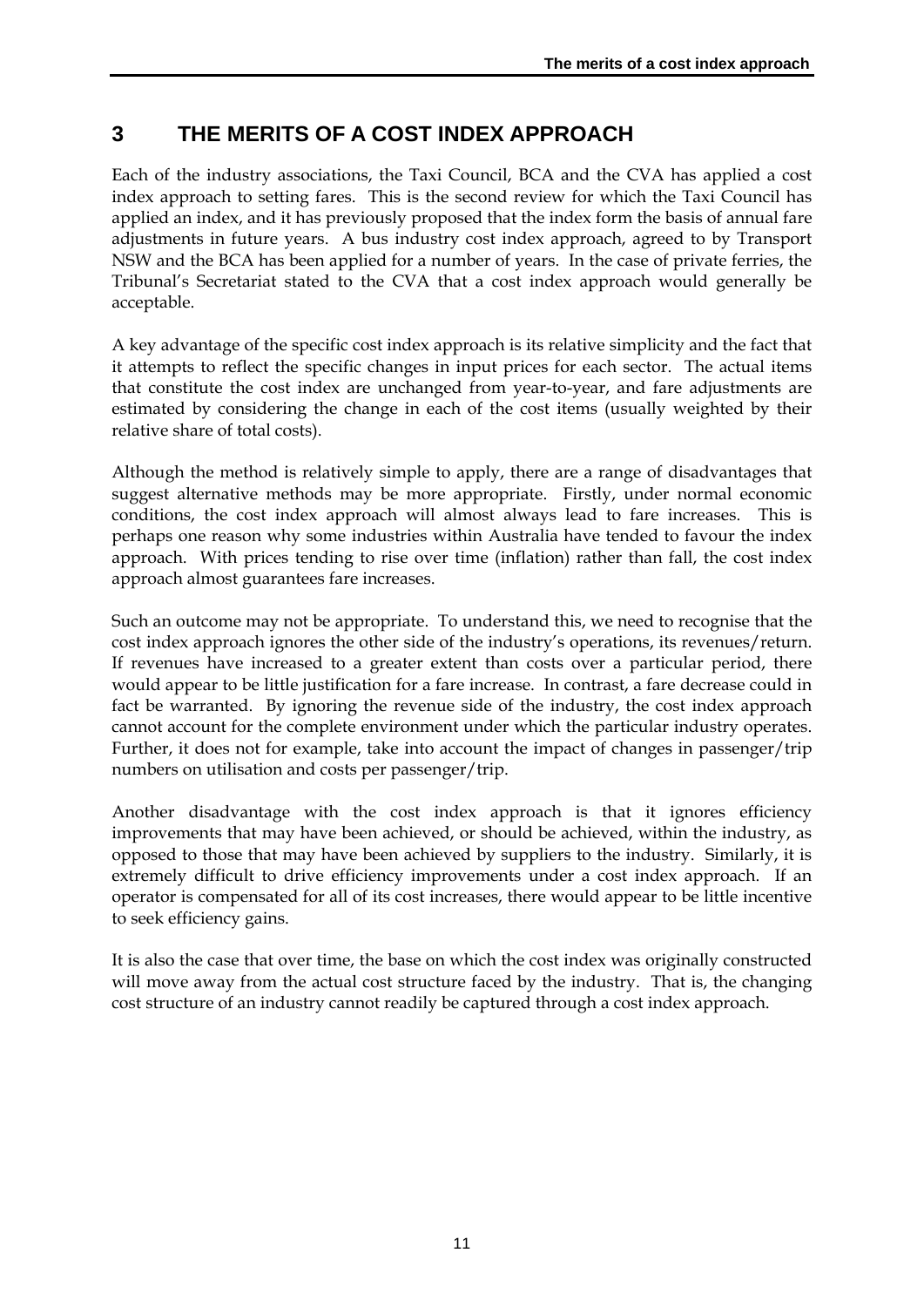# 3 THE MERITS OF A COST INDEX APPROACH

Each of the industry associations, the Taxi Council, BCA and the CVA has applied a cost index approach to setting fares. This is the second review for which the Taxi Council has applied an index, and it has previously proposed that the index form the basis of annual fare adjustments in future years. A bus industry cost index approach, agreed to by Transport NSW and the BCA has been applied for a number of years. In the case of private ferries, the Tribunal's Secretariat stated to the CVA that a cost index approach would generally be acceptable.

A key advantage of the specific cost index approach is its relative simplicity and the fact that it attempts to reflect the specific changes in input prices for each sector. The actual items that constitute the cost index are unchanged from year-to-year, and fare adjustments are estimated by considering the change in each of the cost items (usually weighted by their relative share of total costs).

Although the method is relatively simple to apply, there are a range of disadvantages that suggest alternative methods may be more appropriate. Firstly, under normal economic conditions, the cost index approach will almost always lead to fare increases. This is perhaps one reason why some industries within Australia have tended to favour the index approach. With prices tending to rise over time (inflation) rather than fall, the cost index approach almost guarantees fare increases.

Such an outcome may not be appropriate. To understand this, we need to recognise that the cost index approach ignores the other side of the industry's operations, its revenues/return. If revenues have increased to a greater extent than costs over a particular period, there would appear to be little justification for a fare increase. In contrast, a fare decrease could in fact be warranted. By ignoring the revenue side of the industry, the cost index approach cannot account for the complete environment under which the particular industry operates. Further, it does not for example, take into account the impact of changes in passenger/trip numbers on utilisation and costs per passenger/trip.

Another disadvantage with the cost index approach is that it ignores efficiency improvements that may have been achieved, or should be achieved, within the industry, as opposed to those that may have been achieved by suppliers to the industry. Similarly, it is extremely difficult to drive efficiency improvements under a cost index approach. If an operator is compensated for all of its cost increases, there would appear to be little incentive to seek efficiency gains.

It is also the case that over time, the base on which the cost index was originally constructed will move away from the actual cost structure faced by the industry. That is, the changing cost structure of an industry cannot readily be captured through a cost index approach.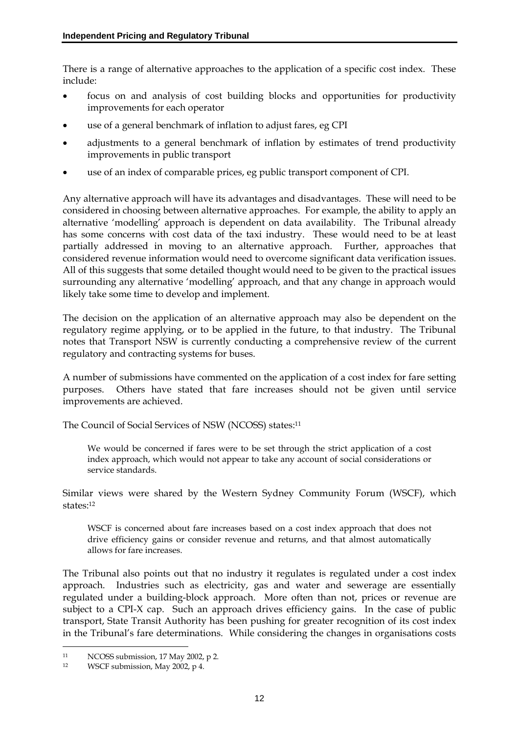There is a range of alternative approaches to the application of a specific cost index. These include:

- focus on and analysis of cost building blocks and opportunities for productivity improvements for each operator
- use of a general benchmark of inflation to adjust fares, eg CPI
- adjustments to a general benchmark of inflation by estimates of trend productivity improvements in public transport
- use of an index of comparable prices, eg public transport component of CPI.

Any alternative approach will have its advantages and disadvantages. These will need to be considered in choosing between alternative approaches. For example, the ability to apply an alternative 'modelling' approach is dependent on data availability. The Tribunal already has some concerns with cost data of the taxi industry. These would need to be at least partially addressed in moving to an alternative approach. Further, approaches that considered revenue information would need to overcome significant data verification issues. All of this suggests that some detailed thought would need to be given to the practical issues surrounding any alternative 'modelling' approach, and that any change in approach would likely take some time to develop and implement.

The decision on the application of an alternative approach may also be dependent on the regulatory regime applying, or to be applied in the future, to that industry. The Tribunal notes that Transport NSW is currently conducting a comprehensive review of the current regulatory and contracting systems for buses.

A number of submissions have commented on the application of a cost index for fare setting purposes. Others have stated that fare increases should not be given until service improvements are achieved.

The Council of Social Services of NSW (NCOSS) states:[11]

> We would be concerned if fares were to be set through the strict application of a cost index approach, which would not appear to take any account of social considerations or service standards.

Similar views were shared by the Western Sydney Community Forum (WSCF), which states:[12]

> WSCF is concerned about fare increases based on a cost index approach that does not drive efficiency gains or consider revenue and returns, and that almost automatically allows for fare increases.

The Tribunal also points out that no industry it regulates is regulated under a cost index approach. Industries such as electricity, gas and water and sewerage are essentially regulated under a building-block approach. More often than not, prices or revenue are subject to a CPI-X cap. Such an approach drives efficiency gains. In the case of public transport, State Transit Authority has been pushing for greater recognition of its cost index in the Tribunal's fare determinations. While considering the changes in organisations costs

---

[11] NCOSS submission, 17 May 2002, p 2.

[12] WSCF submission, May 2002, p 4.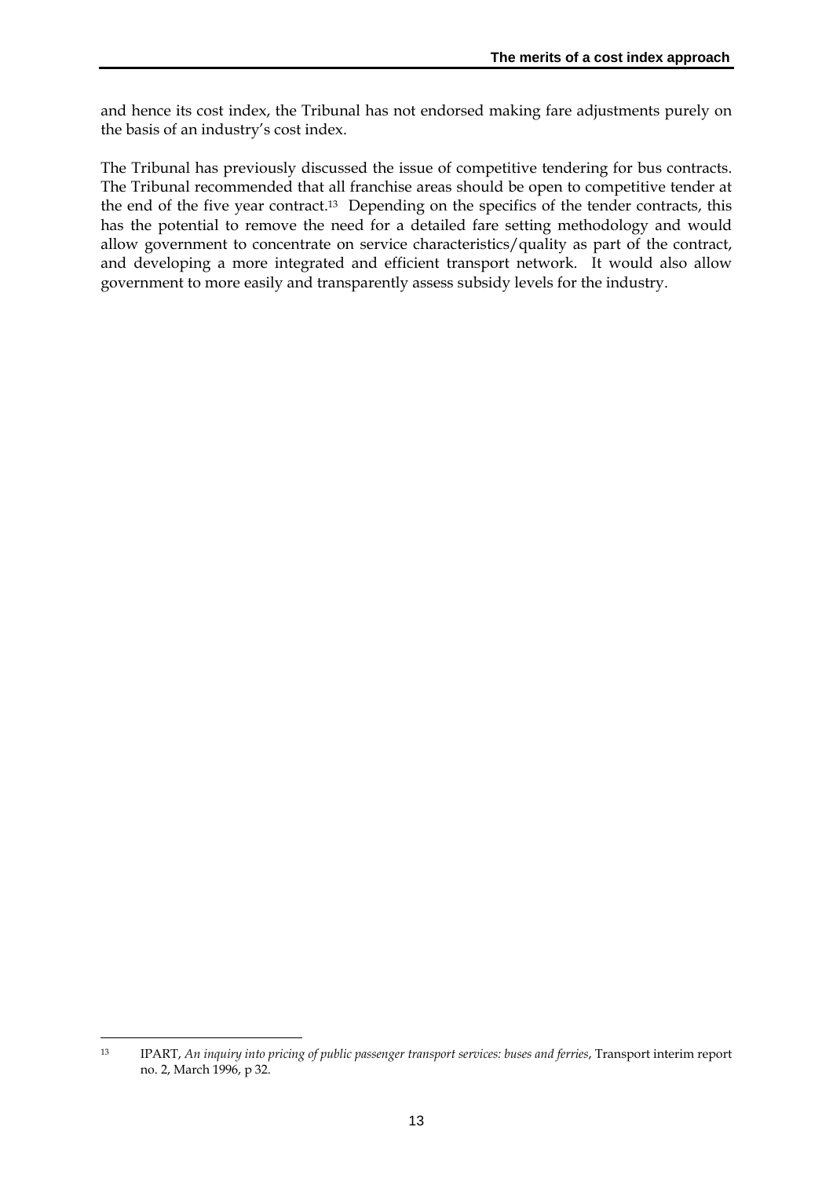and hence its cost index, the Tribunal has not endorsed making fare adjustments purely on the basis of an industry's cost index.

The Tribunal has previously discussed the issue of competitive tendering for bus contracts. The Tribunal recommended that all franchise areas should be open to competitive tender at the end of the five year contract.[13] Depending on the specifics of the tender contracts, this has the potential to remove the need for a detailed fare setting methodology and would allow government to concentrate on service characteristics/quality as part of the contract, and developing a more integrated and efficient transport network. It would also allow government to more easily and transparently assess subsidy levels for the industry.

---

[13] IPART, *An inquiry into pricing of public passenger transport services: buses and ferries*, Transport interim report no. 2, March 1996, p 32.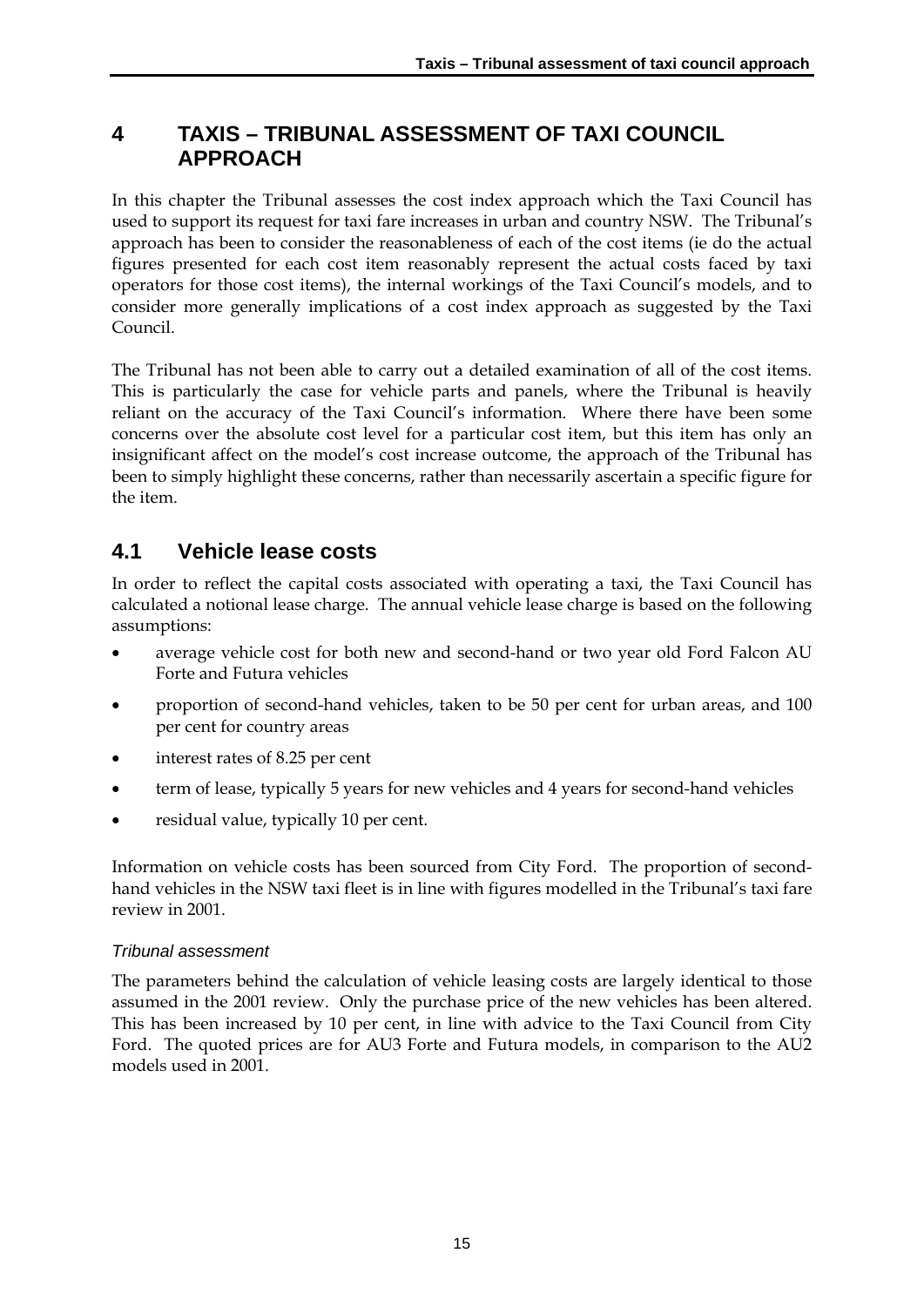# 4 TAXIS – TRIBUNAL ASSESSMENT OF TAXI COUNCIL APPROACH

In this chapter the Tribunal assesses the cost index approach which the Taxi Council has used to support its request for taxi fare increases in urban and country NSW. The Tribunal's approach has been to consider the reasonableness of each of the cost items (ie do the actual figures presented for each cost item reasonably represent the actual costs faced by taxi operators for those cost items), the internal workings of the Taxi Council's models, and to consider more generally implications of a cost index approach as suggested by the Taxi Council.

The Tribunal has not been able to carry out a detailed examination of all of the cost items. This is particularly the case for vehicle parts and panels, where the Tribunal is heavily reliant on the accuracy of the Taxi Council's information. Where there have been some concerns over the absolute cost level for a particular cost item, but this item has only an insignificant affect on the model's cost increase outcome, the approach of the Tribunal has been to simply highlight these concerns, rather than necessarily ascertain a specific figure for the item.

## 4.1 Vehicle lease costs

In order to reflect the capital costs associated with operating a taxi, the Taxi Council has calculated a notional lease charge. The annual vehicle lease charge is based on the following assumptions:

- average vehicle cost for both new and second-hand or two year old Ford Falcon AU Forte and Futura vehicles
- proportion of second-hand vehicles, taken to be 50 per cent for urban areas, and 100 per cent for country areas
- interest rates of 8.25 per cent
- term of lease, typically 5 years for new vehicles and 4 years for second-hand vehicles
- residual value, typically 10 per cent.

Information on vehicle costs has been sourced from City Ford. The proportion of second-hand vehicles in the NSW taxi fleet is in line with figures modelled in the Tribunal's taxi fare review in 2001.

### *Tribunal assessment*

The parameters behind the calculation of vehicle leasing costs are largely identical to those assumed in the 2001 review. Only the purchase price of the new vehicles has been altered. This has been increased by 10 per cent, in line with advice to the Taxi Council from City Ford. The quoted prices are for AU3 Forte and Futura models, in comparison to the AU2 models used in 2001.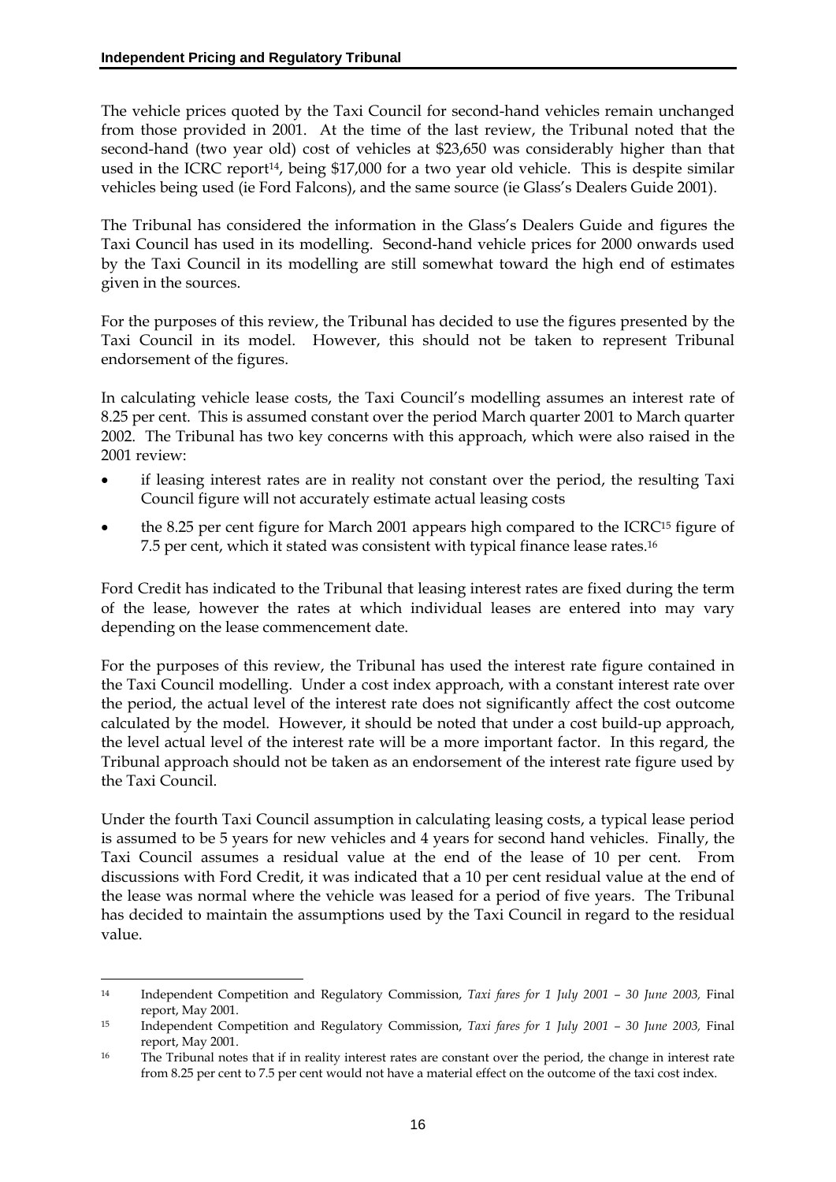The vehicle prices quoted by the Taxi Council for second-hand vehicles remain unchanged from those provided in 2001. At the time of the last review, the Tribunal noted that the second-hand (two year old) cost of vehicles at $23,650 was considerably higher than that used in the ICRC report[14], being $17,000 for a two year old vehicle. This is despite similar vehicles being used (ie Ford Falcons), and the same source (ie Glass's Dealers Guide 2001).

The Tribunal has considered the information in the Glass's Dealers Guide and figures the Taxi Council has used in its modelling. Second-hand vehicle prices for 2000 onwards used by the Taxi Council in its modelling are still somewhat toward the high end of estimates given in the sources.

For the purposes of this review, the Tribunal has decided to use the figures presented by the Taxi Council in its model. However, this should not be taken to represent Tribunal endorsement of the figures.

In calculating vehicle lease costs, the Taxi Council's modelling assumes an interest rate of 8.25 per cent. This is assumed constant over the period March quarter 2001 to March quarter 2002. The Tribunal has two key concerns with this approach, which were also raised in the 2001 review:

- if leasing interest rates are in reality not constant over the period, the resulting Taxi Council figure will not accurately estimate actual leasing costs
- the 8.25 per cent figure for March 2001 appears high compared to the ICRC[15] figure of 7.5 per cent, which it stated was consistent with typical finance lease rates.[16]

Ford Credit has indicated to the Tribunal that leasing interest rates are fixed during the term of the lease, however the rates at which individual leases are entered into may vary depending on the lease commencement date.

For the purposes of this review, the Tribunal has used the interest rate figure contained in the Taxi Council modelling. Under a cost index approach, with a constant interest rate over the period, the actual level of the interest rate does not significantly affect the cost outcome calculated by the model. However, it should be noted that under a cost build-up approach, the level actual level of the interest rate will be a more important factor. In this regard, the Tribunal approach should not be taken as an endorsement of the interest rate figure used by the Taxi Council.

Under the fourth Taxi Council assumption in calculating leasing costs, a typical lease period is assumed to be 5 years for new vehicles and 4 years for second hand vehicles. Finally, the Taxi Council assumes a residual value at the end of the lease of 10 per cent. From discussions with Ford Credit, it was indicated that a 10 per cent residual value at the end of the lease was normal where the vehicle was leased for a period of five years. The Tribunal has decided to maintain the assumptions used by the Taxi Council in regard to the residual value.

---

[14] Independent Competition and Regulatory Commission, *Taxi fares for 1 July 2001 – 30 June 2003,* Final report, May 2001.

[15] Independent Competition and Regulatory Commission, *Taxi fares for 1 July 2001 – 30 June 2003,* Final report, May 2001.

[16] The Tribunal notes that if in reality interest rates are constant over the period, the change in interest rate from 8.25 per cent to 7.5 per cent would not have a material effect on the outcome of the taxi cost index.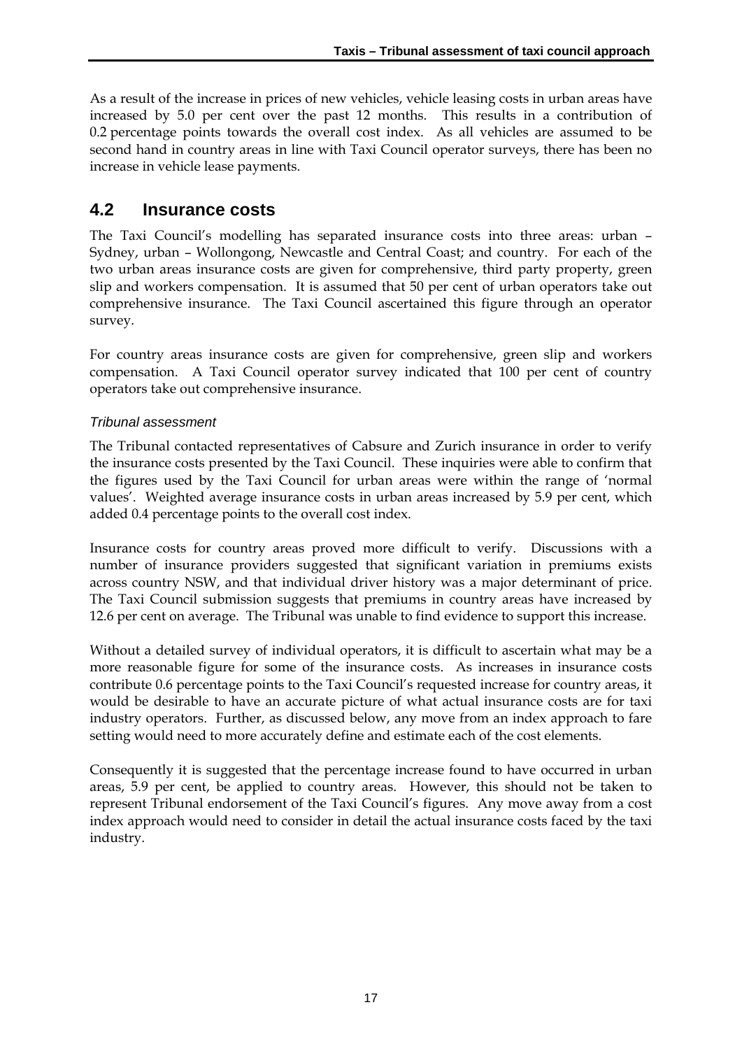As a result of the increase in prices of new vehicles, vehicle leasing costs in urban areas have increased by 5.0 per cent over the past 12 months. This results in a contribution of 0.2 percentage points towards the overall cost index. As all vehicles are assumed to be second hand in country areas in line with Taxi Council operator surveys, there has been no increase in vehicle lease payments.

## 4.2 Insurance costs

The Taxi Council's modelling has separated insurance costs into three areas: urban – Sydney, urban – Wollongong, Newcastle and Central Coast; and country. For each of the two urban areas insurance costs are given for comprehensive, third party property, green slip and workers compensation. It is assumed that 50 per cent of urban operators take out comprehensive insurance. The Taxi Council ascertained this figure through an operator survey.

For country areas insurance costs are given for comprehensive, green slip and workers compensation. A Taxi Council operator survey indicated that 100 per cent of country operators take out comprehensive insurance.

### *Tribunal assessment*

The Tribunal contacted representatives of Cabsure and Zurich insurance in order to verify the insurance costs presented by the Taxi Council. These inquiries were able to confirm that the figures used by the Taxi Council for urban areas were within the range of 'normal values'. Weighted average insurance costs in urban areas increased by 5.9 per cent, which added 0.4 percentage points to the overall cost index.

Insurance costs for country areas proved more difficult to verify. Discussions with a number of insurance providers suggested that significant variation in premiums exists across country NSW, and that individual driver history was a major determinant of price. The Taxi Council submission suggests that premiums in country areas have increased by 12.6 per cent on average. The Tribunal was unable to find evidence to support this increase.

Without a detailed survey of individual operators, it is difficult to ascertain what may be a more reasonable figure for some of the insurance costs. As increases in insurance costs contribute 0.6 percentage points to the Taxi Council's requested increase for country areas, it would be desirable to have an accurate picture of what actual insurance costs are for taxi industry operators. Further, as discussed below, any move from an index approach to fare setting would need to more accurately define and estimate each of the cost elements.

Consequently it is suggested that the percentage increase found to have occurred in urban areas, 5.9 per cent, be applied to country areas. However, this should not be taken to represent Tribunal endorsement of the Taxi Council's figures. Any move away from a cost index approach would need to consider in detail the actual insurance costs faced by the taxi industry.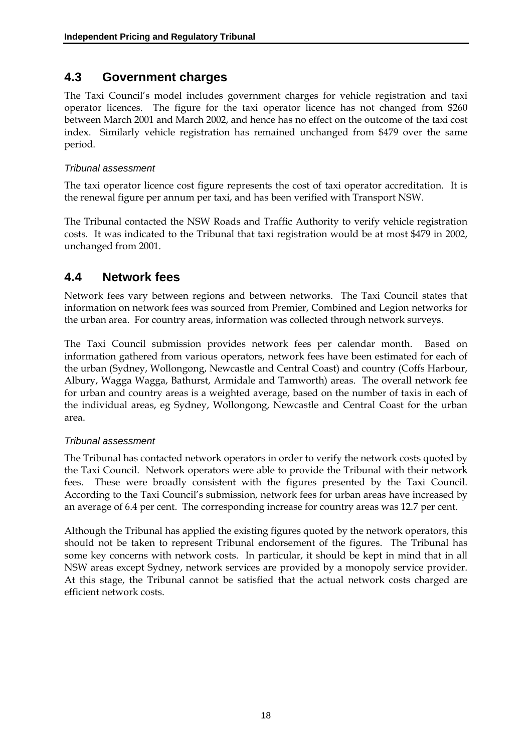## 4.3 Government charges

The Taxi Council's model includes government charges for vehicle registration and taxi operator licences. The figure for the taxi operator licence has not changed from $260 between March 2001 and March 2002, and hence has no effect on the outcome of the taxi cost index. Similarly vehicle registration has remained unchanged from $479 over the same period.

*Tribunal assessment*

The taxi operator licence cost figure represents the cost of taxi operator accreditation. It is the renewal figure per annum per taxi, and has been verified with Transport NSW.

The Tribunal contacted the NSW Roads and Traffic Authority to verify vehicle registration costs. It was indicated to the Tribunal that taxi registration would be at most $479 in 2002, unchanged from 2001.

## 4.4 Network fees

Network fees vary between regions and between networks. The Taxi Council states that information on network fees was sourced from Premier, Combined and Legion networks for the urban area. For country areas, information was collected through network surveys.

The Taxi Council submission provides network fees per calendar month. Based on information gathered from various operators, network fees have been estimated for each of the urban (Sydney, Wollongong, Newcastle and Central Coast) and country (Coffs Harbour, Albury, Wagga Wagga, Bathurst, Armidale and Tamworth) areas. The overall network fee for urban and country areas is a weighted average, based on the number of taxis in each of the individual areas, eg Sydney, Wollongong, Newcastle and Central Coast for the urban area.

*Tribunal assessment*

The Tribunal has contacted network operators in order to verify the network costs quoted by the Taxi Council. Network operators were able to provide the Tribunal with their network fees. These were broadly consistent with the figures presented by the Taxi Council. According to the Taxi Council's submission, network fees for urban areas have increased by an average of 6.4 per cent. The corresponding increase for country areas was 12.7 per cent.

Although the Tribunal has applied the existing figures quoted by the network operators, this should not be taken to represent Tribunal endorsement of the figures. The Tribunal has some key concerns with network costs. In particular, it should be kept in mind that in all NSW areas except Sydney, network services are provided by a monopoly service provider. At this stage, the Tribunal cannot be satisfied that the actual network costs charged are efficient network costs.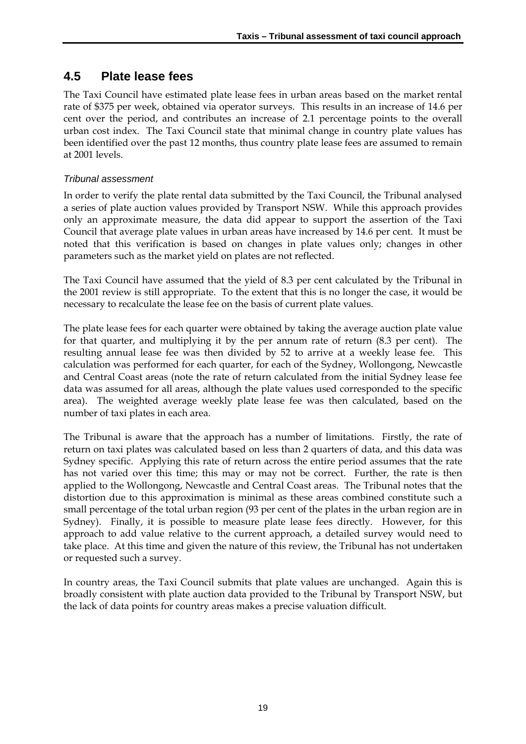## 4.5 Plate lease fees

The Taxi Council have estimated plate lease fees in urban areas based on the market rental rate of $375 per week, obtained via operator surveys. This results in an increase of 14.6 per cent over the period, and contributes an increase of 2.1 percentage points to the overall urban cost index. The Taxi Council state that minimal change in country plate values has been identified over the past 12 months, thus country plate lease fees are assumed to remain at 2001 levels.

### *Tribunal assessment*

In order to verify the plate rental data submitted by the Taxi Council, the Tribunal analysed a series of plate auction values provided by Transport NSW. While this approach provides only an approximate measure, the data did appear to support the assertion of the Taxi Council that average plate values in urban areas have increased by 14.6 per cent. It must be noted that this verification is based on changes in plate values only; changes in other parameters such as the market yield on plates are not reflected.

The Taxi Council have assumed that the yield of 8.3 per cent calculated by the Tribunal in the 2001 review is still appropriate. To the extent that this is no longer the case, it would be necessary to recalculate the lease fee on the basis of current plate values.

The plate lease fees for each quarter were obtained by taking the average auction plate value for that quarter, and multiplying it by the per annum rate of return (8.3 per cent). The resulting annual lease fee was then divided by 52 to arrive at a weekly lease fee. This calculation was performed for each quarter, for each of the Sydney, Wollongong, Newcastle and Central Coast areas (note the rate of return calculated from the initial Sydney lease fee data was assumed for all areas, although the plate values used corresponded to the specific area). The weighted average weekly plate lease fee was then calculated, based on the number of taxi plates in each area.

The Tribunal is aware that the approach has a number of limitations. Firstly, the rate of return on taxi plates was calculated based on less than 2 quarters of data, and this data was Sydney specific. Applying this rate of return across the entire period assumes that the rate has not varied over this time; this may or may not be correct. Further, the rate is then applied to the Wollongong, Newcastle and Central Coast areas. The Tribunal notes that the distortion due to this approximation is minimal as these areas combined constitute such a small percentage of the total urban region (93 per cent of the plates in the urban region are in Sydney). Finally, it is possible to measure plate lease fees directly. However, for this approach to add value relative to the current approach, a detailed survey would need to take place. At this time and given the nature of this review, the Tribunal has not undertaken or requested such a survey.

In country areas, the Taxi Council submits that plate values are unchanged. Again this is broadly consistent with plate auction data provided to the Tribunal by Transport NSW, but the lack of data points for country areas makes a precise valuation difficult.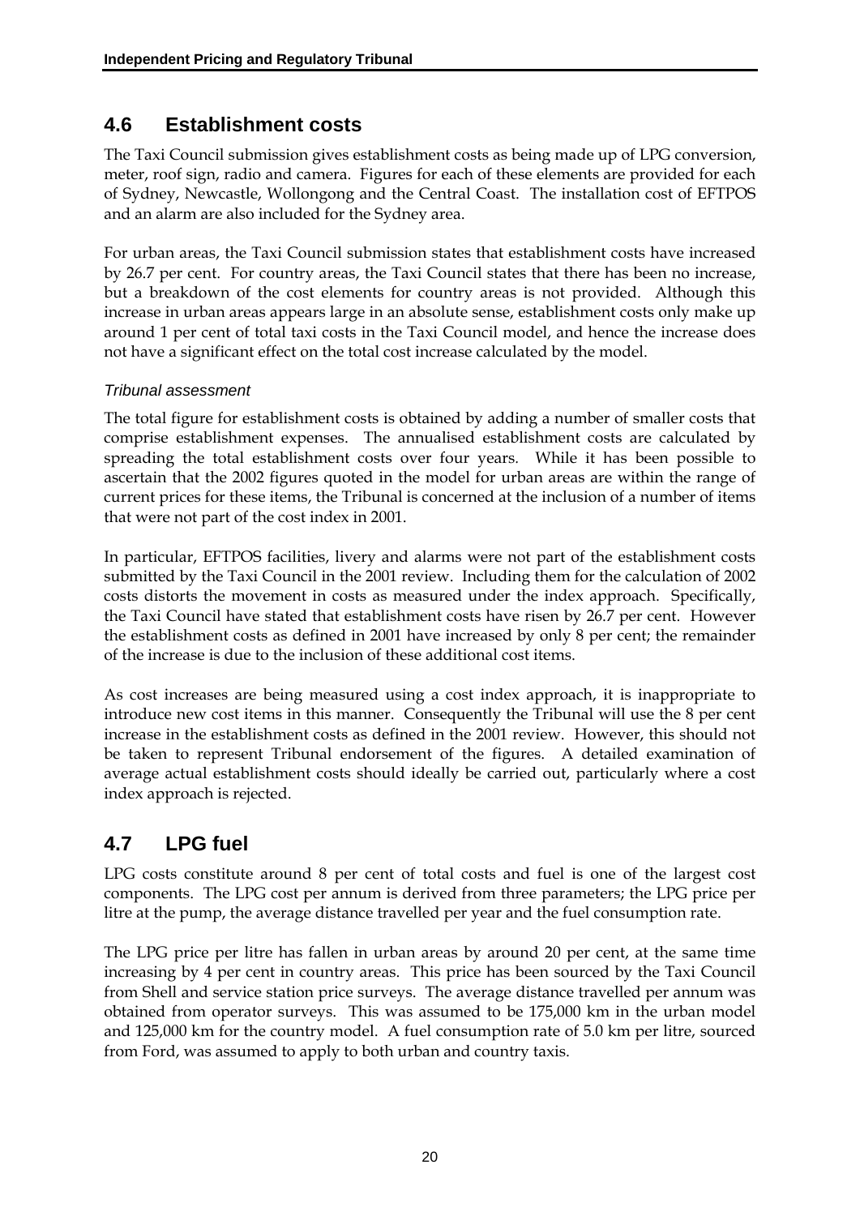## 4.6 Establishment costs

The Taxi Council submission gives establishment costs as being made up of LPG conversion, meter, roof sign, radio and camera. Figures for each of these elements are provided for each of Sydney, Newcastle, Wollongong and the Central Coast. The installation cost of EFTPOS and an alarm are also included for the Sydney area.

For urban areas, the Taxi Council submission states that establishment costs have increased by 26.7 per cent. For country areas, the Taxi Council states that there has been no increase, but a breakdown of the cost elements for country areas is not provided. Although this increase in urban areas appears large in an absolute sense, establishment costs only make up around 1 per cent of total taxi costs in the Taxi Council model, and hence the increase does not have a significant effect on the total cost increase calculated by the model.

*Tribunal assessment*

The total figure for establishment costs is obtained by adding a number of smaller costs that comprise establishment expenses. The annualised establishment costs are calculated by spreading the total establishment costs over four years. While it has been possible to ascertain that the 2002 figures quoted in the model for urban areas are within the range of current prices for these items, the Tribunal is concerned at the inclusion of a number of items that were not part of the cost index in 2001.

In particular, EFTPOS facilities, livery and alarms were not part of the establishment costs submitted by the Taxi Council in the 2001 review. Including them for the calculation of 2002 costs distorts the movement in costs as measured under the index approach. Specifically, the Taxi Council have stated that establishment costs have risen by 26.7 per cent. However the establishment costs as defined in 2001 have increased by only 8 per cent; the remainder of the increase is due to the inclusion of these additional cost items.

As cost increases are being measured using a cost index approach, it is inappropriate to introduce new cost items in this manner. Consequently the Tribunal will use the 8 per cent increase in the establishment costs as defined in the 2001 review. However, this should not be taken to represent Tribunal endorsement of the figures. A detailed examination of average actual establishment costs should ideally be carried out, particularly where a cost index approach is rejected.

## 4.7 LPG fuel

LPG costs constitute around 8 per cent of total costs and fuel is one of the largest cost components. The LPG cost per annum is derived from three parameters; the LPG price per litre at the pump, the average distance travelled per year and the fuel consumption rate.

The LPG price per litre has fallen in urban areas by around 20 per cent, at the same time increasing by 4 per cent in country areas. This price has been sourced by the Taxi Council from Shell and service station price surveys. The average distance travelled per annum was obtained from operator surveys. This was assumed to be 175,000 km in the urban model and 125,000 km for the country model. A fuel consumption rate of 5.0 km per litre, sourced from Ford, was assumed to apply to both urban and country taxis.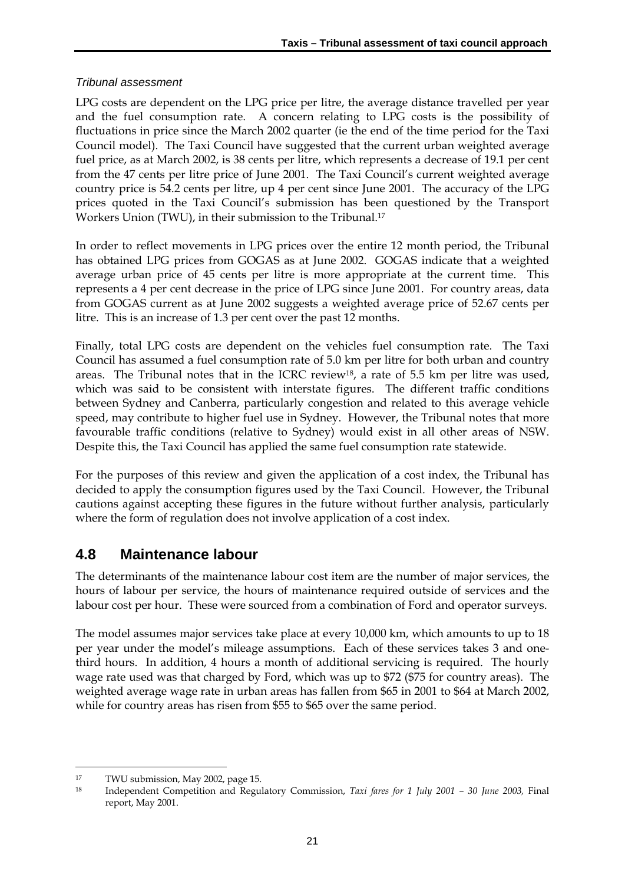*Tribunal assessment*

LPG costs are dependent on the LPG price per litre, the average distance travelled per year and the fuel consumption rate. A concern relating to LPG costs is the possibility of fluctuations in price since the March 2002 quarter (ie the end of the time period for the Taxi Council model). The Taxi Council have suggested that the current urban weighted average fuel price, as at March 2002, is 38 cents per litre, which represents a decrease of 19.1 per cent from the 47 cents per litre price of June 2001. The Taxi Council's current weighted average country price is 54.2 cents per litre, up 4 per cent since June 2001. The accuracy of the LPG prices quoted in the Taxi Council's submission has been questioned by the Transport Workers Union (TWU), in their submission to the Tribunal.[17]

In order to reflect movements in LPG prices over the entire 12 month period, the Tribunal has obtained LPG prices from GOGAS as at June 2002. GOGAS indicate that a weighted average urban price of 45 cents per litre is more appropriate at the current time. This represents a 4 per cent decrease in the price of LPG since June 2001. For country areas, data from GOGAS current as at June 2002 suggests a weighted average price of 52.67 cents per litre. This is an increase of 1.3 per cent over the past 12 months.

Finally, total LPG costs are dependent on the vehicles fuel consumption rate. The Taxi Council has assumed a fuel consumption rate of 5.0 km per litre for both urban and country areas. The Tribunal notes that in the ICRC review[18], a rate of 5.5 km per litre was used, which was said to be consistent with interstate figures. The different traffic conditions between Sydney and Canberra, particularly congestion and related to this average vehicle speed, may contribute to higher fuel use in Sydney. However, the Tribunal notes that more favourable traffic conditions (relative to Sydney) would exist in all other areas of NSW. Despite this, the Taxi Council has applied the same fuel consumption rate statewide.

For the purposes of this review and given the application of a cost index, the Tribunal has decided to apply the consumption figures used by the Taxi Council. However, the Tribunal cautions against accepting these figures in the future without further analysis, particularly where the form of regulation does not involve application of a cost index.

## 4.8 Maintenance labour

The determinants of the maintenance labour cost item are the number of major services, the hours of labour per service, the hours of maintenance required outside of services and the labour cost per hour. These were sourced from a combination of Ford and operator surveys.

The model assumes major services take place at every 10,000 km, which amounts to up to 18 per year under the model's mileage assumptions. Each of these services takes 3 and one-third hours. In addition, 4 hours a month of additional servicing is required. The hourly wage rate used was that charged by Ford, which was up to $72 ($75 for country areas). The weighted average wage rate in urban areas has fallen from $65 in 2001 to $64 at March 2002, while for country areas has risen from $55 to $65 over the same period.

---

[17] TWU submission, May 2002, page 15.

[18] Independent Competition and Regulatory Commission, *Taxi fares for 1 July 2001 – 30 June 2003,* Final report, May 2001.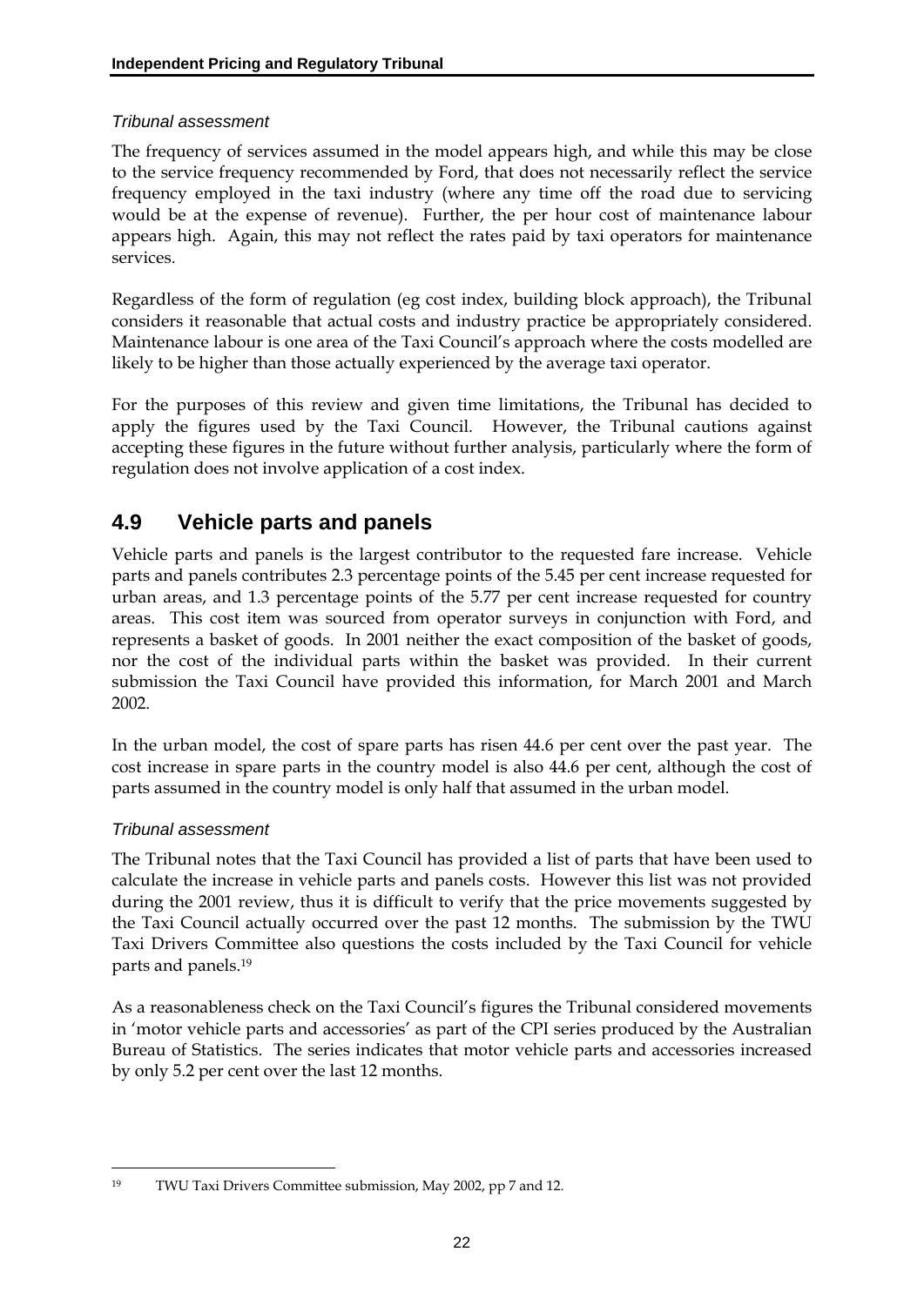*Tribunal assessment*

The frequency of services assumed in the model appears high, and while this may be close to the service frequency recommended by Ford, that does not necessarily reflect the service frequency employed in the taxi industry (where any time off the road due to servicing would be at the expense of revenue). Further, the per hour cost of maintenance labour appears high. Again, this may not reflect the rates paid by taxi operators for maintenance services.

Regardless of the form of regulation (eg cost index, building block approach), the Tribunal considers it reasonable that actual costs and industry practice be appropriately considered. Maintenance labour is one area of the Taxi Council's approach where the costs modelled are likely to be higher than those actually experienced by the average taxi operator.

For the purposes of this review and given time limitations, the Tribunal has decided to apply the figures used by the Taxi Council. However, the Tribunal cautions against accepting these figures in the future without further analysis, particularly where the form of regulation does not involve application of a cost index.

## 4.9 Vehicle parts and panels

Vehicle parts and panels is the largest contributor to the requested fare increase. Vehicle parts and panels contributes 2.3 percentage points of the 5.45 per cent increase requested for urban areas, and 1.3 percentage points of the 5.77 per cent increase requested for country areas. This cost item was sourced from operator surveys in conjunction with Ford, and represents a basket of goods. In 2001 neither the exact composition of the basket of goods, nor the cost of the individual parts within the basket was provided. In their current submission the Taxi Council have provided this information, for March 2001 and March 2002.

In the urban model, the cost of spare parts has risen 44.6 per cent over the past year. The cost increase in spare parts in the country model is also 44.6 per cent, although the cost of parts assumed in the country model is only half that assumed in the urban model.

*Tribunal assessment*

The Tribunal notes that the Taxi Council has provided a list of parts that have been used to calculate the increase in vehicle parts and panels costs. However this list was not provided during the 2001 review, thus it is difficult to verify that the price movements suggested by the Taxi Council actually occurred over the past 12 months. The submission by the TWU Taxi Drivers Committee also questions the costs included by the Taxi Council for vehicle parts and panels.[19]

As a reasonableness check on the Taxi Council's figures the Tribunal considered movements in 'motor vehicle parts and accessories' as part of the CPI series produced by the Australian Bureau of Statistics. The series indicates that motor vehicle parts and accessories increased by only 5.2 per cent over the last 12 months.

---

[19] TWU Taxi Drivers Committee submission, May 2002, pp 7 and 12.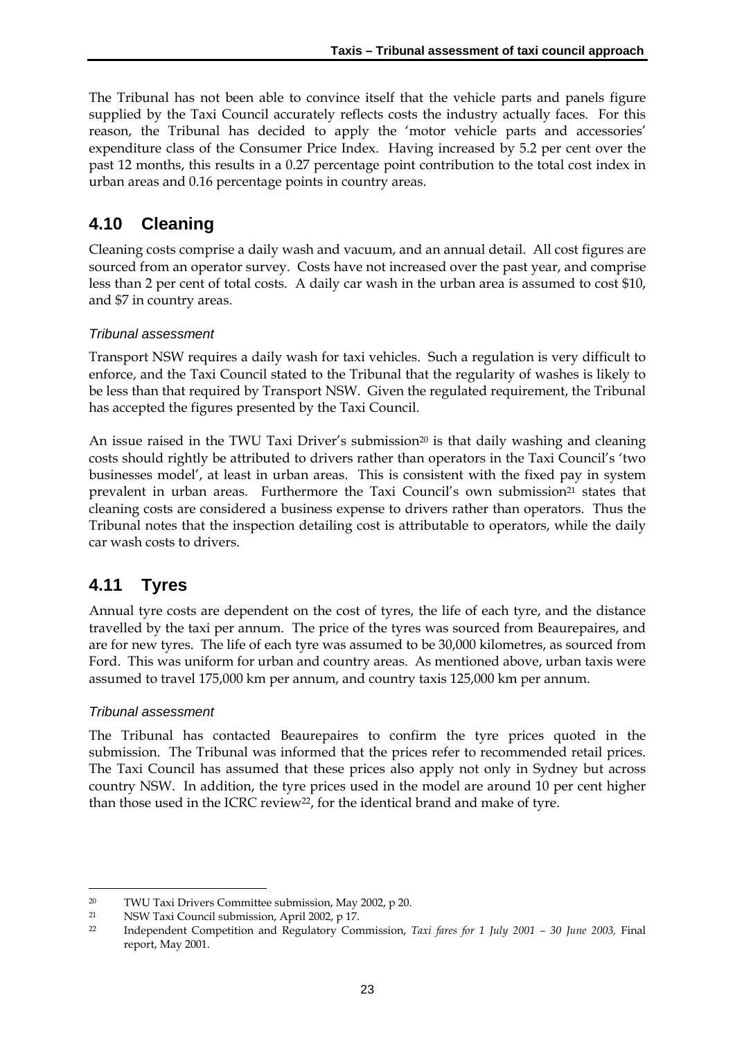The Tribunal has not been able to convince itself that the vehicle parts and panels figure supplied by the Taxi Council accurately reflects costs the industry actually faces. For this reason, the Tribunal has decided to apply the 'motor vehicle parts and accessories' expenditure class of the Consumer Price Index. Having increased by 5.2 per cent over the past 12 months, this results in a 0.27 percentage point contribution to the total cost index in urban areas and 0.16 percentage points in country areas.

## 4.10 Cleaning

Cleaning costs comprise a daily wash and vacuum, and an annual detail. All cost figures are sourced from an operator survey. Costs have not increased over the past year, and comprise less than 2 per cent of total costs. A daily car wash in the urban area is assumed to cost $10, and $7 in country areas.

### *Tribunal assessment*

Transport NSW requires a daily wash for taxi vehicles. Such a regulation is very difficult to enforce, and the Taxi Council stated to the Tribunal that the regularity of washes is likely to be less than that required by Transport NSW. Given the regulated requirement, the Tribunal has accepted the figures presented by the Taxi Council.

An issue raised in the TWU Taxi Driver's submission[20] is that daily washing and cleaning costs should rightly be attributed to drivers rather than operators in the Taxi Council's 'two businesses model', at least in urban areas. This is consistent with the fixed pay in system prevalent in urban areas. Furthermore the Taxi Council's own submission[21] states that cleaning costs are considered a business expense to drivers rather than operators. Thus the Tribunal notes that the inspection detailing cost is attributable to operators, while the daily car wash costs to drivers.

## 4.11 Tyres

Annual tyre costs are dependent on the cost of tyres, the life of each tyre, and the distance travelled by the taxi per annum. The price of the tyres was sourced from Beaurepaires, and are for new tyres. The life of each tyre was assumed to be 30,000 kilometres, as sourced from Ford. This was uniform for urban and country areas. As mentioned above, urban taxis were assumed to travel 175,000 km per annum, and country taxis 125,000 km per annum.

### *Tribunal assessment*

The Tribunal has contacted Beaurepaires to confirm the tyre prices quoted in the submission. The Tribunal was informed that the prices refer to recommended retail prices. The Taxi Council has assumed that these prices also apply not only in Sydney but across country NSW. In addition, the tyre prices used in the model are around 10 per cent higher than those used in the ICRC review[22], for the identical brand and make of tyre.

---

[20] TWU Taxi Drivers Committee submission, May 2002, p 20.

[21] NSW Taxi Council submission, April 2002, p 17.

[22] Independent Competition and Regulatory Commission, *Taxi fares for 1 July 2001 – 30 June 2003,* Final report, May 2001.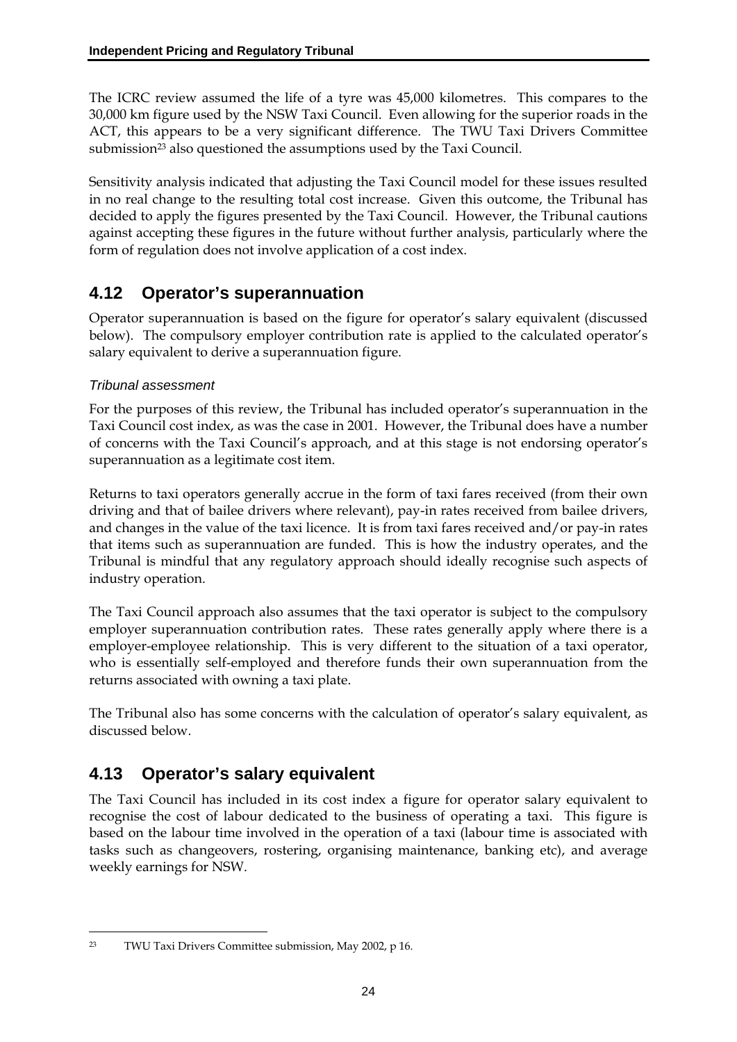The ICRC review assumed the life of a tyre was 45,000 kilometres. This compares to the 30,000 km figure used by the NSW Taxi Council. Even allowing for the superior roads in the ACT, this appears to be a very significant difference. The TWU Taxi Drivers Committee submission[23] also questioned the assumptions used by the Taxi Council.

Sensitivity analysis indicated that adjusting the Taxi Council model for these issues resulted in no real change to the resulting total cost increase. Given this outcome, the Tribunal has decided to apply the figures presented by the Taxi Council. However, the Tribunal cautions against accepting these figures in the future without further analysis, particularly where the form of regulation does not involve application of a cost index.

## 4.12 Operator's superannuation

Operator superannuation is based on the figure for operator's salary equivalent (discussed below). The compulsory employer contribution rate is applied to the calculated operator's salary equivalent to derive a superannuation figure.

### *Tribunal assessment*

For the purposes of this review, the Tribunal has included operator's superannuation in the Taxi Council cost index, as was the case in 2001. However, the Tribunal does have a number of concerns with the Taxi Council's approach, and at this stage is not endorsing operator's superannuation as a legitimate cost item.

Returns to taxi operators generally accrue in the form of taxi fares received (from their own driving and that of bailee drivers where relevant), pay-in rates received from bailee drivers, and changes in the value of the taxi licence. It is from taxi fares received and/or pay-in rates that items such as superannuation are funded. This is how the industry operates, and the Tribunal is mindful that any regulatory approach should ideally recognise such aspects of industry operation.

The Taxi Council approach also assumes that the taxi operator is subject to the compulsory employer superannuation contribution rates. These rates generally apply where there is a employer-employee relationship. This is very different to the situation of a taxi operator, who is essentially self-employed and therefore funds their own superannuation from the returns associated with owning a taxi plate.

The Tribunal also has some concerns with the calculation of operator's salary equivalent, as discussed below.

## 4.13 Operator's salary equivalent

The Taxi Council has included in its cost index a figure for operator salary equivalent to recognise the cost of labour dedicated to the business of operating a taxi. This figure is based on the labour time involved in the operation of a taxi (labour time is associated with tasks such as changeovers, rostering, organising maintenance, banking etc), and average weekly earnings for NSW.

---

[23] TWU Taxi Drivers Committee submission, May 2002, p 16.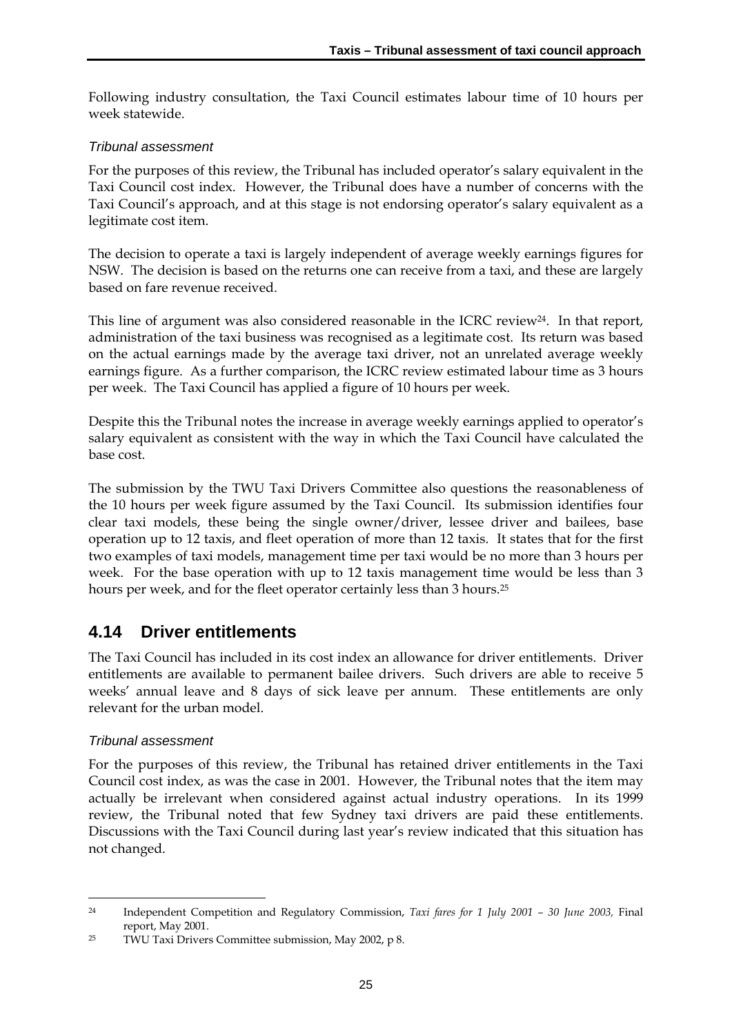Following industry consultation, the Taxi Council estimates labour time of 10 hours per week statewide.

*Tribunal assessment*

For the purposes of this review, the Tribunal has included operator's salary equivalent in the Taxi Council cost index. However, the Tribunal does have a number of concerns with the Taxi Council's approach, and at this stage is not endorsing operator's salary equivalent as a legitimate cost item.

The decision to operate a taxi is largely independent of average weekly earnings figures for NSW. The decision is based on the returns one can receive from a taxi, and these are largely based on fare revenue received.

This line of argument was also considered reasonable in the ICRC review[24]. In that report, administration of the taxi business was recognised as a legitimate cost. Its return was based on the actual earnings made by the average taxi driver, not an unrelated average weekly earnings figure. As a further comparison, the ICRC review estimated labour time as 3 hours per week. The Taxi Council has applied a figure of 10 hours per week.

Despite this the Tribunal notes the increase in average weekly earnings applied to operator's salary equivalent as consistent with the way in which the Taxi Council have calculated the base cost.

The submission by the TWU Taxi Drivers Committee also questions the reasonableness of the 10 hours per week figure assumed by the Taxi Council. Its submission identifies four clear taxi models, these being the single owner/driver, lessee driver and bailees, base operation up to 12 taxis, and fleet operation of more than 12 taxis. It states that for the first two examples of taxi models, management time per taxi would be no more than 3 hours per week. For the base operation with up to 12 taxis management time would be less than 3 hours per week, and for the fleet operator certainly less than 3 hours.[25]

## 4.14 Driver entitlements

The Taxi Council has included in its cost index an allowance for driver entitlements. Driver entitlements are available to permanent bailee drivers. Such drivers are able to receive 5 weeks' annual leave and 8 days of sick leave per annum. These entitlements are only relevant for the urban model.

*Tribunal assessment*

For the purposes of this review, the Tribunal has retained driver entitlements in the Taxi Council cost index, as was the case in 2001. However, the Tribunal notes that the item may actually be irrelevant when considered against actual industry operations. In its 1999 review, the Tribunal noted that few Sydney taxi drivers are paid these entitlements. Discussions with the Taxi Council during last year's review indicated that this situation has not changed.

---

[24] Independent Competition and Regulatory Commission, *Taxi fares for 1 July 2001 – 30 June 2003,* Final report, May 2001.

[25] TWU Taxi Drivers Committee submission, May 2002, p 8.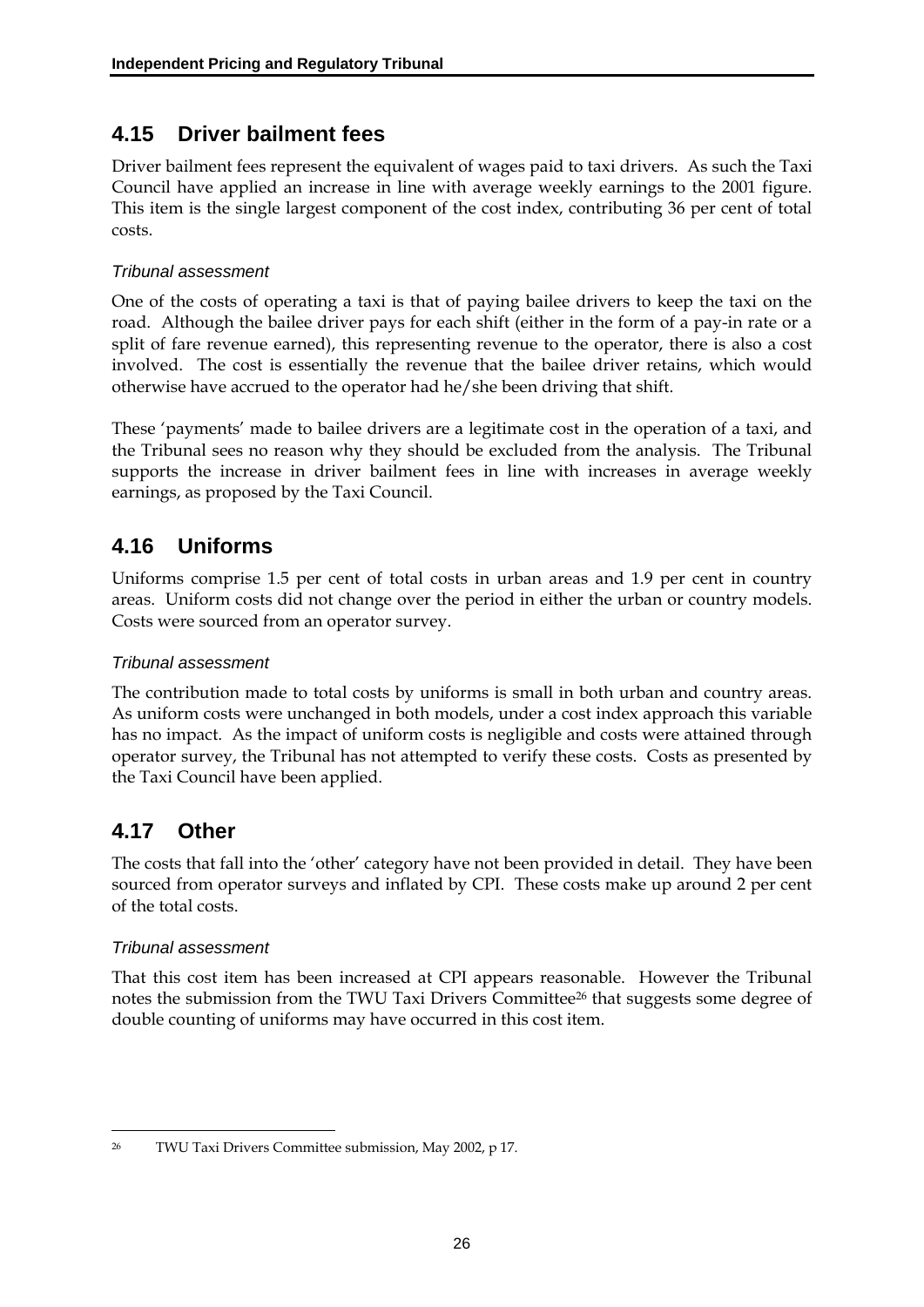## 4.15 Driver bailment fees

Driver bailment fees represent the equivalent of wages paid to taxi drivers. As such the Taxi Council have applied an increase in line with average weekly earnings to the 2001 figure. This item is the single largest component of the cost index, contributing 36 per cent of total costs.

*Tribunal assessment*

One of the costs of operating a taxi is that of paying bailee drivers to keep the taxi on the road. Although the bailee driver pays for each shift (either in the form of a pay-in rate or a split of fare revenue earned), this representing revenue to the operator, there is also a cost involved. The cost is essentially the revenue that the bailee driver retains, which would otherwise have accrued to the operator had he/she been driving that shift.

These 'payments' made to bailee drivers are a legitimate cost in the operation of a taxi, and the Tribunal sees no reason why they should be excluded from the analysis. The Tribunal supports the increase in driver bailment fees in line with increases in average weekly earnings, as proposed by the Taxi Council.

## 4.16 Uniforms

Uniforms comprise 1.5 per cent of total costs in urban areas and 1.9 per cent in country areas. Uniform costs did not change over the period in either the urban or country models. Costs were sourced from an operator survey.

*Tribunal assessment*

The contribution made to total costs by uniforms is small in both urban and country areas. As uniform costs were unchanged in both models, under a cost index approach this variable has no impact. As the impact of uniform costs is negligible and costs were attained through operator survey, the Tribunal has not attempted to verify these costs. Costs as presented by the Taxi Council have been applied.

## 4.17 Other

The costs that fall into the 'other' category have not been provided in detail. They have been sourced from operator surveys and inflated by CPI. These costs make up around 2 per cent of the total costs.

*Tribunal assessment*

That this cost item has been increased at CPI appears reasonable. However the Tribunal notes the submission from the TWU Taxi Drivers Committee[26] that suggests some degree of double counting of uniforms may have occurred in this cost item.

[26] TWU Taxi Drivers Committee submission, May 2002, p 17.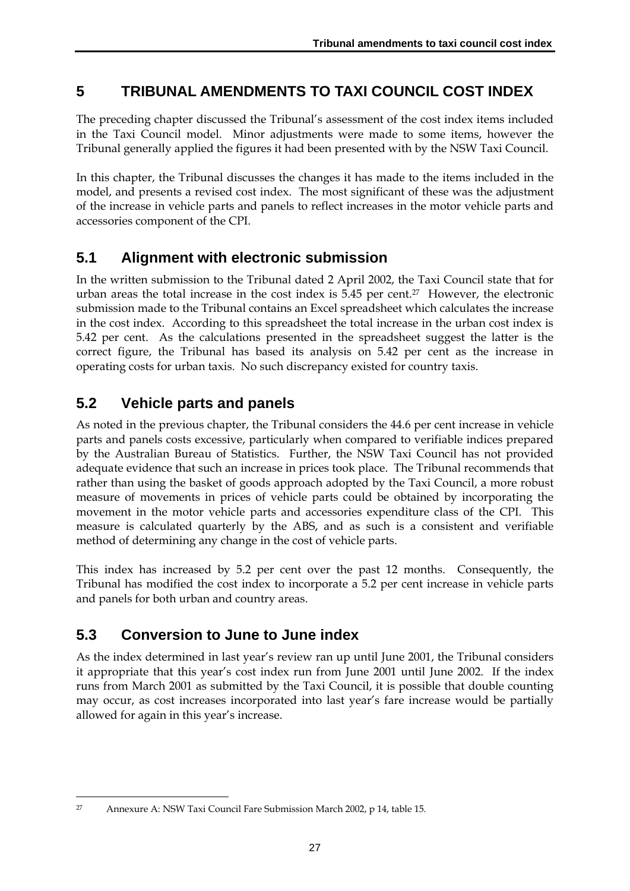# 5 TRIBUNAL AMENDMENTS TO TAXI COUNCIL COST INDEX

The preceding chapter discussed the Tribunal's assessment of the cost index items included in the Taxi Council model. Minor adjustments were made to some items, however the Tribunal generally applied the figures it had been presented with by the NSW Taxi Council.

In this chapter, the Tribunal discusses the changes it has made to the items included in the model, and presents a revised cost index. The most significant of these was the adjustment of the increase in vehicle parts and panels to reflect increases in the motor vehicle parts and accessories component of the CPI.

## 5.1 Alignment with electronic submission

In the written submission to the Tribunal dated 2 April 2002, the Taxi Council state that for urban areas the total increase in the cost index is 5.45 per cent.[27] However, the electronic submission made to the Tribunal contains an Excel spreadsheet which calculates the increase in the cost index. According to this spreadsheet the total increase in the urban cost index is 5.42 per cent. As the calculations presented in the spreadsheet suggest the latter is the correct figure, the Tribunal has based its analysis on 5.42 per cent as the increase in operating costs for urban taxis. No such discrepancy existed for country taxis.

## 5.2 Vehicle parts and panels

As noted in the previous chapter, the Tribunal considers the 44.6 per cent increase in vehicle parts and panels costs excessive, particularly when compared to verifiable indices prepared by the Australian Bureau of Statistics. Further, the NSW Taxi Council has not provided adequate evidence that such an increase in prices took place. The Tribunal recommends that rather than using the basket of goods approach adopted by the Taxi Council, a more robust measure of movements in prices of vehicle parts could be obtained by incorporating the movement in the motor vehicle parts and accessories expenditure class of the CPI. This measure is calculated quarterly by the ABS, and as such is a consistent and verifiable method of determining any change in the cost of vehicle parts.

This index has increased by 5.2 per cent over the past 12 months. Consequently, the Tribunal has modified the cost index to incorporate a 5.2 per cent increase in vehicle parts and panels for both urban and country areas.

## 5.3 Conversion to June to June index

As the index determined in last year's review ran up until June 2001, the Tribunal considers it appropriate that this year's cost index run from June 2001 until June 2002. If the index runs from March 2001 as submitted by the Taxi Council, it is possible that double counting may occur, as cost increases incorporated into last year's fare increase would be partially allowed for again in this year's increase.

---

[27] Annexure A: NSW Taxi Council Fare Submission March 2002, p 14, table 15.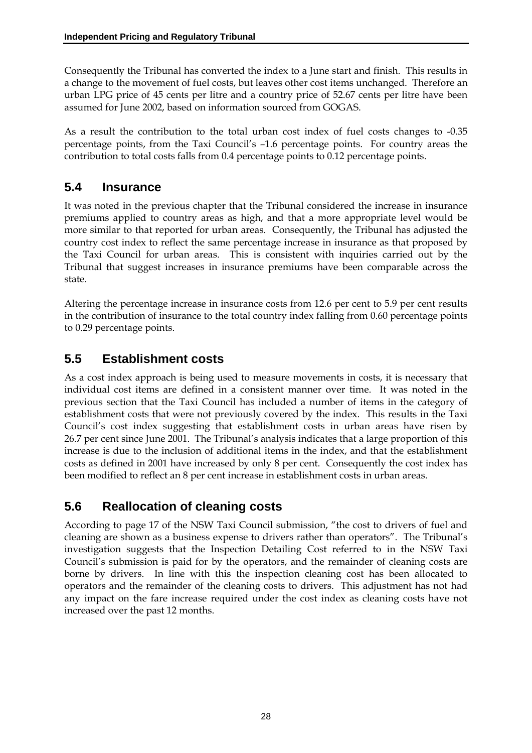Consequently the Tribunal has converted the index to a June start and finish. This results in a change to the movement of fuel costs, but leaves other cost items unchanged. Therefore an urban LPG price of 45 cents per litre and a country price of 52.67 cents per litre have been assumed for June 2002, based on information sourced from GOGAS.

As a result the contribution to the total urban cost index of fuel costs changes to -0.35 percentage points, from the Taxi Council's –1.6 percentage points. For country areas the contribution to total costs falls from 0.4 percentage points to 0.12 percentage points.

## 5.4 Insurance

It was noted in the previous chapter that the Tribunal considered the increase in insurance premiums applied to country areas as high, and that a more appropriate level would be more similar to that reported for urban areas. Consequently, the Tribunal has adjusted the country cost index to reflect the same percentage increase in insurance as that proposed by the Taxi Council for urban areas. This is consistent with inquiries carried out by the Tribunal that suggest increases in insurance premiums have been comparable across the state.

Altering the percentage increase in insurance costs from 12.6 per cent to 5.9 per cent results in the contribution of insurance to the total country index falling from 0.60 percentage points to 0.29 percentage points.

## 5.5 Establishment costs

As a cost index approach is being used to measure movements in costs, it is necessary that individual cost items are defined in a consistent manner over time. It was noted in the previous section that the Taxi Council has included a number of items in the category of establishment costs that were not previously covered by the index. This results in the Taxi Council's cost index suggesting that establishment costs in urban areas have risen by 26.7 per cent since June 2001. The Tribunal's analysis indicates that a large proportion of this increase is due to the inclusion of additional items in the index, and that the establishment costs as defined in 2001 have increased by only 8 per cent. Consequently the cost index has been modified to reflect an 8 per cent increase in establishment costs in urban areas.

## 5.6 Reallocation of cleaning costs

According to page 17 of the NSW Taxi Council submission, "the cost to drivers of fuel and cleaning are shown as a business expense to drivers rather than operators". The Tribunal's investigation suggests that the Inspection Detailing Cost referred to in the NSW Taxi Council's submission is paid for by the operators, and the remainder of cleaning costs are borne by drivers. In line with this the inspection cleaning cost has been allocated to operators and the remainder of the cleaning costs to drivers. This adjustment has not had any impact on the fare increase required under the cost index as cleaning costs have not increased over the past 12 months.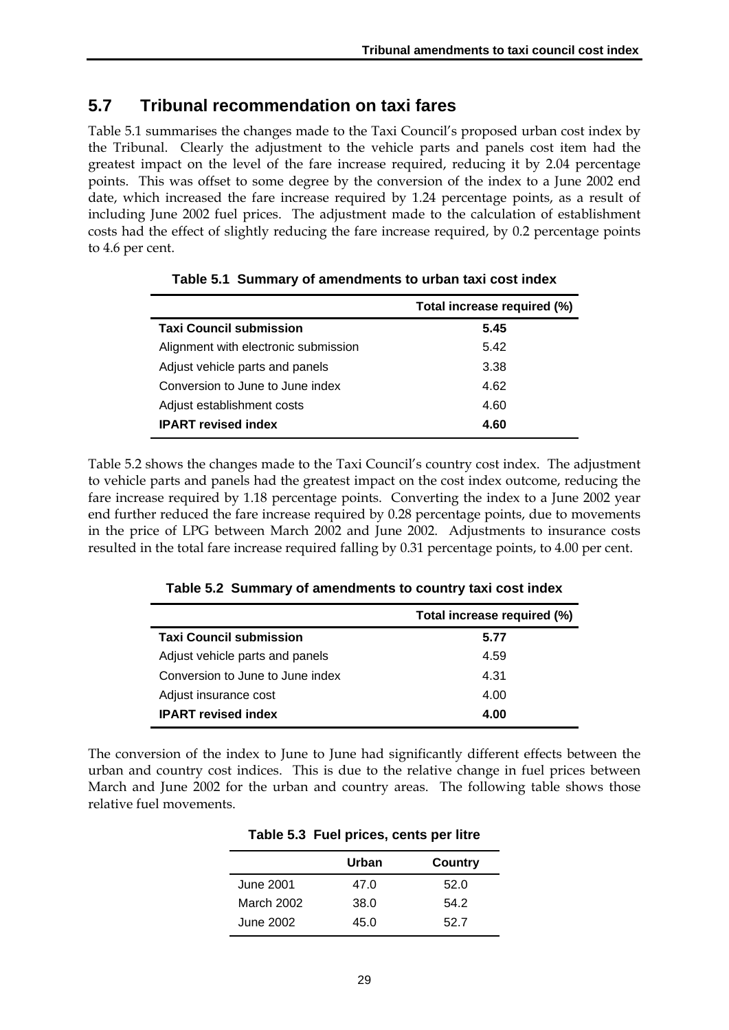## 5.7 Tribunal recommendation on taxi fares

Table 5.1 summarises the changes made to the Taxi Council's proposed urban cost index by the Tribunal. Clearly the adjustment to the vehicle parts and panels cost item had the greatest impact on the level of the fare increase required, reducing it by 2.04 percentage points. This was offset to some degree by the conversion of the index to a June 2002 end date, which increased the fare increase required by 1.24 percentage points, as a result of including June 2002 fuel prices. The adjustment made to the calculation of establishment costs had the effect of slightly reducing the fare increase required, by 0.2 percentage points to 4.6 per cent.

**Table 5.1 Summary of amendments to urban taxi cost index**

| | Total increase required (%) |
|---|---|
| **Taxi Council submission** | **5.45** |
| Alignment with electronic submission | 5.42 |
| Adjust vehicle parts and panels | 3.38 |
| Conversion to June to June index | 4.62 |
| Adjust establishment costs | 4.60 |
| **IPART revised index** | **4.60** |

Table 5.2 shows the changes made to the Taxi Council's country cost index. The adjustment to vehicle parts and panels had the greatest impact on the cost index outcome, reducing the fare increase required by 1.18 percentage points. Converting the index to a June 2002 year end further reduced the fare increase required by 0.28 percentage points, due to movements in the price of LPG between March 2002 and June 2002. Adjustments to insurance costs resulted in the total fare increase required falling by 0.31 percentage points, to 4.00 per cent.

**Table 5.2 Summary of amendments to country taxi cost index**

| | Total increase required (%) |
|---|---|
| **Taxi Council submission** | **5.77** |
| Adjust vehicle parts and panels | 4.59 |
| Conversion to June to June index | 4.31 |
| Adjust insurance cost | 4.00 |
| **IPART revised index** | **4.00** |

The conversion of the index to June to June had significantly different effects between the urban and country cost indices. This is due to the relative change in fuel prices between March and June 2002 for the urban and country areas. The following table shows those relative fuel movements.

**Table 5.3 Fuel prices, cents per litre**

| | Urban | Country |
|---|---|---|
| June 2001 | 47.0 | 52.0 |
| March 2002 | 38.0 | 54.2 |
| June 2002 | 45.0 | 52.7 |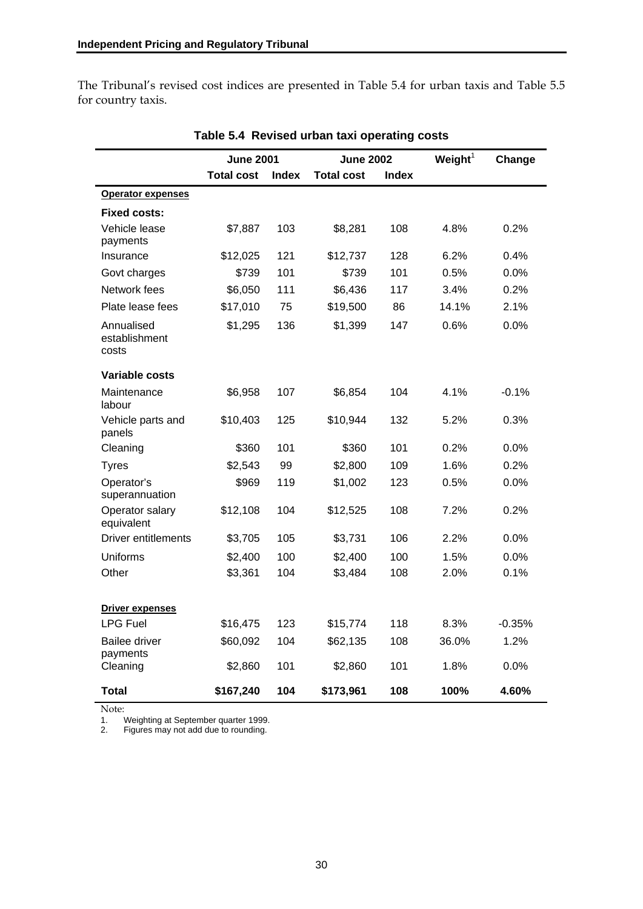The Tribunal's revised cost indices are presented in Table 5.4 for urban taxis and Table 5.5 for country taxis.

**Table 5.4 Revised urban taxi operating costs**

| | June 2001 | | June 2002 | | Weight[1] | Change |
|---|---|---|---|---|---|---|
| | Total cost | Index | Total cost | Index | | |
| **Operator expenses** | | | | | | |
| **Fixed costs:** | | | | | | |
| Vehicle lease payments | $7,887 | 103 | $8,281 | 108 | 4.8% | 0.2% |
| Insurance | $12,025 | 121 | $12,737 | 128 | 6.2% | 0.4% |
| Govt charges | $739 | 101 | $739 | 101 | 0.5% | 0.0% |
| Network fees | $6,050 | 111 | $6,436 | 117 | 3.4% | 0.2% |
| Plate lease fees | $17,010 | 75 | $19,500 | 86 | 14.1% | 2.1% |
| Annualised establishment costs | $1,295 | 136 | $1,399 | 147 | 0.6% | 0.0% |
| **Variable costs** | | | | | | |
| Maintenance labour | $6,958 | 107 | $6,854 | 104 | 4.1% | -0.1% |
| Vehicle parts and panels | $10,403 | 125 | $10,944 | 132 | 5.2% | 0.3% |
| Cleaning | $360 | 101 | $360 | 101 | 0.2% | 0.0% |
| Tyres | $2,543 | 99 | $2,800 | 109 | 1.6% | 0.2% |
| Operator's superannuation | $969 | 119 | $1,002 | 123 | 0.5% | 0.0% |
| Operator salary equivalent | $12,108 | 104 | $12,525 | 108 | 7.2% | 0.2% |
| Driver entitlements | $3,705 | 105 | $3,731 | 106 | 2.2% | 0.0% |
| Uniforms | $2,400 | 100 | $2,400 | 100 | 1.5% | 0.0% |
| Other | $3,361 | 104 | $3,484 | 108 | 2.0% | 0.1% |
| **Driver expenses** | | | | | | |
| LPG Fuel | $16,475 | 123 | $15,774 | 118 | 8.3% | -0.35% |
| Bailee driver payments | $60,092 | 104 | $62,135 | 108 | 36.0% | 1.2% |
| Cleaning | $2,860 | 101 | $2,860 | 101 | 1.8% | 0.0% |
| **Total** | **$167,240** | **104** | **$173,961** | **108** | **100%** | **4.60%** |

Note:

1. Weighting at September quarter 1999.
2. Figures may not add due to rounding.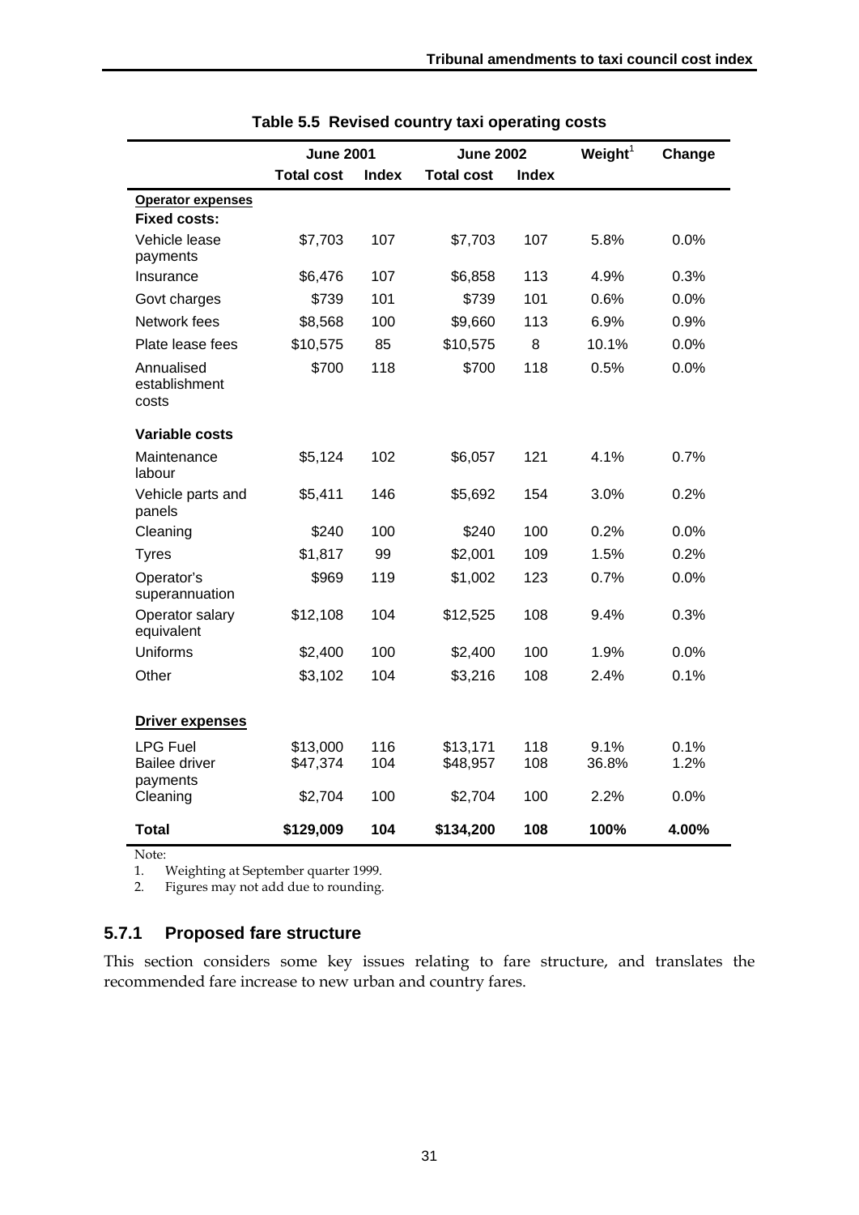**Table 5.5 Revised country taxi operating costs**

| | June 2001 | | June 2002 | | Weight[1] | Change |
|---|---|---|---|---|---|---|
| | Total cost | Index | Total cost | Index | | |
| **Operator expenses** | | | | | | |
| **Fixed costs:** | | | | | | |
| Vehicle lease payments | $7,703 | 107 | $7,703 | 107 | 5.8% | 0.0% |
| Insurance | $6,476 | 107 | $6,858 | 113 | 4.9% | 0.3% |
| Govt charges | $739 | 101 | $739 | 101 | 0.6% | 0.0% |
| Network fees | $8,568 | 100 | $9,660 | 113 | 6.9% | 0.9% |
| Plate lease fees | $10,575 | 85 | $10,575 | 8 | 10.1% | 0.0% |
| Annualised establishment costs | $700 | 118 | $700 | 118 | 0.5% | 0.0% |
| **Variable costs** | | | | | | |
| Maintenance labour | $5,124 | 102 | $6,057 | 121 | 4.1% | 0.7% |
| Vehicle parts and panels | $5,411 | 146 | $5,692 | 154 | 3.0% | 0.2% |
| Cleaning | $240 | 100 | $240 | 100 | 0.2% | 0.0% |
| Tyres | $1,817 | 99 | $2,001 | 109 | 1.5% | 0.2% |
| Operator's superannuation | $969 | 119 | $1,002 | 123 | 0.7% | 0.0% |
| Operator salary equivalent | $12,108 | 104 | $12,525 | 108 | 9.4% | 0.3% |
| Uniforms | $2,400 | 100 | $2,400 | 100 | 1.9% | 0.0% |
| Other | $3,102 | 104 | $3,216 | 108 | 2.4% | 0.1% |
| **Driver expenses** | | | | | | |
| LPG Fuel | $13,000 | 116 | $13,171 | 118 | 9.1% | 0.1% |
| Bailee driver payments | $47,374 | 104 | $48,957 | 108 | 36.8% | 1.2% |
| Cleaning | $2,704 | 100 | $2,704 | 100 | 2.2% | 0.0% |
| **Total** | **$129,009** | **104** | **$134,200** | **108** | **100%** | **4.00%** |

Note:

1. Weighting at September quarter 1999.
2. Figures may not add due to rounding.

### 5.7.1 Proposed fare structure

This section considers some key issues relating to fare structure, and translates the recommended fare increase to new urban and country fares.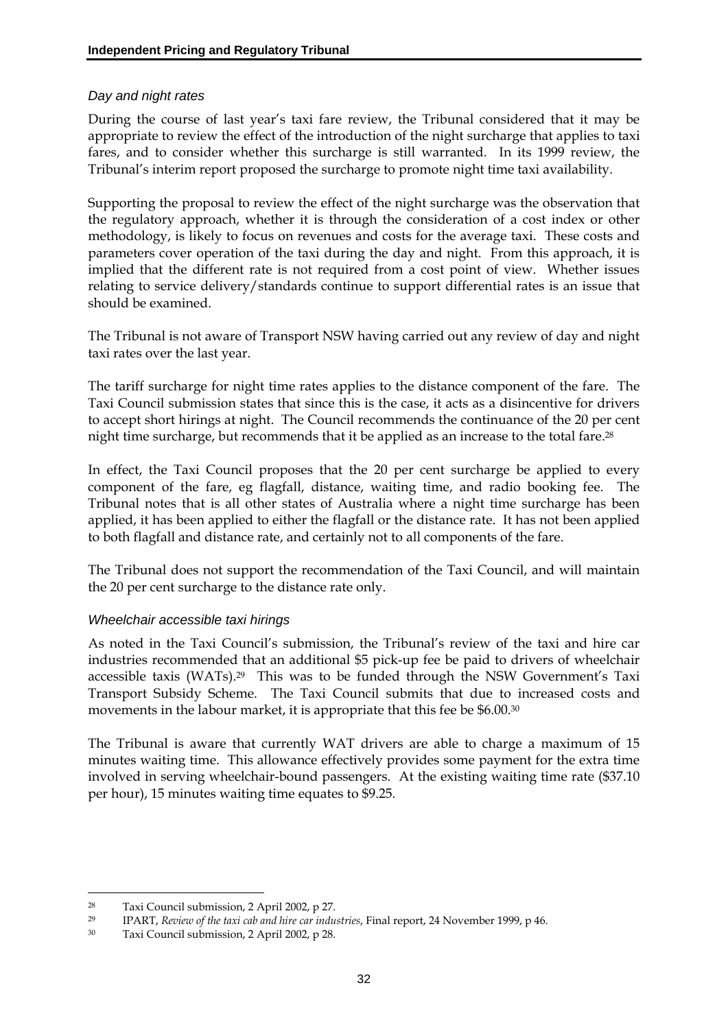### *Day and night rates*

During the course of last year's taxi fare review, the Tribunal considered that it may be appropriate to review the effect of the introduction of the night surcharge that applies to taxi fares, and to consider whether this surcharge is still warranted. In its 1999 review, the Tribunal's interim report proposed the surcharge to promote night time taxi availability.

Supporting the proposal to review the effect of the night surcharge was the observation that the regulatory approach, whether it is through the consideration of a cost index or other methodology, is likely to focus on revenues and costs for the average taxi. These costs and parameters cover operation of the taxi during the day and night. From this approach, it is implied that the different rate is not required from a cost point of view. Whether issues relating to service delivery/standards continue to support differential rates is an issue that should be examined.

The Tribunal is not aware of Transport NSW having carried out any review of day and night taxi rates over the last year.

The tariff surcharge for night time rates applies to the distance component of the fare. The Taxi Council submission states that since this is the case, it acts as a disincentive for drivers to accept short hirings at night. The Council recommends the continuance of the 20 per cent night time surcharge, but recommends that it be applied as an increase to the total fare.[28]

In effect, the Taxi Council proposes that the 20 per cent surcharge be applied to every component of the fare, eg flagfall, distance, waiting time, and radio booking fee. The Tribunal notes that is all other states of Australia where a night time surcharge has been applied, it has been applied to either the flagfall or the distance rate. It has not been applied to both flagfall and distance rate, and certainly not to all components of the fare.

The Tribunal does not support the recommendation of the Taxi Council, and will maintain the 20 per cent surcharge to the distance rate only.

### *Wheelchair accessible taxi hirings*

As noted in the Taxi Council's submission, the Tribunal's review of the taxi and hire car industries recommended that an additional $5 pick-up fee be paid to drivers of wheelchair accessible taxis (WATs).[29] This was to be funded through the NSW Government's Taxi Transport Subsidy Scheme. The Taxi Council submits that due to increased costs and movements in the labour market, it is appropriate that this fee be $6.00.[30]

The Tribunal is aware that currently WAT drivers are able to charge a maximum of 15 minutes waiting time. This allowance effectively provides some payment for the extra time involved in serving wheelchair-bound passengers. At the existing waiting time rate ($37.10 per hour), 15 minutes waiting time equates to $9.25.

---

[28] Taxi Council submission, 2 April 2002, p 27.

[29] IPART, *Review of the taxi cab and hire car industries*, Final report, 24 November 1999, p 46.

[30] Taxi Council submission, 2 April 2002, p 28.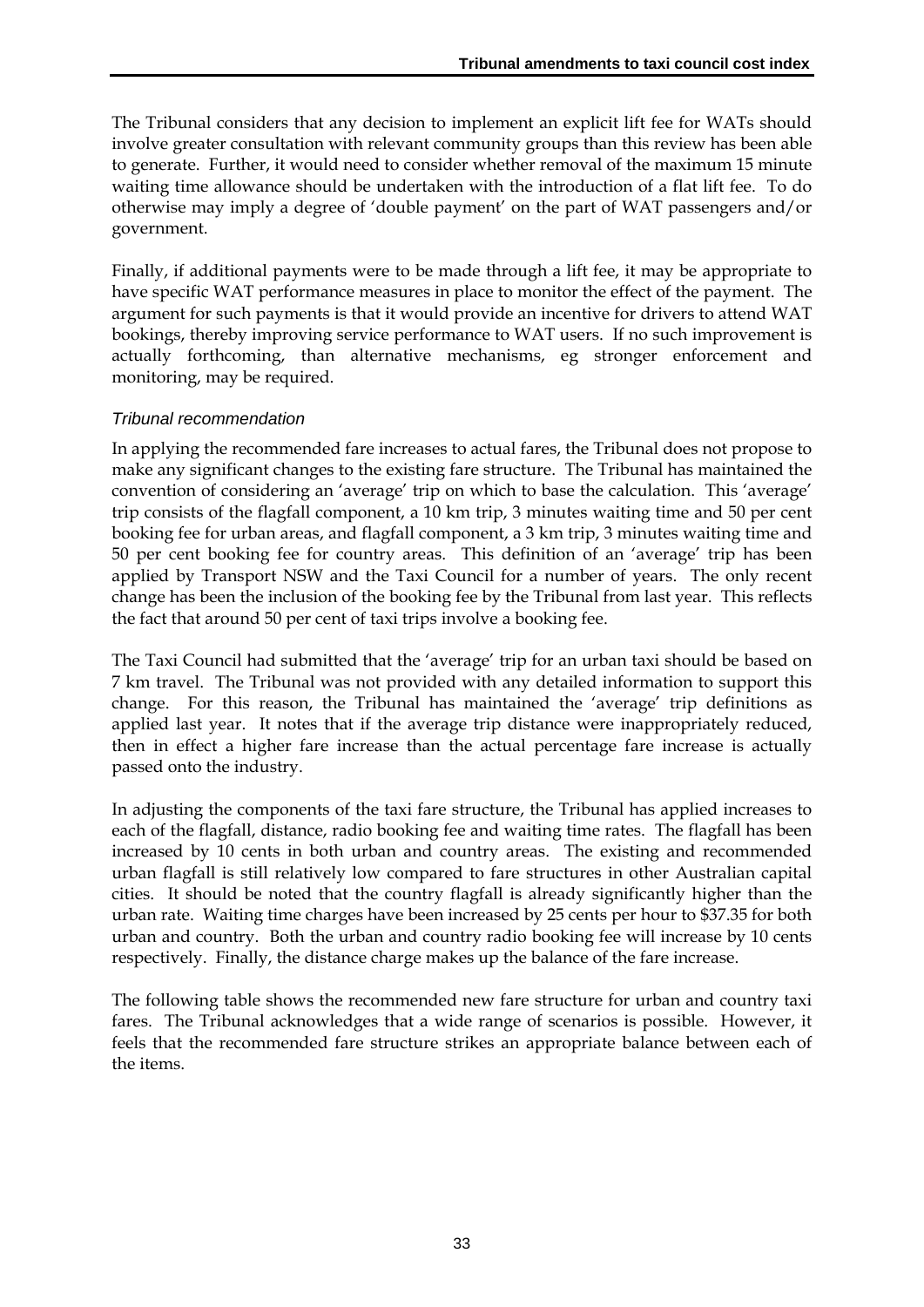The Tribunal considers that any decision to implement an explicit lift fee for WATs should involve greater consultation with relevant community groups than this review has been able to generate. Further, it would need to consider whether removal of the maximum 15 minute waiting time allowance should be undertaken with the introduction of a flat lift fee. To do otherwise may imply a degree of 'double payment' on the part of WAT passengers and/or government.

Finally, if additional payments were to be made through a lift fee, it may be appropriate to have specific WAT performance measures in place to monitor the effect of the payment. The argument for such payments is that it would provide an incentive for drivers to attend WAT bookings, thereby improving service performance to WAT users. If no such improvement is actually forthcoming, than alternative mechanisms, eg stronger enforcement and monitoring, may be required.

*Tribunal recommendation*

In applying the recommended fare increases to actual fares, the Tribunal does not propose to make any significant changes to the existing fare structure. The Tribunal has maintained the convention of considering an 'average' trip on which to base the calculation. This 'average' trip consists of the flagfall component, a 10 km trip, 3 minutes waiting time and 50 per cent booking fee for urban areas, and flagfall component, a 3 km trip, 3 minutes waiting time and 50 per cent booking fee for country areas. This definition of an 'average' trip has been applied by Transport NSW and the Taxi Council for a number of years. The only recent change has been the inclusion of the booking fee by the Tribunal from last year. This reflects the fact that around 50 per cent of taxi trips involve a booking fee.

The Taxi Council had submitted that the 'average' trip for an urban taxi should be based on 7 km travel. The Tribunal was not provided with any detailed information to support this change. For this reason, the Tribunal has maintained the 'average' trip definitions as applied last year. It notes that if the average trip distance were inappropriately reduced, then in effect a higher fare increase than the actual percentage fare increase is actually passed onto the industry.

In adjusting the components of the taxi fare structure, the Tribunal has applied increases to each of the flagfall, distance, radio booking fee and waiting time rates. The flagfall has been increased by 10 cents in both urban and country areas. The existing and recommended urban flagfall is still relatively low compared to fare structures in other Australian capital cities. It should be noted that the country flagfall is already significantly higher than the urban rate. Waiting time charges have been increased by 25 cents per hour to $37.35 for both urban and country. Both the urban and country radio booking fee will increase by 10 cents respectively. Finally, the distance charge makes up the balance of the fare increase.

The following table shows the recommended new fare structure for urban and country taxi fares. The Tribunal acknowledges that a wide range of scenarios is possible. However, it feels that the recommended fare structure strikes an appropriate balance between each of the items.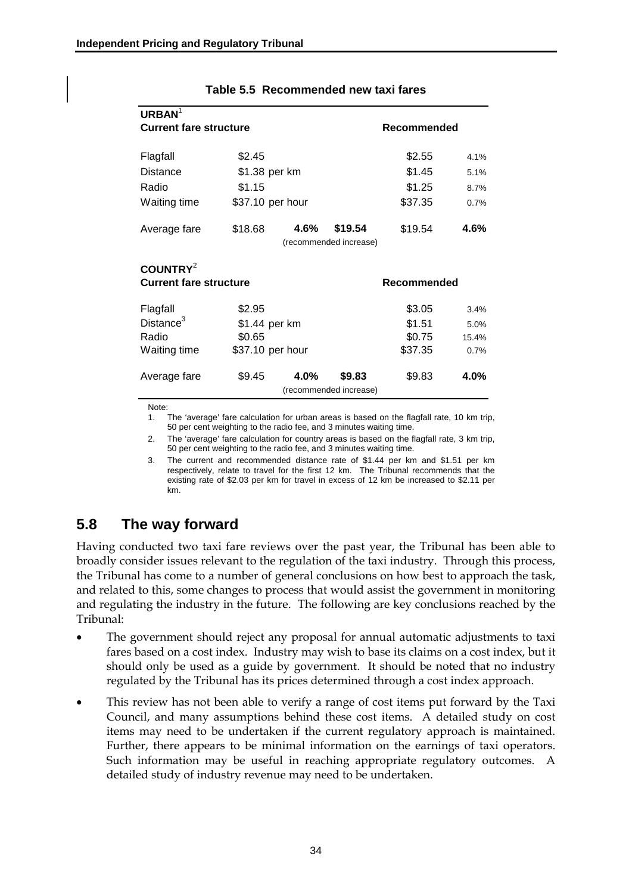**Table 5.5 Recommended new taxi fares**

| URBAN[1] | | | | | |
|---|---|---|---|---|---|
| **Current fare structure** | | | | **Recommended** | |
| Flagfall | $2.45 | | | $2.55 | 4.1% |
| Distance | $1.38 per km | | | $1.45 | 5.1% |
| Radio | $1.15 | | | $1.25 | 8.7% |
| Waiting time | $37.10 per hour | | | $37.35 | 0.7% |
| Average fare | $18.68 | **4.6%** (recommended increase) | **$19.54** | $19.54 | **4.6%** |
| **COUNTRY[2]** | | | | | |
| **Current fare structure** | | | | **Recommended** | |
| Flagfall | $2.95 | | | $3.05 | 3.4% |
| Distance[3] | $1.44 per km | | | $1.51 | 5.0% |
| Radio | $0.65 | | | $0.75 | 15.4% |
| Waiting time | $37.10 per hour | | | $37.35 | 0.7% |
| Average fare | $9.45 | **4.0%** (recommended increase) | **$9.83** | $9.83 | **4.0%** |

Note:

1. The 'average' fare calculation for urban areas is based on the flagfall rate, 10 km trip, 50 per cent weighting to the radio fee, and 3 minutes waiting time.
2. The 'average' fare calculation for country areas is based on the flagfall rate, 3 km trip, 50 per cent weighting to the radio fee, and 3 minutes waiting time.
3. The current and recommended distance rate of $1.44 per km and $1.51 per km respectively, relate to travel for the first 12 km. The Tribunal recommends that the existing rate of $2.03 per km for travel in excess of 12 km be increased to $2.11 per km.

## 5.8 The way forward

Having conducted two taxi fare reviews over the past year, the Tribunal has been able to broadly consider issues relevant to the regulation of the taxi industry. Through this process, the Tribunal has come to a number of general conclusions on how best to approach the task, and related to this, some changes to process that would assist the government in monitoring and regulating the industry in the future. The following are key conclusions reached by the Tribunal:

- The government should reject any proposal for annual automatic adjustments to taxi fares based on a cost index. Industry may wish to base its claims on a cost index, but it should only be used as a guide by government. It should be noted that no industry regulated by the Tribunal has its prices determined through a cost index approach.
- This review has not been able to verify a range of cost items put forward by the Taxi Council, and many assumptions behind these cost items. A detailed study on cost items may need to be undertaken if the current regulatory approach is maintained. Further, there appears to be minimal information on the earnings of taxi operators. Such information may be useful in reaching appropriate regulatory outcomes. A detailed study of industry revenue may need to be undertaken.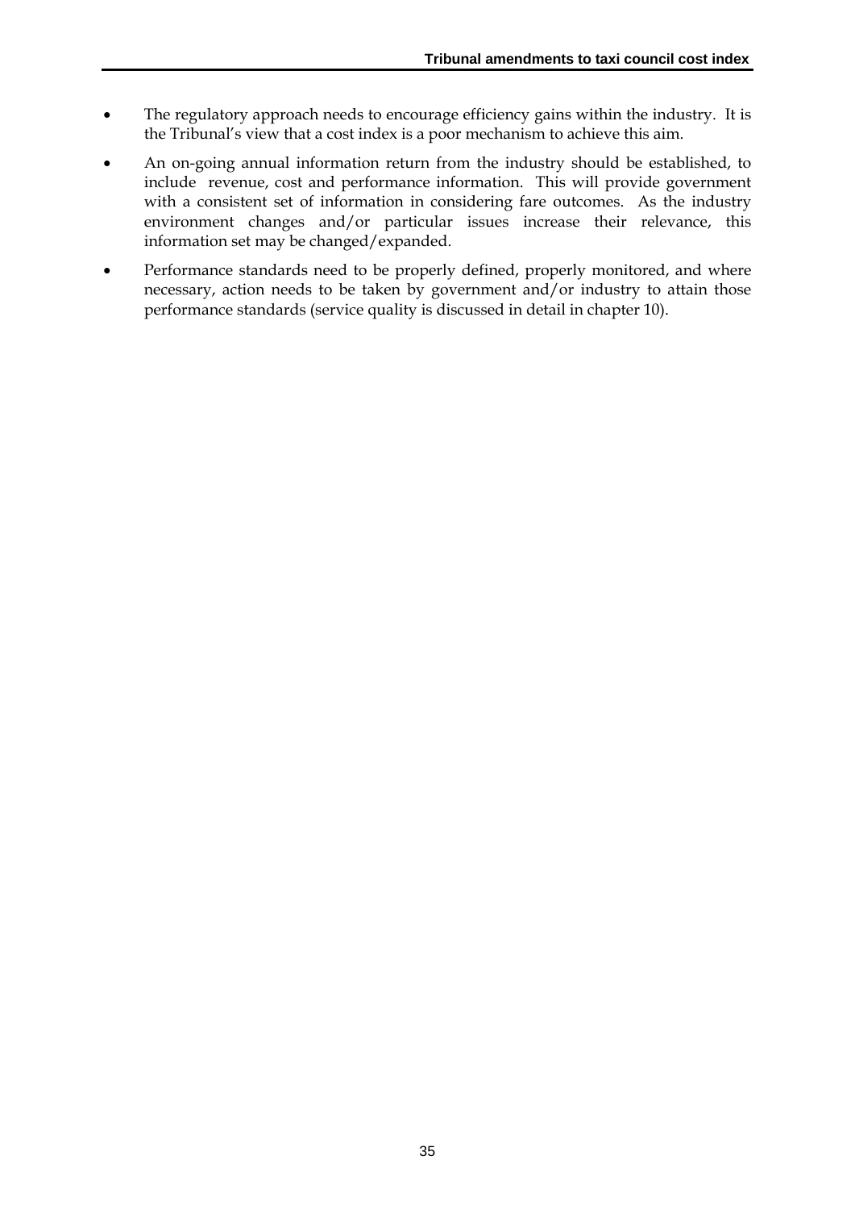- The regulatory approach needs to encourage efficiency gains within the industry. It is the Tribunal's view that a cost index is a poor mechanism to achieve this aim.
- An on-going annual information return from the industry should be established, to include revenue, cost and performance information. This will provide government with a consistent set of information in considering fare outcomes. As the industry environment changes and/or particular issues increase their relevance, this information set may be changed/expanded.
- Performance standards need to be properly defined, properly monitored, and where necessary, action needs to be taken by government and/or industry to attain those performance standards (service quality is discussed in detail in chapter 10).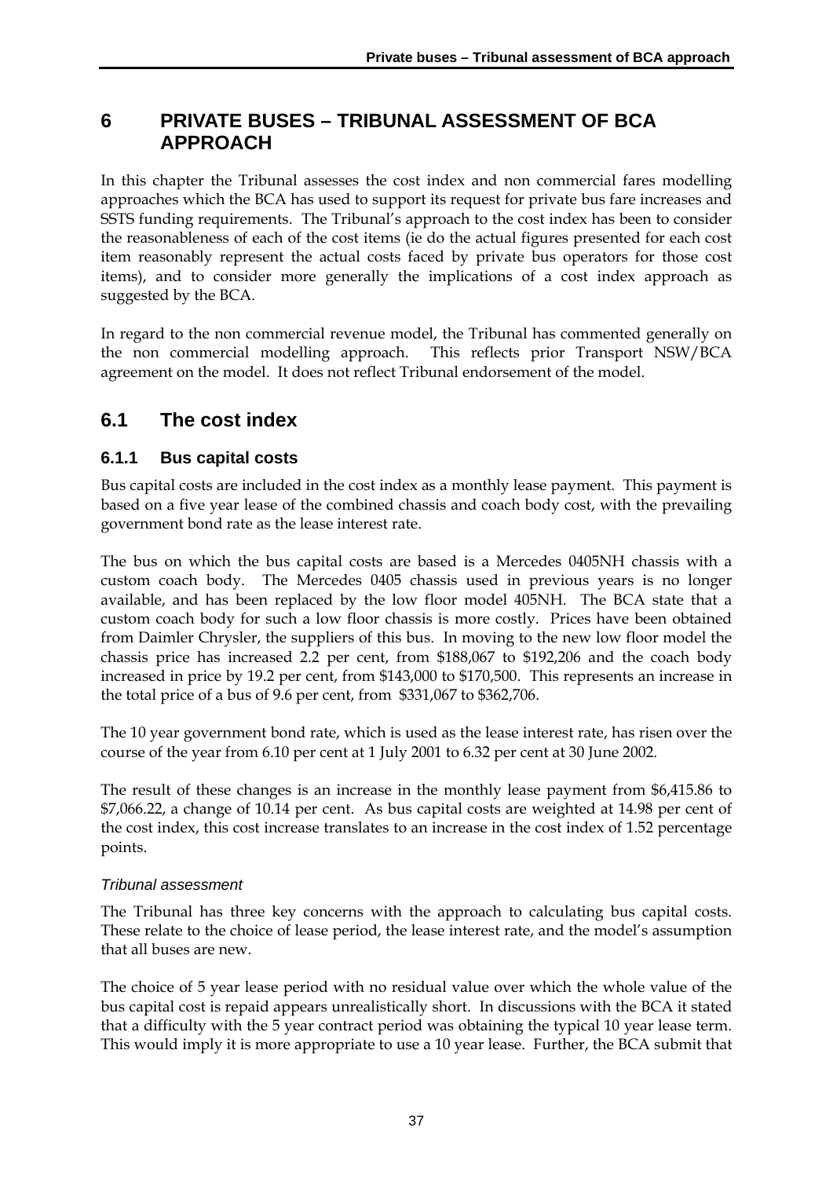# 6 PRIVATE BUSES – TRIBUNAL ASSESSMENT OF BCA APPROACH

In this chapter the Tribunal assesses the cost index and non commercial fares modelling approaches which the BCA has used to support its request for private bus fare increases and SSTS funding requirements. The Tribunal's approach to the cost index has been to consider the reasonableness of each of the cost items (ie do the actual figures presented for each cost item reasonably represent the actual costs faced by private bus operators for those cost items), and to consider more generally the implications of a cost index approach as suggested by the BCA.

In regard to the non commercial revenue model, the Tribunal has commented generally on the non commercial modelling approach. This reflects prior Transport NSW/BCA agreement on the model. It does not reflect Tribunal endorsement of the model.

## 6.1 The cost index

### 6.1.1 Bus capital costs

Bus capital costs are included in the cost index as a monthly lease payment. This payment is based on a five year lease of the combined chassis and coach body cost, with the prevailing government bond rate as the lease interest rate.

The bus on which the bus capital costs are based is a Mercedes 0405NH chassis with a custom coach body. The Mercedes 0405 chassis used in previous years is no longer available, and has been replaced by the low floor model 405NH. The BCA state that a custom coach body for such a low floor chassis is more costly. Prices have been obtained from Daimler Chrysler, the suppliers of this bus. In moving to the new low floor model the chassis price has increased 2.2 per cent, from $188,067 to $192,206 and the coach body increased in price by 19.2 per cent, from $143,000 to $170,500. This represents an increase in the total price of a bus of 9.6 per cent, from $331,067 to $362,706.

The 10 year government bond rate, which is used as the lease interest rate, has risen over the course of the year from 6.10 per cent at 1 July 2001 to 6.32 per cent at 30 June 2002.

The result of these changes is an increase in the monthly lease payment from $6,415.86 to $7,066.22, a change of 10.14 per cent. As bus capital costs are weighted at 14.98 per cent of the cost index, this cost increase translates to an increase in the cost index of 1.52 percentage points.

#### *Tribunal assessment*

The Tribunal has three key concerns with the approach to calculating bus capital costs. These relate to the choice of lease period, the lease interest rate, and the model's assumption that all buses are new.

The choice of 5 year lease period with no residual value over which the whole value of the bus capital cost is repaid appears unrealistically short. In discussions with the BCA it stated that a difficulty with the 5 year contract period was obtaining the typical 10 year lease term. This would imply it is more appropriate to use a 10 year lease. Further, the BCA submit that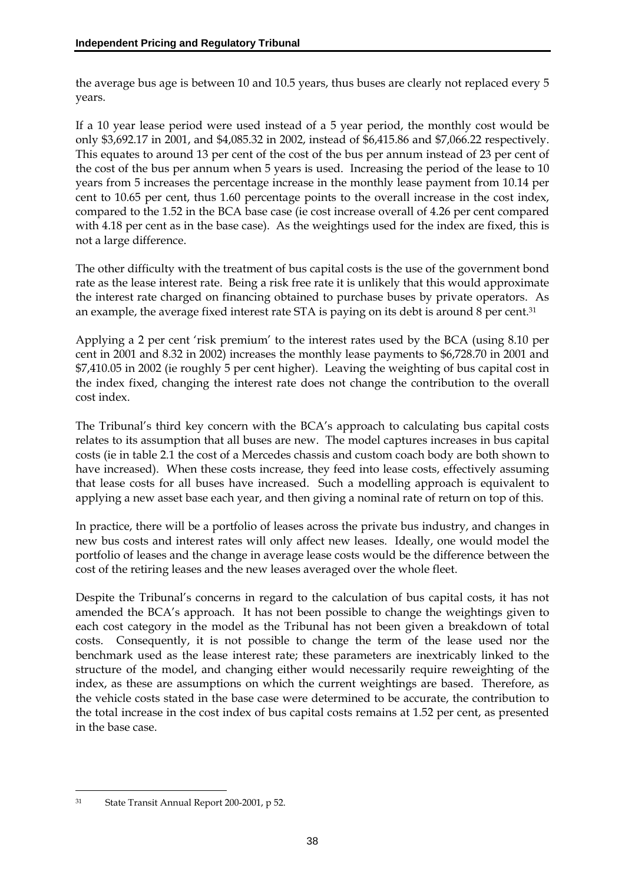the average bus age is between 10 and 10.5 years, thus buses are clearly not replaced every 5 years.

If a 10 year lease period were used instead of a 5 year period, the monthly cost would be only $3,692.17 in 2001, and $4,085.32 in 2002, instead of $6,415.86 and $7,066.22 respectively. This equates to around 13 per cent of the cost of the bus per annum instead of 23 per cent of the cost of the bus per annum when 5 years is used. Increasing the period of the lease to 10 years from 5 increases the percentage increase in the monthly lease payment from 10.14 per cent to 10.65 per cent, thus 1.60 percentage points to the overall increase in the cost index, compared to the 1.52 in the BCA base case (ie cost increase overall of 4.26 per cent compared with 4.18 per cent as in the base case). As the weightings used for the index are fixed, this is not a large difference.

The other difficulty with the treatment of bus capital costs is the use of the government bond rate as the lease interest rate. Being a risk free rate it is unlikely that this would approximate the interest rate charged on financing obtained to purchase buses by private operators. As an example, the average fixed interest rate STA is paying on its debt is around 8 per cent.[31]

Applying a 2 per cent 'risk premium' to the interest rates used by the BCA (using 8.10 per cent in 2001 and 8.32 in 2002) increases the monthly lease payments to $6,728.70 in 2001 and $7,410.05 in 2002 (ie roughly 5 per cent higher). Leaving the weighting of bus capital cost in the index fixed, changing the interest rate does not change the contribution to the overall cost index.

The Tribunal's third key concern with the BCA's approach to calculating bus capital costs relates to its assumption that all buses are new. The model captures increases in bus capital costs (ie in table 2.1 the cost of a Mercedes chassis and custom coach body are both shown to have increased). When these costs increase, they feed into lease costs, effectively assuming that lease costs for all buses have increased. Such a modelling approach is equivalent to applying a new asset base each year, and then giving a nominal rate of return on top of this.

In practice, there will be a portfolio of leases across the private bus industry, and changes in new bus costs and interest rates will only affect new leases. Ideally, one would model the portfolio of leases and the change in average lease costs would be the difference between the cost of the retiring leases and the new leases averaged over the whole fleet.

Despite the Tribunal's concerns in regard to the calculation of bus capital costs, it has not amended the BCA's approach. It has not been possible to change the weightings given to each cost category in the model as the Tribunal has not been given a breakdown of total costs. Consequently, it is not possible to change the term of the lease used nor the benchmark used as the lease interest rate; these parameters are inextricably linked to the structure of the model, and changing either would necessarily require reweighting of the index, as these are assumptions on which the current weightings are based. Therefore, as the vehicle costs stated in the base case were determined to be accurate, the contribution to the total increase in the cost index of bus capital costs remains at 1.52 per cent, as presented in the base case.

---

[31] State Transit Annual Report 200-2001, p 52.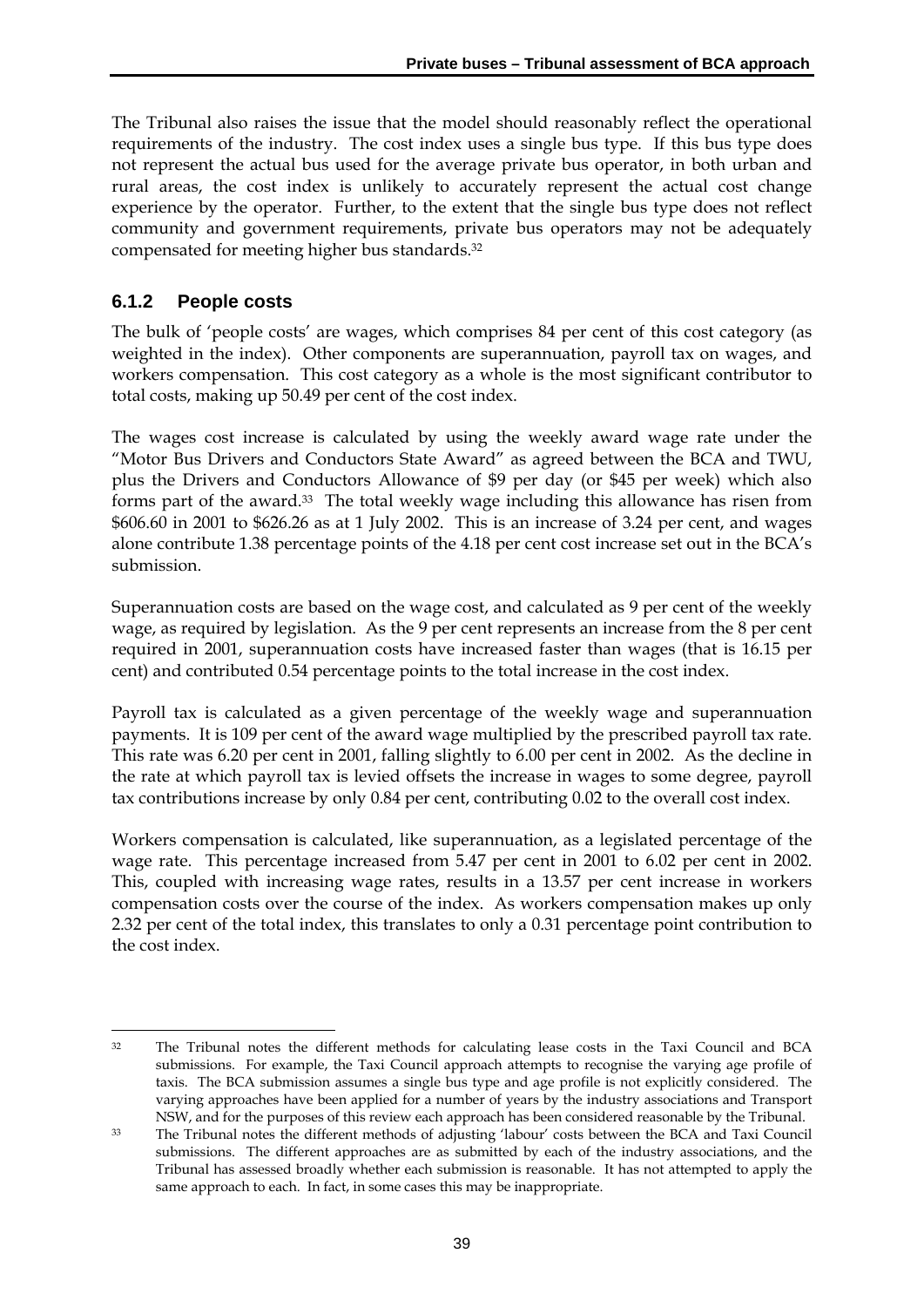The Tribunal also raises the issue that the model should reasonably reflect the operational requirements of the industry. The cost index uses a single bus type. If this bus type does not represent the actual bus used for the average private bus operator, in both urban and rural areas, the cost index is unlikely to accurately represent the actual cost change experience by the operator. Further, to the extent that the single bus type does not reflect community and government requirements, private bus operators may not be adequately compensated for meeting higher bus standards.[32]

### 6.1.2 People costs

The bulk of 'people costs' are wages, which comprises 84 per cent of this cost category (as weighted in the index). Other components are superannuation, payroll tax on wages, and workers compensation. This cost category as a whole is the most significant contributor to total costs, making up 50.49 per cent of the cost index.

The wages cost increase is calculated by using the weekly award wage rate under the "Motor Bus Drivers and Conductors State Award" as agreed between the BCA and TWU, plus the Drivers and Conductors Allowance of $9 per day (or $45 per week) which also forms part of the award.[33] The total weekly wage including this allowance has risen from $606.60 in 2001 to $626.26 as at 1 July 2002. This is an increase of 3.24 per cent, and wages alone contribute 1.38 percentage points of the 4.18 per cent cost increase set out in the BCA's submission.

Superannuation costs are based on the wage cost, and calculated as 9 per cent of the weekly wage, as required by legislation. As the 9 per cent represents an increase from the 8 per cent required in 2001, superannuation costs have increased faster than wages (that is 16.15 per cent) and contributed 0.54 percentage points to the total increase in the cost index.

Payroll tax is calculated as a given percentage of the weekly wage and superannuation payments. It is 109 per cent of the award wage multiplied by the prescribed payroll tax rate. This rate was 6.20 per cent in 2001, falling slightly to 6.00 per cent in 2002. As the decline in the rate at which payroll tax is levied offsets the increase in wages to some degree, payroll tax contributions increase by only 0.84 per cent, contributing 0.02 to the overall cost index.

Workers compensation is calculated, like superannuation, as a legislated percentage of the wage rate. This percentage increased from 5.47 per cent in 2001 to 6.02 per cent in 2002. This, coupled with increasing wage rates, results in a 13.57 per cent increase in workers compensation costs over the course of the index. As workers compensation makes up only 2.32 per cent of the total index, this translates to only a 0.31 percentage point contribution to the cost index.

---

[32] The Tribunal notes the different methods for calculating lease costs in the Taxi Council and BCA submissions. For example, the Taxi Council approach attempts to recognise the varying age profile of taxis. The BCA submission assumes a single bus type and age profile is not explicitly considered. The varying approaches have been applied for a number of years by the industry associations and Transport NSW, and for the purposes of this review each approach has been considered reasonable by the Tribunal.

[33] The Tribunal notes the different methods of adjusting 'labour' costs between the BCA and Taxi Council submissions. The different approaches are as submitted by each of the industry associations, and the Tribunal has assessed broadly whether each submission is reasonable. It has not attempted to apply the same approach to each. In fact, in some cases this may be inappropriate.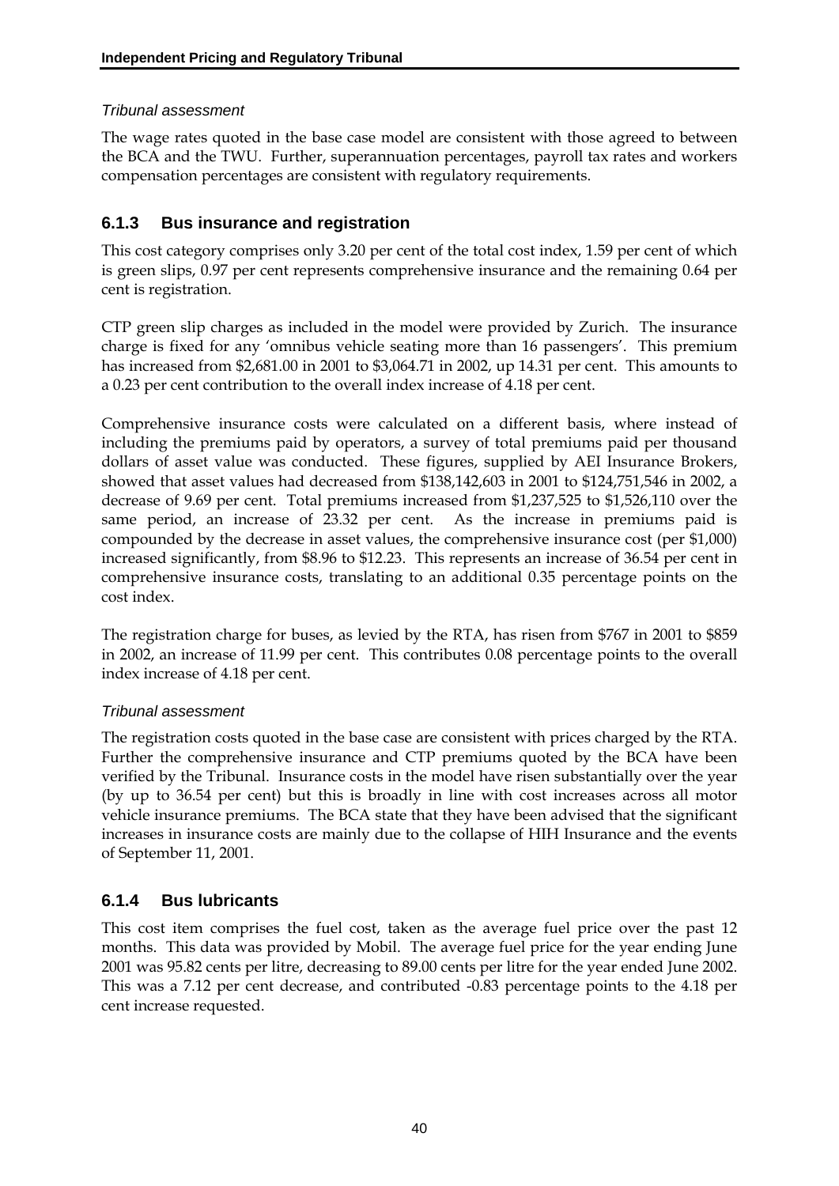*Tribunal assessment*

The wage rates quoted in the base case model are consistent with those agreed to between the BCA and the TWU. Further, superannuation percentages, payroll tax rates and workers compensation percentages are consistent with regulatory requirements.

### 6.1.3 Bus insurance and registration

This cost category comprises only 3.20 per cent of the total cost index, 1.59 per cent of which is green slips, 0.97 per cent represents comprehensive insurance and the remaining 0.64 per cent is registration.

CTP green slip charges as included in the model were provided by Zurich. The insurance charge is fixed for any 'omnibus vehicle seating more than 16 passengers'. This premium has increased from $2,681.00 in 2001 to $3,064.71 in 2002, up 14.31 per cent. This amounts to a 0.23 per cent contribution to the overall index increase of 4.18 per cent.

Comprehensive insurance costs were calculated on a different basis, where instead of including the premiums paid by operators, a survey of total premiums paid per thousand dollars of asset value was conducted. These figures, supplied by AEI Insurance Brokers, showed that asset values had decreased from $138,142,603 in 2001 to $124,751,546 in 2002, a decrease of 9.69 per cent. Total premiums increased from $1,237,525 to $1,526,110 over the same period, an increase of 23.32 per cent. As the increase in premiums paid is compounded by the decrease in asset values, the comprehensive insurance cost (per $1,000) increased significantly, from $8.96 to $12.23. This represents an increase of 36.54 per cent in comprehensive insurance costs, translating to an additional 0.35 percentage points on the cost index.

The registration charge for buses, as levied by the RTA, has risen from $767 in 2001 to $859 in 2002, an increase of 11.99 per cent. This contributes 0.08 percentage points to the overall index increase of 4.18 per cent.

*Tribunal assessment*

The registration costs quoted in the base case are consistent with prices charged by the RTA. Further the comprehensive insurance and CTP premiums quoted by the BCA have been verified by the Tribunal. Insurance costs in the model have risen substantially over the year (by up to 36.54 per cent) but this is broadly in line with cost increases across all motor vehicle insurance premiums. The BCA state that they have been advised that the significant increases in insurance costs are mainly due to the collapse of HIH Insurance and the events of September 11, 2001.

### 6.1.4 Bus lubricants

This cost item comprises the fuel cost, taken as the average fuel price over the past 12 months. This data was provided by Mobil. The average fuel price for the year ending June 2001 was 95.82 cents per litre, decreasing to 89.00 cents per litre for the year ended June 2002. This was a 7.12 per cent decrease, and contributed -0.83 percentage points to the 4.18 per cent increase requested.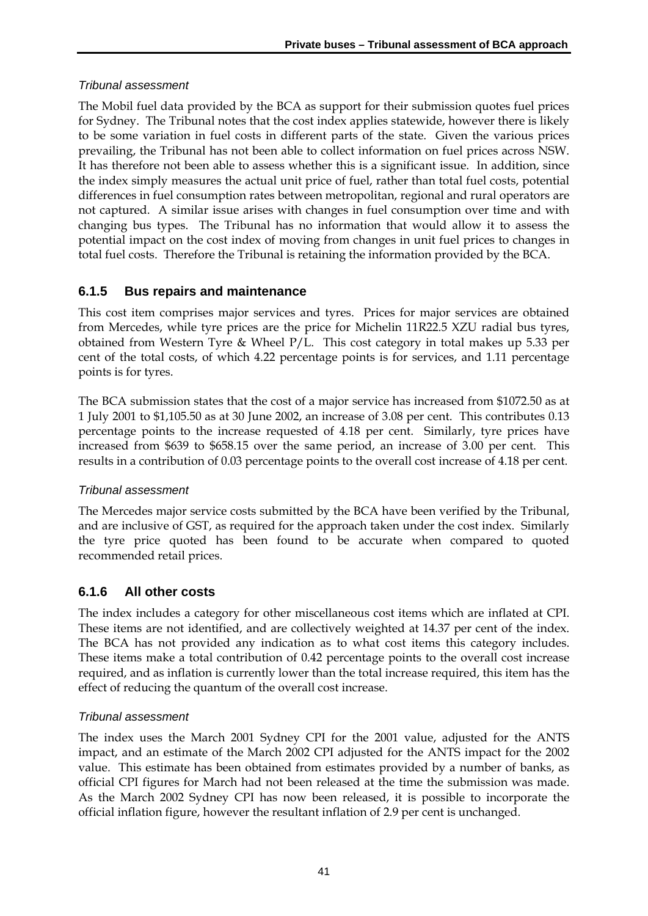*Tribunal assessment*

The Mobil fuel data provided by the BCA as support for their submission quotes fuel prices for Sydney. The Tribunal notes that the cost index applies statewide, however there is likely to be some variation in fuel costs in different parts of the state. Given the various prices prevailing, the Tribunal has not been able to collect information on fuel prices across NSW. It has therefore not been able to assess whether this is a significant issue. In addition, since the index simply measures the actual unit price of fuel, rather than total fuel costs, potential differences in fuel consumption rates between metropolitan, regional and rural operators are not captured. A similar issue arises with changes in fuel consumption over time and with changing bus types. The Tribunal has no information that would allow it to assess the potential impact on the cost index of moving from changes in unit fuel prices to changes in total fuel costs. Therefore the Tribunal is retaining the information provided by the BCA.

### 6.1.5 Bus repairs and maintenance

This cost item comprises major services and tyres. Prices for major services are obtained from Mercedes, while tyre prices are the price for Michelin 11R22.5 XZU radial bus tyres, obtained from Western Tyre & Wheel P/L. This cost category in total makes up 5.33 per cent of the total costs, of which 4.22 percentage points is for services, and 1.11 percentage points is for tyres.

The BCA submission states that the cost of a major service has increased from $1072.50 as at 1 July 2001 to $1,105.50 as at 30 June 2002, an increase of 3.08 per cent. This contributes 0.13 percentage points to the increase requested of 4.18 per cent. Similarly, tyre prices have increased from $639 to $658.15 over the same period, an increase of 3.00 per cent. This results in a contribution of 0.03 percentage points to the overall cost increase of 4.18 per cent.

*Tribunal assessment*

The Mercedes major service costs submitted by the BCA have been verified by the Tribunal, and are inclusive of GST, as required for the approach taken under the cost index. Similarly the tyre price quoted has been found to be accurate when compared to quoted recommended retail prices.

### 6.1.6 All other costs

The index includes a category for other miscellaneous cost items which are inflated at CPI. These items are not identified, and are collectively weighted at 14.37 per cent of the index. The BCA has not provided any indication as to what cost items this category includes. These items make a total contribution of 0.42 percentage points to the overall cost increase required, and as inflation is currently lower than the total increase required, this item has the effect of reducing the quantum of the overall cost increase.

*Tribunal assessment*

The index uses the March 2001 Sydney CPI for the 2001 value, adjusted for the ANTS impact, and an estimate of the March 2002 CPI adjusted for the ANTS impact for the 2002 value. This estimate has been obtained from estimates provided by a number of banks, as official CPI figures for March had not been released at the time the submission was made. As the March 2002 Sydney CPI has now been released, it is possible to incorporate the official inflation figure, however the resultant inflation of 2.9 per cent is unchanged.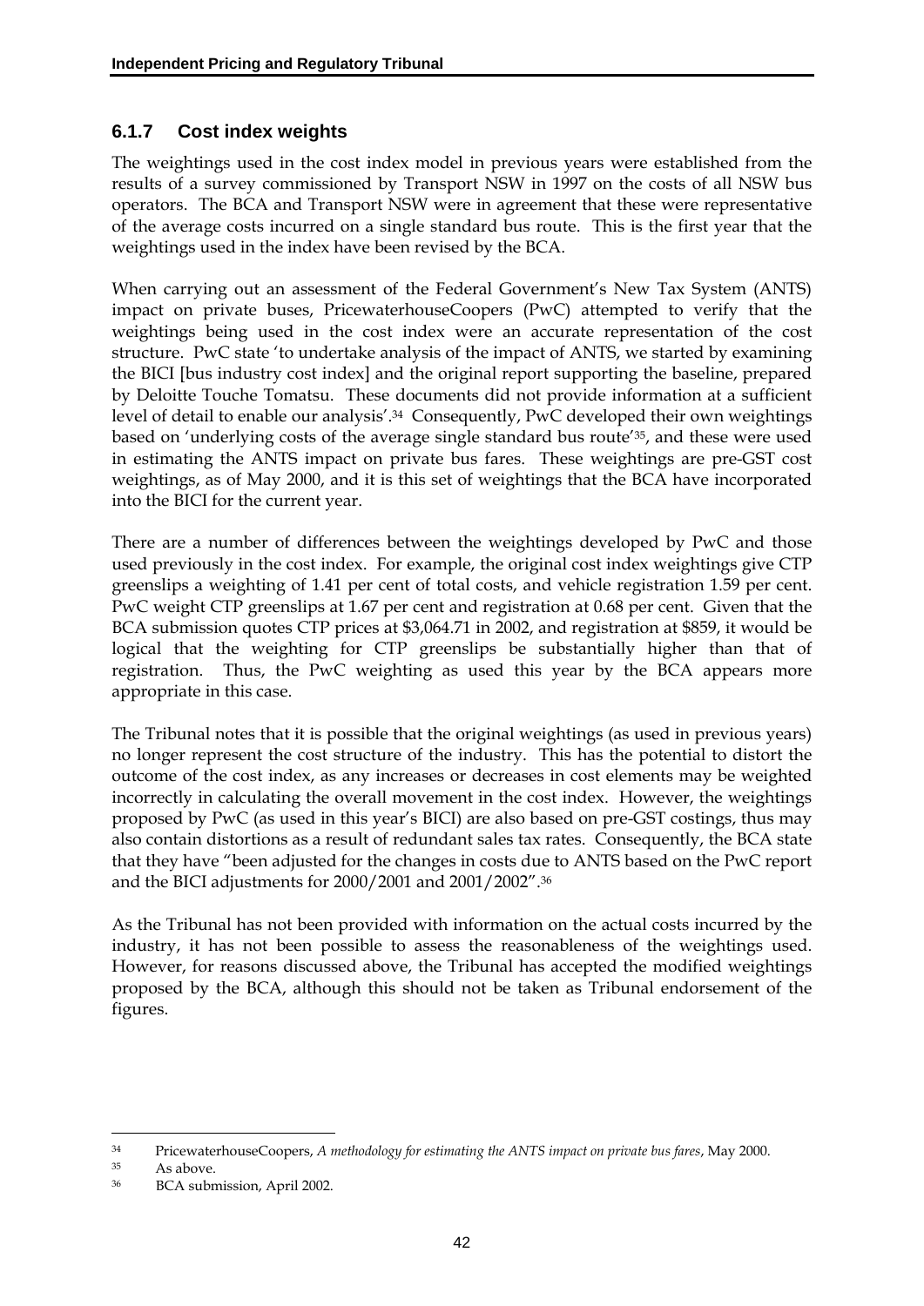### 6.1.7 Cost index weights

The weightings used in the cost index model in previous years were established from the results of a survey commissioned by Transport NSW in 1997 on the costs of all NSW bus operators. The BCA and Transport NSW were in agreement that these were representative of the average costs incurred on a single standard bus route. This is the first year that the weightings used in the index have been revised by the BCA.

When carrying out an assessment of the Federal Government's New Tax System (ANTS) impact on private buses, PricewaterhouseCoopers (PwC) attempted to verify that the weightings being used in the cost index were an accurate representation of the cost structure. PwC state 'to undertake analysis of the impact of ANTS, we started by examining the BICI [bus industry cost index] and the original report supporting the baseline, prepared by Deloitte Touche Tomatsu. These documents did not provide information at a sufficient level of detail to enable our analysis'.[34] Consequently, PwC developed their own weightings based on 'underlying costs of the average single standard bus route'[35], and these were used in estimating the ANTS impact on private bus fares. These weightings are pre-GST cost weightings, as of May 2000, and it is this set of weightings that the BCA have incorporated into the BICI for the current year.

There are a number of differences between the weightings developed by PwC and those used previously in the cost index. For example, the original cost index weightings give CTP greenslips a weighting of 1.41 per cent of total costs, and vehicle registration 1.59 per cent. PwC weight CTP greenslips at 1.67 per cent and registration at 0.68 per cent. Given that the BCA submission quotes CTP prices at $3,064.71 in 2002, and registration at $859, it would be logical that the weighting for CTP greenslips be substantially higher than that of registration. Thus, the PwC weighting as used this year by the BCA appears more appropriate in this case.

The Tribunal notes that it is possible that the original weightings (as used in previous years) no longer represent the cost structure of the industry. This has the potential to distort the outcome of the cost index, as any increases or decreases in cost elements may be weighted incorrectly in calculating the overall movement in the cost index. However, the weightings proposed by PwC (as used in this year's BICI) are also based on pre-GST costings, thus may also contain distortions as a result of redundant sales tax rates. Consequently, the BCA state that they have "been adjusted for the changes in costs due to ANTS based on the PwC report and the BICI adjustments for 2000/2001 and 2001/2002".[36]

As the Tribunal has not been provided with information on the actual costs incurred by the industry, it has not been possible to assess the reasonableness of the weightings used. However, for reasons discussed above, the Tribunal has accepted the modified weightings proposed by the BCA, although this should not be taken as Tribunal endorsement of the figures.

---

[34] PricewaterhouseCoopers, *A methodology for estimating the ANTS impact on private bus fares*, May 2000.

[35] As above.

[36] BCA submission, April 2002.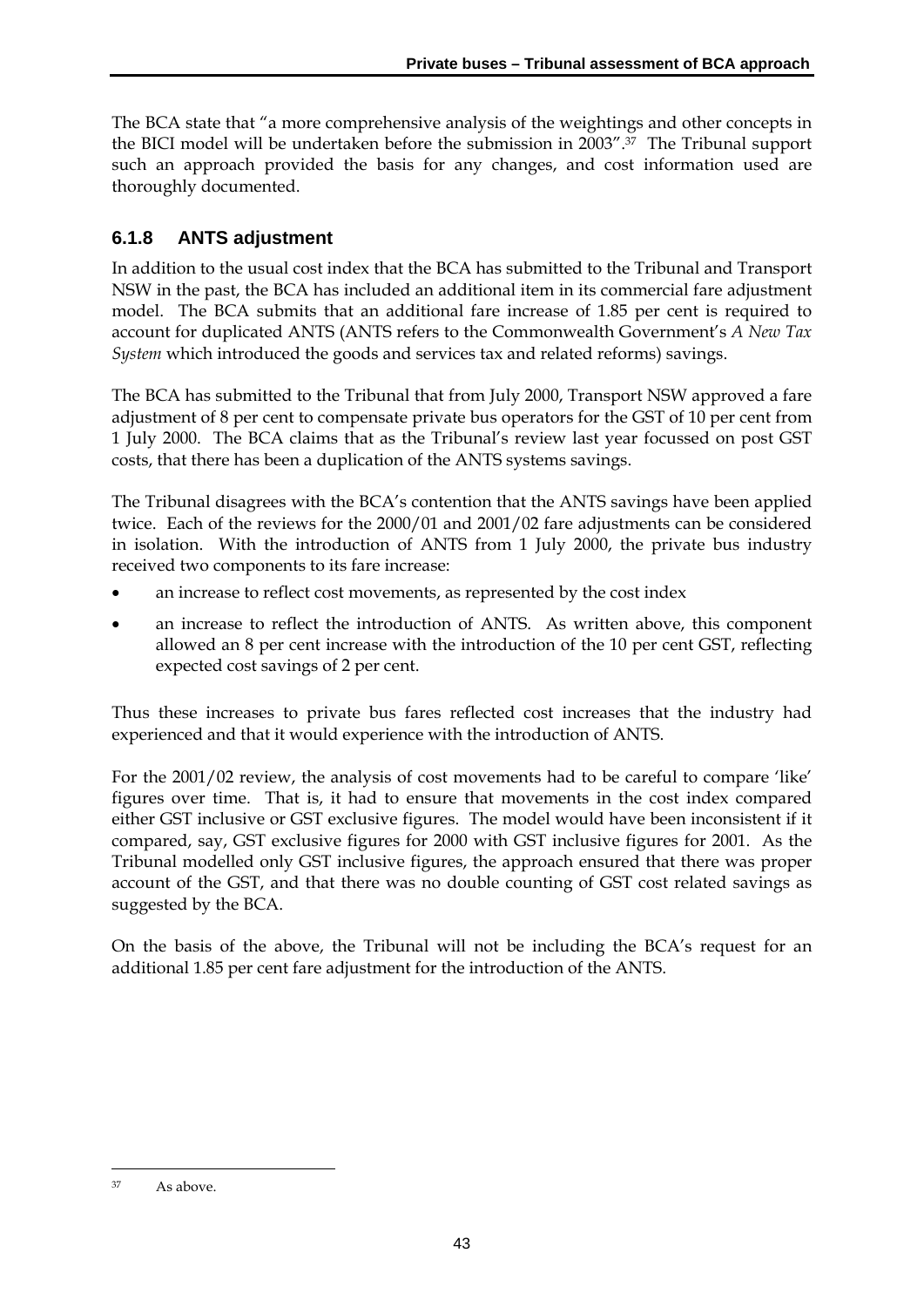The BCA state that "a more comprehensive analysis of the weightings and other concepts in the BICI model will be undertaken before the submission in 2003".[37] The Tribunal support such an approach provided the basis for any changes, and cost information used are thoroughly documented.

### 6.1.8 ANTS adjustment

In addition to the usual cost index that the BCA has submitted to the Tribunal and Transport NSW in the past, the BCA has included an additional item in its commercial fare adjustment model. The BCA submits that an additional fare increase of 1.85 per cent is required to account for duplicated ANTS (ANTS refers to the Commonwealth Government's *A New Tax System* which introduced the goods and services tax and related reforms) savings.

The BCA has submitted to the Tribunal that from July 2000, Transport NSW approved a fare adjustment of 8 per cent to compensate private bus operators for the GST of 10 per cent from 1 July 2000. The BCA claims that as the Tribunal's review last year focussed on post GST costs, that there has been a duplication of the ANTS systems savings.

The Tribunal disagrees with the BCA's contention that the ANTS savings have been applied twice. Each of the reviews for the 2000/01 and 2001/02 fare adjustments can be considered in isolation. With the introduction of ANTS from 1 July 2000, the private bus industry received two components to its fare increase:

- an increase to reflect cost movements, as represented by the cost index
- an increase to reflect the introduction of ANTS. As written above, this component allowed an 8 per cent increase with the introduction of the 10 per cent GST, reflecting expected cost savings of 2 per cent.

Thus these increases to private bus fares reflected cost increases that the industry had experienced and that it would experience with the introduction of ANTS.

For the 2001/02 review, the analysis of cost movements had to be careful to compare 'like' figures over time. That is, it had to ensure that movements in the cost index compared either GST inclusive or GST exclusive figures. The model would have been inconsistent if it compared, say, GST exclusive figures for 2000 with GST inclusive figures for 2001. As the Tribunal modelled only GST inclusive figures, the approach ensured that there was proper account of the GST, and that there was no double counting of GST cost related savings as suggested by the BCA.

On the basis of the above, the Tribunal will not be including the BCA's request for an additional 1.85 per cent fare adjustment for the introduction of the ANTS.

---

[37] As above.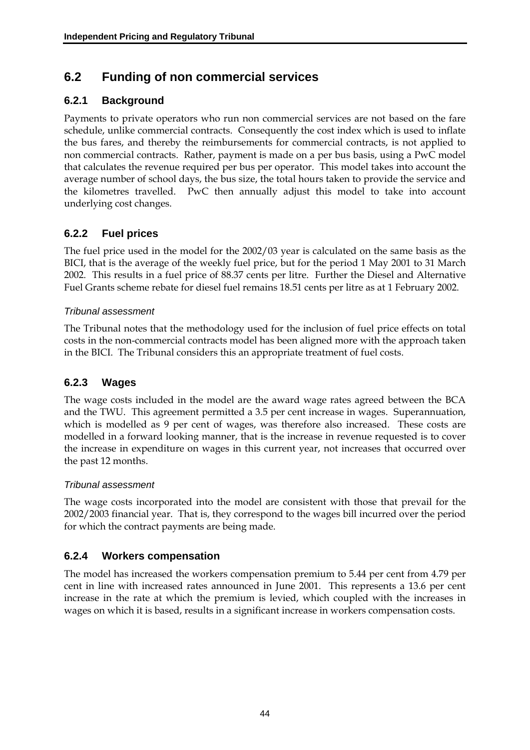## 6.2 Funding of non commercial services

### 6.2.1 Background

Payments to private operators who run non commercial services are not based on the fare schedule, unlike commercial contracts. Consequently the cost index which is used to inflate the bus fares, and thereby the reimbursements for commercial contracts, is not applied to non commercial contracts. Rather, payment is made on a per bus basis, using a PwC model that calculates the revenue required per bus per operator. This model takes into account the average number of school days, the bus size, the total hours taken to provide the service and the kilometres travelled. PwC then annually adjust this model to take into account underlying cost changes.

### 6.2.2 Fuel prices

The fuel price used in the model for the 2002/03 year is calculated on the same basis as the BICI, that is the average of the weekly fuel price, but for the period 1 May 2001 to 31 March 2002. This results in a fuel price of 88.37 cents per litre. Further the Diesel and Alternative Fuel Grants scheme rebate for diesel fuel remains 18.51 cents per litre as at 1 February 2002.

*Tribunal assessment*

The Tribunal notes that the methodology used for the inclusion of fuel price effects on total costs in the non-commercial contracts model has been aligned more with the approach taken in the BICI. The Tribunal considers this an appropriate treatment of fuel costs.

### 6.2.3 Wages

The wage costs included in the model are the award wage rates agreed between the BCA and the TWU. This agreement permitted a 3.5 per cent increase in wages. Superannuation, which is modelled as 9 per cent of wages, was therefore also increased. These costs are modelled in a forward looking manner, that is the increase in revenue requested is to cover the increase in expenditure on wages in this current year, not increases that occurred over the past 12 months.

*Tribunal assessment*

The wage costs incorporated into the model are consistent with those that prevail for the 2002/2003 financial year. That is, they correspond to the wages bill incurred over the period for which the contract payments are being made.

### 6.2.4 Workers compensation

The model has increased the workers compensation premium to 5.44 per cent from 4.79 per cent in line with increased rates announced in June 2001. This represents a 13.6 per cent increase in the rate at which the premium is levied, which coupled with the increases in wages on which it is based, results in a significant increase in workers compensation costs.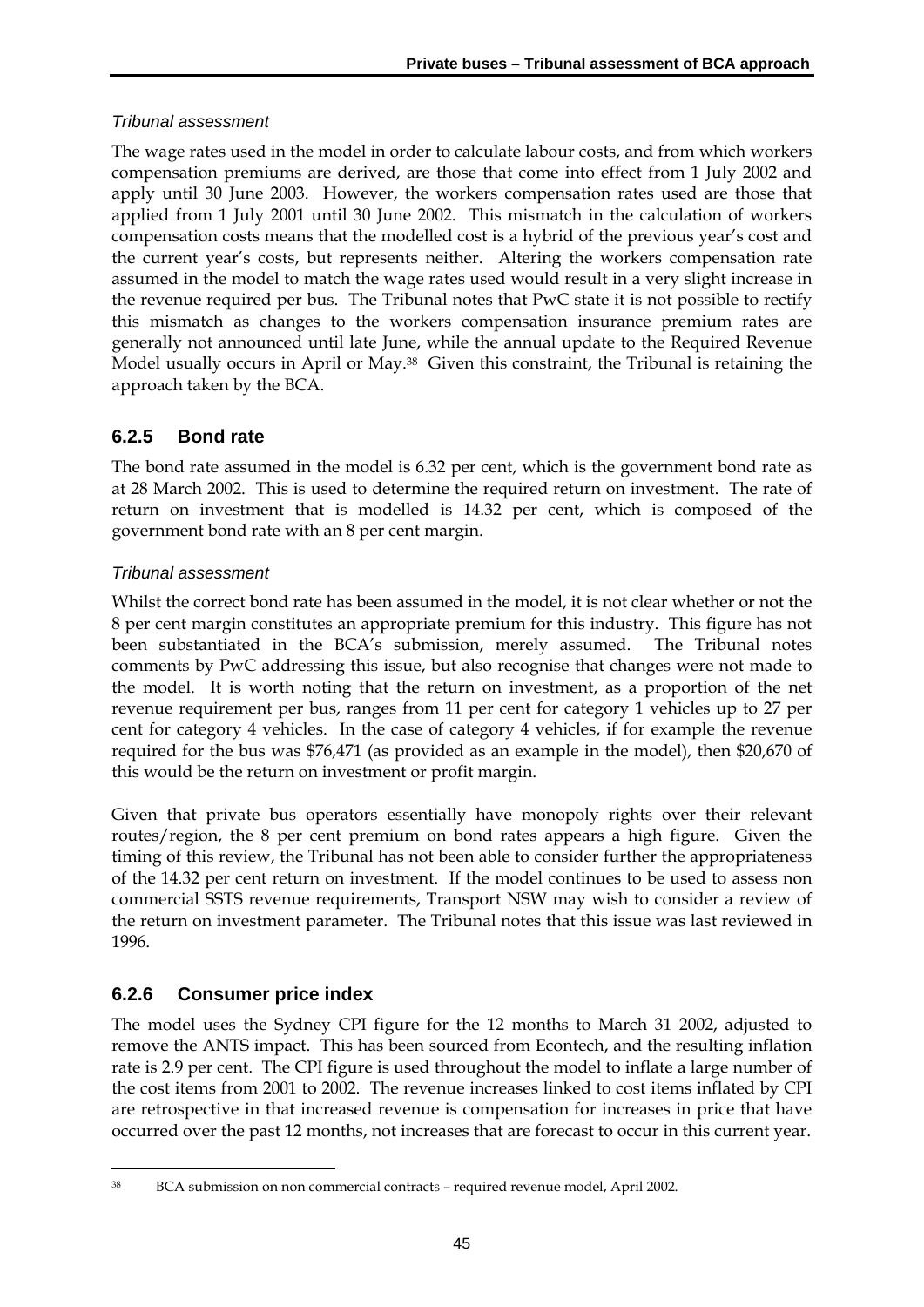*Tribunal assessment*

The wage rates used in the model in order to calculate labour costs, and from which workers compensation premiums are derived, are those that come into effect from 1 July 2002 and apply until 30 June 2003. However, the workers compensation rates used are those that applied from 1 July 2001 until 30 June 2002. This mismatch in the calculation of workers compensation costs means that the modelled cost is a hybrid of the previous year's cost and the current year's costs, but represents neither. Altering the workers compensation rate assumed in the model to match the wage rates used would result in a very slight increase in the revenue required per bus. The Tribunal notes that PwC state it is not possible to rectify this mismatch as changes to the workers compensation insurance premium rates are generally not announced until late June, while the annual update to the Required Revenue Model usually occurs in April or May.[38] Given this constraint, the Tribunal is retaining the approach taken by the BCA.

### 6.2.5 Bond rate

The bond rate assumed in the model is 6.32 per cent, which is the government bond rate as at 28 March 2002. This is used to determine the required return on investment. The rate of return on investment that is modelled is 14.32 per cent, which is composed of the government bond rate with an 8 per cent margin.

*Tribunal assessment*

Whilst the correct bond rate has been assumed in the model, it is not clear whether or not the 8 per cent margin constitutes an appropriate premium for this industry. This figure has not been substantiated in the BCA's submission, merely assumed. The Tribunal notes comments by PwC addressing this issue, but also recognise that changes were not made to the model. It is worth noting that the return on investment, as a proportion of the net revenue requirement per bus, ranges from 11 per cent for category 1 vehicles up to 27 per cent for category 4 vehicles. In the case of category 4 vehicles, if for example the revenue required for the bus was $76,471 (as provided as an example in the model), then $20,670 of this would be the return on investment or profit margin.

Given that private bus operators essentially have monopoly rights over their relevant routes/region, the 8 per cent premium on bond rates appears a high figure. Given the timing of this review, the Tribunal has not been able to consider further the appropriateness of the 14.32 per cent return on investment. If the model continues to be used to assess non commercial SSTS revenue requirements, Transport NSW may wish to consider a review of the return on investment parameter. The Tribunal notes that this issue was last reviewed in 1996.

### 6.2.6 Consumer price index

The model uses the Sydney CPI figure for the 12 months to March 31 2002, adjusted to remove the ANTS impact. This has been sourced from Econtech, and the resulting inflation rate is 2.9 per cent. The CPI figure is used throughout the model to inflate a large number of the cost items from 2001 to 2002. The revenue increases linked to cost items inflated by CPI are retrospective in that increased revenue is compensation for increases in price that have occurred over the past 12 months, not increases that are forecast to occur in this current year.

---

[38] BCA submission on non commercial contracts – required revenue model, April 2002.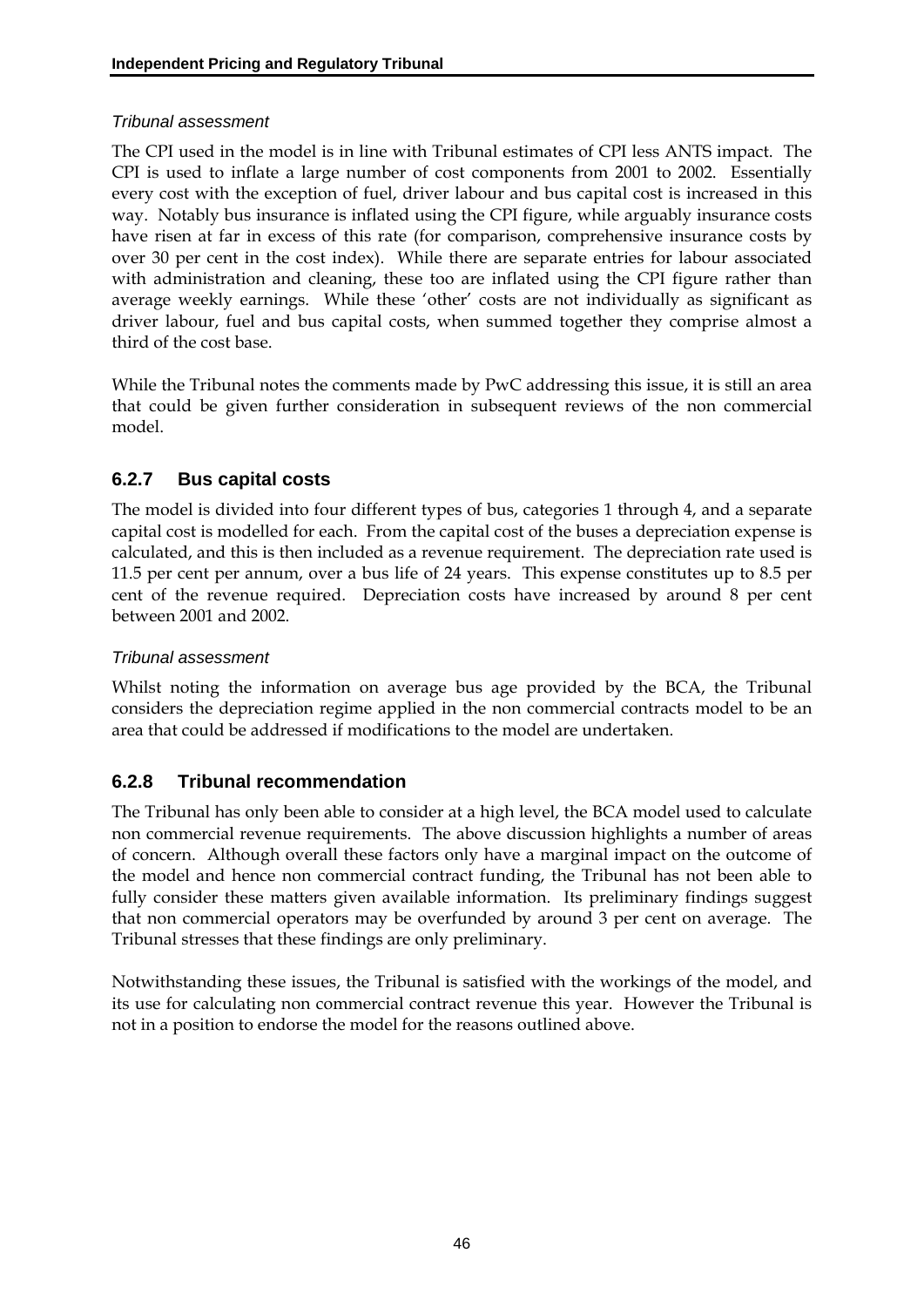*Tribunal assessment*

The CPI used in the model is in line with Tribunal estimates of CPI less ANTS impact. The CPI is used to inflate a large number of cost components from 2001 to 2002. Essentially every cost with the exception of fuel, driver labour and bus capital cost is increased in this way. Notably bus insurance is inflated using the CPI figure, while arguably insurance costs have risen at far in excess of this rate (for comparison, comprehensive insurance costs by over 30 per cent in the cost index). While there are separate entries for labour associated with administration and cleaning, these too are inflated using the CPI figure rather than average weekly earnings. While these 'other' costs are not individually as significant as driver labour, fuel and bus capital costs, when summed together they comprise almost a third of the cost base.

While the Tribunal notes the comments made by PwC addressing this issue, it is still an area that could be given further consideration in subsequent reviews of the non commercial model.

### 6.2.7 Bus capital costs

The model is divided into four different types of bus, categories 1 through 4, and a separate capital cost is modelled for each. From the capital cost of the buses a depreciation expense is calculated, and this is then included as a revenue requirement. The depreciation rate used is 11.5 per cent per annum, over a bus life of 24 years. This expense constitutes up to 8.5 per cent of the revenue required. Depreciation costs have increased by around 8 per cent between 2001 and 2002.

*Tribunal assessment*

Whilst noting the information on average bus age provided by the BCA, the Tribunal considers the depreciation regime applied in the non commercial contracts model to be an area that could be addressed if modifications to the model are undertaken.

### 6.2.8 Tribunal recommendation

The Tribunal has only been able to consider at a high level, the BCA model used to calculate non commercial revenue requirements. The above discussion highlights a number of areas of concern. Although overall these factors only have a marginal impact on the outcome of the model and hence non commercial contract funding, the Tribunal has not been able to fully consider these matters given available information. Its preliminary findings suggest that non commercial operators may be overfunded by around 3 per cent on average. The Tribunal stresses that these findings are only preliminary.

Notwithstanding these issues, the Tribunal is satisfied with the workings of the model, and its use for calculating non commercial contract revenue this year. However the Tribunal is not in a position to endorse the model for the reasons outlined above.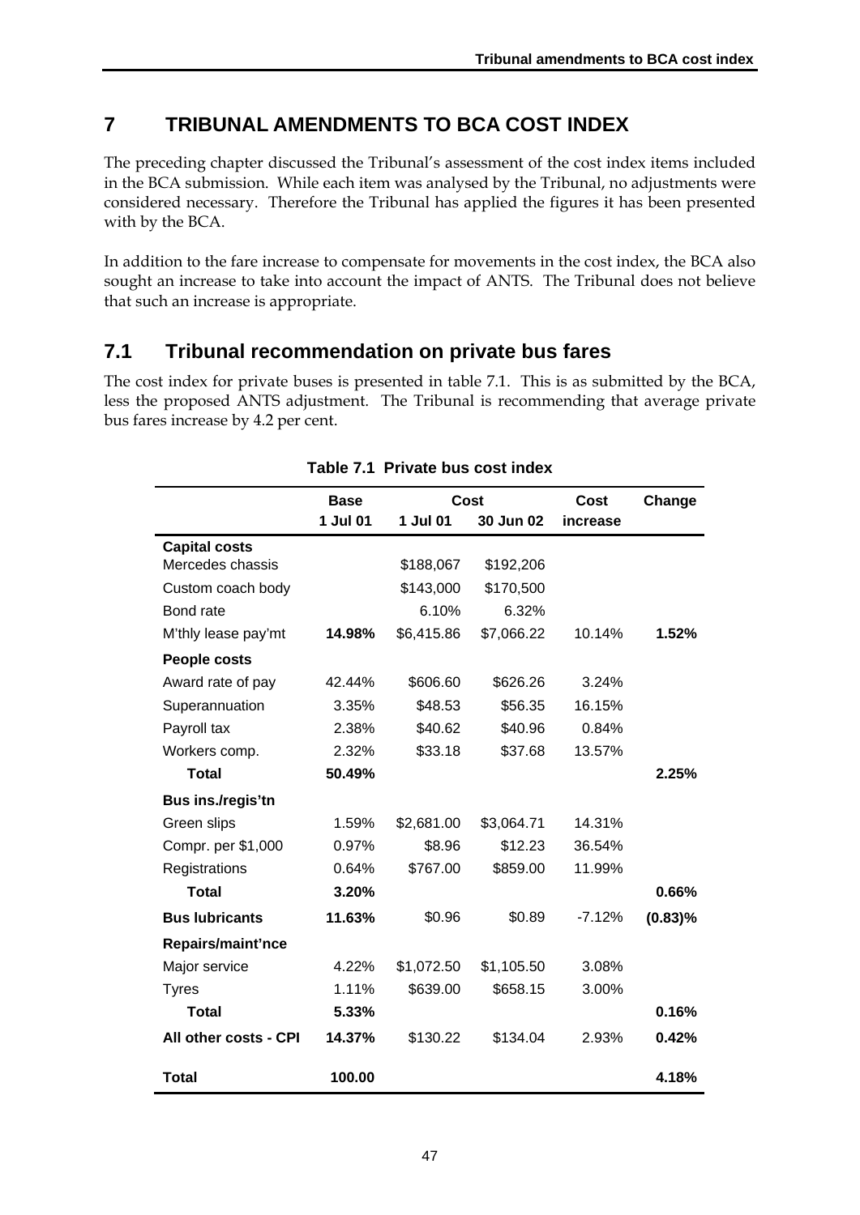# 7 TRIBUNAL AMENDMENTS TO BCA COST INDEX

The preceding chapter discussed the Tribunal's assessment of the cost index items included in the BCA submission. While each item was analysed by the Tribunal, no adjustments were considered necessary. Therefore the Tribunal has applied the figures it has been presented with by the BCA.

In addition to the fare increase to compensate for movements in the cost index, the BCA also sought an increase to take into account the impact of ANTS. The Tribunal does not believe that such an increase is appropriate.

## 7.1 Tribunal recommendation on private bus fares

The cost index for private buses is presented in table 7.1. This is as submitted by the BCA, less the proposed ANTS adjustment. The Tribunal is recommending that average private bus fares increase by 4.2 per cent.

**Table 7.1 Private bus cost index**

| | Base | Cost | | Cost | Change |
|---|---|---|---|---|---|
| | 1 Jul 01 | 1 Jul 01 | 30 Jun 02 | increase | |
| **Capital costs** | | | | | |
| Mercedes chassis | | \$188,067 | \$192,206 | | |
| Custom coach body | | \$143,000 | \$170,500 | | |
| Bond rate | | 6.10% | 6.32% | | |
| M'thly lease pay'mt | **14.98%** | \$6,415.86 | \$7,066.22 | 10.14% | **1.52%** |
| **People costs** | | | | | |
| Award rate of pay | 42.44% | \$606.60 | \$626.26 | 3.24% | |
| Superannuation | 3.35% | \$48.53 | \$56.35 | 16.15% | |
| Payroll tax | 2.38% | \$40.62 | \$40.96 | 0.84% | |
| Workers comp. | 2.32% | \$33.18 | \$37.68 | 13.57% | |
| **Total** | **50.49%** | | | | **2.25%** |
| **Bus ins./regis'tn** | | | | | |
| Green slips | 1.59% | \$2,681.00 | \$3,064.71 | 14.31% | |
| Compr. per \$1,000 | 0.97% | \$8.96 | \$12.23 | 36.54% | |
| Registrations | 0.64% | \$767.00 | \$859.00 | 11.99% | |
| **Total** | **3.20%** | | | | **0.66%** |
| **Bus lubricants** | **11.63%** | \$0.96 | \$0.89 | -7.12% | **(0.83)%** |
| **Repairs/maint'nce** | | | | | |
| Major service | 4.22% | \$1,072.50 | \$1,105.50 | 3.08% | |
| Tyres | 1.11% | \$639.00 | \$658.15 | 3.00% | |
| **Total** | **5.33%** | | | | **0.16%** |
| **All other costs - CPI** | **14.37%** | \$130.22 | \$134.04 | 2.93% | **0.42%** |
| **Total** | **100.00** | | | | **4.18%** |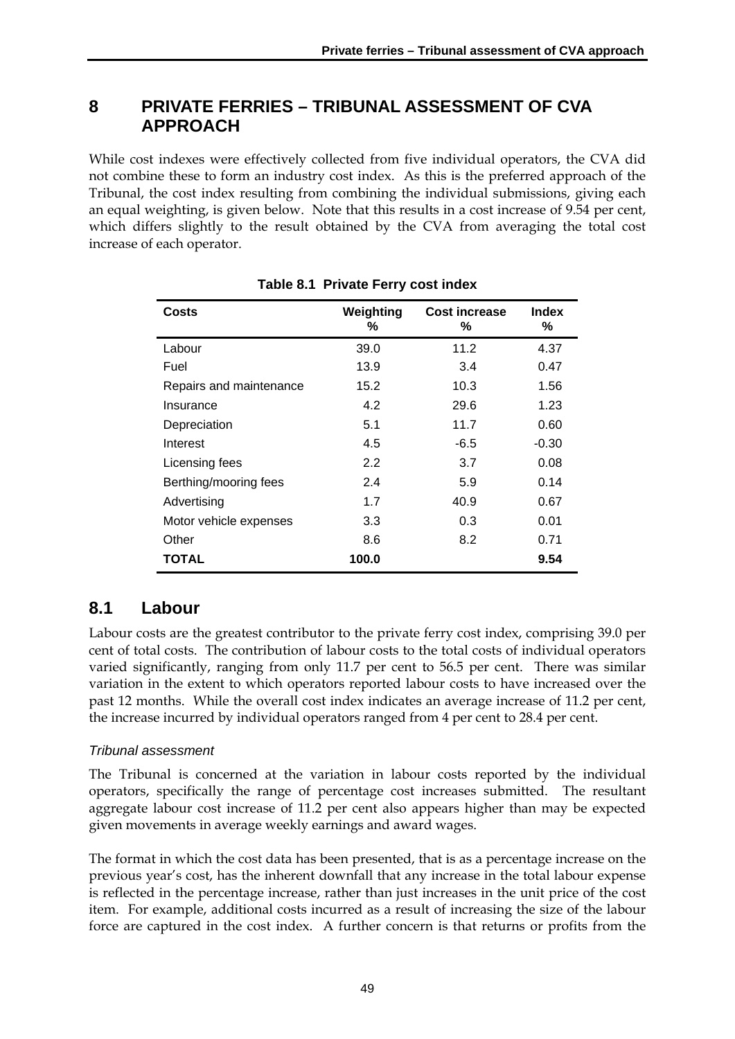# 8 PRIVATE FERRIES – TRIBUNAL ASSESSMENT OF CVA APPROACH

While cost indexes were effectively collected from five individual operators, the CVA did not combine these to form an industry cost index. As this is the preferred approach of the Tribunal, the cost index resulting from combining the individual submissions, giving each an equal weighting, is given below. Note that this results in a cost increase of 9.54 per cent, which differs slightly to the result obtained by the CVA from averaging the total cost increase of each operator.

**Table 8.1 Private Ferry cost index**

| Costs | Weighting % | Cost increase % | Index % |
|---|---|---|---|
| Labour | 39.0 | 11.2 | 4.37 |
| Fuel | 13.9 | 3.4 | 0.47 |
| Repairs and maintenance | 15.2 | 10.3 | 1.56 |
| Insurance | 4.2 | 29.6 | 1.23 |
| Depreciation | 5.1 | 11.7 | 0.60 |
| Interest | 4.5 | -6.5 | -0.30 |
| Licensing fees | 2.2 | 3.7 | 0.08 |
| Berthing/mooring fees | 2.4 | 5.9 | 0.14 |
| Advertising | 1.7 | 40.9 | 0.67 |
| Motor vehicle expenses | 3.3 | 0.3 | 0.01 |
| Other | 8.6 | 8.2 | 0.71 |
| **TOTAL** | **100.0** | | **9.54** |

## 8.1 Labour

Labour costs are the greatest contributor to the private ferry cost index, comprising 39.0 per cent of total costs. The contribution of labour costs to the total costs of individual operators varied significantly, ranging from only 11.7 per cent to 56.5 per cent. There was similar variation in the extent to which operators reported labour costs to have increased over the past 12 months. While the overall cost index indicates an average increase of 11.2 per cent, the increase incurred by individual operators ranged from 4 per cent to 28.4 per cent.

*Tribunal assessment*

The Tribunal is concerned at the variation in labour costs reported by the individual operators, specifically the range of percentage cost increases submitted. The resultant aggregate labour cost increase of 11.2 per cent also appears higher than may be expected given movements in average weekly earnings and award wages.

The format in which the cost data has been presented, that is as a percentage increase on the previous year's cost, has the inherent downfall that any increase in the total labour expense is reflected in the percentage increase, rather than just increases in the unit price of the cost item. For example, additional costs incurred as a result of increasing the size of the labour force are captured in the cost index. A further concern is that returns or profits from the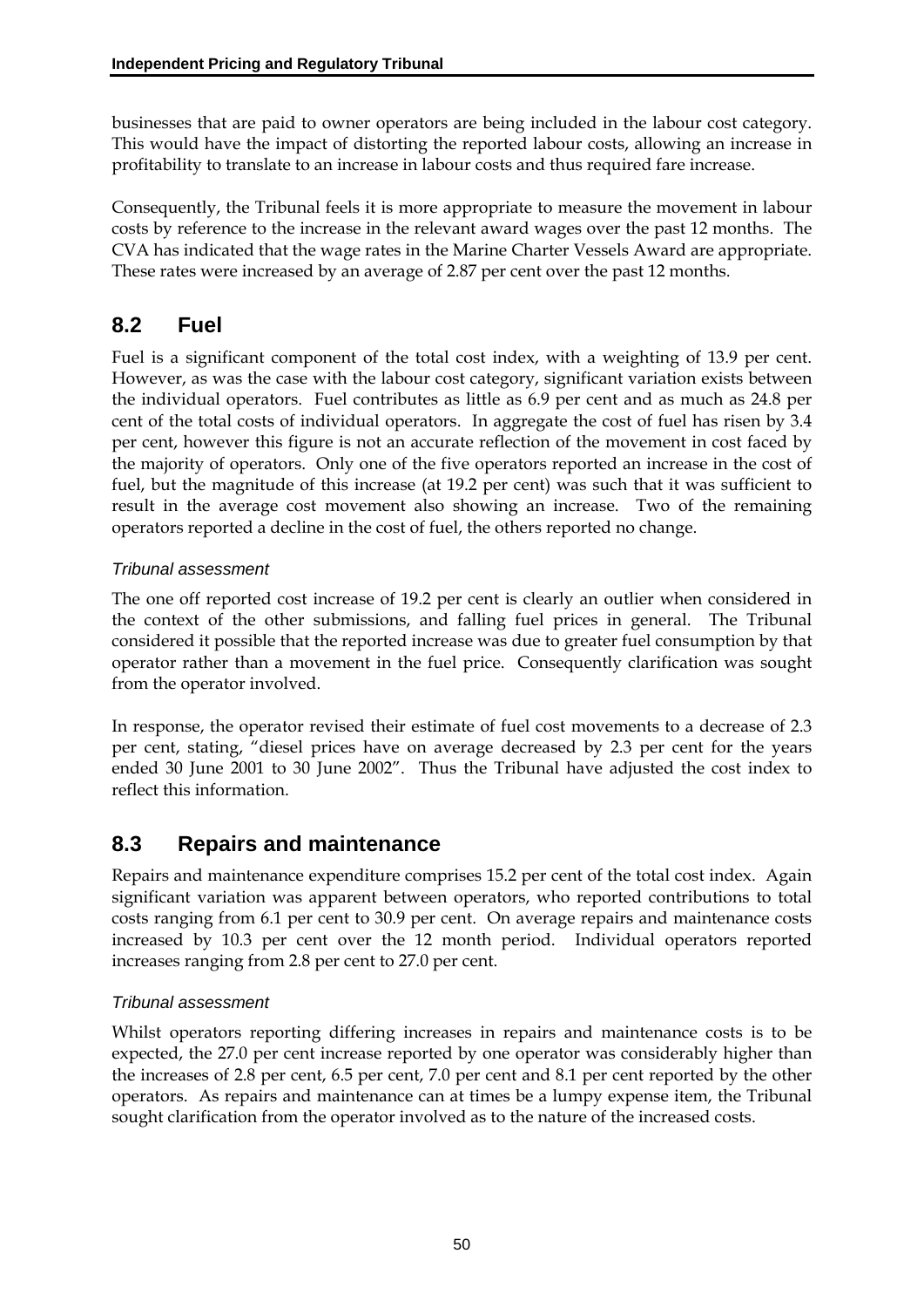businesses that are paid to owner operators are being included in the labour cost category. This would have the impact of distorting the reported labour costs, allowing an increase in profitability to translate to an increase in labour costs and thus required fare increase.

Consequently, the Tribunal feels it is more appropriate to measure the movement in labour costs by reference to the increase in the relevant award wages over the past 12 months. The CVA has indicated that the wage rates in the Marine Charter Vessels Award are appropriate. These rates were increased by an average of 2.87 per cent over the past 12 months.

## 8.2 Fuel

Fuel is a significant component of the total cost index, with a weighting of 13.9 per cent. However, as was the case with the labour cost category, significant variation exists between the individual operators. Fuel contributes as little as 6.9 per cent and as much as 24.8 per cent of the total costs of individual operators. In aggregate the cost of fuel has risen by 3.4 per cent, however this figure is not an accurate reflection of the movement in cost faced by the majority of operators. Only one of the five operators reported an increase in the cost of fuel, but the magnitude of this increase (at 19.2 per cent) was such that it was sufficient to result in the average cost movement also showing an increase. Two of the remaining operators reported a decline in the cost of fuel, the others reported no change.

### *Tribunal assessment*

The one off reported cost increase of 19.2 per cent is clearly an outlier when considered in the context of the other submissions, and falling fuel prices in general. The Tribunal considered it possible that the reported increase was due to greater fuel consumption by that operator rather than a movement in the fuel price. Consequently clarification was sought from the operator involved.

In response, the operator revised their estimate of fuel cost movements to a decrease of 2.3 per cent, stating, "diesel prices have on average decreased by 2.3 per cent for the years ended 30 June 2001 to 30 June 2002". Thus the Tribunal have adjusted the cost index to reflect this information.

## 8.3 Repairs and maintenance

Repairs and maintenance expenditure comprises 15.2 per cent of the total cost index. Again significant variation was apparent between operators, who reported contributions to total costs ranging from 6.1 per cent to 30.9 per cent. On average repairs and maintenance costs increased by 10.3 per cent over the 12 month period. Individual operators reported increases ranging from 2.8 per cent to 27.0 per cent.

### *Tribunal assessment*

Whilst operators reporting differing increases in repairs and maintenance costs is to be expected, the 27.0 per cent increase reported by one operator was considerably higher than the increases of 2.8 per cent, 6.5 per cent, 7.0 per cent and 8.1 per cent reported by the other operators. As repairs and maintenance can at times be a lumpy expense item, the Tribunal sought clarification from the operator involved as to the nature of the increased costs.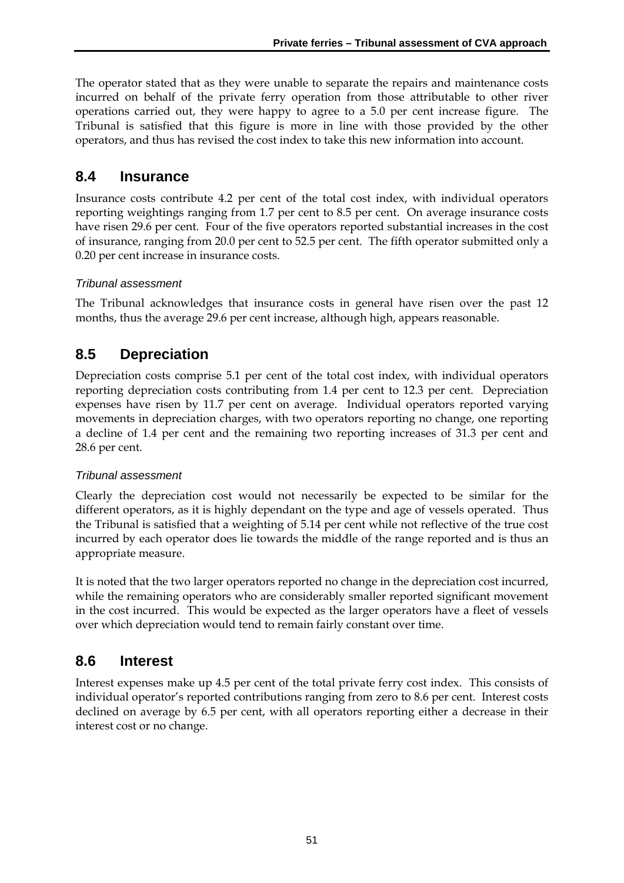The operator stated that as they were unable to separate the repairs and maintenance costs incurred on behalf of the private ferry operation from those attributable to other river operations carried out, they were happy to agree to a 5.0 per cent increase figure. The Tribunal is satisfied that this figure is more in line with those provided by the other operators, and thus has revised the cost index to take this new information into account.

## 8.4 Insurance

Insurance costs contribute 4.2 per cent of the total cost index, with individual operators reporting weightings ranging from 1.7 per cent to 8.5 per cent. On average insurance costs have risen 29.6 per cent. Four of the five operators reported substantial increases in the cost of insurance, ranging from 20.0 per cent to 52.5 per cent. The fifth operator submitted only a 0.20 per cent increase in insurance costs.

### *Tribunal assessment*

The Tribunal acknowledges that insurance costs in general have risen over the past 12 months, thus the average 29.6 per cent increase, although high, appears reasonable.

## 8.5 Depreciation

Depreciation costs comprise 5.1 per cent of the total cost index, with individual operators reporting depreciation costs contributing from 1.4 per cent to 12.3 per cent. Depreciation expenses have risen by 11.7 per cent on average. Individual operators reported varying movements in depreciation charges, with two operators reporting no change, one reporting a decline of 1.4 per cent and the remaining two reporting increases of 31.3 per cent and 28.6 per cent.

### *Tribunal assessment*

Clearly the depreciation cost would not necessarily be expected to be similar for the different operators, as it is highly dependant on the type and age of vessels operated. Thus the Tribunal is satisfied that a weighting of 5.14 per cent while not reflective of the true cost incurred by each operator does lie towards the middle of the range reported and is thus an appropriate measure.

It is noted that the two larger operators reported no change in the depreciation cost incurred, while the remaining operators who are considerably smaller reported significant movement in the cost incurred. This would be expected as the larger operators have a fleet of vessels over which depreciation would tend to remain fairly constant over time.

## 8.6 Interest

Interest expenses make up 4.5 per cent of the total private ferry cost index. This consists of individual operator's reported contributions ranging from zero to 8.6 per cent. Interest costs declined on average by 6.5 per cent, with all operators reporting either a decrease in their interest cost or no change.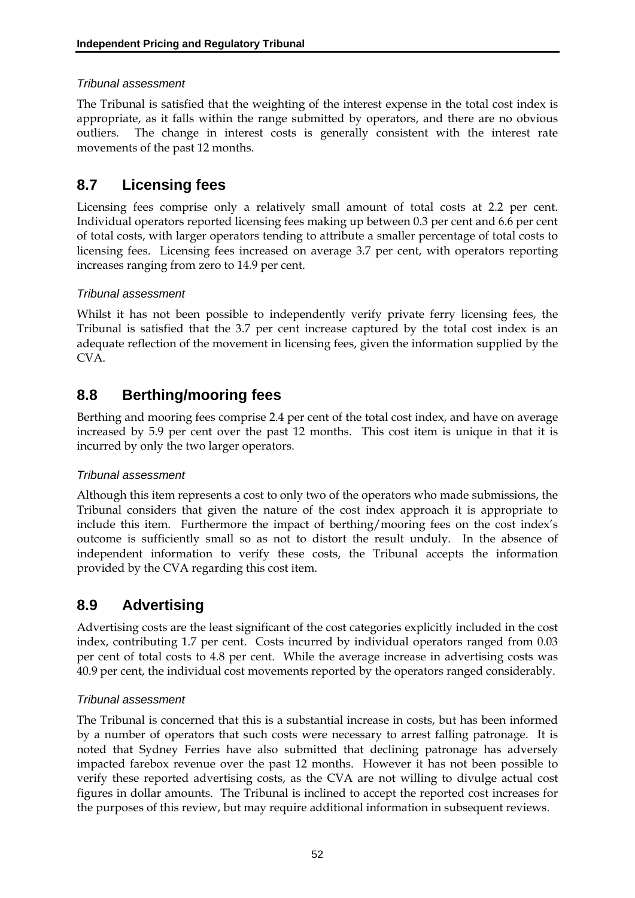*Tribunal assessment*

The Tribunal is satisfied that the weighting of the interest expense in the total cost index is appropriate, as it falls within the range submitted by operators, and there are no obvious outliers. The change in interest costs is generally consistent with the interest rate movements of the past 12 months.

## 8.7 Licensing fees

Licensing fees comprise only a relatively small amount of total costs at 2.2 per cent. Individual operators reported licensing fees making up between 0.3 per cent and 6.6 per cent of total costs, with larger operators tending to attribute a smaller percentage of total costs to licensing fees. Licensing fees increased on average 3.7 per cent, with operators reporting increases ranging from zero to 14.9 per cent.

*Tribunal assessment*

Whilst it has not been possible to independently verify private ferry licensing fees, the Tribunal is satisfied that the 3.7 per cent increase captured by the total cost index is an adequate reflection of the movement in licensing fees, given the information supplied by the CVA.

## 8.8 Berthing/mooring fees

Berthing and mooring fees comprise 2.4 per cent of the total cost index, and have on average increased by 5.9 per cent over the past 12 months. This cost item is unique in that it is incurred by only the two larger operators.

*Tribunal assessment*

Although this item represents a cost to only two of the operators who made submissions, the Tribunal considers that given the nature of the cost index approach it is appropriate to include this item. Furthermore the impact of berthing/mooring fees on the cost index's outcome is sufficiently small so as not to distort the result unduly. In the absence of independent information to verify these costs, the Tribunal accepts the information provided by the CVA regarding this cost item.

## 8.9 Advertising

Advertising costs are the least significant of the cost categories explicitly included in the cost index, contributing 1.7 per cent. Costs incurred by individual operators ranged from 0.03 per cent of total costs to 4.8 per cent. While the average increase in advertising costs was 40.9 per cent, the individual cost movements reported by the operators ranged considerably.

*Tribunal assessment*

The Tribunal is concerned that this is a substantial increase in costs, but has been informed by a number of operators that such costs were necessary to arrest falling patronage. It is noted that Sydney Ferries have also submitted that declining patronage has adversely impacted farebox revenue over the past 12 months. However it has not been possible to verify these reported advertising costs, as the CVA are not willing to divulge actual cost figures in dollar amounts. The Tribunal is inclined to accept the reported cost increases for the purposes of this review, but may require additional information in subsequent reviews.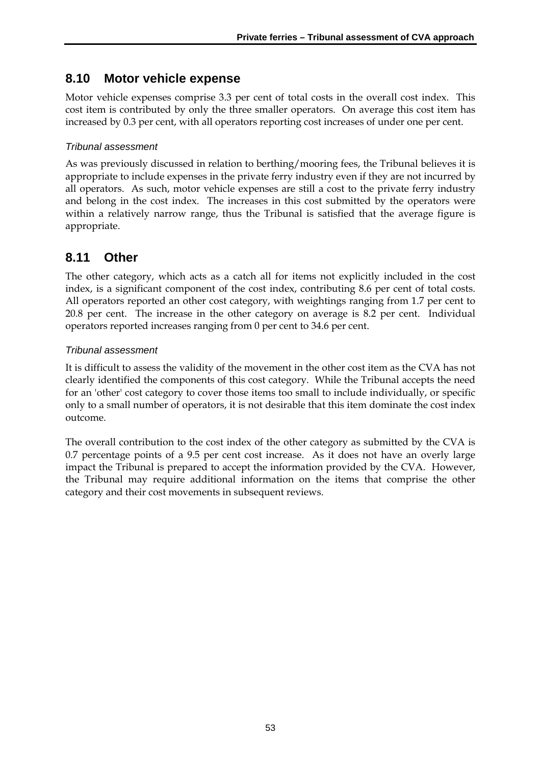## 8.10 Motor vehicle expense

Motor vehicle expenses comprise 3.3 per cent of total costs in the overall cost index. This cost item is contributed by only the three smaller operators. On average this cost item has increased by 0.3 per cent, with all operators reporting cost increases of under one per cent.

### *Tribunal assessment*

As was previously discussed in relation to berthing/mooring fees, the Tribunal believes it is appropriate to include expenses in the private ferry industry even if they are not incurred by all operators. As such, motor vehicle expenses are still a cost to the private ferry industry and belong in the cost index. The increases in this cost submitted by the operators were within a relatively narrow range, thus the Tribunal is satisfied that the average figure is appropriate.

## 8.11 Other

The other category, which acts as a catch all for items not explicitly included in the cost index, is a significant component of the cost index, contributing 8.6 per cent of total costs. All operators reported an other cost category, with weightings ranging from 1.7 per cent to 20.8 per cent. The increase in the other category on average is 8.2 per cent. Individual operators reported increases ranging from 0 per cent to 34.6 per cent.

### *Tribunal assessment*

It is difficult to assess the validity of the movement in the other cost item as the CVA has not clearly identified the components of this cost category. While the Tribunal accepts the need for an 'other' cost category to cover those items too small to include individually, or specific only to a small number of operators, it is not desirable that this item dominate the cost index outcome.

The overall contribution to the cost index of the other category as submitted by the CVA is 0.7 percentage points of a 9.5 per cent cost increase. As it does not have an overly large impact the Tribunal is prepared to accept the information provided by the CVA. However, the Tribunal may require additional information on the items that comprise the other category and their cost movements in subsequent reviews.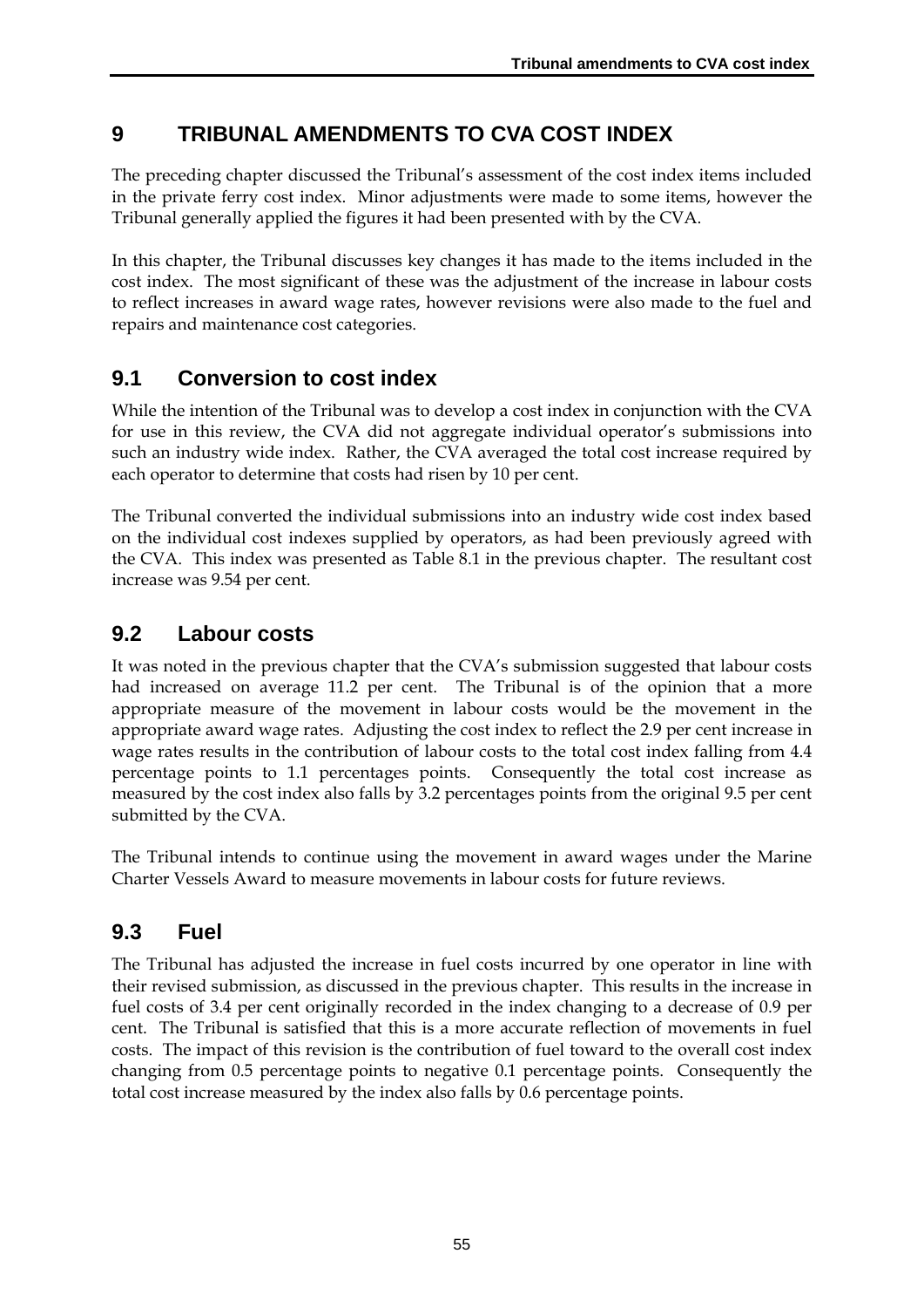# 9 TRIBUNAL AMENDMENTS TO CVA COST INDEX

The preceding chapter discussed the Tribunal's assessment of the cost index items included in the private ferry cost index. Minor adjustments were made to some items, however the Tribunal generally applied the figures it had been presented with by the CVA.

In this chapter, the Tribunal discusses key changes it has made to the items included in the cost index. The most significant of these was the adjustment of the increase in labour costs to reflect increases in award wage rates, however revisions were also made to the fuel and repairs and maintenance cost categories.

## 9.1 Conversion to cost index

While the intention of the Tribunal was to develop a cost index in conjunction with the CVA for use in this review, the CVA did not aggregate individual operator's submissions into such an industry wide index. Rather, the CVA averaged the total cost increase required by each operator to determine that costs had risen by 10 per cent.

The Tribunal converted the individual submissions into an industry wide cost index based on the individual cost indexes supplied by operators, as had been previously agreed with the CVA. This index was presented as Table 8.1 in the previous chapter. The resultant cost increase was 9.54 per cent.

## 9.2 Labour costs

It was noted in the previous chapter that the CVA's submission suggested that labour costs had increased on average 11.2 per cent. The Tribunal is of the opinion that a more appropriate measure of the movement in labour costs would be the movement in the appropriate award wage rates. Adjusting the cost index to reflect the 2.9 per cent increase in wage rates results in the contribution of labour costs to the total cost index falling from 4.4 percentage points to 1.1 percentages points. Consequently the total cost increase as measured by the cost index also falls by 3.2 percentages points from the original 9.5 per cent submitted by the CVA.

The Tribunal intends to continue using the movement in award wages under the Marine Charter Vessels Award to measure movements in labour costs for future reviews.

## 9.3 Fuel

The Tribunal has adjusted the increase in fuel costs incurred by one operator in line with their revised submission, as discussed in the previous chapter. This results in the increase in fuel costs of 3.4 per cent originally recorded in the index changing to a decrease of 0.9 per cent. The Tribunal is satisfied that this is a more accurate reflection of movements in fuel costs. The impact of this revision is the contribution of fuel toward to the overall cost index changing from 0.5 percentage points to negative 0.1 percentage points. Consequently the total cost increase measured by the index also falls by 0.6 percentage points.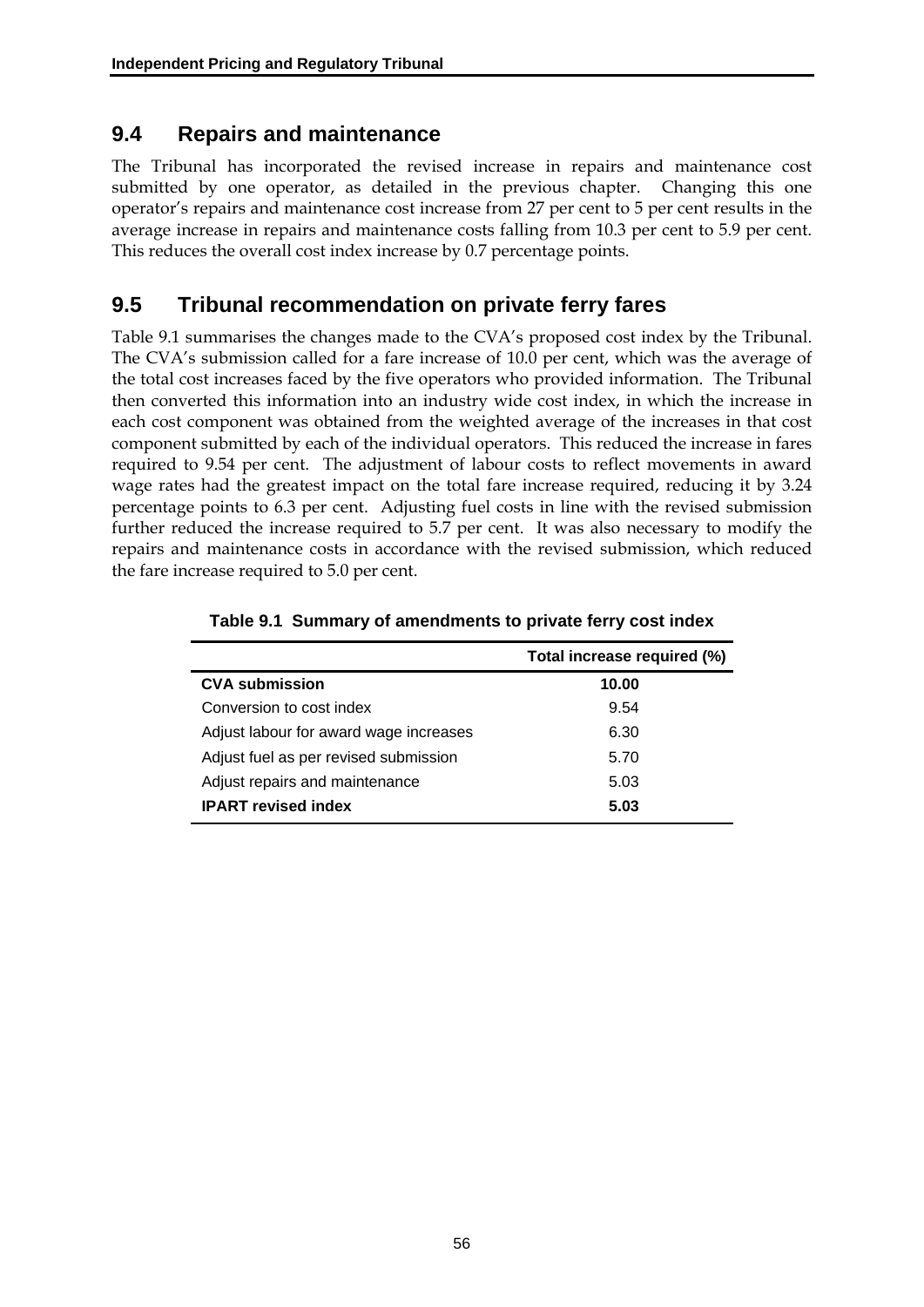## 9.4 Repairs and maintenance

The Tribunal has incorporated the revised increase in repairs and maintenance cost submitted by one operator, as detailed in the previous chapter. Changing this one operator's repairs and maintenance cost increase from 27 per cent to 5 per cent results in the average increase in repairs and maintenance costs falling from 10.3 per cent to 5.9 per cent. This reduces the overall cost index increase by 0.7 percentage points.

## 9.5 Tribunal recommendation on private ferry fares

Table 9.1 summarises the changes made to the CVA's proposed cost index by the Tribunal. The CVA's submission called for a fare increase of 10.0 per cent, which was the average of the total cost increases faced by the five operators who provided information. The Tribunal then converted this information into an industry wide cost index, in which the increase in each cost component was obtained from the weighted average of the increases in that cost component submitted by each of the individual operators. This reduced the increase in fares required to 9.54 per cent. The adjustment of labour costs to reflect movements in award wage rates had the greatest impact on the total fare increase required, reducing it by 3.24 percentage points to 6.3 per cent. Adjusting fuel costs in line with the revised submission further reduced the increase required to 5.7 per cent. It was also necessary to modify the repairs and maintenance costs in accordance with the revised submission, which reduced the fare increase required to 5.0 per cent.

**Table 9.1 Summary of amendments to private ferry cost index**

| | Total increase required (%) |
|---|---|
| **CVA submission** | **10.00** |
| Conversion to cost index | 9.54 |
| Adjust labour for award wage increases | 6.30 |
| Adjust fuel as per revised submission | 5.70 |
| Adjust repairs and maintenance | 5.03 |
| **IPART revised index** | **5.03** |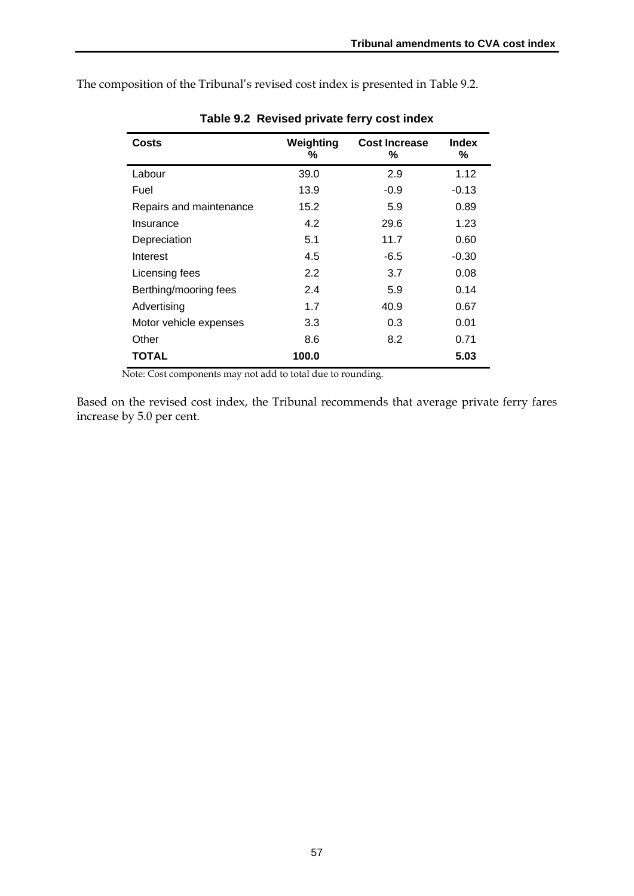The composition of the Tribunal's revised cost index is presented in Table 9.2.

**Table 9.2 Revised private ferry cost index**

| Costs | Weighting % | Cost Increase % | Index % |
|---|---|---|---|
| Labour | 39.0 | 2.9 | 1.12 |
| Fuel | 13.9 | -0.9 | -0.13 |
| Repairs and maintenance | 15.2 | 5.9 | 0.89 |
| Insurance | 4.2 | 29.6 | 1.23 |
| Depreciation | 5.1 | 11.7 | 0.60 |
| Interest | 4.5 | -6.5 | -0.30 |
| Licensing fees | 2.2 | 3.7 | 0.08 |
| Berthing/mooring fees | 2.4 | 5.9 | 0.14 |
| Advertising | 1.7 | 40.9 | 0.67 |
| Motor vehicle expenses | 3.3 | 0.3 | 0.01 |
| Other | 8.6 | 8.2 | 0.71 |
| **TOTAL** | **100.0** | | **5.03** |

Note: Cost components may not add to total due to rounding.

Based on the revised cost index, the Tribunal recommends that average private ferry fares increase by 5.0 per cent.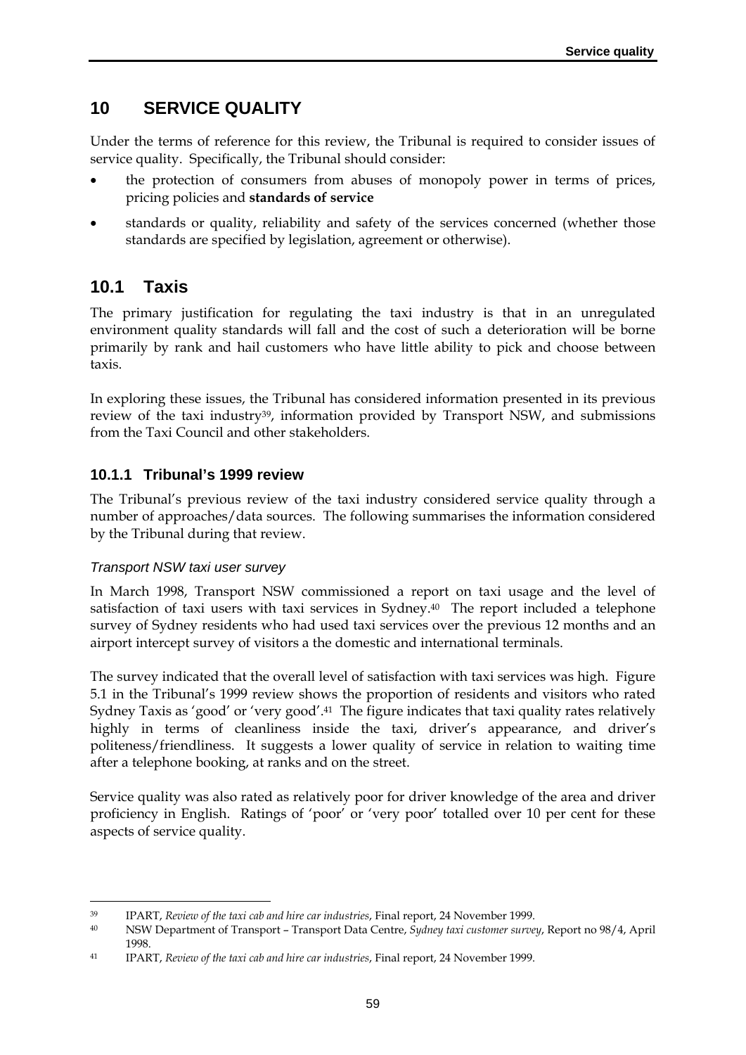# 10 SERVICE QUALITY

Under the terms of reference for this review, the Tribunal is required to consider issues of service quality. Specifically, the Tribunal should consider:

- the protection of consumers from abuses of monopoly power in terms of prices, pricing policies and **standards of service**
- standards or quality, reliability and safety of the services concerned (whether those standards are specified by legislation, agreement or otherwise).

## 10.1 Taxis

The primary justification for regulating the taxi industry is that in an unregulated environment quality standards will fall and the cost of such a deterioration will be borne primarily by rank and hail customers who have little ability to pick and choose between taxis.

In exploring these issues, the Tribunal has considered information presented in its previous review of the taxi industry[39], information provided by Transport NSW, and submissions from the Taxi Council and other stakeholders.

### 10.1.1 Tribunal's 1999 review

The Tribunal's previous review of the taxi industry considered service quality through a number of approaches/data sources. The following summarises the information considered by the Tribunal during that review.

*Transport NSW taxi user survey*

In March 1998, Transport NSW commissioned a report on taxi usage and the level of satisfaction of taxi users with taxi services in Sydney.[40] The report included a telephone survey of Sydney residents who had used taxi services over the previous 12 months and an airport intercept survey of visitors a the domestic and international terminals.

The survey indicated that the overall level of satisfaction with taxi services was high. Figure 5.1 in the Tribunal's 1999 review shows the proportion of residents and visitors who rated Sydney Taxis as 'good' or 'very good'.[41] The figure indicates that taxi quality rates relatively highly in terms of cleanliness inside the taxi, driver's appearance, and driver's politeness/friendliness. It suggests a lower quality of service in relation to waiting time after a telephone booking, at ranks and on the street.

Service quality was also rated as relatively poor for driver knowledge of the area and driver proficiency in English. Ratings of 'poor' or 'very poor' totalled over 10 per cent for these aspects of service quality.

---

[39] IPART, *Review of the taxi cab and hire car industries*, Final report, 24 November 1999.

[40] NSW Department of Transport – Transport Data Centre, *Sydney taxi customer survey*, Report no 98/4, April 1998.

[41] IPART, *Review of the taxi cab and hire car industries*, Final report, 24 November 1999.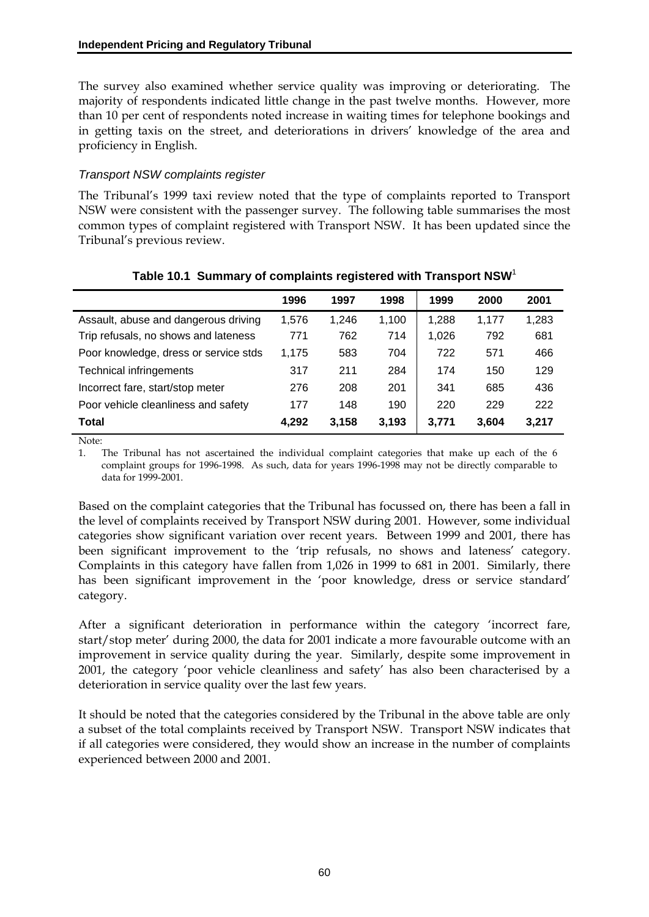The survey also examined whether service quality was improving or deteriorating. The majority of respondents indicated little change in the past twelve months. However, more than 10 per cent of respondents noted increase in waiting times for telephone bookings and in getting taxis on the street, and deteriorations in drivers' knowledge of the area and proficiency in English.

### *Transport NSW complaints register*

The Tribunal's 1999 taxi review noted that the type of complaints reported to Transport NSW were consistent with the passenger survey. The following table summarises the most common types of complaint registered with Transport NSW. It has been updated since the Tribunal's previous review.

**Table 10.1 Summary of complaints registered with Transport NSW**[1]

| | 1996 | 1997 | 1998 | 1999 | 2000 | 2001 |
|---|---|---|---|---|---|---|
| Assault, abuse and dangerous driving | 1,576 | 1,246 | 1,100 | 1,288 | 1,177 | 1,283 |
| Trip refusals, no shows and lateness | 771 | 762 | 714 | 1,026 | 792 | 681 |
| Poor knowledge, dress or service stds | 1,175 | 583 | 704 | 722 | 571 | 466 |
| Technical infringements | 317 | 211 | 284 | 174 | 150 | 129 |
| Incorrect fare, start/stop meter | 276 | 208 | 201 | 341 | 685 | 436 |
| Poor vehicle cleanliness and safety | 177 | 148 | 190 | 220 | 229 | 222 |
| **Total** | **4,292** | **3,158** | **3,193** | **3,771** | **3,604** | **3,217** |

Note:

1. The Tribunal has not ascertained the individual complaint categories that make up each of the 6 complaint groups for 1996-1998. As such, data for years 1996-1998 may not be directly comparable to data for 1999-2001.

Based on the complaint categories that the Tribunal has focussed on, there has been a fall in the level of complaints received by Transport NSW during 2001. However, some individual categories show significant variation over recent years. Between 1999 and 2001, there has been significant improvement to the 'trip refusals, no shows and lateness' category. Complaints in this category have fallen from 1,026 in 1999 to 681 in 2001. Similarly, there has been significant improvement in the 'poor knowledge, dress or service standard' category.

After a significant deterioration in performance within the category 'incorrect fare, start/stop meter' during 2000, the data for 2001 indicate a more favourable outcome with an improvement in service quality during the year. Similarly, despite some improvement in 2001, the category 'poor vehicle cleanliness and safety' has also been characterised by a deterioration in service quality over the last few years.

It should be noted that the categories considered by the Tribunal in the above table are only a subset of the total complaints received by Transport NSW. Transport NSW indicates that if all categories were considered, they would show an increase in the number of complaints experienced between 2000 and 2001.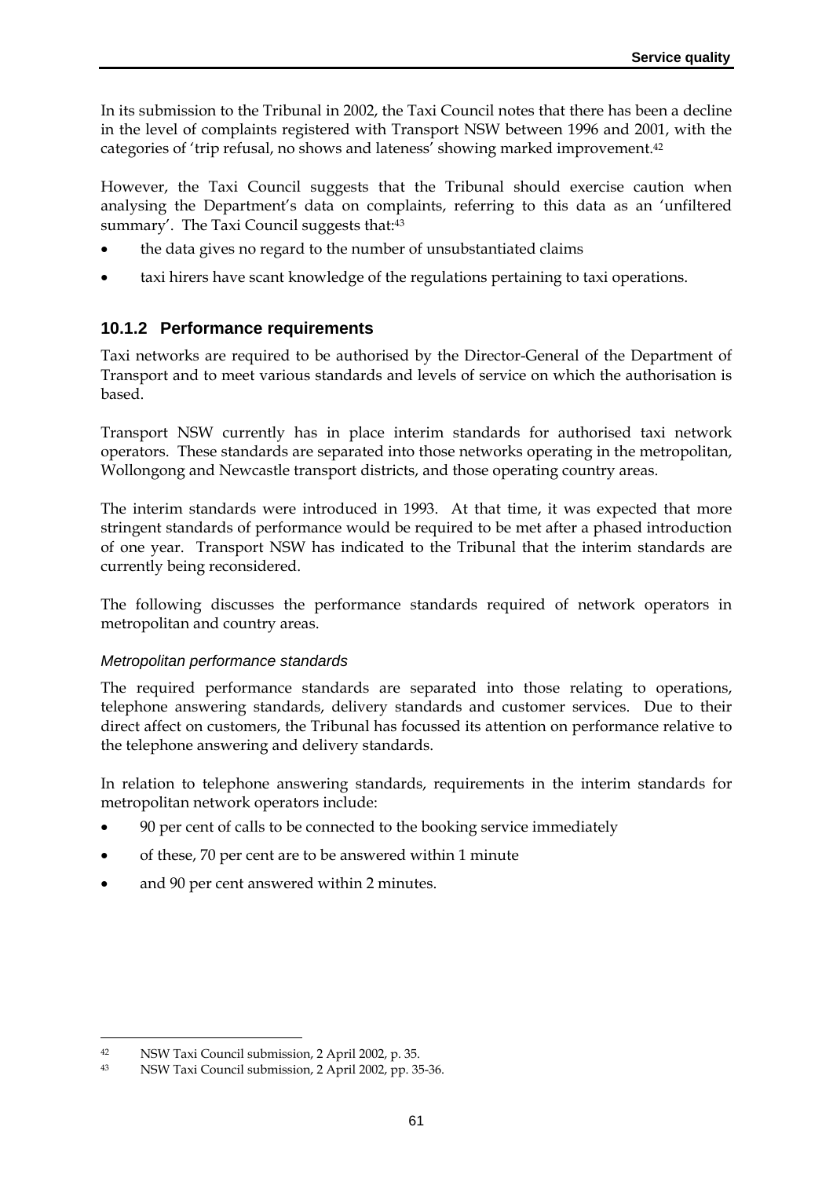In its submission to the Tribunal in 2002, the Taxi Council notes that there has been a decline in the level of complaints registered with Transport NSW between 1996 and 2001, with the categories of 'trip refusal, no shows and lateness' showing marked improvement.[42]

However, the Taxi Council suggests that the Tribunal should exercise caution when analysing the Department's data on complaints, referring to this data as an 'unfiltered summary'. The Taxi Council suggests that:[43]

- the data gives no regard to the number of unsubstantiated claims
- taxi hirers have scant knowledge of the regulations pertaining to taxi operations.

### 10.1.2 Performance requirements

Taxi networks are required to be authorised by the Director-General of the Department of Transport and to meet various standards and levels of service on which the authorisation is based.

Transport NSW currently has in place interim standards for authorised taxi network operators. These standards are separated into those networks operating in the metropolitan, Wollongong and Newcastle transport districts, and those operating country areas.

The interim standards were introduced in 1993. At that time, it was expected that more stringent standards of performance would be required to be met after a phased introduction of one year. Transport NSW has indicated to the Tribunal that the interim standards are currently being reconsidered.

The following discusses the performance standards required of network operators in metropolitan and country areas.

*Metropolitan performance standards*

The required performance standards are separated into those relating to operations, telephone answering standards, delivery standards and customer services. Due to their direct affect on customers, the Tribunal has focussed its attention on performance relative to the telephone answering and delivery standards.

In relation to telephone answering standards, requirements in the interim standards for metropolitan network operators include:

- 90 per cent of calls to be connected to the booking service immediately
- of these, 70 per cent are to be answered within 1 minute
- and 90 per cent answered within 2 minutes.

---

[42] NSW Taxi Council submission, 2 April 2002, p. 35.

[43] NSW Taxi Council submission, 2 April 2002, pp. 35-36.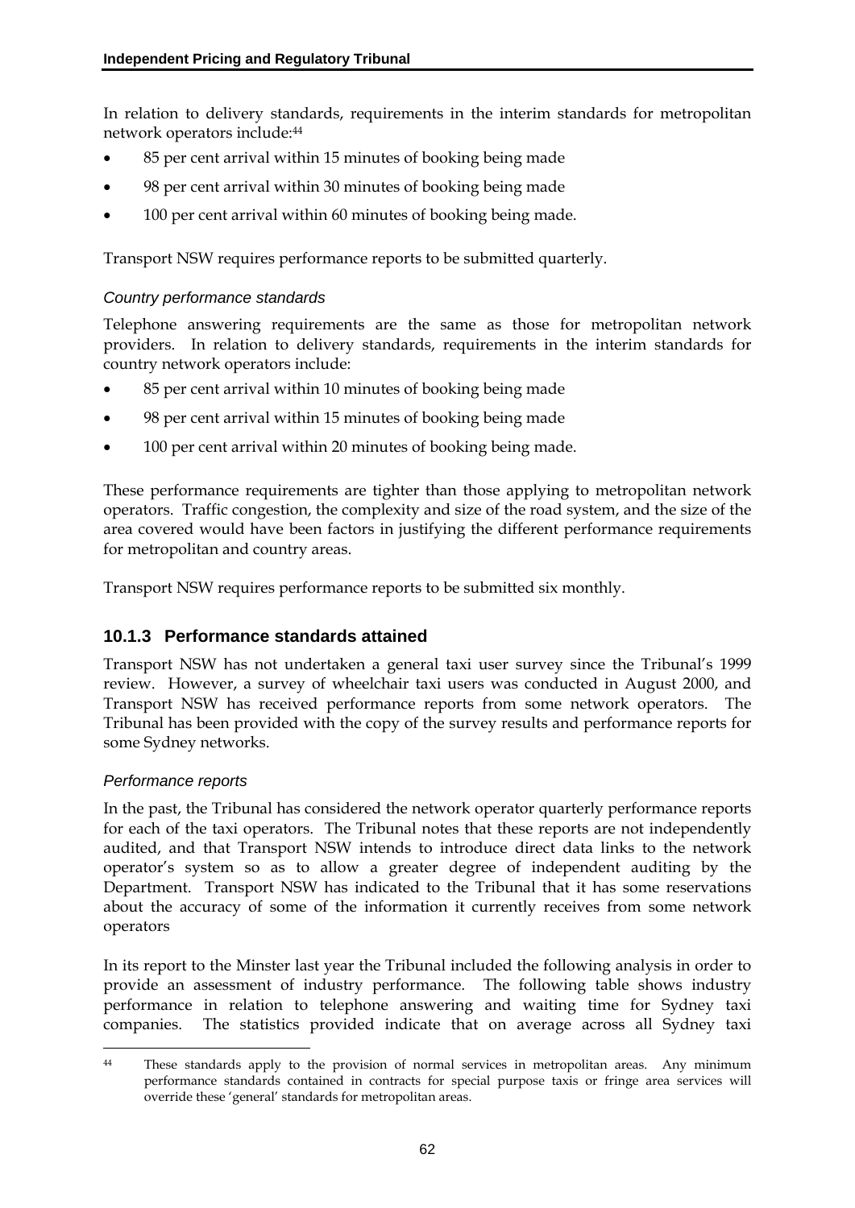In relation to delivery standards, requirements in the interim standards for metropolitan network operators include:[44]

- 85 per cent arrival within 15 minutes of booking being made
- 98 per cent arrival within 30 minutes of booking being made
- 100 per cent arrival within 60 minutes of booking being made.

Transport NSW requires performance reports to be submitted quarterly.

*Country performance standards*

Telephone answering requirements are the same as those for metropolitan network providers. In relation to delivery standards, requirements in the interim standards for country network operators include:

- 85 per cent arrival within 10 minutes of booking being made
- 98 per cent arrival within 15 minutes of booking being made
- 100 per cent arrival within 20 minutes of booking being made.

These performance requirements are tighter than those applying to metropolitan network operators. Traffic congestion, the complexity and size of the road system, and the size of the area covered would have been factors in justifying the different performance requirements for metropolitan and country areas.

Transport NSW requires performance reports to be submitted six monthly.

### 10.1.3 Performance standards attained

Transport NSW has not undertaken a general taxi user survey since the Tribunal's 1999 review. However, a survey of wheelchair taxi users was conducted in August 2000, and Transport NSW has received performance reports from some network operators. The Tribunal has been provided with the copy of the survey results and performance reports for some Sydney networks.

*Performance reports*

In the past, the Tribunal has considered the network operator quarterly performance reports for each of the taxi operators. The Tribunal notes that these reports are not independently audited, and that Transport NSW intends to introduce direct data links to the network operator's system so as to allow a greater degree of independent auditing by the Department. Transport NSW has indicated to the Tribunal that it has some reservations about the accuracy of some of the information it currently receives from some network operators

In its report to the Minster last year the Tribunal included the following analysis in order to provide an assessment of industry performance. The following table shows industry performance in relation to telephone answering and waiting time for Sydney taxi companies. The statistics provided indicate that on average across all Sydney taxi

[44] These standards apply to the provision of normal services in metropolitan areas. Any minimum performance standards contained in contracts for special purpose taxis or fringe area services will override these 'general' standards for metropolitan areas.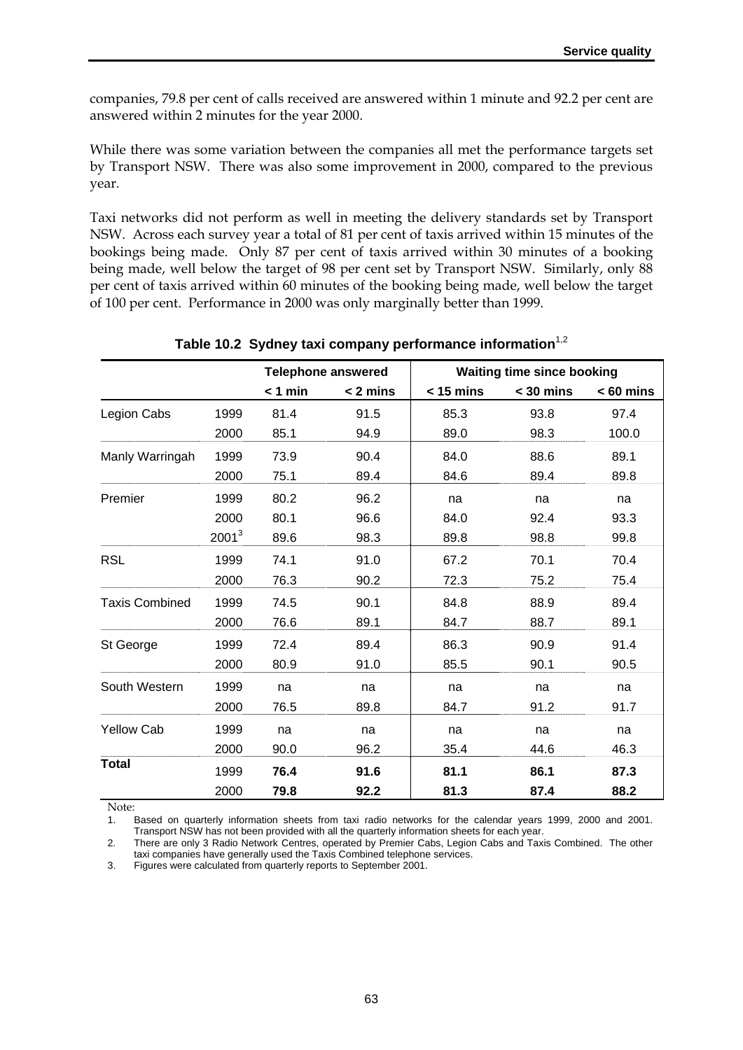companies, 79.8 per cent of calls received are answered within 1 minute and 92.2 per cent are answered within 2 minutes for the year 2000.

While there was some variation between the companies all met the performance targets set by Transport NSW. There was also some improvement in 2000, compared to the previous year.

Taxi networks did not perform as well in meeting the delivery standards set by Transport NSW. Across each survey year a total of 81 per cent of taxis arrived within 15 minutes of the bookings being made. Only 87 per cent of taxis arrived within 30 minutes of a booking being made, well below the target of 98 per cent set by Transport NSW. Similarly, only 88 per cent of taxis arrived within 60 minutes of the booking being made, well below the target of 100 per cent. Performance in 2000 was only marginally better than 1999.

**Table 10.2 Sydney taxi company performance information[1,2]**

| | | Telephone answered | | Waiting time since booking | | |
|---|---|---|---|---|---|---|
| | | < 1 min | < 2 mins | < 15 mins | < 30 mins | < 60 mins |
| Legion Cabs | 1999 | 81.4 | 91.5 | 85.3 | 93.8 | 97.4 |
| | 2000 | 85.1 | 94.9 | 89.0 | 98.3 | 100.0 |
| Manly Warringah | 1999 | 73.9 | 90.4 | 84.0 | 88.6 | 89.1 |
| | 2000 | 75.1 | 89.4 | 84.6 | 89.4 | 89.8 |
| Premier | 1999 | 80.2 | 96.2 | na | na | na |
| | 2000 | 80.1 | 96.6 | 84.0 | 92.4 | 93.3 |
| | 2001[3] | 89.6 | 98.3 | 89.8 | 98.8 | 99.8 |
| RSL | 1999 | 74.1 | 91.0 | 67.2 | 70.1 | 70.4 |
| | 2000 | 76.3 | 90.2 | 72.3 | 75.2 | 75.4 |
| Taxis Combined | 1999 | 74.5 | 90.1 | 84.8 | 88.9 | 89.4 |
| | 2000 | 76.6 | 89.1 | 84.7 | 88.7 | 89.1 |
| St George | 1999 | 72.4 | 89.4 | 86.3 | 90.9 | 91.4 |
| | 2000 | 80.9 | 91.0 | 85.5 | 90.1 | 90.5 |
| South Western | 1999 | na | na | na | na | na |
| | 2000 | 76.5 | 89.8 | 84.7 | 91.2 | 91.7 |
| Yellow Cab | 1999 | na | na | na | na | na |
| | 2000 | 90.0 | 96.2 | 35.4 | 44.6 | 46.3 |
| **Total** | 1999 | **76.4** | **91.6** | **81.1** | **86.1** | **87.3** |
| | 2000 | **79.8** | **92.2** | **81.3** | **87.4** | **88.2** |

Note:

1. Based on quarterly information sheets from taxi radio networks for the calendar years 1999, 2000 and 2001. Transport NSW has not been provided with all the quarterly information sheets for each year.
2. There are only 3 Radio Network Centres, operated by Premier Cabs, Legion Cabs and Taxis Combined. The other taxi companies have generally used the Taxis Combined telephone services.
3. Figures were calculated from quarterly reports to September 2001.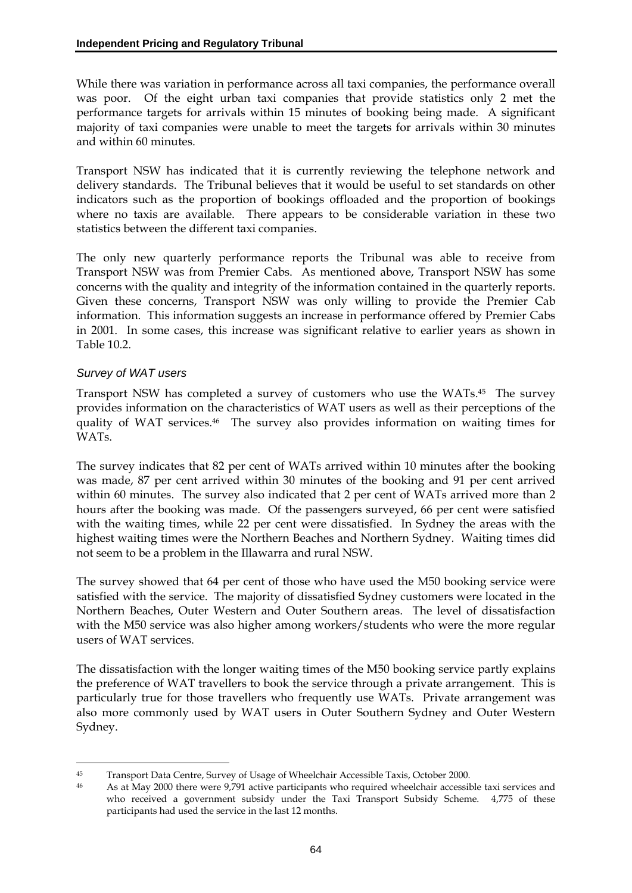While there was variation in performance across all taxi companies, the performance overall was poor. Of the eight urban taxi companies that provide statistics only 2 met the performance targets for arrivals within 15 minutes of booking being made. A significant majority of taxi companies were unable to meet the targets for arrivals within 30 minutes and within 60 minutes.

Transport NSW has indicated that it is currently reviewing the telephone network and delivery standards. The Tribunal believes that it would be useful to set standards on other indicators such as the proportion of bookings offloaded and the proportion of bookings where no taxis are available. There appears to be considerable variation in these two statistics between the different taxi companies.

The only new quarterly performance reports the Tribunal was able to receive from Transport NSW was from Premier Cabs. As mentioned above, Transport NSW has some concerns with the quality and integrity of the information contained in the quarterly reports. Given these concerns, Transport NSW was only willing to provide the Premier Cab information. This information suggests an increase in performance offered by Premier Cabs in 2001. In some cases, this increase was significant relative to earlier years as shown in Table 10.2.

### *Survey of WAT users*

Transport NSW has completed a survey of customers who use the WATs.[45] The survey provides information on the characteristics of WAT users as well as their perceptions of the quality of WAT services.[46] The survey also provides information on waiting times for WATs.

The survey indicates that 82 per cent of WATs arrived within 10 minutes after the booking was made, 87 per cent arrived within 30 minutes of the booking and 91 per cent arrived within 60 minutes. The survey also indicated that 2 per cent of WATs arrived more than 2 hours after the booking was made. Of the passengers surveyed, 66 per cent were satisfied with the waiting times, while 22 per cent were dissatisfied. In Sydney the areas with the highest waiting times were the Northern Beaches and Northern Sydney. Waiting times did not seem to be a problem in the Illawarra and rural NSW.

The survey showed that 64 per cent of those who have used the M50 booking service were satisfied with the service. The majority of dissatisfied Sydney customers were located in the Northern Beaches, Outer Western and Outer Southern areas. The level of dissatisfaction with the M50 service was also higher among workers/students who were the more regular users of WAT services.

The dissatisfaction with the longer waiting times of the M50 booking service partly explains the preference of WAT travellers to book the service through a private arrangement. This is particularly true for those travellers who frequently use WATs. Private arrangement was also more commonly used by WAT users in Outer Southern Sydney and Outer Western Sydney.

---

[45] Transport Data Centre, Survey of Usage of Wheelchair Accessible Taxis, October 2000.

[46] As at May 2000 there were 9,791 active participants who required wheelchair accessible taxi services and who received a government subsidy under the Taxi Transport Subsidy Scheme. 4,775 of these participants had used the service in the last 12 months.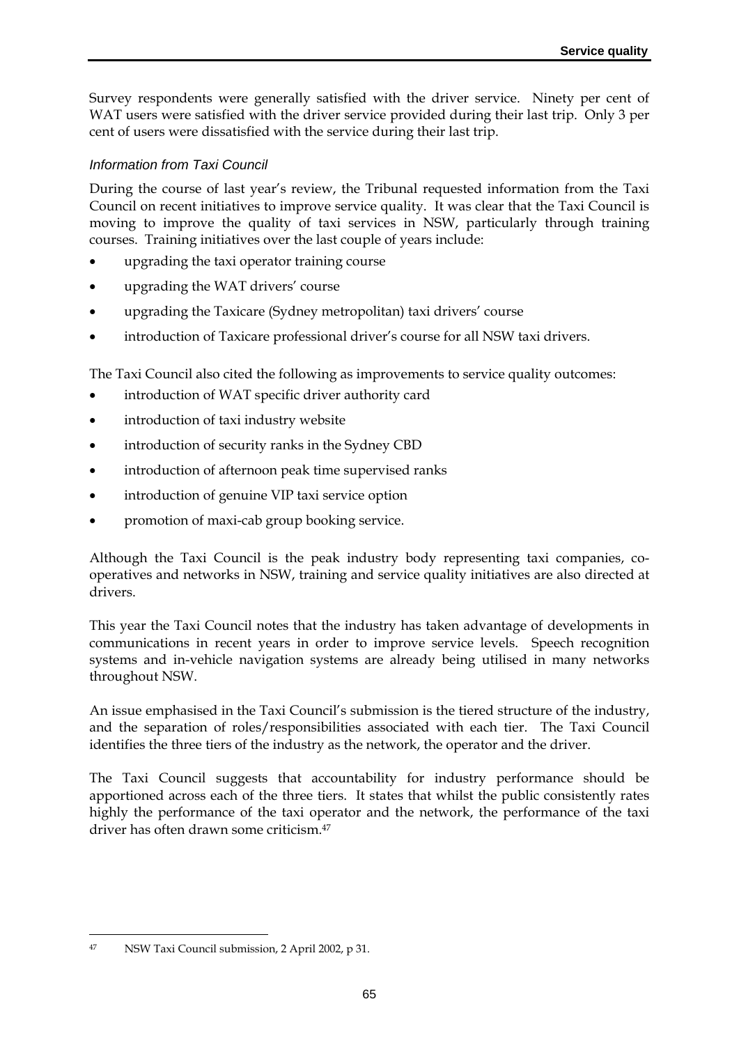Survey respondents were generally satisfied with the driver service. Ninety per cent of WAT users were satisfied with the driver service provided during their last trip. Only 3 per cent of users were dissatisfied with the service during their last trip.

### *Information from Taxi Council*

During the course of last year's review, the Tribunal requested information from the Taxi Council on recent initiatives to improve service quality. It was clear that the Taxi Council is moving to improve the quality of taxi services in NSW, particularly through training courses. Training initiatives over the last couple of years include:

- upgrading the taxi operator training course
- upgrading the WAT drivers' course
- upgrading the Taxicare (Sydney metropolitan) taxi drivers' course
- introduction of Taxicare professional driver's course for all NSW taxi drivers.

The Taxi Council also cited the following as improvements to service quality outcomes:

- introduction of WAT specific driver authority card
- introduction of taxi industry website
- introduction of security ranks in the Sydney CBD
- introduction of afternoon peak time supervised ranks
- introduction of genuine VIP taxi service option
- promotion of maxi-cab group booking service.

Although the Taxi Council is the peak industry body representing taxi companies, co-operatives and networks in NSW, training and service quality initiatives are also directed at drivers.

This year the Taxi Council notes that the industry has taken advantage of developments in communications in recent years in order to improve service levels. Speech recognition systems and in-vehicle navigation systems are already being utilised in many networks throughout NSW.

An issue emphasised in the Taxi Council's submission is the tiered structure of the industry, and the separation of roles/responsibilities associated with each tier. The Taxi Council identifies the three tiers of the industry as the network, the operator and the driver.

The Taxi Council suggests that accountability for industry performance should be apportioned across each of the three tiers. It states that whilst the public consistently rates highly the performance of the taxi operator and the network, the performance of the taxi driver has often drawn some criticism.[47]

---

[47] NSW Taxi Council submission, 2 April 2002, p 31.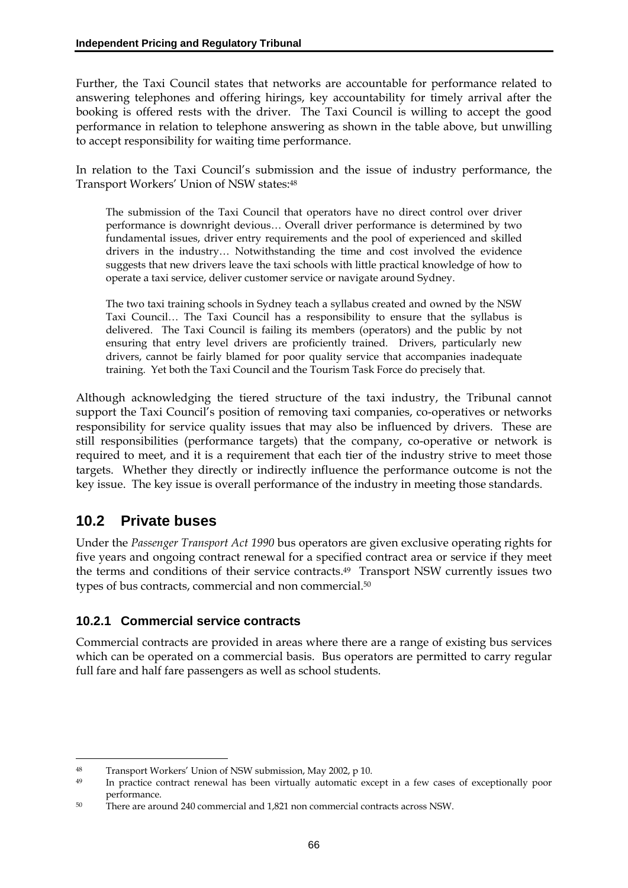Further, the Taxi Council states that networks are accountable for performance related to answering telephones and offering hirings, key accountability for timely arrival after the booking is offered rests with the driver. The Taxi Council is willing to accept the good performance in relation to telephone answering as shown in the table above, but unwilling to accept responsibility for waiting time performance.

In relation to the Taxi Council's submission and the issue of industry performance, the Transport Workers' Union of NSW states:[48]

> The submission of the Taxi Council that operators have no direct control over driver performance is downright devious… Overall driver performance is determined by two fundamental issues, driver entry requirements and the pool of experienced and skilled drivers in the industry… Notwithstanding the time and cost involved the evidence suggests that new drivers leave the taxi schools with little practical knowledge of how to operate a taxi service, deliver customer service or navigate around Sydney.
>
> The two taxi training schools in Sydney teach a syllabus created and owned by the NSW Taxi Council… The Taxi Council has a responsibility to ensure that the syllabus is delivered. The Taxi Council is failing its members (operators) and the public by not ensuring that entry level drivers are proficiently trained. Drivers, particularly new drivers, cannot be fairly blamed for poor quality service that accompanies inadequate training. Yet both the Taxi Council and the Tourism Task Force do precisely that.

Although acknowledging the tiered structure of the taxi industry, the Tribunal cannot support the Taxi Council's position of removing taxi companies, co-operatives or networks responsibility for service quality issues that may also be influenced by drivers. These are still responsibilities (performance targets) that the company, co-operative or network is required to meet, and it is a requirement that each tier of the industry strive to meet those targets. Whether they directly or indirectly influence the performance outcome is not the key issue. The key issue is overall performance of the industry in meeting those standards.

## 10.2 Private buses

Under the *Passenger Transport Act 1990* bus operators are given exclusive operating rights for five years and ongoing contract renewal for a specified contract area or service if they meet the terms and conditions of their service contracts.[49] Transport NSW currently issues two types of bus contracts, commercial and non commercial.[50]

### 10.2.1 Commercial service contracts

Commercial contracts are provided in areas where there are a range of existing bus services which can be operated on a commercial basis. Bus operators are permitted to carry regular full fare and half fare passengers as well as school students.

---

[48] Transport Workers' Union of NSW submission, May 2002, p 10.

[49] In practice contract renewal has been virtually automatic except in a few cases of exceptionally poor performance.

[50] There are around 240 commercial and 1,821 non commercial contracts across NSW.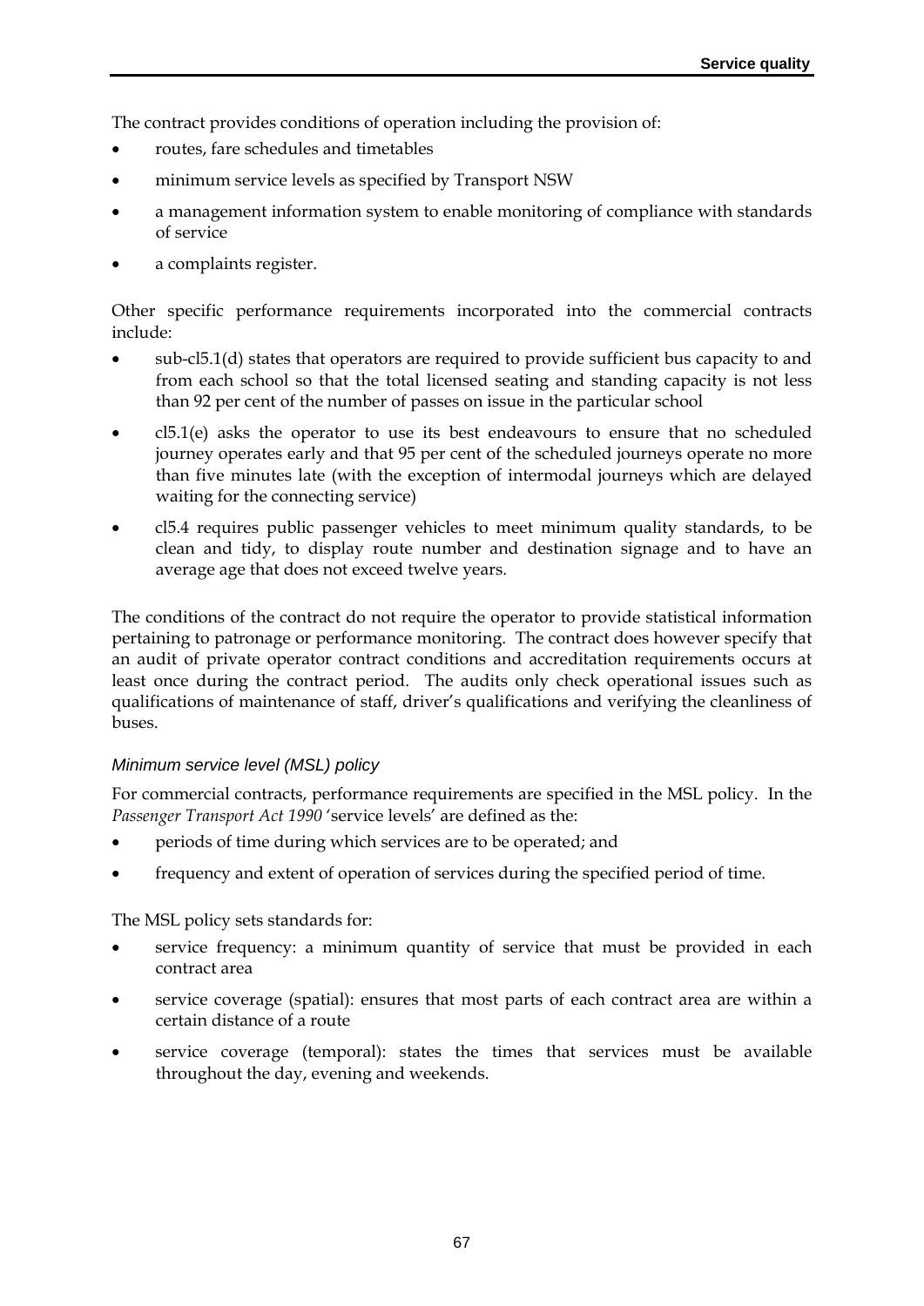The contract provides conditions of operation including the provision of:

- routes, fare schedules and timetables
- minimum service levels as specified by Transport NSW
- a management information system to enable monitoring of compliance with standards of service
- a complaints register.

Other specific performance requirements incorporated into the commercial contracts include:

- sub-cl5.1(d) states that operators are required to provide sufficient bus capacity to and from each school so that the total licensed seating and standing capacity is not less than 92 per cent of the number of passes on issue in the particular school
- cl5.1(e) asks the operator to use its best endeavours to ensure that no scheduled journey operates early and that 95 per cent of the scheduled journeys operate no more than five minutes late (with the exception of intermodal journeys which are delayed waiting for the connecting service)
- cl5.4 requires public passenger vehicles to meet minimum quality standards, to be clean and tidy, to display route number and destination signage and to have an average age that does not exceed twelve years.

The conditions of the contract do not require the operator to provide statistical information pertaining to patronage or performance monitoring. The contract does however specify that an audit of private operator contract conditions and accreditation requirements occurs at least once during the contract period. The audits only check operational issues such as qualifications of maintenance of staff, driver's qualifications and verifying the cleanliness of buses.

### *Minimum service level (MSL) policy*

For commercial contracts, performance requirements are specified in the MSL policy. In the *Passenger Transport Act 1990* 'service levels' are defined as the:

- periods of time during which services are to be operated; and
- frequency and extent of operation of services during the specified period of time.

The MSL policy sets standards for:

- service frequency: a minimum quantity of service that must be provided in each contract area
- service coverage (spatial): ensures that most parts of each contract area are within a certain distance of a route
- service coverage (temporal): states the times that services must be available throughout the day, evening and weekends.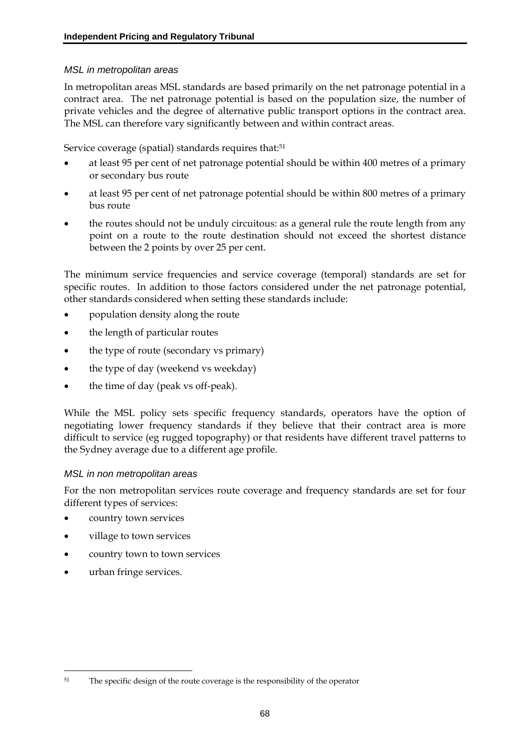### *MSL in metropolitan areas*

In metropolitan areas MSL standards are based primarily on the net patronage potential in a contract area. The net patronage potential is based on the population size, the number of private vehicles and the degree of alternative public transport options in the contract area. The MSL can therefore vary significantly between and within contract areas.

Service coverage (spatial) standards requires that:[51]

- at least 95 per cent of net patronage potential should be within 400 metres of a primary or secondary bus route
- at least 95 per cent of net patronage potential should be within 800 metres of a primary bus route
- the routes should not be unduly circuitous: as a general rule the route length from any point on a route to the route destination should not exceed the shortest distance between the 2 points by over 25 per cent.

The minimum service frequencies and service coverage (temporal) standards are set for specific routes. In addition to those factors considered under the net patronage potential, other standards considered when setting these standards include:

- population density along the route
- the length of particular routes
- the type of route (secondary vs primary)
- the type of day (weekend vs weekday)
- the time of day (peak vs off-peak).

While the MSL policy sets specific frequency standards, operators have the option of negotiating lower frequency standards if they believe that their contract area is more difficult to service (eg rugged topography) or that residents have different travel patterns to the Sydney average due to a different age profile.

### *MSL in non metropolitan areas*

For the non metropolitan services route coverage and frequency standards are set for four different types of services:

- country town services
- village to town services
- country town to town services
- urban fringe services.

---

[51] The specific design of the route coverage is the responsibility of the operator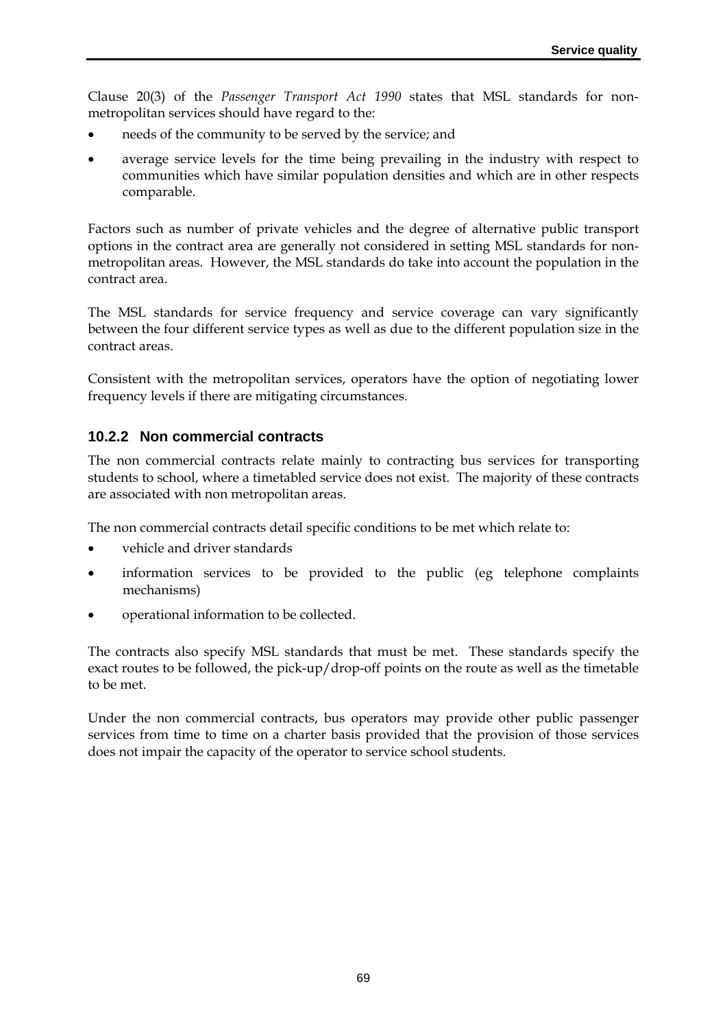Clause 20(3) of the *Passenger Transport Act 1990* states that MSL standards for non-metropolitan services should have regard to the:

- needs of the community to be served by the service; and
- average service levels for the time being prevailing in the industry with respect to communities which have similar population densities and which are in other respects comparable.

Factors such as number of private vehicles and the degree of alternative public transport options in the contract area are generally not considered in setting MSL standards for non-metropolitan areas. However, the MSL standards do take into account the population in the contract area.

The MSL standards for service frequency and service coverage can vary significantly between the four different service types as well as due to the different population size in the contract areas.

Consistent with the metropolitan services, operators have the option of negotiating lower frequency levels if there are mitigating circumstances.

### 10.2.2 Non commercial contracts

The non commercial contracts relate mainly to contracting bus services for transporting students to school, where a timetabled service does not exist. The majority of these contracts are associated with non metropolitan areas.

The non commercial contracts detail specific conditions to be met which relate to:

- vehicle and driver standards
- information services to be provided to the public (eg telephone complaints mechanisms)
- operational information to be collected.

The contracts also specify MSL standards that must be met. These standards specify the exact routes to be followed, the pick-up/drop-off points on the route as well as the timetable to be met.

Under the non commercial contracts, bus operators may provide other public passenger services from time to time on a charter basis provided that the provision of those services does not impair the capacity of the operator to service school students.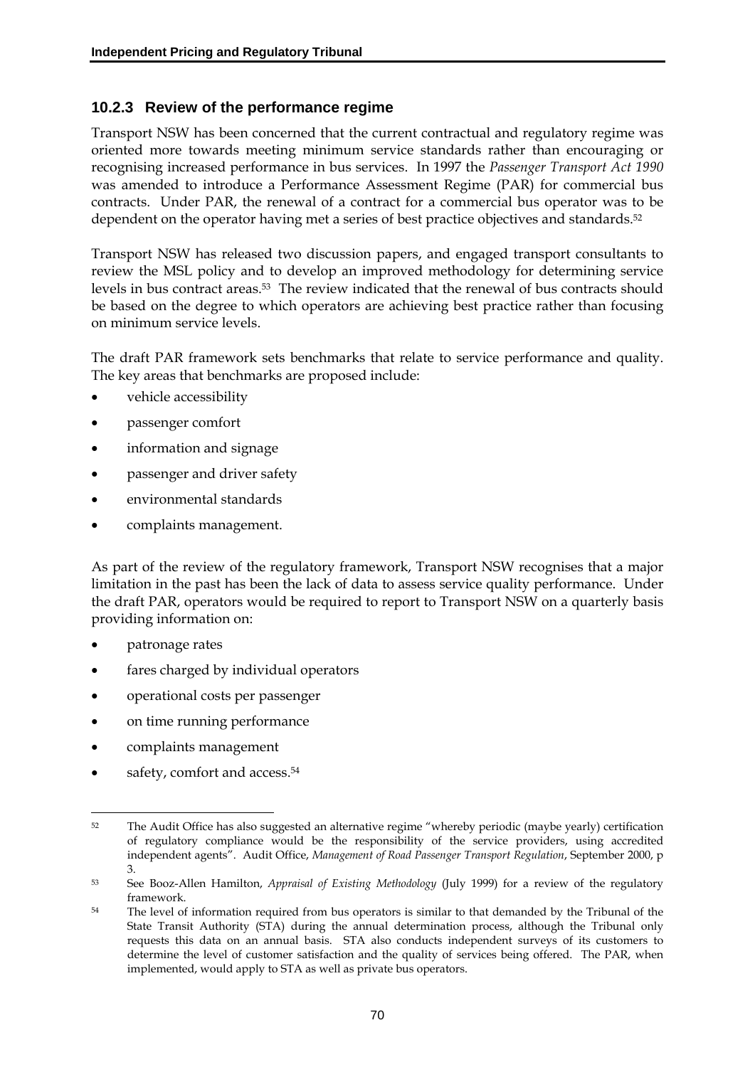### 10.2.3 Review of the performance regime

Transport NSW has been concerned that the current contractual and regulatory regime was oriented more towards meeting minimum service standards rather than encouraging or recognising increased performance in bus services. In 1997 the *Passenger Transport Act 1990* was amended to introduce a Performance Assessment Regime (PAR) for commercial bus contracts. Under PAR, the renewal of a contract for a commercial bus operator was to be dependent on the operator having met a series of best practice objectives and standards.[52]

Transport NSW has released two discussion papers, and engaged transport consultants to review the MSL policy and to develop an improved methodology for determining service levels in bus contract areas.[53] The review indicated that the renewal of bus contracts should be based on the degree to which operators are achieving best practice rather than focusing on minimum service levels.

The draft PAR framework sets benchmarks that relate to service performance and quality. The key areas that benchmarks are proposed include:

- vehicle accessibility
- passenger comfort
- information and signage
- passenger and driver safety
- environmental standards
- complaints management.

As part of the review of the regulatory framework, Transport NSW recognises that a major limitation in the past has been the lack of data to assess service quality performance. Under the draft PAR, operators would be required to report to Transport NSW on a quarterly basis providing information on:

- patronage rates
- fares charged by individual operators
- operational costs per passenger
- on time running performance
- complaints management
- safety, comfort and access.[54]

---

[52] The Audit Office has also suggested an alternative regime "whereby periodic (maybe yearly) certification of regulatory compliance would be the responsibility of the service providers, using accredited independent agents". Audit Office, *Management of Road Passenger Transport Regulation*, September 2000, p 3.

[53] See Booz-Allen Hamilton, *Appraisal of Existing Methodology* (July 1999) for a review of the regulatory framework.

[54] The level of information required from bus operators is similar to that demanded by the Tribunal of the State Transit Authority (STA) during the annual determination process, although the Tribunal only requests this data on an annual basis. STA also conducts independent surveys of its customers to determine the level of customer satisfaction and the quality of services being offered. The PAR, when implemented, would apply to STA as well as private bus operators.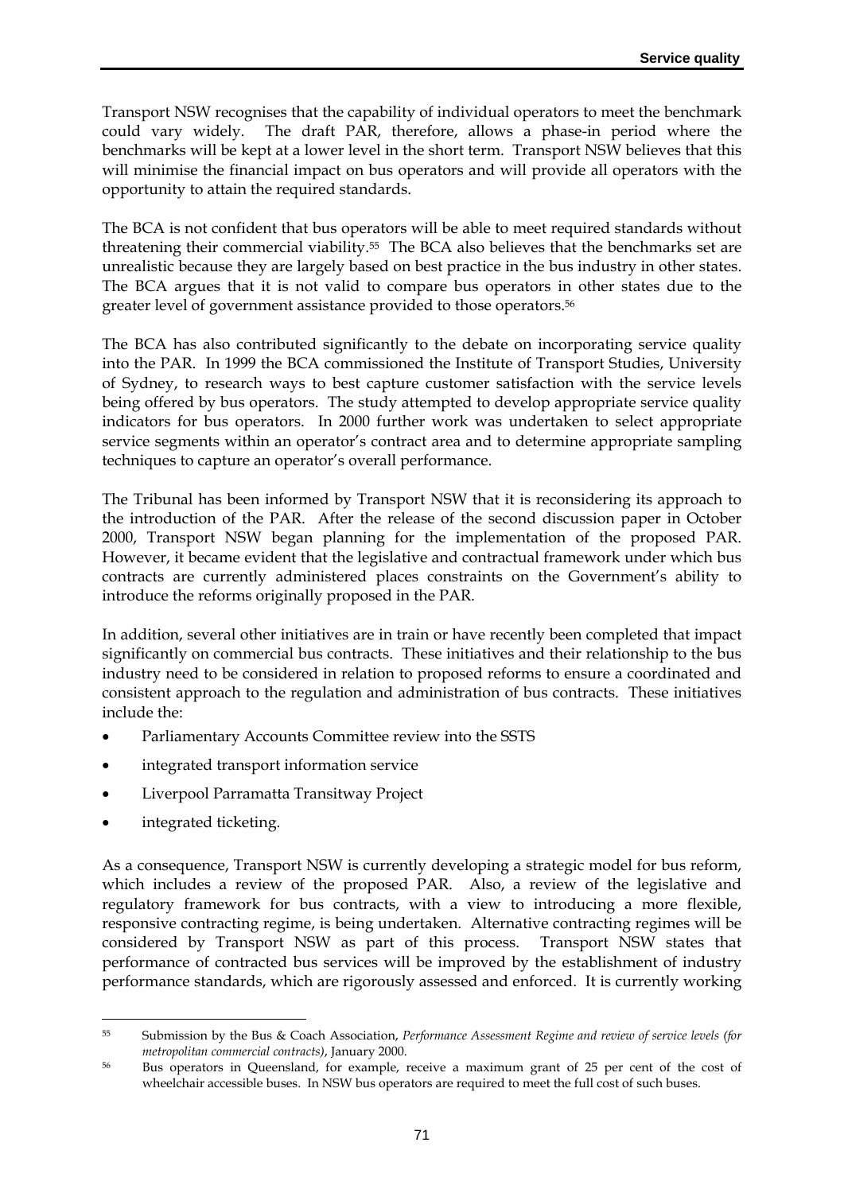Transport NSW recognises that the capability of individual operators to meet the benchmark could vary widely. The draft PAR, therefore, allows a phase-in period where the benchmarks will be kept at a lower level in the short term. Transport NSW believes that this will minimise the financial impact on bus operators and will provide all operators with the opportunity to attain the required standards.

The BCA is not confident that bus operators will be able to meet required standards without threatening their commercial viability.[55] The BCA also believes that the benchmarks set are unrealistic because they are largely based on best practice in the bus industry in other states. The BCA argues that it is not valid to compare bus operators in other states due to the greater level of government assistance provided to those operators.[56]

The BCA has also contributed significantly to the debate on incorporating service quality into the PAR. In 1999 the BCA commissioned the Institute of Transport Studies, University of Sydney, to research ways to best capture customer satisfaction with the service levels being offered by bus operators. The study attempted to develop appropriate service quality indicators for bus operators. In 2000 further work was undertaken to select appropriate service segments within an operator's contract area and to determine appropriate sampling techniques to capture an operator's overall performance.

The Tribunal has been informed by Transport NSW that it is reconsidering its approach to the introduction of the PAR. After the release of the second discussion paper in October 2000, Transport NSW began planning for the implementation of the proposed PAR. However, it became evident that the legislative and contractual framework under which bus contracts are currently administered places constraints on the Government's ability to introduce the reforms originally proposed in the PAR.

In addition, several other initiatives are in train or have recently been completed that impact significantly on commercial bus contracts. These initiatives and their relationship to the bus industry need to be considered in relation to proposed reforms to ensure a coordinated and consistent approach to the regulation and administration of bus contracts. These initiatives include the:

- Parliamentary Accounts Committee review into the SSTS
- integrated transport information service
- Liverpool Parramatta Transitway Project
- integrated ticketing.

As a consequence, Transport NSW is currently developing a strategic model for bus reform, which includes a review of the proposed PAR. Also, a review of the legislative and regulatory framework for bus contracts, with a view to introducing a more flexible, responsive contracting regime, is being undertaken. Alternative contracting regimes will be considered by Transport NSW as part of this process. Transport NSW states that performance of contracted bus services will be improved by the establishment of industry performance standards, which are rigorously assessed and enforced. It is currently working

---

[55] Submission by the Bus & Coach Association, *Performance Assessment Regime and review of service levels (for metropolitan commercial contracts)*, January 2000.

[56] Bus operators in Queensland, for example, receive a maximum grant of 25 per cent of the cost of wheelchair accessible buses. In NSW bus operators are required to meet the full cost of such buses.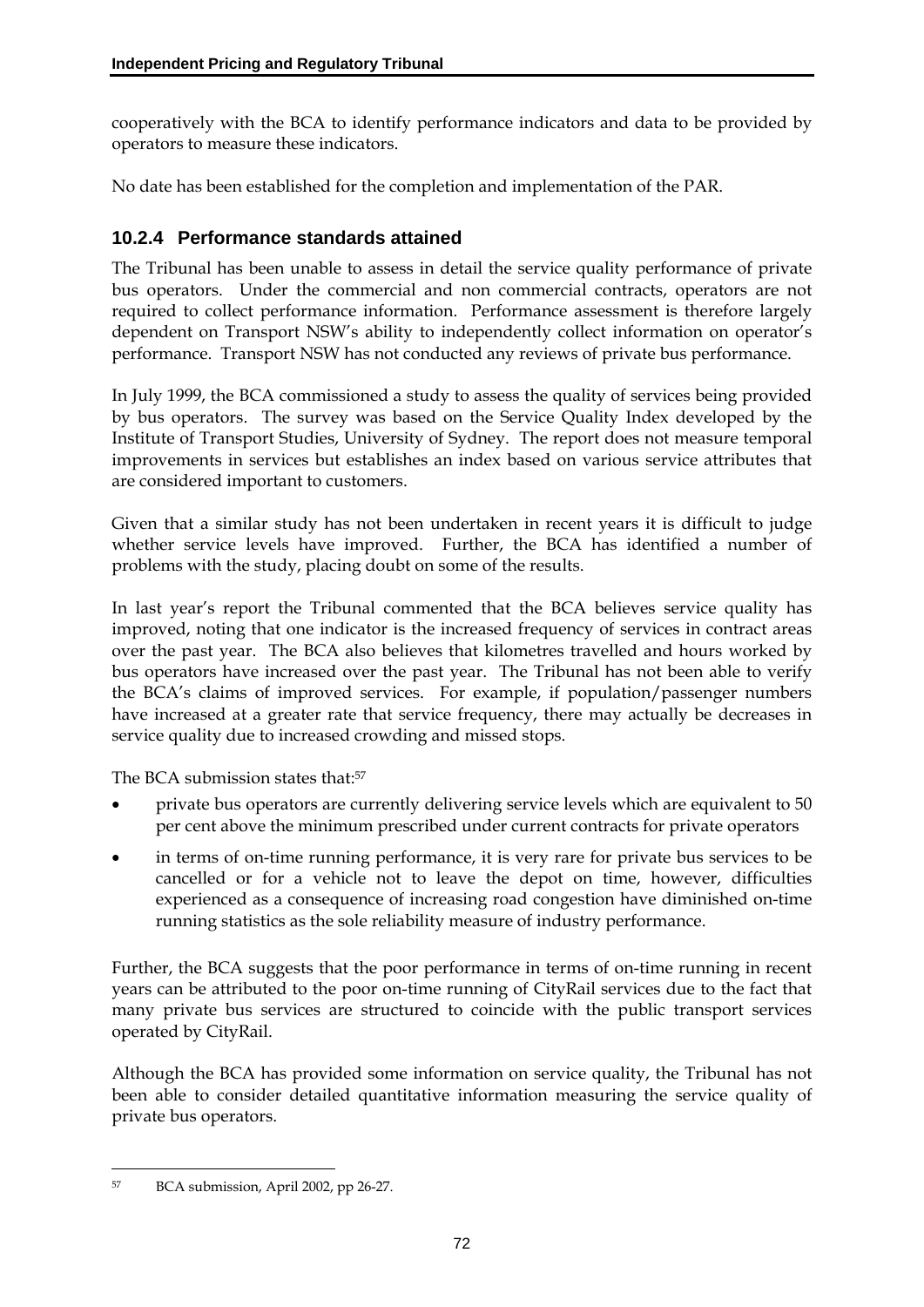cooperatively with the BCA to identify performance indicators and data to be provided by operators to measure these indicators.

No date has been established for the completion and implementation of the PAR.

### 10.2.4 Performance standards attained

The Tribunal has been unable to assess in detail the service quality performance of private bus operators. Under the commercial and non commercial contracts, operators are not required to collect performance information. Performance assessment is therefore largely dependent on Transport NSW's ability to independently collect information on operator's performance. Transport NSW has not conducted any reviews of private bus performance.

In July 1999, the BCA commissioned a study to assess the quality of services being provided by bus operators. The survey was based on the Service Quality Index developed by the Institute of Transport Studies, University of Sydney. The report does not measure temporal improvements in services but establishes an index based on various service attributes that are considered important to customers.

Given that a similar study has not been undertaken in recent years it is difficult to judge whether service levels have improved. Further, the BCA has identified a number of problems with the study, placing doubt on some of the results.

In last year's report the Tribunal commented that the BCA believes service quality has improved, noting that one indicator is the increased frequency of services in contract areas over the past year. The BCA also believes that kilometres travelled and hours worked by bus operators have increased over the past year. The Tribunal has not been able to verify the BCA's claims of improved services. For example, if population/passenger numbers have increased at a greater rate that service frequency, there may actually be decreases in service quality due to increased crowding and missed stops.

The BCA submission states that:[57]

- private bus operators are currently delivering service levels which are equivalent to 50 per cent above the minimum prescribed under current contracts for private operators
- in terms of on-time running performance, it is very rare for private bus services to be cancelled or for a vehicle not to leave the depot on time, however, difficulties experienced as a consequence of increasing road congestion have diminished on-time running statistics as the sole reliability measure of industry performance.

Further, the BCA suggests that the poor performance in terms of on-time running in recent years can be attributed to the poor on-time running of CityRail services due to the fact that many private bus services are structured to coincide with the public transport services operated by CityRail.

Although the BCA has provided some information on service quality, the Tribunal has not been able to consider detailed quantitative information measuring the service quality of private bus operators.

[57] BCA submission, April 2002, pp 26-27.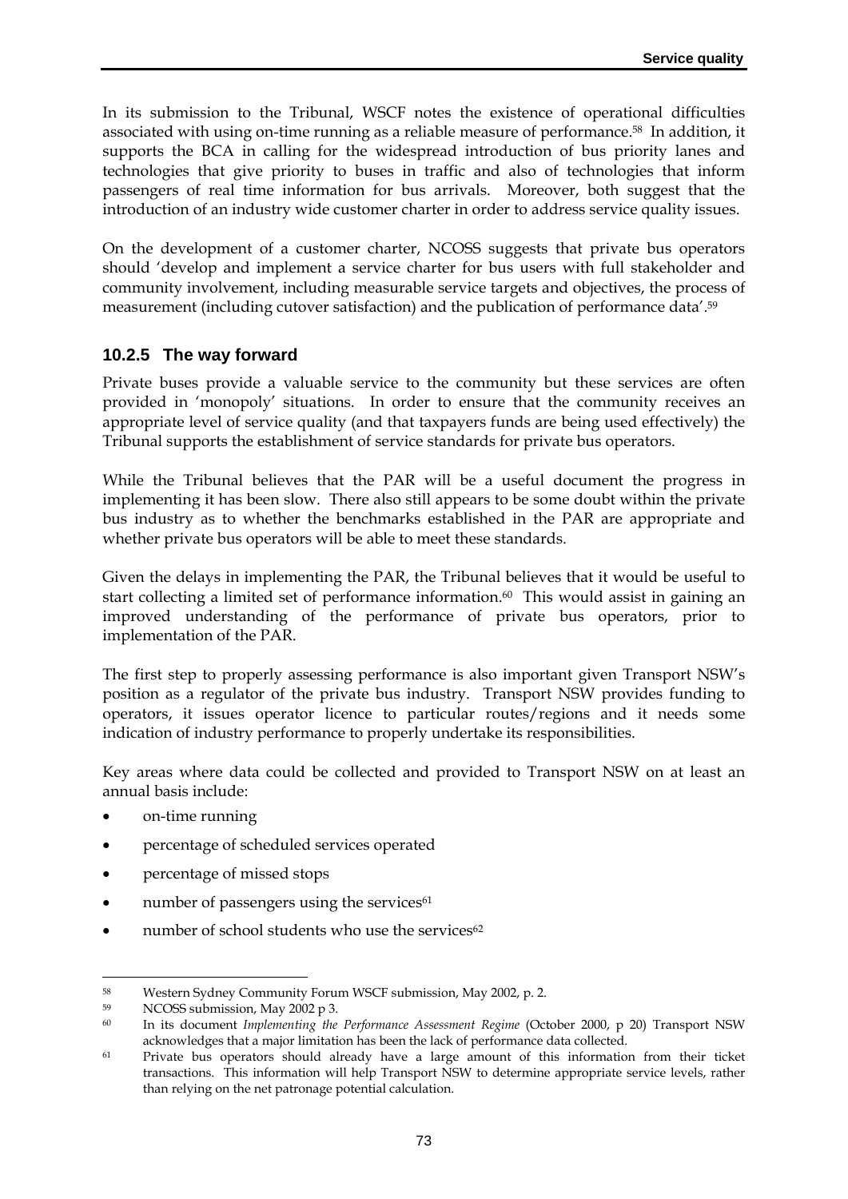In its submission to the Tribunal, WSCF notes the existence of operational difficulties associated with using on-time running as a reliable measure of performance.[58] In addition, it supports the BCA in calling for the widespread introduction of bus priority lanes and technologies that give priority to buses in traffic and also of technologies that inform passengers of real time information for bus arrivals. Moreover, both suggest that the introduction of an industry wide customer charter in order to address service quality issues.

On the development of a customer charter, NCOSS suggests that private bus operators should 'develop and implement a service charter for bus users with full stakeholder and community involvement, including measurable service targets and objectives, the process of measurement (including cutover satisfaction) and the publication of performance data'.[59]

### 10.2.5 The way forward

Private buses provide a valuable service to the community but these services are often provided in 'monopoly' situations. In order to ensure that the community receives an appropriate level of service quality (and that taxpayers funds are being used effectively) the Tribunal supports the establishment of service standards for private bus operators.

While the Tribunal believes that the PAR will be a useful document the progress in implementing it has been slow. There also still appears to be some doubt within the private bus industry as to whether the benchmarks established in the PAR are appropriate and whether private bus operators will be able to meet these standards.

Given the delays in implementing the PAR, the Tribunal believes that it would be useful to start collecting a limited set of performance information.[60] This would assist in gaining an improved understanding of the performance of private bus operators, prior to implementation of the PAR.

The first step to properly assessing performance is also important given Transport NSW's position as a regulator of the private bus industry. Transport NSW provides funding to operators, it issues operator licence to particular routes/regions and it needs some indication of industry performance to properly undertake its responsibilities.

Key areas where data could be collected and provided to Transport NSW on at least an annual basis include:

- on-time running
- percentage of scheduled services operated
- percentage of missed stops
- number of passengers using the services[61]
- number of school students who use the services[62]

---

[58] Western Sydney Community Forum WSCF submission, May 2002, p. 2.

[59] NCOSS submission, May 2002 p 3.

[60] In its document *Implementing the Performance Assessment Regime* (October 2000, p 20) Transport NSW acknowledges that a major limitation has been the lack of performance data collected.

[61] Private bus operators should already have a large amount of this information from their ticket transactions. This information will help Transport NSW to determine appropriate service levels, rather than relying on the net patronage potential calculation.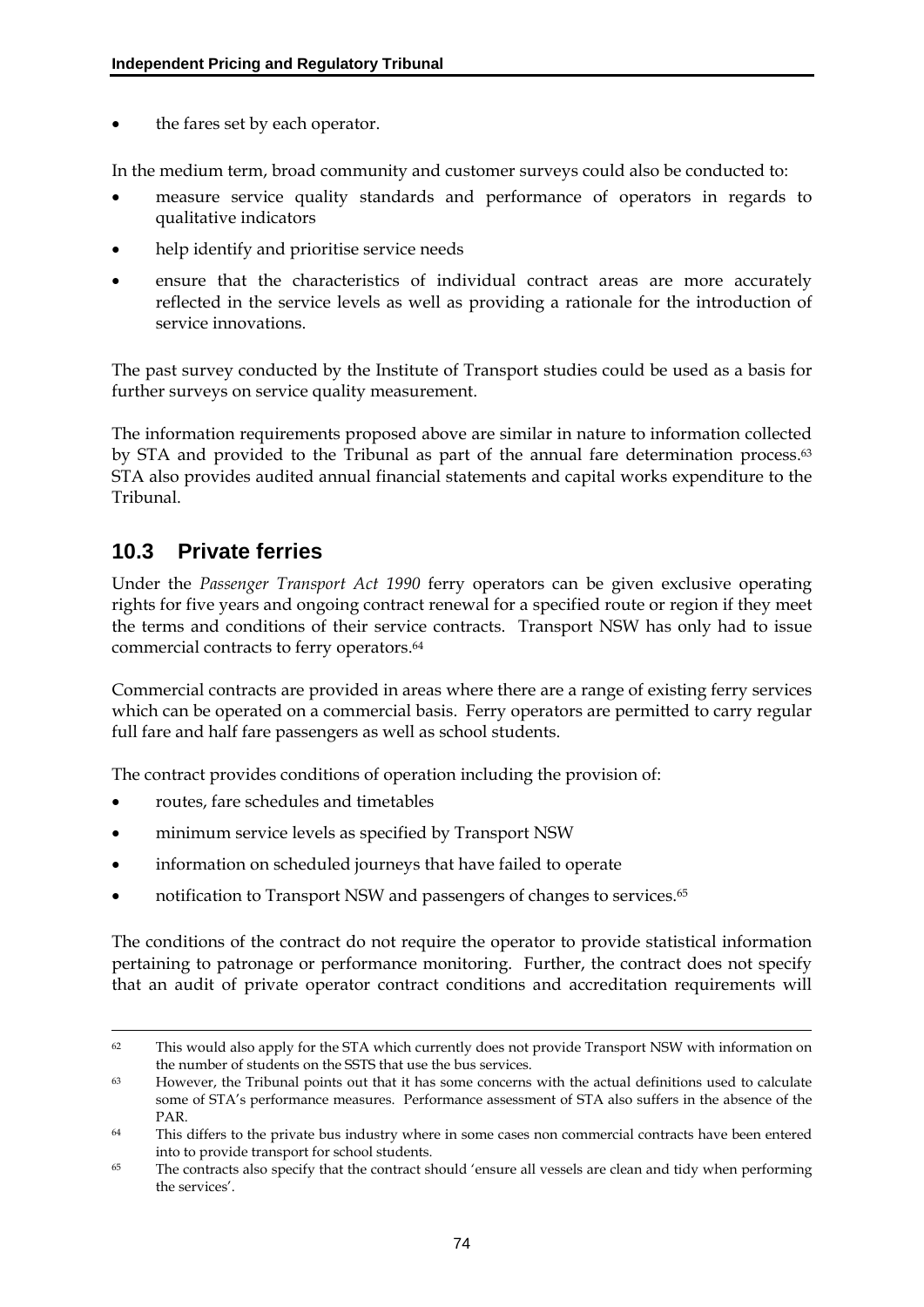- the fares set by each operator.

In the medium term, broad community and customer surveys could also be conducted to:

- measure service quality standards and performance of operators in regards to qualitative indicators
- help identify and prioritise service needs
- ensure that the characteristics of individual contract areas are more accurately reflected in the service levels as well as providing a rationale for the introduction of service innovations.

The past survey conducted by the Institute of Transport studies could be used as a basis for further surveys on service quality measurement.

The information requirements proposed above are similar in nature to information collected by STA and provided to the Tribunal as part of the annual fare determination process.[63] STA also provides audited annual financial statements and capital works expenditure to the Tribunal.

## 10.3 Private ferries

Under the *Passenger Transport Act 1990* ferry operators can be given exclusive operating rights for five years and ongoing contract renewal for a specified route or region if they meet the terms and conditions of their service contracts. Transport NSW has only had to issue commercial contracts to ferry operators.[64]

Commercial contracts are provided in areas where there are a range of existing ferry services which can be operated on a commercial basis. Ferry operators are permitted to carry regular full fare and half fare passengers as well as school students.

The contract provides conditions of operation including the provision of:

- routes, fare schedules and timetables
- minimum service levels as specified by Transport NSW
- information on scheduled journeys that have failed to operate
- notification to Transport NSW and passengers of changes to services.[65]

The conditions of the contract do not require the operator to provide statistical information pertaining to patronage or performance monitoring. Further, the contract does not specify that an audit of private operator contract conditions and accreditation requirements will

---

[62] This would also apply for the STA which currently does not provide Transport NSW with information on the number of students on the SSTS that use the bus services.

[63] However, the Tribunal points out that it has some concerns with the actual definitions used to calculate some of STA's performance measures. Performance assessment of STA also suffers in the absence of the PAR.

[64] This differs to the private bus industry where in some cases non commercial contracts have been entered into to provide transport for school students.

[65] The contracts also specify that the contract should 'ensure all vessels are clean and tidy when performing the services'.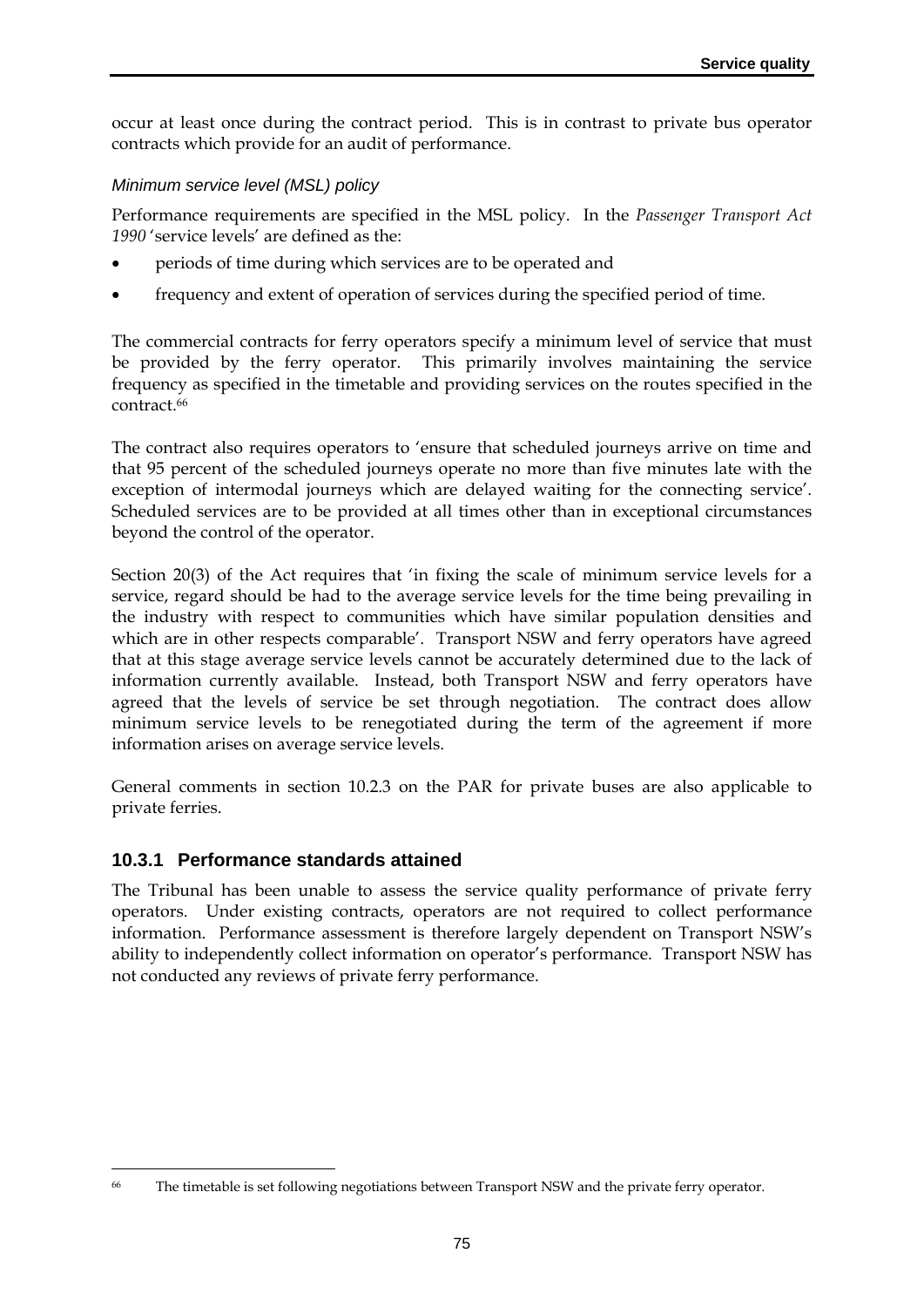occur at least once during the contract period. This is in contrast to private bus operator contracts which provide for an audit of performance.

*Minimum service level (MSL) policy*

Performance requirements are specified in the MSL policy. In the *Passenger Transport Act 1990* 'service levels' are defined as the:

- periods of time during which services are to be operated and
- frequency and extent of operation of services during the specified period of time.

The commercial contracts for ferry operators specify a minimum level of service that must be provided by the ferry operator. This primarily involves maintaining the service frequency as specified in the timetable and providing services on the routes specified in the contract.[66]

The contract also requires operators to 'ensure that scheduled journeys arrive on time and that 95 percent of the scheduled journeys operate no more than five minutes late with the exception of intermodal journeys which are delayed waiting for the connecting service'. Scheduled services are to be provided at all times other than in exceptional circumstances beyond the control of the operator.

Section 20(3) of the Act requires that 'in fixing the scale of minimum service levels for a service, regard should be had to the average service levels for the time being prevailing in the industry with respect to communities which have similar population densities and which are in other respects comparable'. Transport NSW and ferry operators have agreed that at this stage average service levels cannot be accurately determined due to the lack of information currently available. Instead, both Transport NSW and ferry operators have agreed that the levels of service be set through negotiation. The contract does allow minimum service levels to be renegotiated during the term of the agreement if more information arises on average service levels.

General comments in section 10.2.3 on the PAR for private buses are also applicable to private ferries.

### 10.3.1 Performance standards attained

The Tribunal has been unable to assess the service quality performance of private ferry operators. Under existing contracts, operators are not required to collect performance information. Performance assessment is therefore largely dependent on Transport NSW's ability to independently collect information on operator's performance. Transport NSW has not conducted any reviews of private ferry performance.

[66] The timetable is set following negotiations between Transport NSW and the private ferry operator.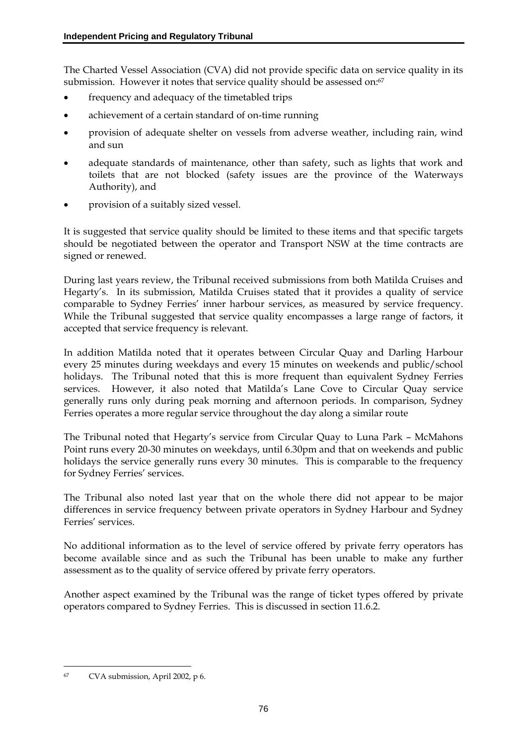The Charted Vessel Association (CVA) did not provide specific data on service quality in its submission. However it notes that service quality should be assessed on:[67]

- frequency and adequacy of the timetabled trips
- achievement of a certain standard of on-time running
- provision of adequate shelter on vessels from adverse weather, including rain, wind and sun
- adequate standards of maintenance, other than safety, such as lights that work and toilets that are not blocked (safety issues are the province of the Waterways Authority), and
- provision of a suitably sized vessel.

It is suggested that service quality should be limited to these items and that specific targets should be negotiated between the operator and Transport NSW at the time contracts are signed or renewed.

During last years review, the Tribunal received submissions from both Matilda Cruises and Hegarty's. In its submission, Matilda Cruises stated that it provides a quality of service comparable to Sydney Ferries' inner harbour services, as measured by service frequency. While the Tribunal suggested that service quality encompasses a large range of factors, it accepted that service frequency is relevant.

In addition Matilda noted that it operates between Circular Quay and Darling Harbour every 25 minutes during weekdays and every 15 minutes on weekends and public/school holidays. The Tribunal noted that this is more frequent than equivalent Sydney Ferries services. However, it also noted that Matilda's Lane Cove to Circular Quay service generally runs only during peak morning and afternoon periods. In comparison, Sydney Ferries operates a more regular service throughout the day along a similar route

The Tribunal noted that Hegarty's service from Circular Quay to Luna Park – McMahons Point runs every 20-30 minutes on weekdays, until 6.30pm and that on weekends and public holidays the service generally runs every 30 minutes. This is comparable to the frequency for Sydney Ferries' services.

The Tribunal also noted last year that on the whole there did not appear to be major differences in service frequency between private operators in Sydney Harbour and Sydney Ferries' services.

No additional information as to the level of service offered by private ferry operators has become available since and as such the Tribunal has been unable to make any further assessment as to the quality of service offered by private ferry operators.

Another aspect examined by the Tribunal was the range of ticket types offered by private operators compared to Sydney Ferries. This is discussed in section 11.6.2.

---

[67] CVA submission, April 2002, p 6.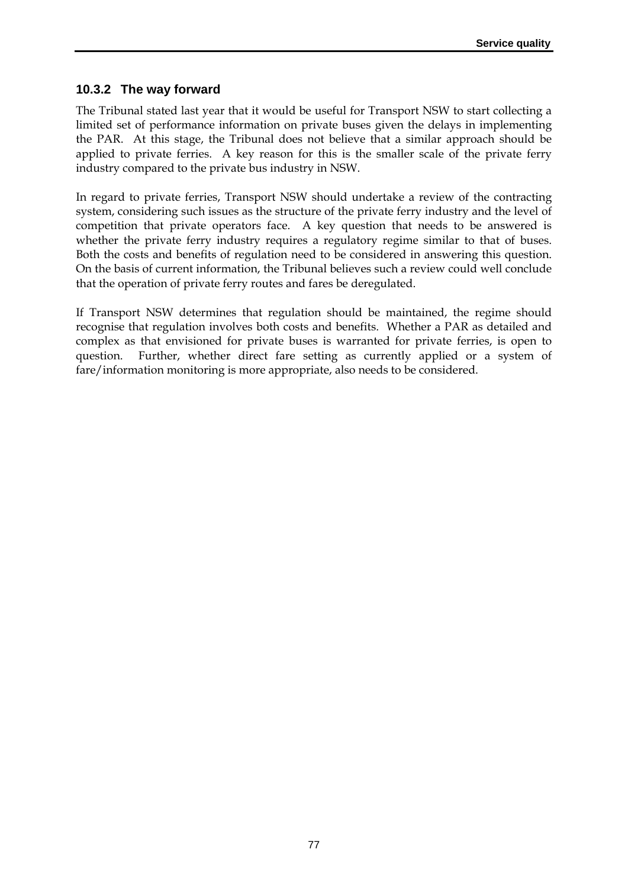### 10.3.2 The way forward

The Tribunal stated last year that it would be useful for Transport NSW to start collecting a limited set of performance information on private buses given the delays in implementing the PAR. At this stage, the Tribunal does not believe that a similar approach should be applied to private ferries. A key reason for this is the smaller scale of the private ferry industry compared to the private bus industry in NSW.

In regard to private ferries, Transport NSW should undertake a review of the contracting system, considering such issues as the structure of the private ferry industry and the level of competition that private operators face. A key question that needs to be answered is whether the private ferry industry requires a regulatory regime similar to that of buses. Both the costs and benefits of regulation need to be considered in answering this question. On the basis of current information, the Tribunal believes such a review could well conclude that the operation of private ferry routes and fares be deregulated.

If Transport NSW determines that regulation should be maintained, the regime should recognise that regulation involves both costs and benefits. Whether a PAR as detailed and complex as that envisioned for private buses is warranted for private ferries, is open to question. Further, whether direct fare setting as currently applied or a system of fare/information monitoring is more appropriate, also needs to be considered.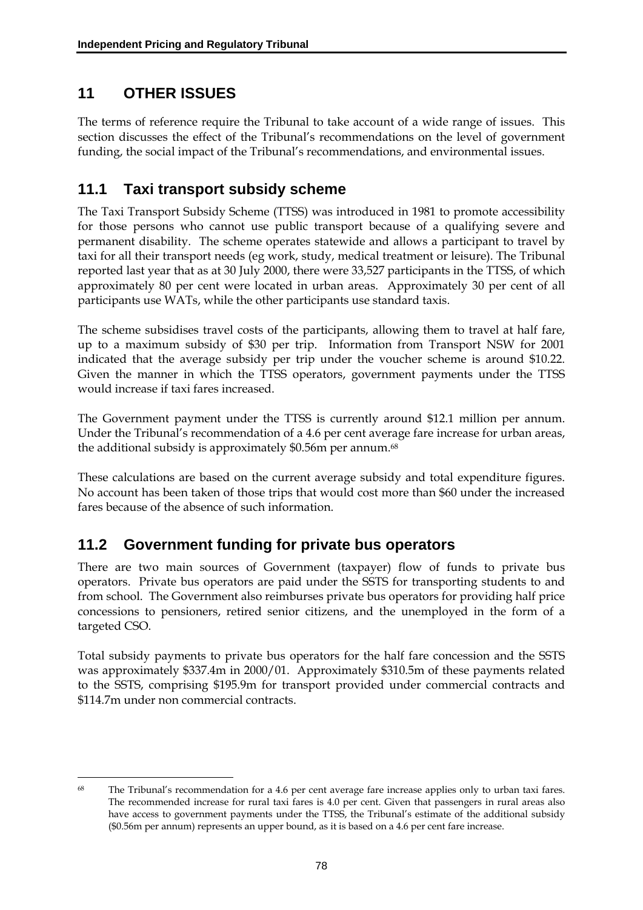# 11 OTHER ISSUES

The terms of reference require the Tribunal to take account of a wide range of issues. This section discusses the effect of the Tribunal's recommendations on the level of government funding, the social impact of the Tribunal's recommendations, and environmental issues.

## 11.1 Taxi transport subsidy scheme

The Taxi Transport Subsidy Scheme (TTSS) was introduced in 1981 to promote accessibility for those persons who cannot use public transport because of a qualifying severe and permanent disability. The scheme operates statewide and allows a participant to travel by taxi for all their transport needs (eg work, study, medical treatment or leisure). The Tribunal reported last year that as at 30 July 2000, there were 33,527 participants in the TTSS, of which approximately 80 per cent were located in urban areas. Approximately 30 per cent of all participants use WATs, while the other participants use standard taxis.

The scheme subsidises travel costs of the participants, allowing them to travel at half fare, up to a maximum subsidy of $30 per trip. Information from Transport NSW for 2001 indicated that the average subsidy per trip under the voucher scheme is around $10.22. Given the manner in which the TTSS operators, government payments under the TTSS would increase if taxi fares increased.

The Government payment under the TTSS is currently around $12.1 million per annum. Under the Tribunal's recommendation of a 4.6 per cent average fare increase for urban areas, the additional subsidy is approximately $0.56m per annum.[68]

These calculations are based on the current average subsidy and total expenditure figures. No account has been taken of those trips that would cost more than $60 under the increased fares because of the absence of such information.

## 11.2 Government funding for private bus operators

There are two main sources of Government (taxpayer) flow of funds to private bus operators. Private bus operators are paid under the SSTS for transporting students to and from school. The Government also reimburses private bus operators for providing half price concessions to pensioners, retired senior citizens, and the unemployed in the form of a targeted CSO.

Total subsidy payments to private bus operators for the half fare concession and the SSTS was approximately $337.4m in 2000/01. Approximately $310.5m of these payments related to the SSTS, comprising $195.9m for transport provided under commercial contracts and $114.7m under non commercial contracts.

---

[68] The Tribunal's recommendation for a 4.6 per cent average fare increase applies only to urban taxi fares. The recommended increase for rural taxi fares is 4.0 per cent. Given that passengers in rural areas also have access to government payments under the TTSS, the Tribunal's estimate of the additional subsidy ($0.56m per annum) represents an upper bound, as it is based on a 4.6 per cent fare increase.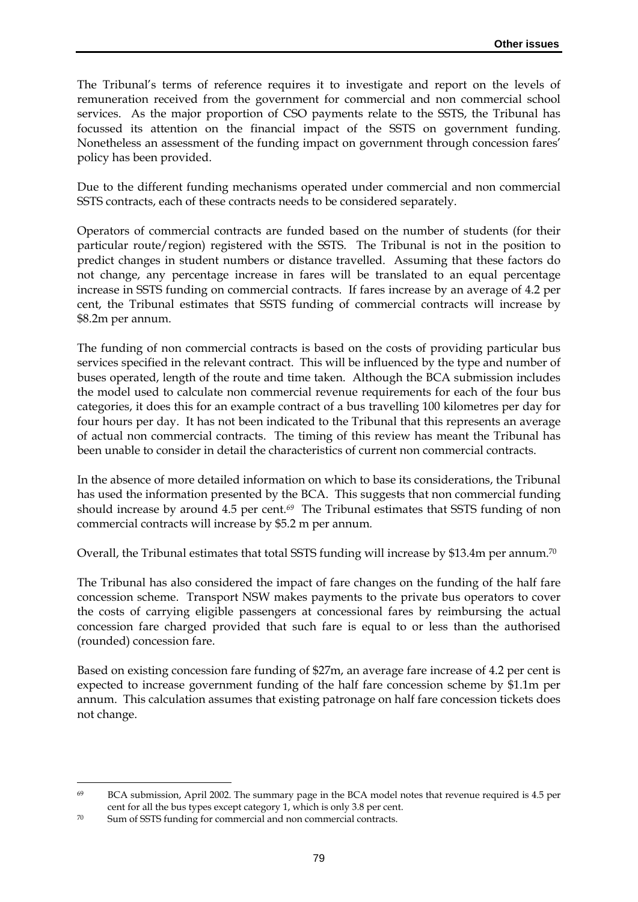The Tribunal's terms of reference requires it to investigate and report on the levels of remuneration received from the government for commercial and non commercial school services. As the major proportion of CSO payments relate to the SSTS, the Tribunal has focussed its attention on the financial impact of the SSTS on government funding. Nonetheless an assessment of the funding impact on government through concession fares' policy has been provided.

Due to the different funding mechanisms operated under commercial and non commercial SSTS contracts, each of these contracts needs to be considered separately.

Operators of commercial contracts are funded based on the number of students (for their particular route/region) registered with the SSTS. The Tribunal is not in the position to predict changes in student numbers or distance travelled. Assuming that these factors do not change, any percentage increase in fares will be translated to an equal percentage increase in SSTS funding on commercial contracts. If fares increase by an average of 4.2 per cent, the Tribunal estimates that SSTS funding of commercial contracts will increase by \$8.2m per annum.

The funding of non commercial contracts is based on the costs of providing particular bus services specified in the relevant contract. This will be influenced by the type and number of buses operated, length of the route and time taken. Although the BCA submission includes the model used to calculate non commercial revenue requirements for each of the four bus categories, it does this for an example contract of a bus travelling 100 kilometres per day for four hours per day. It has not been indicated to the Tribunal that this represents an average of actual non commercial contracts. The timing of this review has meant the Tribunal has been unable to consider in detail the characteristics of current non commercial contracts.

In the absence of more detailed information on which to base its considerations, the Tribunal has used the information presented by the BCA. This suggests that non commercial funding should increase by around 4.5 per cent.[69] The Tribunal estimates that SSTS funding of non commercial contracts will increase by \$5.2 m per annum.

Overall, the Tribunal estimates that total SSTS funding will increase by \$13.4m per annum.[70]

The Tribunal has also considered the impact of fare changes on the funding of the half fare concession scheme. Transport NSW makes payments to the private bus operators to cover the costs of carrying eligible passengers at concessional fares by reimbursing the actual concession fare charged provided that such fare is equal to or less than the authorised (rounded) concession fare.

Based on existing concession fare funding of \$27m, an average fare increase of 4.2 per cent is expected to increase government funding of the half fare concession scheme by \$1.1m per annum. This calculation assumes that existing patronage on half fare concession tickets does not change.

---

[69] BCA submission, April 2002. The summary page in the BCA model notes that revenue required is 4.5 per cent for all the bus types except category 1, which is only 3.8 per cent.

[70] Sum of SSTS funding for commercial and non commercial contracts.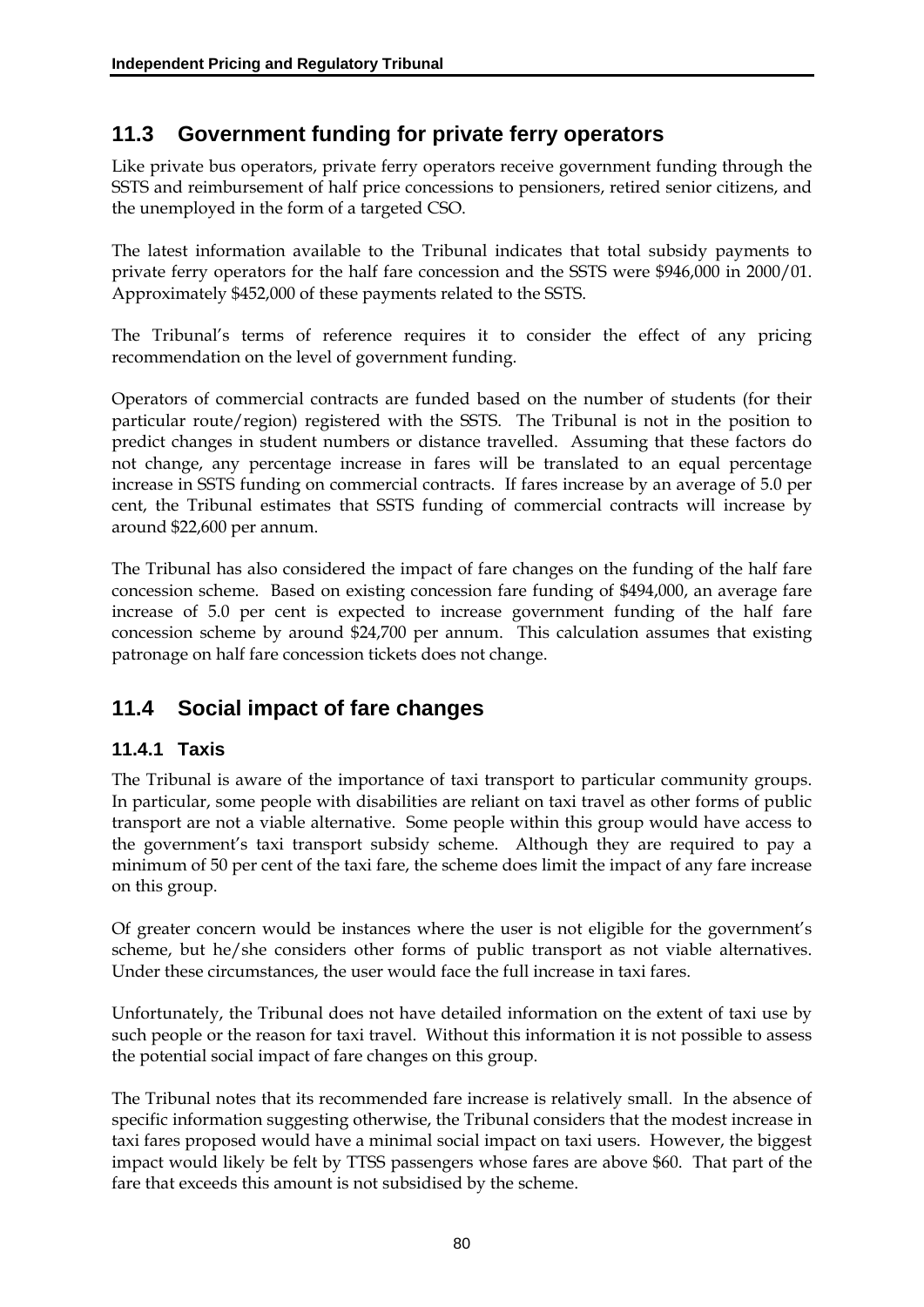## 11.3 Government funding for private ferry operators

Like private bus operators, private ferry operators receive government funding through the SSTS and reimbursement of half price concessions to pensioners, retired senior citizens, and the unemployed in the form of a targeted CSO.

The latest information available to the Tribunal indicates that total subsidy payments to private ferry operators for the half fare concession and the SSTS were $946,000 in 2000/01. Approximately $452,000 of these payments related to the SSTS.

The Tribunal's terms of reference requires it to consider the effect of any pricing recommendation on the level of government funding.

Operators of commercial contracts are funded based on the number of students (for their particular route/region) registered with the SSTS. The Tribunal is not in the position to predict changes in student numbers or distance travelled. Assuming that these factors do not change, any percentage increase in fares will be translated to an equal percentage increase in SSTS funding on commercial contracts. If fares increase by an average of 5.0 per cent, the Tribunal estimates that SSTS funding of commercial contracts will increase by around $22,600 per annum.

The Tribunal has also considered the impact of fare changes on the funding of the half fare concession scheme. Based on existing concession fare funding of $494,000, an average fare increase of 5.0 per cent is expected to increase government funding of the half fare concession scheme by around $24,700 per annum. This calculation assumes that existing patronage on half fare concession tickets does not change.

## 11.4 Social impact of fare changes

### 11.4.1 Taxis

The Tribunal is aware of the importance of taxi transport to particular community groups. In particular, some people with disabilities are reliant on taxi travel as other forms of public transport are not a viable alternative. Some people within this group would have access to the government's taxi transport subsidy scheme. Although they are required to pay a minimum of 50 per cent of the taxi fare, the scheme does limit the impact of any fare increase on this group.

Of greater concern would be instances where the user is not eligible for the government's scheme, but he/she considers other forms of public transport as not viable alternatives. Under these circumstances, the user would face the full increase in taxi fares.

Unfortunately, the Tribunal does not have detailed information on the extent of taxi use by such people or the reason for taxi travel. Without this information it is not possible to assess the potential social impact of fare changes on this group.

The Tribunal notes that its recommended fare increase is relatively small. In the absence of specific information suggesting otherwise, the Tribunal considers that the modest increase in taxi fares proposed would have a minimal social impact on taxi users. However, the biggest impact would likely be felt by TTSS passengers whose fares are above $60. That part of the fare that exceeds this amount is not subsidised by the scheme.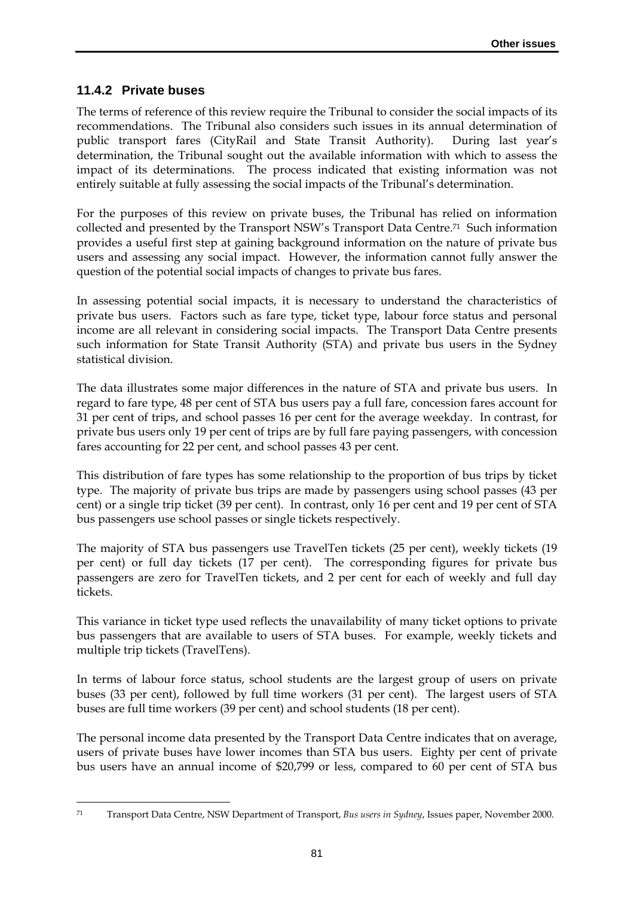### 11.4.2 Private buses

The terms of reference of this review require the Tribunal to consider the social impacts of its recommendations. The Tribunal also considers such issues in its annual determination of public transport fares (CityRail and State Transit Authority). During last year's determination, the Tribunal sought out the available information with which to assess the impact of its determinations. The process indicated that existing information was not entirely suitable at fully assessing the social impacts of the Tribunal's determination.

For the purposes of this review on private buses, the Tribunal has relied on information collected and presented by the Transport NSW's Transport Data Centre.[71] Such information provides a useful first step at gaining background information on the nature of private bus users and assessing any social impact. However, the information cannot fully answer the question of the potential social impacts of changes to private bus fares.

In assessing potential social impacts, it is necessary to understand the characteristics of private bus users. Factors such as fare type, ticket type, labour force status and personal income are all relevant in considering social impacts. The Transport Data Centre presents such information for State Transit Authority (STA) and private bus users in the Sydney statistical division.

The data illustrates some major differences in the nature of STA and private bus users. In regard to fare type, 48 per cent of STA bus users pay a full fare, concession fares account for 31 per cent of trips, and school passes 16 per cent for the average weekday. In contrast, for private bus users only 19 per cent of trips are by full fare paying passengers, with concession fares accounting for 22 per cent, and school passes 43 per cent.

This distribution of fare types has some relationship to the proportion of bus trips by ticket type. The majority of private bus trips are made by passengers using school passes (43 per cent) or a single trip ticket (39 per cent). In contrast, only 16 per cent and 19 per cent of STA bus passengers use school passes or single tickets respectively.

The majority of STA bus passengers use TravelTen tickets (25 per cent), weekly tickets (19 per cent) or full day tickets (17 per cent). The corresponding figures for private bus passengers are zero for TravelTen tickets, and 2 per cent for each of weekly and full day tickets.

This variance in ticket type used reflects the unavailability of many ticket options to private bus passengers that are available to users of STA buses. For example, weekly tickets and multiple trip tickets (TravelTens).

In terms of labour force status, school students are the largest group of users on private buses (33 per cent), followed by full time workers (31 per cent). The largest users of STA buses are full time workers (39 per cent) and school students (18 per cent).

The personal income data presented by the Transport Data Centre indicates that on average, users of private buses have lower incomes than STA bus users. Eighty per cent of private bus users have an annual income of $20,799 or less, compared to 60 per cent of STA bus

---

[71] Transport Data Centre, NSW Department of Transport, *Bus users in Sydney*, Issues paper, November 2000.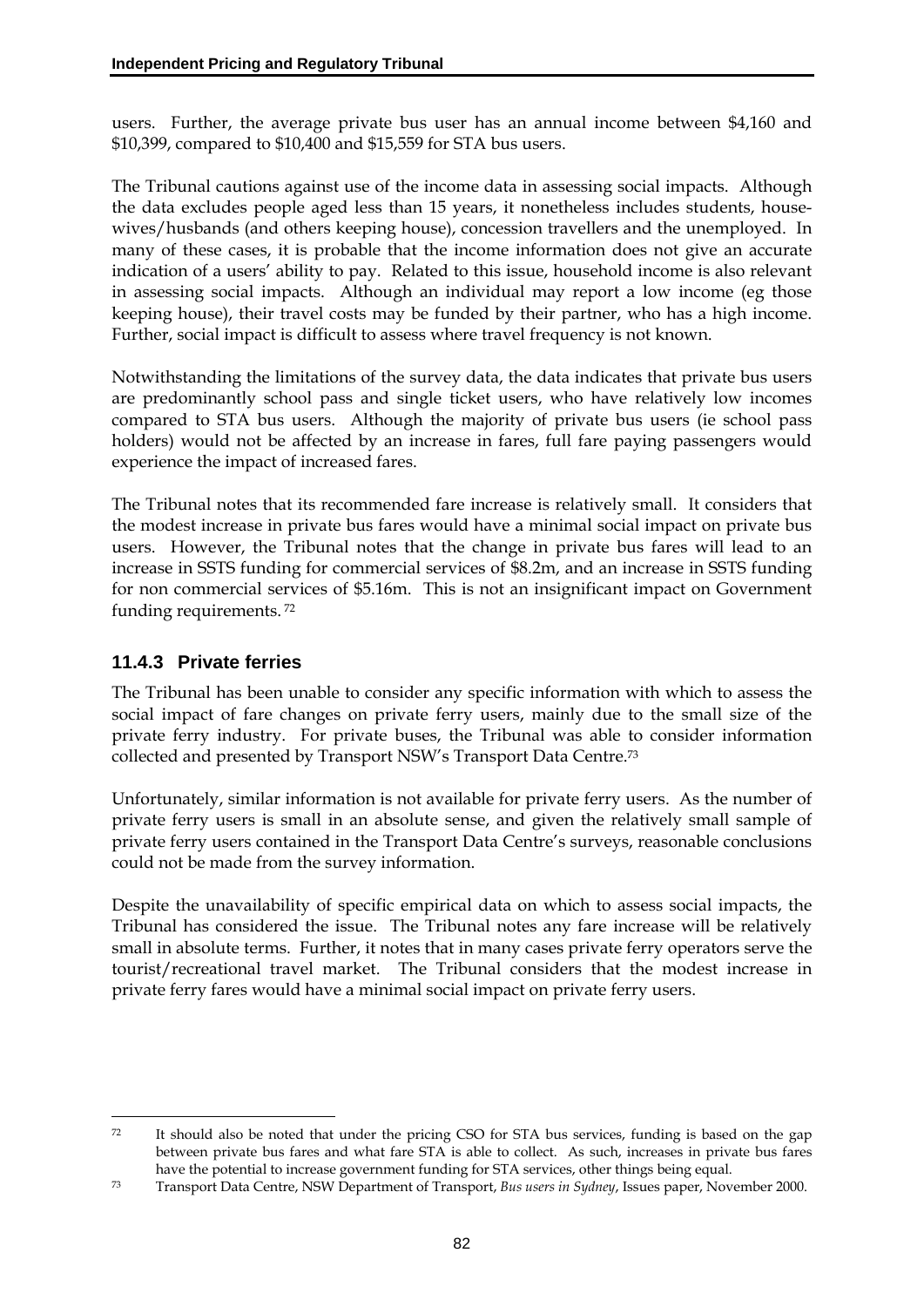users. Further, the average private bus user has an annual income between $4,160 and $10,399, compared to $10,400 and $15,559 for STA bus users.

The Tribunal cautions against use of the income data in assessing social impacts. Although the data excludes people aged less than 15 years, it nonetheless includes students, house-wives/husbands (and others keeping house), concession travellers and the unemployed. In many of these cases, it is probable that the income information does not give an accurate indication of a users' ability to pay. Related to this issue, household income is also relevant in assessing social impacts. Although an individual may report a low income (eg those keeping house), their travel costs may be funded by their partner, who has a high income. Further, social impact is difficult to assess where travel frequency is not known.

Notwithstanding the limitations of the survey data, the data indicates that private bus users are predominantly school pass and single ticket users, who have relatively low incomes compared to STA bus users. Although the majority of private bus users (ie school pass holders) would not be affected by an increase in fares, full fare paying passengers would experience the impact of increased fares.

The Tribunal notes that its recommended fare increase is relatively small. It considers that the modest increase in private bus fares would have a minimal social impact on private bus users. However, the Tribunal notes that the change in private bus fares will lead to an increase in SSTS funding for commercial services of $8.2m, and an increase in SSTS funding for non commercial services of $5.16m. This is not an insignificant impact on Government funding requirements.[72]

### 11.4.3 Private ferries

The Tribunal has been unable to consider any specific information with which to assess the social impact of fare changes on private ferry users, mainly due to the small size of the private ferry industry. For private buses, the Tribunal was able to consider information collected and presented by Transport NSW's Transport Data Centre.[73]

Unfortunately, similar information is not available for private ferry users. As the number of private ferry users is small in an absolute sense, and given the relatively small sample of private ferry users contained in the Transport Data Centre's surveys, reasonable conclusions could not be made from the survey information.

Despite the unavailability of specific empirical data on which to assess social impacts, the Tribunal has considered the issue. The Tribunal notes any fare increase will be relatively small in absolute terms. Further, it notes that in many cases private ferry operators serve the tourist/recreational travel market. The Tribunal considers that the modest increase in private ferry fares would have a minimal social impact on private ferry users.

---

[72] It should also be noted that under the pricing CSO for STA bus services, funding is based on the gap between private bus fares and what fare STA is able to collect. As such, increases in private bus fares have the potential to increase government funding for STA services, other things being equal.

[73] Transport Data Centre, NSW Department of Transport, *Bus users in Sydney*, Issues paper, November 2000.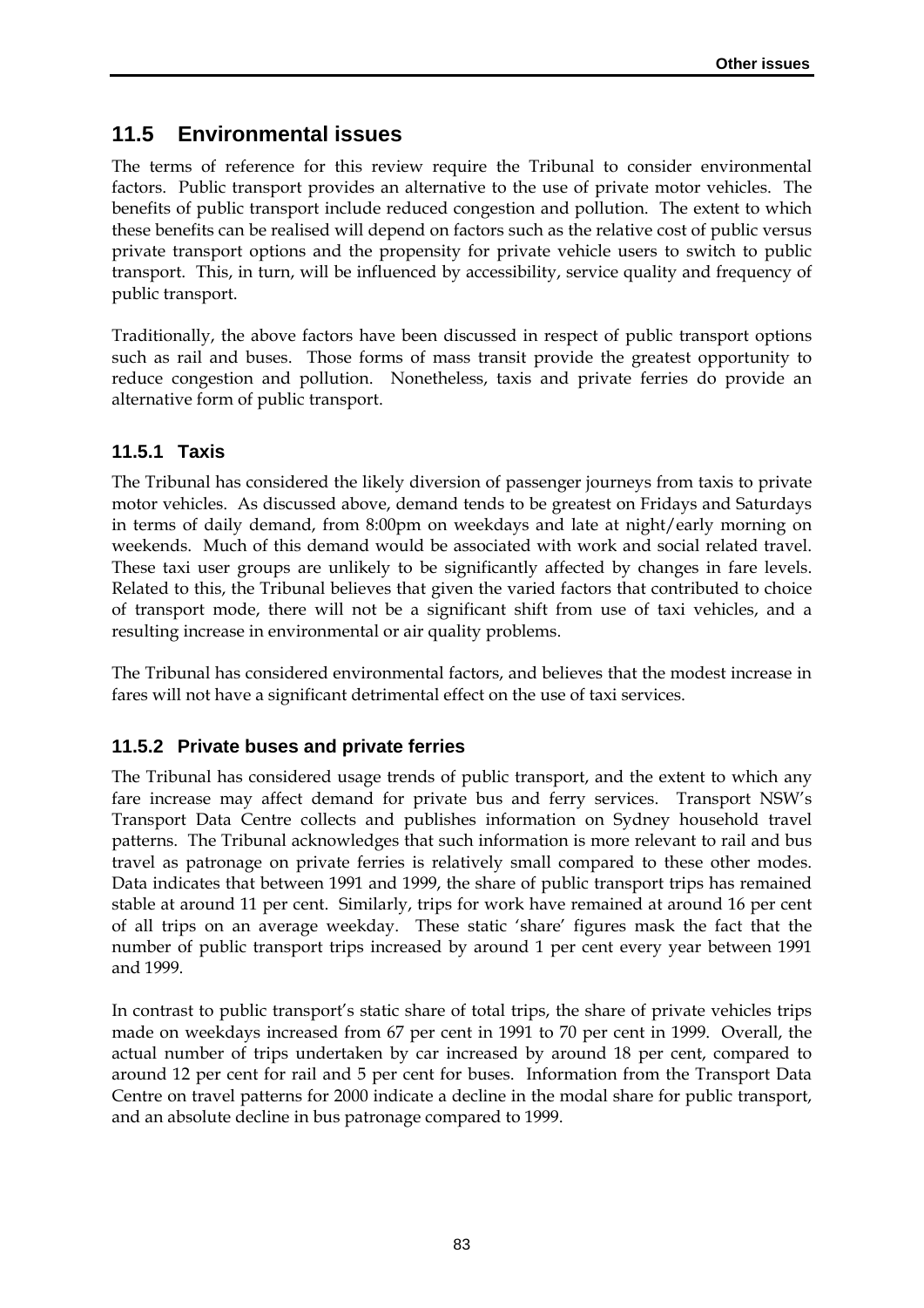## 11.5 Environmental issues

The terms of reference for this review require the Tribunal to consider environmental factors. Public transport provides an alternative to the use of private motor vehicles. The benefits of public transport include reduced congestion and pollution. The extent to which these benefits can be realised will depend on factors such as the relative cost of public versus private transport options and the propensity for private vehicle users to switch to public transport. This, in turn, will be influenced by accessibility, service quality and frequency of public transport.

Traditionally, the above factors have been discussed in respect of public transport options such as rail and buses. Those forms of mass transit provide the greatest opportunity to reduce congestion and pollution. Nonetheless, taxis and private ferries do provide an alternative form of public transport.

### 11.5.1 Taxis

The Tribunal has considered the likely diversion of passenger journeys from taxis to private motor vehicles. As discussed above, demand tends to be greatest on Fridays and Saturdays in terms of daily demand, from 8:00pm on weekdays and late at night/early morning on weekends. Much of this demand would be associated with work and social related travel. These taxi user groups are unlikely to be significantly affected by changes in fare levels. Related to this, the Tribunal believes that given the varied factors that contributed to choice of transport mode, there will not be a significant shift from use of taxi vehicles, and a resulting increase in environmental or air quality problems.

The Tribunal has considered environmental factors, and believes that the modest increase in fares will not have a significant detrimental effect on the use of taxi services.

### 11.5.2 Private buses and private ferries

The Tribunal has considered usage trends of public transport, and the extent to which any fare increase may affect demand for private bus and ferry services. Transport NSW's Transport Data Centre collects and publishes information on Sydney household travel patterns. The Tribunal acknowledges that such information is more relevant to rail and bus travel as patronage on private ferries is relatively small compared to these other modes. Data indicates that between 1991 and 1999, the share of public transport trips has remained stable at around 11 per cent. Similarly, trips for work have remained at around 16 per cent of all trips on an average weekday. These static 'share' figures mask the fact that the number of public transport trips increased by around 1 per cent every year between 1991 and 1999.

In contrast to public transport's static share of total trips, the share of private vehicles trips made on weekdays increased from 67 per cent in 1991 to 70 per cent in 1999. Overall, the actual number of trips undertaken by car increased by around 18 per cent, compared to around 12 per cent for rail and 5 per cent for buses. Information from the Transport Data Centre on travel patterns for 2000 indicate a decline in the modal share for public transport, and an absolute decline in bus patronage compared to 1999.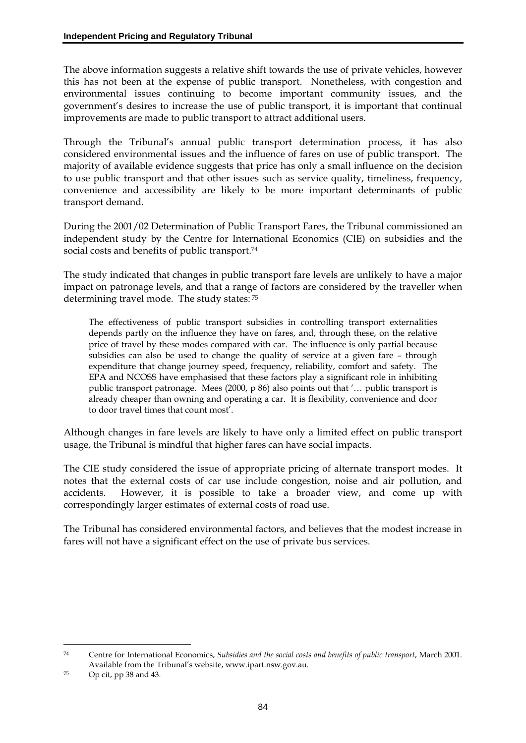The above information suggests a relative shift towards the use of private vehicles, however this has not been at the expense of public transport. Nonetheless, with congestion and environmental issues continuing to become important community issues, and the government's desires to increase the use of public transport, it is important that continual improvements are made to public transport to attract additional users.

Through the Tribunal's annual public transport determination process, it has also considered environmental issues and the influence of fares on use of public transport. The majority of available evidence suggests that price has only a small influence on the decision to use public transport and that other issues such as service quality, timeliness, frequency, convenience and accessibility are likely to be more important determinants of public transport demand.

During the 2001/02 Determination of Public Transport Fares, the Tribunal commissioned an independent study by the Centre for International Economics (CIE) on subsidies and the social costs and benefits of public transport.[74]

The study indicated that changes in public transport fare levels are unlikely to have a major impact on patronage levels, and that a range of factors are considered by the traveller when determining travel mode. The study states:[75]

> The effectiveness of public transport subsidies in controlling transport externalities depends partly on the influence they have on fares, and, through these, on the relative price of travel by these modes compared with car. The influence is only partial because subsidies can also be used to change the quality of service at a given fare – through expenditure that change journey speed, frequency, reliability, comfort and safety. The EPA and NCOSS have emphasised that these factors play a significant role in inhibiting public transport patronage. Mees (2000, p 86) also points out that '… public transport is already cheaper than owning and operating a car. It is flexibility, convenience and door to door travel times that count most'.

Although changes in fare levels are likely to have only a limited effect on public transport usage, the Tribunal is mindful that higher fares can have social impacts.

The CIE study considered the issue of appropriate pricing of alternate transport modes. It notes that the external costs of car use include congestion, noise and air pollution, and accidents. However, it is possible to take a broader view, and come up with correspondingly larger estimates of external costs of road use.

The Tribunal has considered environmental factors, and believes that the modest increase in fares will not have a significant effect on the use of private bus services.

---

[74] Centre for International Economics, *Subsidies and the social costs and benefits of public transport*, March 2001. Available from the Tribunal's website, www.ipart.nsw.gov.au.

[75] Op cit, pp 38 and 43.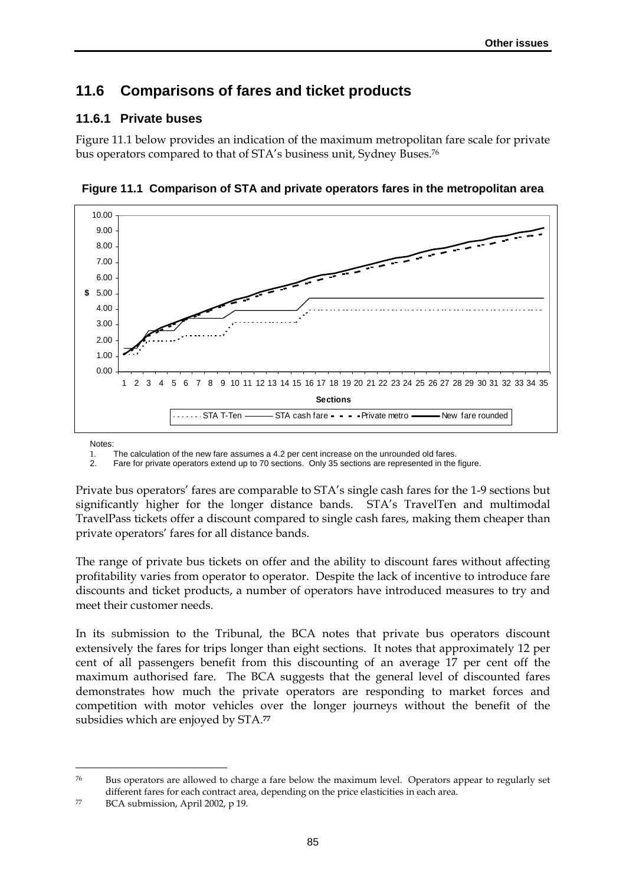## 11.6 Comparisons of fares and ticket products

### 11.6.1 Private buses

Figure 11.1 below provides an indication of the maximum metropolitan fare scale for private bus operators compared to that of STA's business unit, Sydney Buses.[76]

**Figure 11.1 Comparison of STA and private operators fares in the metropolitan area**

Notes:

1. The calculation of the new fare assumes a 4.2 per cent increase on the unrounded old fares.
2. Fare for private operators extend up to 70 sections. Only 35 sections are represented in the figure.

Private bus operators' fares are comparable to STA's single cash fares for the 1-9 sections but significantly higher for the longer distance bands. STA's TravelTen and multimodal TravelPass tickets offer a discount compared to single cash fares, making them cheaper than private operators' fares for all distance bands.

The range of private bus tickets on offer and the ability to discount fares without affecting profitability varies from operator to operator. Despite the lack of incentive to introduce fare discounts and ticket products, a number of operators have introduced measures to try and meet their customer needs.

In its submission to the Tribunal, the BCA notes that private bus operators discount extensively the fares for trips longer than eight sections. It notes that approximately 12 per cent of all passengers benefit from this discounting of an average 17 per cent off the maximum authorised fare. The BCA suggests that the general level of discounted fares demonstrates how much the private operators are responding to market forces and competition with motor vehicles over the longer journeys without the benefit of the subsidies which are enjoyed by STA.[77]

---

[76] Bus operators are allowed to charge a fare below the maximum level. Operators appear to regularly set different fares for each contract area, depending on the price elasticities in each area.

[77] BCA submission, April 2002, p 19.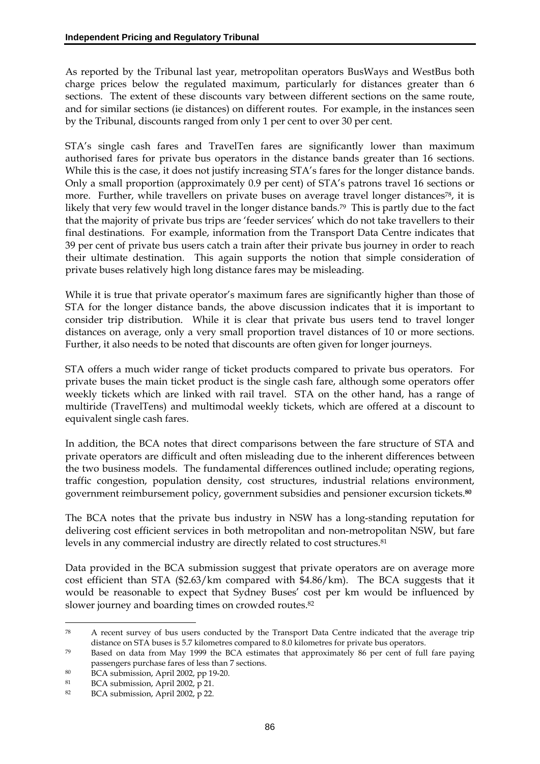As reported by the Tribunal last year, metropolitan operators BusWays and WestBus both charge prices below the regulated maximum, particularly for distances greater than 6 sections. The extent of these discounts vary between different sections on the same route, and for similar sections (ie distances) on different routes. For example, in the instances seen by the Tribunal, discounts ranged from only 1 per cent to over 30 per cent.

STA's single cash fares and TravelTen fares are significantly lower than maximum authorised fares for private bus operators in the distance bands greater than 16 sections. While this is the case, it does not justify increasing STA's fares for the longer distance bands. Only a small proportion (approximately 0.9 per cent) of STA's patrons travel 16 sections or more. Further, while travellers on private buses on average travel longer distances[78], it is likely that very few would travel in the longer distance bands.[79] This is partly due to the fact that the majority of private bus trips are 'feeder services' which do not take travellers to their final destinations. For example, information from the Transport Data Centre indicates that 39 per cent of private bus users catch a train after their private bus journey in order to reach their ultimate destination. This again supports the notion that simple consideration of private buses relatively high long distance fares may be misleading.

While it is true that private operator's maximum fares are significantly higher than those of STA for the longer distance bands, the above discussion indicates that it is important to consider trip distribution. While it is clear that private bus users tend to travel longer distances on average, only a very small proportion travel distances of 10 or more sections. Further, it also needs to be noted that discounts are often given for longer journeys.

STA offers a much wider range of ticket products compared to private bus operators. For private buses the main ticket product is the single cash fare, although some operators offer weekly tickets which are linked with rail travel. STA on the other hand, has a range of multiride (TravelTens) and multimodal weekly tickets, which are offered at a discount to equivalent single cash fares.

In addition, the BCA notes that direct comparisons between the fare structure of STA and private operators are difficult and often misleading due to the inherent differences between the two business models. The fundamental differences outlined include; operating regions, traffic congestion, population density, cost structures, industrial relations environment, government reimbursement policy, government subsidies and pensioner excursion tickets.[80]

The BCA notes that the private bus industry in NSW has a long-standing reputation for delivering cost efficient services in both metropolitan and non-metropolitan NSW, but fare levels in any commercial industry are directly related to cost structures.[81]

Data provided in the BCA submission suggest that private operators are on average more cost efficient than STA ($2.63/km compared with $4.86/km). The BCA suggests that it would be reasonable to expect that Sydney Buses' cost per km would be influenced by slower journey and boarding times on crowded routes.[82]

---

[78] A recent survey of bus users conducted by the Transport Data Centre indicated that the average trip distance on STA buses is 5.7 kilometres compared to 8.0 kilometres for private bus operators.

[79] Based on data from May 1999 the BCA estimates that approximately 86 per cent of full fare paying passengers purchase fares of less than 7 sections.

[80] BCA submission, April 2002, pp 19-20.

[81] BCA submission, April 2002, p 21.

[82] BCA submission, April 2002, p 22.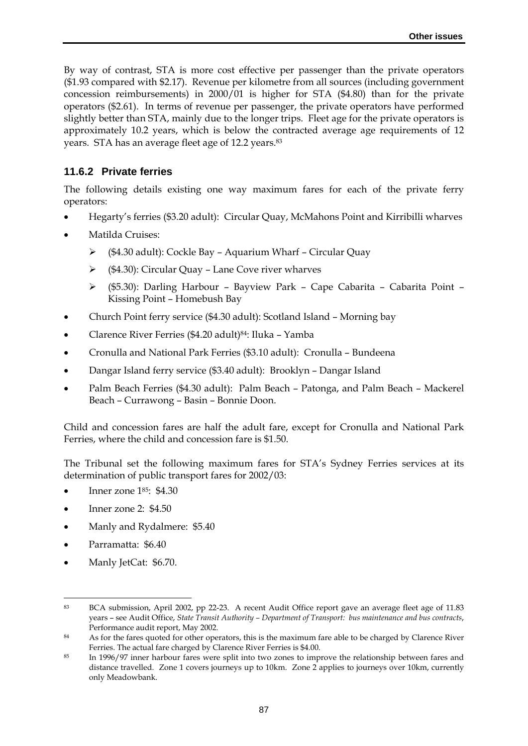By way of contrast, STA is more cost effective per passenger than the private operators ($1.93 compared with $2.17). Revenue per kilometre from all sources (including government concession reimbursements) in 2000/01 is higher for STA ($4.80) than for the private operators ($2.61). In terms of revenue per passenger, the private operators have performed slightly better than STA, mainly due to the longer trips. Fleet age for the private operators is approximately 10.2 years, which is below the contracted average age requirements of 12 years. STA has an average fleet age of 12.2 years.[83]

### 11.6.2 Private ferries

The following details existing one way maximum fares for each of the private ferry operators:

- Hegarty's ferries ($3.20 adult): Circular Quay, McMahons Point and Kirribilli wharves
- Matilda Cruises:
  - ($4.30 adult): Cockle Bay – Aquarium Wharf – Circular Quay
  - ($4.30): Circular Quay – Lane Cove river wharves
  - ($5.30): Darling Harbour – Bayview Park – Cape Cabarita – Cabarita Point – Kissing Point – Homebush Bay
- Church Point ferry service ($4.30 adult): Scotland Island – Morning bay
- Clarence River Ferries ($4.20 adult)[84]: Iluka – Yamba
- Cronulla and National Park Ferries ($3.10 adult): Cronulla – Bundeena
- Dangar Island ferry service ($3.40 adult): Brooklyn – Dangar Island
- Palm Beach Ferries ($4.30 adult): Palm Beach – Patonga, and Palm Beach – Mackerel Beach – Currawong – Basin – Bonnie Doon.

Child and concession fares are half the adult fare, except for Cronulla and National Park Ferries, where the child and concession fare is $1.50.

The Tribunal set the following maximum fares for STA's Sydney Ferries services at its determination of public transport fares for 2002/03:

- Inner zone 1[85]: $4.30
- Inner zone 2: $4.50
- Manly and Rydalmere: $5.40
- Parramatta: $6.40
- Manly JetCat: $6.70.

---

[83] BCA submission, April 2002, pp 22-23. A recent Audit Office report gave an average fleet age of 11.83 years – see Audit Office, *State Transit Authority – Department of Transport: bus maintenance and bus contracts*, Performance audit report, May 2002.

[84] As for the fares quoted for other operators, this is the maximum fare able to be charged by Clarence River Ferries. The actual fare charged by Clarence River Ferries is $4.00.

[85] In 1996/97 inner harbour fares were split into two zones to improve the relationship between fares and distance travelled. Zone 1 covers journeys up to 10km. Zone 2 applies to journeys over 10km, currently only Meadowbank.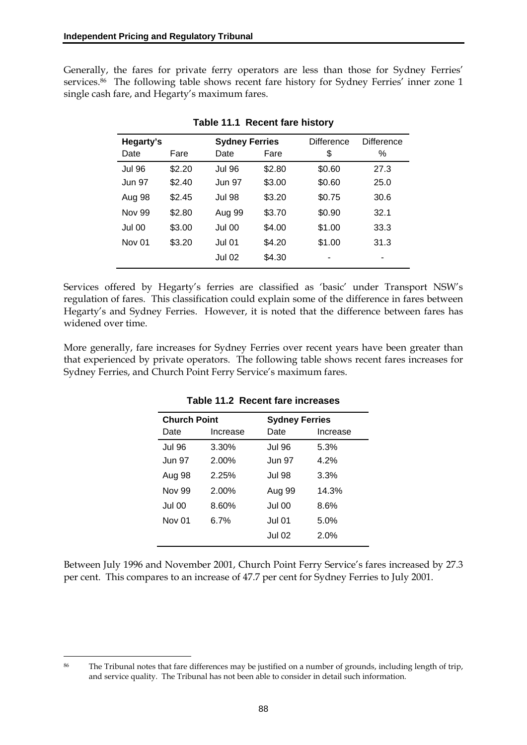Generally, the fares for private ferry operators are less than those for Sydney Ferries' services.[86] The following table shows recent fare history for Sydney Ferries' inner zone 1 single cash fare, and Hegarty's maximum fares.

**Table 11.1 Recent fare history**

| Hegarty's | | Sydney Ferries | | Difference | Difference |
|---|---|---|---|---|---|
| Date | Fare | Date | Fare | $ | % |
| Jul 96 | $2.20 | Jul 96 | $2.80 | $0.60 | 27.3 |
| Jun 97 | $2.40 | Jun 97 | $3.00 | $0.60 | 25.0 |
| Aug 98 | $2.45 | Jul 98 | $3.20 | $0.75 | 30.6 |
| Nov 99 | $2.80 | Aug 99 | $3.70 | $0.90 | 32.1 |
| Jul 00 | $3.00 | Jul 00 | $4.00 | $1.00 | 33.3 |
| Nov 01 | $3.20 | Jul 01 | $4.20 | $1.00 | 31.3 |
| | | Jul 02 | $4.30 | - | - |

Services offered by Hegarty's ferries are classified as 'basic' under Transport NSW's regulation of fares. This classification could explain some of the difference in fares between Hegarty's and Sydney Ferries. However, it is noted that the difference between fares has widened over time.

More generally, fare increases for Sydney Ferries over recent years have been greater than that experienced by private operators. The following table shows recent fares increases for Sydney Ferries, and Church Point Ferry Service's maximum fares.

**Table 11.2 Recent fare increases**

| Church Point | | Sydney Ferries | |
|---|---|---|---|
| Date | Increase | Date | Increase |
| Jul 96 | 3.30% | Jul 96 | 5.3% |
| Jun 97 | 2.00% | Jun 97 | 4.2% |
| Aug 98 | 2.25% | Jul 98 | 3.3% |
| Nov 99 | 2.00% | Aug 99 | 14.3% |
| Jul 00 | 8.60% | Jul 00 | 8.6% |
| Nov 01 | 6.7% | Jul 01 | 5.0% |
| | | Jul 02 | 2.0% |

Between July 1996 and November 2001, Church Point Ferry Service's fares increased by 27.3 per cent. This compares to an increase of 47.7 per cent for Sydney Ferries to July 2001.

[86] The Tribunal notes that fare differences may be justified on a number of grounds, including length of trip, and service quality. The Tribunal has not been able to consider in detail such information.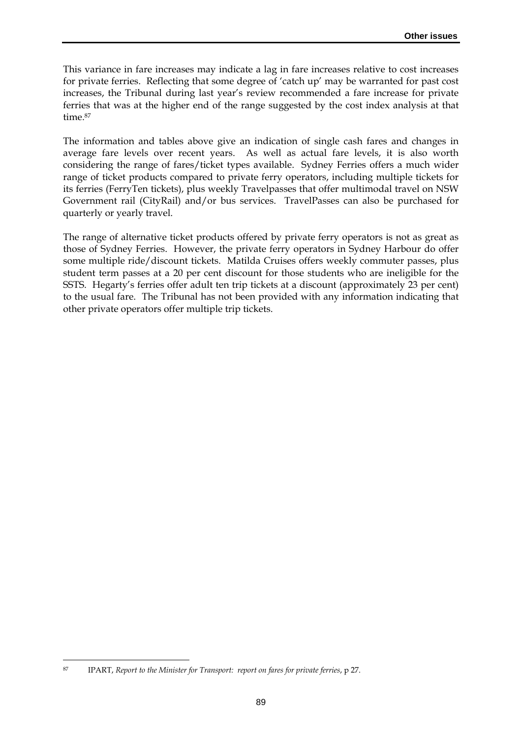This variance in fare increases may indicate a lag in fare increases relative to cost increases for private ferries. Reflecting that some degree of 'catch up' may be warranted for past cost increases, the Tribunal during last year's review recommended a fare increase for private ferries that was at the higher end of the range suggested by the cost index analysis at that time.[87]

The information and tables above give an indication of single cash fares and changes in average fare levels over recent years. As well as actual fare levels, it is also worth considering the range of fares/ticket types available. Sydney Ferries offers a much wider range of ticket products compared to private ferry operators, including multiple tickets for its ferries (FerryTen tickets), plus weekly Travelpasses that offer multimodal travel on NSW Government rail (CityRail) and/or bus services. TravelPasses can also be purchased for quarterly or yearly travel.

The range of alternative ticket products offered by private ferry operators is not as great as those of Sydney Ferries. However, the private ferry operators in Sydney Harbour do offer some multiple ride/discount tickets. Matilda Cruises offers weekly commuter passes, plus student term passes at a 20 per cent discount for those students who are ineligible for the SSTS. Hegarty's ferries offer adult ten trip tickets at a discount (approximately 23 per cent) to the usual fare. The Tribunal has not been provided with any information indicating that other private operators offer multiple trip tickets.

[87] IPART, *Report to the Minister for Transport: report on fares for private ferries*, p 27.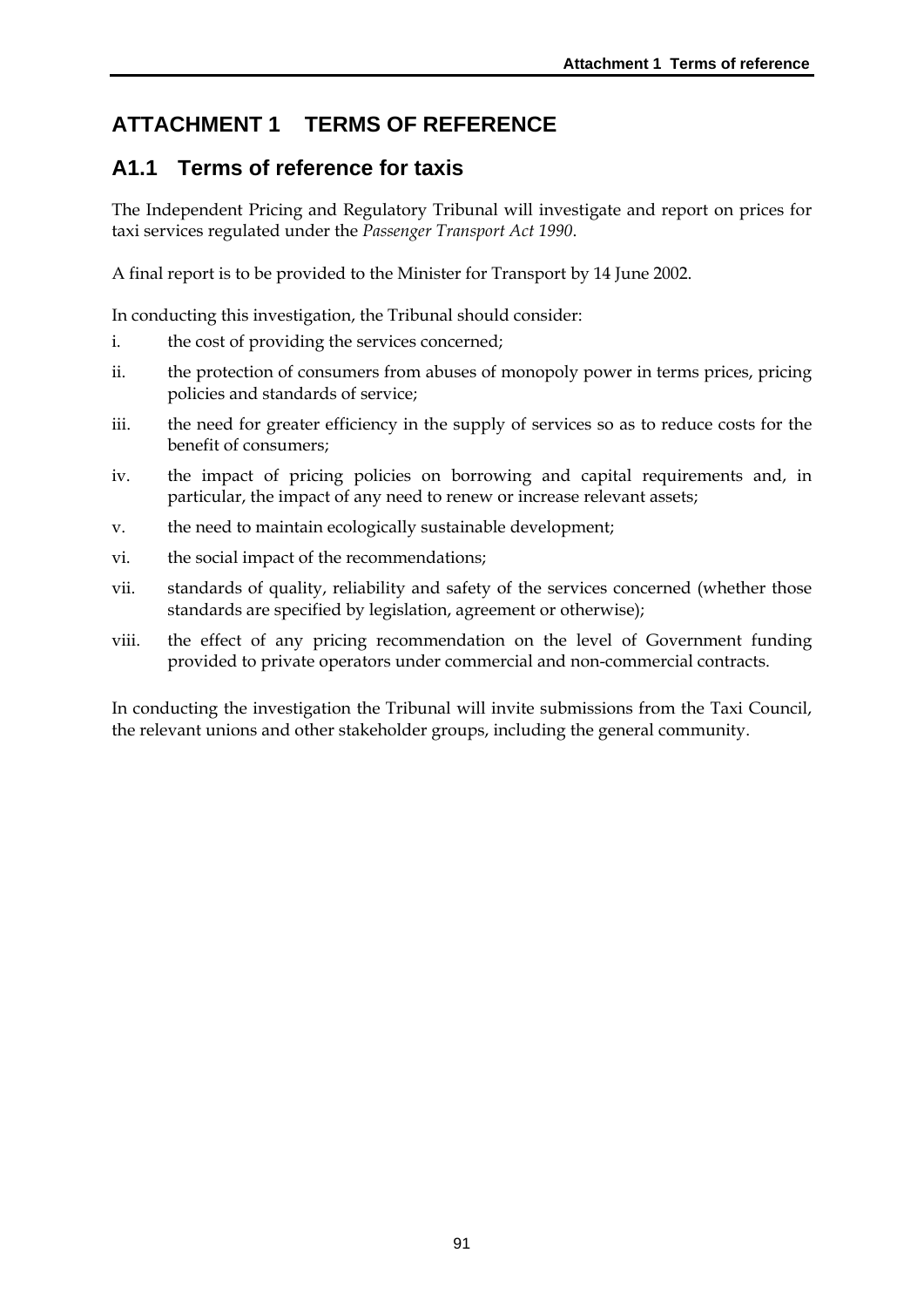# ATTACHMENT 1 TERMS OF REFERENCE

## A1.1 Terms of reference for taxis

The Independent Pricing and Regulatory Tribunal will investigate and report on prices for taxi services regulated under the *Passenger Transport Act 1990*.

A final report is to be provided to the Minister for Transport by 14 June 2002.

In conducting this investigation, the Tribunal should consider:

i. the cost of providing the services concerned;

ii. the protection of consumers from abuses of monopoly power in terms prices, pricing policies and standards of service;

iii. the need for greater efficiency in the supply of services so as to reduce costs for the benefit of consumers;

iv. the impact of pricing policies on borrowing and capital requirements and, in particular, the impact of any need to renew or increase relevant assets;

v. the need to maintain ecologically sustainable development;

vi. the social impact of the recommendations;

vii. standards of quality, reliability and safety of the services concerned (whether those standards are specified by legislation, agreement or otherwise);

viii. the effect of any pricing recommendation on the level of Government funding provided to private operators under commercial and non-commercial contracts.

In conducting the investigation the Tribunal will invite submissions from the Taxi Council, the relevant unions and other stakeholder groups, including the general community.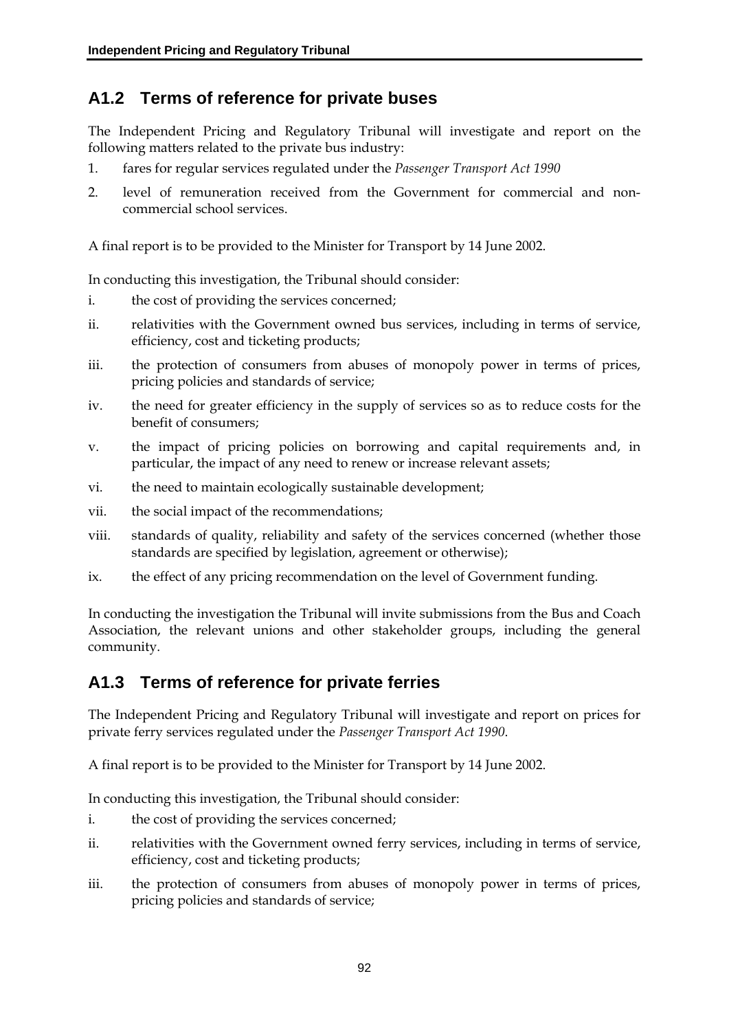## A1.2 Terms of reference for private buses

The Independent Pricing and Regulatory Tribunal will investigate and report on the following matters related to the private bus industry:

1. fares for regular services regulated under the *Passenger Transport Act 1990*
2. level of remuneration received from the Government for commercial and non-commercial school services.

A final report is to be provided to the Minister for Transport by 14 June 2002.

In conducting this investigation, the Tribunal should consider:

i. the cost of providing the services concerned;

ii. relativities with the Government owned bus services, including in terms of service, efficiency, cost and ticketing products;

iii. the protection of consumers from abuses of monopoly power in terms of prices, pricing policies and standards of service;

iv. the need for greater efficiency in the supply of services so as to reduce costs for the benefit of consumers;

v. the impact of pricing policies on borrowing and capital requirements and, in particular, the impact of any need to renew or increase relevant assets;

vi. the need to maintain ecologically sustainable development;

vii. the social impact of the recommendations;

viii. standards of quality, reliability and safety of the services concerned (whether those standards are specified by legislation, agreement or otherwise);

ix. the effect of any pricing recommendation on the level of Government funding.

In conducting the investigation the Tribunal will invite submissions from the Bus and Coach Association, the relevant unions and other stakeholder groups, including the general community.

## A1.3 Terms of reference for private ferries

The Independent Pricing and Regulatory Tribunal will investigate and report on prices for private ferry services regulated under the *Passenger Transport Act 1990*.

A final report is to be provided to the Minister for Transport by 14 June 2002.

In conducting this investigation, the Tribunal should consider:

i. the cost of providing the services concerned;

ii. relativities with the Government owned ferry services, including in terms of service, efficiency, cost and ticketing products;

iii. the protection of consumers from abuses of monopoly power in terms of prices, pricing policies and standards of service;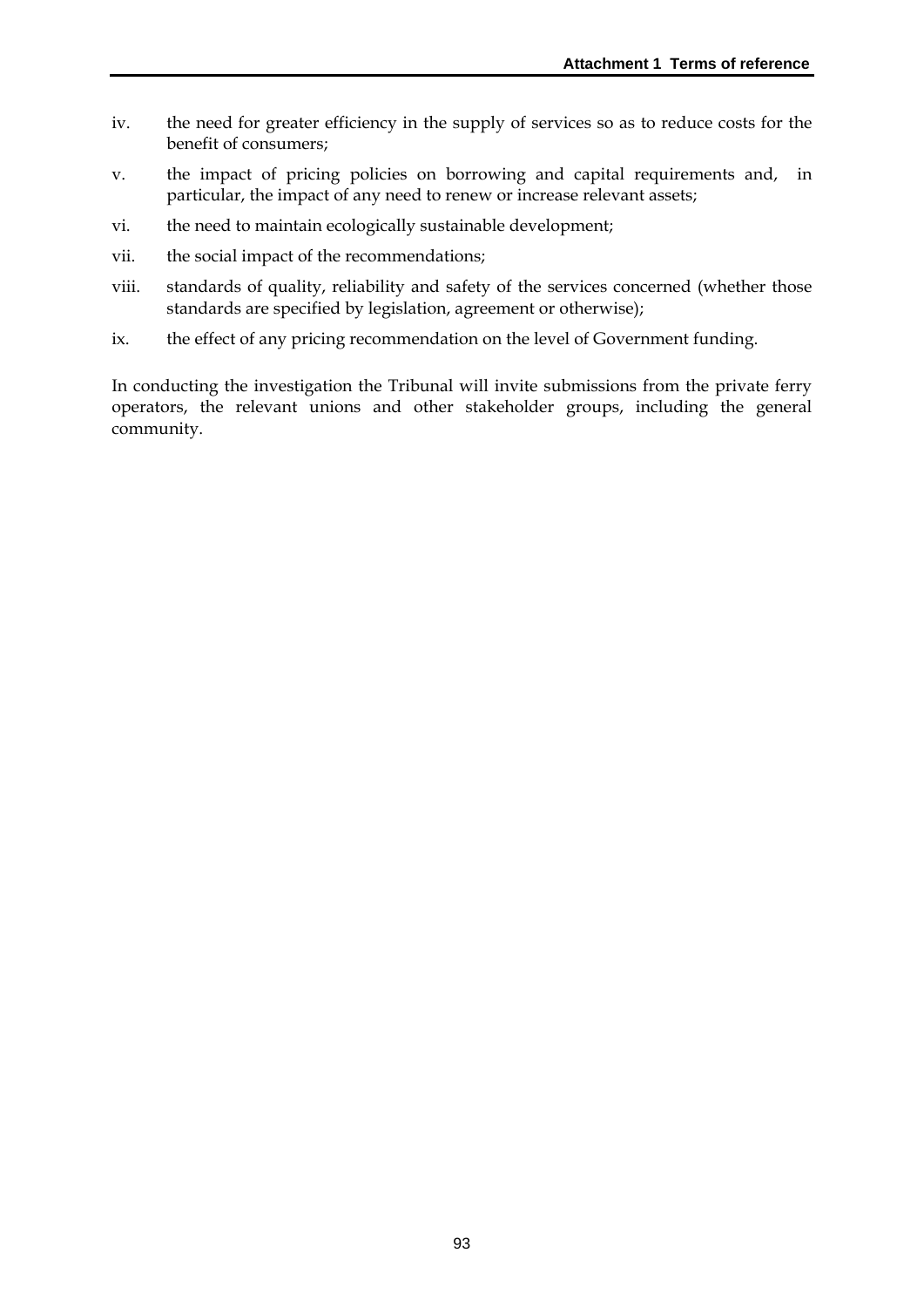iv. the need for greater efficiency in the supply of services so as to reduce costs for the benefit of consumers;

v. the impact of pricing policies on borrowing and capital requirements and, in particular, the impact of any need to renew or increase relevant assets;

vi. the need to maintain ecologically sustainable development;

vii. the social impact of the recommendations;

viii. standards of quality, reliability and safety of the services concerned (whether those standards are specified by legislation, agreement or otherwise);

ix. the effect of any pricing recommendation on the level of Government funding.

In conducting the investigation the Tribunal will invite submissions from the private ferry operators, the relevant unions and other stakeholder groups, including the general community.